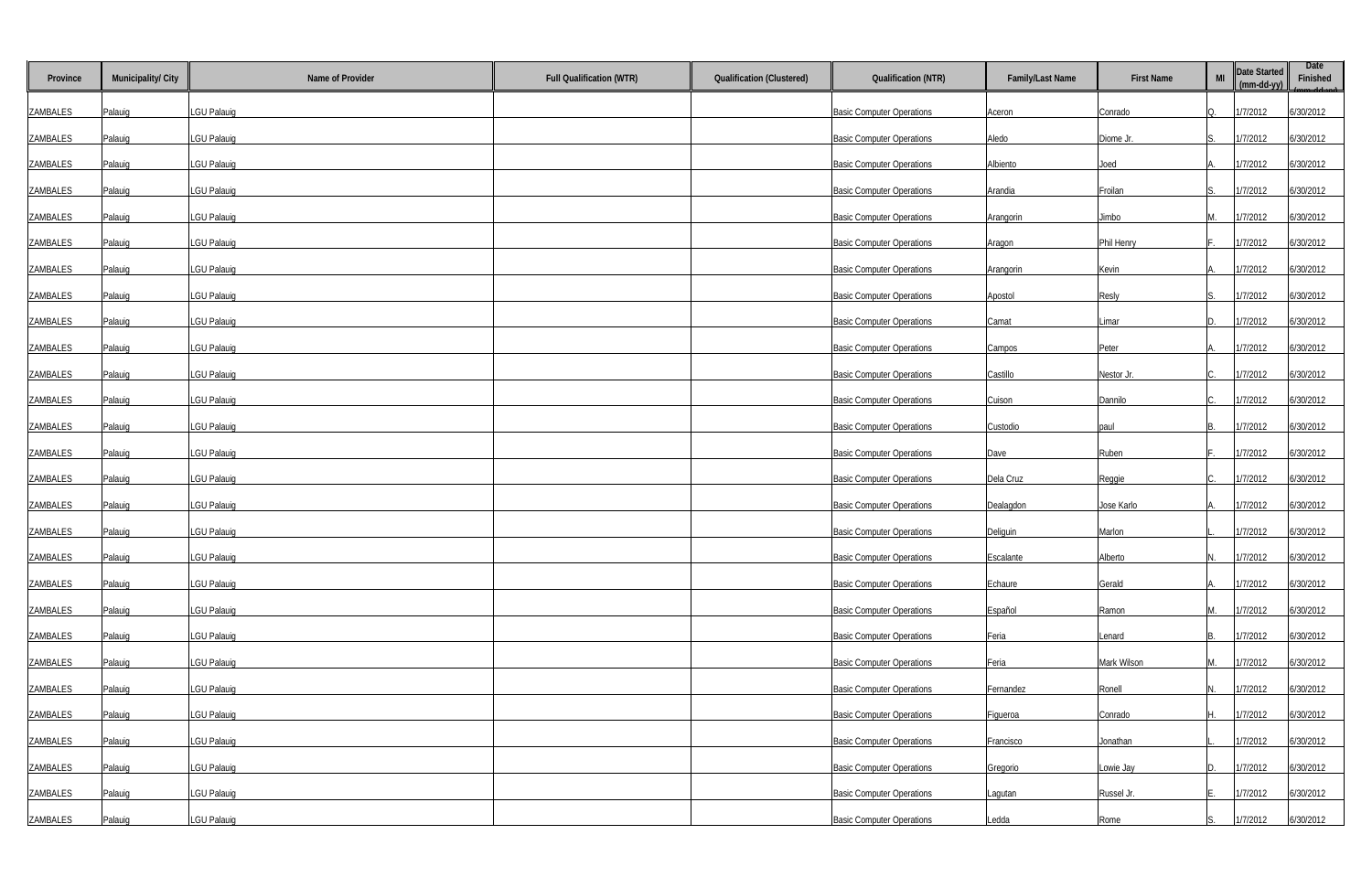| Province | Municipality/ City | Name of Provider | Full Qualification (WTR) | Qualification (Clustered) | Qualification (NTR) | Family/Last Name | First Name | MI | Date Started (mm-dd-yy) | Date Finished (mm-dd-yy) |
|---|---|---|---|---|---|---|---|---|---|---|
| ZAMBALES | Palauig | LGU Palauig | | | Basic Computer Operations | Aceron | Conrado | Q. | 1/7/2012 | 6/30/2012 |
| ZAMBALES | Palauig | LGU Palauig | | | Basic Computer Operations | Aledo | Diome Jr. | S. | 1/7/2012 | 6/30/2012 |
| ZAMBALES | Palauig | LGU Palauig | | | Basic Computer Operations | Albiento | Joed | A. | 1/7/2012 | 6/30/2012 |
| ZAMBALES | Palauig | LGU Palauig | | | Basic Computer Operations | Arandia | Froilan | S. | 1/7/2012 | 6/30/2012 |
| ZAMBALES | Palauig | LGU Palauig | | | Basic Computer Operations | Arangorin | Jimbo | M. | 1/7/2012 | 6/30/2012 |
| ZAMBALES | Palauig | LGU Palauig | | | Basic Computer Operations | Aragon | Phil Henry | F. | 1/7/2012 | 6/30/2012 |
| ZAMBALES | Palauig | LGU Palauig | | | Basic Computer Operations | Arangorin | Kevin | A. | 1/7/2012 | 6/30/2012 |
| ZAMBALES | Palauig | LGU Palauig | | | Basic Computer Operations | Apostol | Resly | S. | 1/7/2012 | 6/30/2012 |
| ZAMBALES | Palauig | LGU Palauig | | | Basic Computer Operations | Camat | Limar | D. | 1/7/2012 | 6/30/2012 |
| ZAMBALES | Palauig | LGU Palauig | | | Basic Computer Operations | Campos | Peter | A. | 1/7/2012 | 6/30/2012 |
| ZAMBALES | Palauig | LGU Palauig | | | Basic Computer Operations | Castillo | Nestor Jr. | C. | 1/7/2012 | 6/30/2012 |
| ZAMBALES | Palauig | LGU Palauig | | | Basic Computer Operations | Cuison | Dannilo | C. | 1/7/2012 | 6/30/2012 |
| ZAMBALES | Palauig | LGU Palauig | | | Basic Computer Operations | Custodio | paul | B. | 1/7/2012 | 6/30/2012 |
| ZAMBALES | Palauig | LGU Palauig | | | Basic Computer Operations | Dave | Ruben | F. | 1/7/2012 | 6/30/2012 |
| ZAMBALES | Palauig | LGU Palauig | | | Basic Computer Operations | Dela Cruz | Reggie | C. | 1/7/2012 | 6/30/2012 |
| ZAMBALES | Palauig | LGU Palauig | | | Basic Computer Operations | Dealagdon | Jose Karlo | A. | 1/7/2012 | 6/30/2012 |
| ZAMBALES | Palauig | LGU Palauig | | | Basic Computer Operations | Deliguin | Marlon | L. | 1/7/2012 | 6/30/2012 |
| ZAMBALES | Palauig | LGU Palauig | | | Basic Computer Operations | Escalante | Alberto | N. | 1/7/2012 | 6/30/2012 |
| ZAMBALES | Palauig | LGU Palauig | | | Basic Computer Operations | Echaure | Gerald | A. | 1/7/2012 | 6/30/2012 |
| ZAMBALES | Palauig | LGU Palauig | | | Basic Computer Operations | Español | Ramon | M. | 1/7/2012 | 6/30/2012 |
| ZAMBALES | Palauig | LGU Palauig | | | Basic Computer Operations | Feria | Lenard | B. | 1/7/2012 | 6/30/2012 |
| ZAMBALES | Palauig | LGU Palauig | | | Basic Computer Operations | Feria | Mark Wilson | M. | 1/7/2012 | 6/30/2012 |
| ZAMBALES | Palauig | LGU Palauig | | | Basic Computer Operations | Fernandez | Ronell | N. | 1/7/2012 | 6/30/2012 |
| ZAMBALES | Palauig | LGU Palauig | | | Basic Computer Operations | Figueroa | Conrado | H. | 1/7/2012 | 6/30/2012 |
| ZAMBALES | Palauig | LGU Palauig | | | Basic Computer Operations | Francisco | Jonathan | L. | 1/7/2012 | 6/30/2012 |
| ZAMBALES | Palauig | LGU Palauig | | | Basic Computer Operations | Gregorio | Lowie Jay | D. | 1/7/2012 | 6/30/2012 |
| ZAMBALES | Palauig | LGU Palauig | | | Basic Computer Operations | Lagutan | Russel Jr. | E. | 1/7/2012 | 6/30/2012 |
| ZAMBALES | Palauig | LGU Palauig | | | Basic Computer Operations | Ledda | Rome | S. | 1/7/2012 | 6/30/2012 |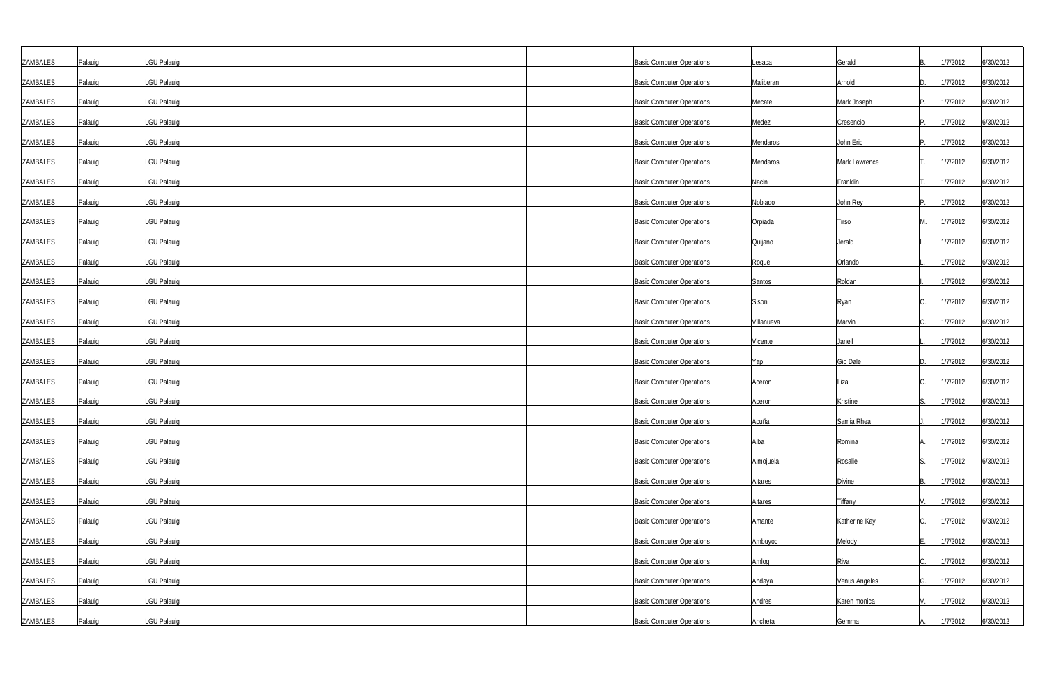| | | | | | | | | | | |
|---|---|---|---|---|---|---|---|---|---|---|
| ZAMBALES | Palauig | LGU Palauig | | | Basic Computer Operations | Lesaca | Gerald | B. | 1/7/2012 | 6/30/2012 |
| ZAMBALES | Palauig | LGU Palauig | | | Basic Computer Operations | Maliberan | Arnold | D. | 1/7/2012 | 6/30/2012 |
| ZAMBALES | Palauig | LGU Palauig | | | Basic Computer Operations | Mecate | Mark Joseph | P. | 1/7/2012 | 6/30/2012 |
| ZAMBALES | Palauig | LGU Palauig | | | Basic Computer Operations | Medez | Cresencio | P. | 1/7/2012 | 6/30/2012 |
| ZAMBALES | Palauig | LGU Palauig | | | Basic Computer Operations | Mendaros | John Eric | P. | 1/7/2012 | 6/30/2012 |
| ZAMBALES | Palauig | LGU Palauig | | | Basic Computer Operations | Mendaros | Mark Lawrence | T. | 1/7/2012 | 6/30/2012 |
| ZAMBALES | Palauig | LGU Palauig | | | Basic Computer Operations | Nacin | Franklin | T. | 1/7/2012 | 6/30/2012 |
| ZAMBALES | Palauig | LGU Palauig | | | Basic Computer Operations | Noblado | John Rey | P. | 1/7/2012 | 6/30/2012 |
| ZAMBALES | Palauig | LGU Palauig | | | Basic Computer Operations | Orpiada | Tirso | M. | 1/7/2012 | 6/30/2012 |
| ZAMBALES | Palauig | LGU Palauig | | | Basic Computer Operations | Quijano | Jerald | L. | 1/7/2012 | 6/30/2012 |
| ZAMBALES | Palauig | LGU Palauig | | | Basic Computer Operations | Roque | Orlando | L. | 1/7/2012 | 6/30/2012 |
| ZAMBALES | Palauig | LGU Palauig | | | Basic Computer Operations | Santos | Roldan | I. | 1/7/2012 | 6/30/2012 |
| ZAMBALES | Palauig | LGU Palauig | | | Basic Computer Operations | Sison | Ryan | O. | 1/7/2012 | 6/30/2012 |
| ZAMBALES | Palauig | LGU Palauig | | | Basic Computer Operations | Villanueva | Marvin | C. | 1/7/2012 | 6/30/2012 |
| ZAMBALES | Palauig | LGU Palauig | | | Basic Computer Operations | Vicente | Janell | L. | 1/7/2012 | 6/30/2012 |
| ZAMBALES | Palauig | LGU Palauig | | | Basic Computer Operations | Yap | Gio Dale | D. | 1/7/2012 | 6/30/2012 |
| ZAMBALES | Palauig | LGU Palauig | | | Basic Computer Operations | Aceron | Liza | C. | 1/7/2012 | 6/30/2012 |
| ZAMBALES | Palauig | LGU Palauig | | | Basic Computer Operations | Aceron | Kristine | S. | 1/7/2012 | 6/30/2012 |
| ZAMBALES | Palauig | LGU Palauig | | | Basic Computer Operations | Acuña | Samia Rhea | J. | 1/7/2012 | 6/30/2012 |
| ZAMBALES | Palauig | LGU Palauig | | | Basic Computer Operations | Alba | Romina | A. | 1/7/2012 | 6/30/2012 |
| ZAMBALES | Palauig | LGU Palauig | | | Basic Computer Operations | Almojuela | Rosalie | S. | 1/7/2012 | 6/30/2012 |
| ZAMBALES | Palauig | LGU Palauig | | | Basic Computer Operations | Altares | Divine | B. | 1/7/2012 | 6/30/2012 |
| ZAMBALES | Palauig | LGU Palauig | | | Basic Computer Operations | Altares | Tiffany | V. | 1/7/2012 | 6/30/2012 |
| ZAMBALES | Palauig | LGU Palauig | | | Basic Computer Operations | Amante | Katherine Kay | C. | 1/7/2012 | 6/30/2012 |
| ZAMBALES | Palauig | LGU Palauig | | | Basic Computer Operations | Ambuyoc | Melody | E. | 1/7/2012 | 6/30/2012 |
| ZAMBALES | Palauig | LGU Palauig | | | Basic Computer Operations | Amlog | Riva | C. | 1/7/2012 | 6/30/2012 |
| ZAMBALES | Palauig | LGU Palauig | | | Basic Computer Operations | Andaya | Venus Angeles | G. | 1/7/2012 | 6/30/2012 |
| ZAMBALES | Palauig | LGU Palauig | | | Basic Computer Operations | Andres | Karen monica | V. | 1/7/2012 | 6/30/2012 |
| ZAMBALES | Palauig | LGU Palauig | | | Basic Computer Operations | Ancheta | Gemma | A. | 1/7/2012 | 6/30/2012 |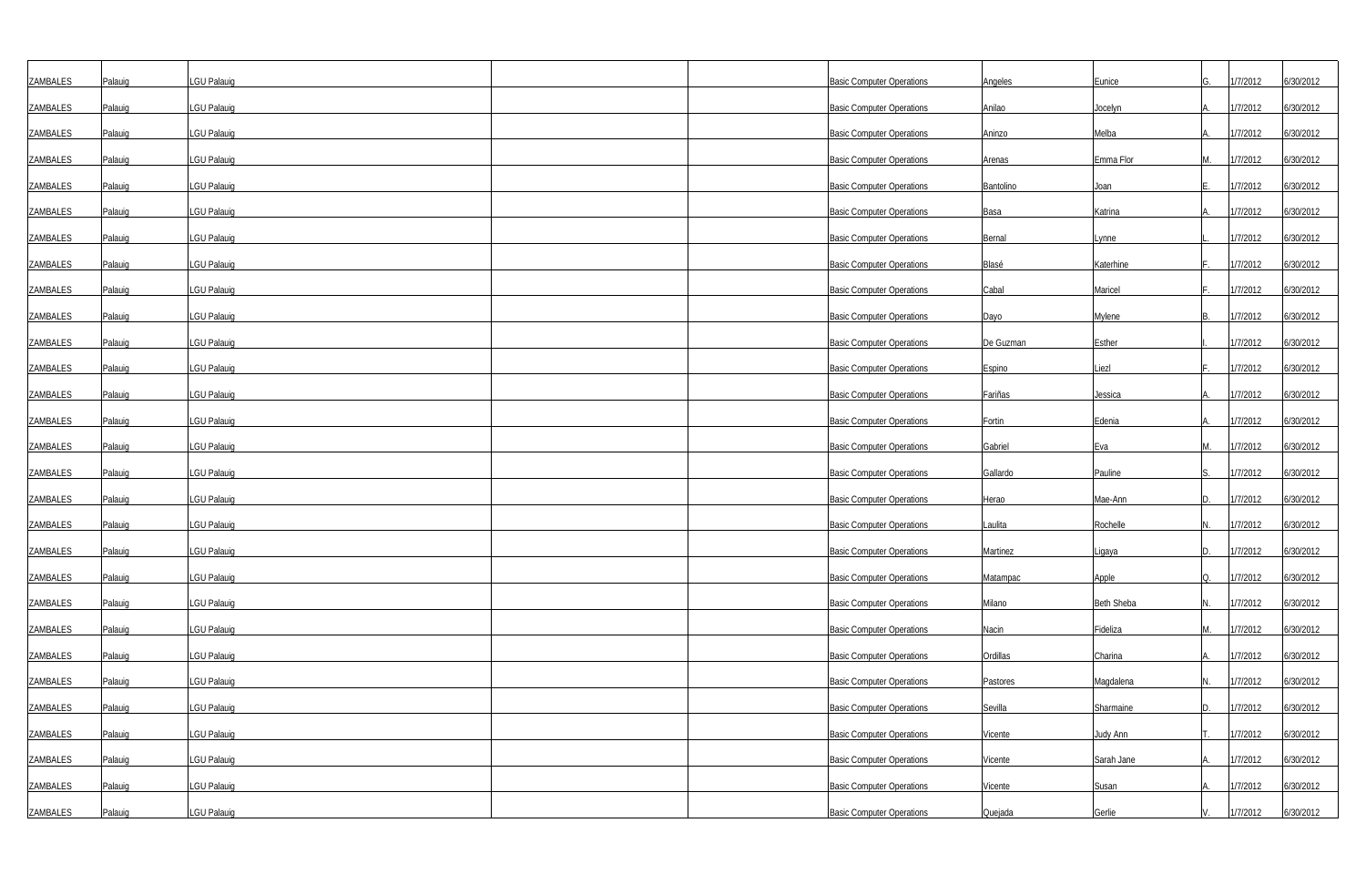| | | | | | | | | | | |
|---|---|---|---|---|---|---|---|---|---|---|
| ZAMBALES | Palauig | LGU Palauig | | | Basic Computer Operations | Angeles | Eunice | G. | 1/7/2012 | 6/30/2012 |
| ZAMBALES | Palauig | LGU Palauig | | | Basic Computer Operations | Anilao | Jocelyn | A. | 1/7/2012 | 6/30/2012 |
| ZAMBALES | Palauig | LGU Palauig | | | Basic Computer Operations | Aninzo | Melba | A. | 1/7/2012 | 6/30/2012 |
| ZAMBALES | Palauig | LGU Palauig | | | Basic Computer Operations | Arenas | Emma Flor | M. | 1/7/2012 | 6/30/2012 |
| ZAMBALES | Palauig | LGU Palauig | | | Basic Computer Operations | Bantolino | Joan | E. | 1/7/2012 | 6/30/2012 |
| ZAMBALES | Palauig | LGU Palauig | | | Basic Computer Operations | Basa | Katrina | A. | 1/7/2012 | 6/30/2012 |
| ZAMBALES | Palauig | LGU Palauig | | | Basic Computer Operations | Bernal | Lynne | L. | 1/7/2012 | 6/30/2012 |
| ZAMBALES | Palauig | LGU Palauig | | | Basic Computer Operations | Blasé | Katerhine | F. | 1/7/2012 | 6/30/2012 |
| ZAMBALES | Palauig | LGU Palauig | | | Basic Computer Operations | Cabal | Maricel | F. | 1/7/2012 | 6/30/2012 |
| ZAMBALES | Palauig | LGU Palauig | | | Basic Computer Operations | Dayo | Mylene | B. | 1/7/2012 | 6/30/2012 |
| ZAMBALES | Palauig | LGU Palauig | | | Basic Computer Operations | De Guzman | Esther | I. | 1/7/2012 | 6/30/2012 |
| ZAMBALES | Palauig | LGU Palauig | | | Basic Computer Operations | Espino | Liezl | F. | 1/7/2012 | 6/30/2012 |
| ZAMBALES | Palauig | LGU Palauig | | | Basic Computer Operations | Fariñas | Jessica | A. | 1/7/2012 | 6/30/2012 |
| ZAMBALES | Palauig | LGU Palauig | | | Basic Computer Operations | Fortin | Edenia | A. | 1/7/2012 | 6/30/2012 |
| ZAMBALES | Palauig | LGU Palauig | | | Basic Computer Operations | Gabriel | Eva | M. | 1/7/2012 | 6/30/2012 |
| ZAMBALES | Palauig | LGU Palauig | | | Basic Computer Operations | Gallardo | Pauline | S. | 1/7/2012 | 6/30/2012 |
| ZAMBALES | Palauig | LGU Palauig | | | Basic Computer Operations | Herao | Mae-Ann | D. | 1/7/2012 | 6/30/2012 |
| ZAMBALES | Palauig | LGU Palauig | | | Basic Computer Operations | Laulita | Rochelle | N. | 1/7/2012 | 6/30/2012 |
| ZAMBALES | Palauig | LGU Palauig | | | Basic Computer Operations | Martinez | Ligaya | D. | 1/7/2012 | 6/30/2012 |
| ZAMBALES | Palauig | LGU Palauig | | | Basic Computer Operations | Matampac | Apple | Q. | 1/7/2012 | 6/30/2012 |
| ZAMBALES | Palauig | LGU Palauig | | | Basic Computer Operations | Milano | Beth Sheba | N. | 1/7/2012 | 6/30/2012 |
| ZAMBALES | Palauig | LGU Palauig | | | Basic Computer Operations | Nacin | Fideliza | M. | 1/7/2012 | 6/30/2012 |
| ZAMBALES | Palauig | LGU Palauig | | | Basic Computer Operations | Ordillas | Charina | A. | 1/7/2012 | 6/30/2012 |
| ZAMBALES | Palauig | LGU Palauig | | | Basic Computer Operations | Pastores | Magdalena | N. | 1/7/2012 | 6/30/2012 |
| ZAMBALES | Palauig | LGU Palauig | | | Basic Computer Operations | Sevilla | Sharmaine | D. | 1/7/2012 | 6/30/2012 |
| ZAMBALES | Palauig | LGU Palauig | | | Basic Computer Operations | Vicente | Judy Ann | T. | 1/7/2012 | 6/30/2012 |
| ZAMBALES | Palauig | LGU Palauig | | | Basic Computer Operations | Vicente | Sarah Jane | A. | 1/7/2012 | 6/30/2012 |
| ZAMBALES | Palauig | LGU Palauig | | | Basic Computer Operations | Vicente | Susan | A. | 1/7/2012 | 6/30/2012 |
| ZAMBALES | Palauig | LGU Palauig | | | Basic Computer Operations | Quejada | Gerlie | V. | 1/7/2012 | 6/30/2012 |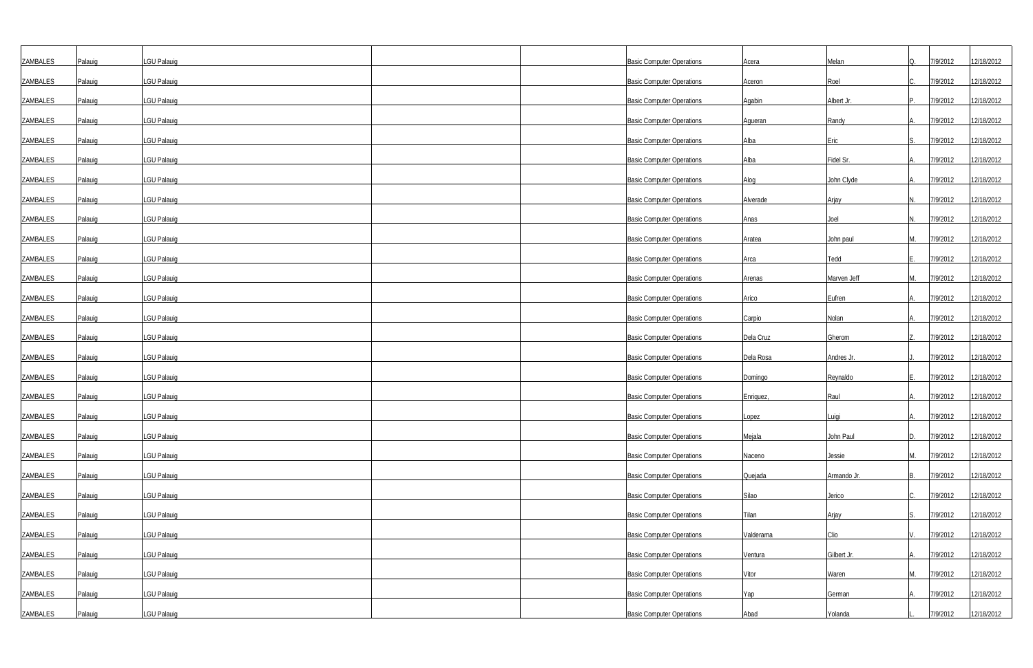| | | | | | | | | | | |
|---|---|---|---|---|---|---|---|---|---|---|
| ZAMBALES | Palauig | LGU Palauig | | | Basic Computer Operations | Acera | Melan | Q. | 7/9/2012 | 12/18/2012 |
| ZAMBALES | Palauig | LGU Palauig | | | Basic Computer Operations | Aceron | Roel | C. | 7/9/2012 | 12/18/2012 |
| ZAMBALES | Palauig | LGU Palauig | | | Basic Computer Operations | Agabin | Albert Jr. | P. | 7/9/2012 | 12/18/2012 |
| ZAMBALES | Palauig | LGU Palauig | | | Basic Computer Operations | Agueran | Randy | A. | 7/9/2012 | 12/18/2012 |
| ZAMBALES | Palauig | LGU Palauig | | | Basic Computer Operations | Alba | Eric | S. | 7/9/2012 | 12/18/2012 |
| ZAMBALES | Palauig | LGU Palauig | | | Basic Computer Operations | Alba | Fidel Sr. | A. | 7/9/2012 | 12/18/2012 |
| ZAMBALES | Palauig | LGU Palauig | | | Basic Computer Operations | Alog | John Clyde | A. | 7/9/2012 | 12/18/2012 |
| ZAMBALES | Palauig | LGU Palauig | | | Basic Computer Operations | Alverade | Arjay | N. | 7/9/2012 | 12/18/2012 |
| ZAMBALES | Palauig | LGU Palauig | | | Basic Computer Operations | Anas | Joel | N. | 7/9/2012 | 12/18/2012 |
| ZAMBALES | Palauig | LGU Palauig | | | Basic Computer Operations | Aratea | John paul | M. | 7/9/2012 | 12/18/2012 |
| ZAMBALES | Palauig | LGU Palauig | | | Basic Computer Operations | Arca | Tedd | E. | 7/9/2012 | 12/18/2012 |
| ZAMBALES | Palauig | LGU Palauig | | | Basic Computer Operations | Arenas | Marven Jeff | M. | 7/9/2012 | 12/18/2012 |
| ZAMBALES | Palauig | LGU Palauig | | | Basic Computer Operations | Arico | Eufren | A. | 7/9/2012 | 12/18/2012 |
| ZAMBALES | Palauig | LGU Palauig | | | Basic Computer Operations | Carpio | Nolan | A. | 7/9/2012 | 12/18/2012 |
| ZAMBALES | Palauig | LGU Palauig | | | Basic Computer Operations | Dela Cruz | Gherom | Z. | 7/9/2012 | 12/18/2012 |
| ZAMBALES | Palauig | LGU Palauig | | | Basic Computer Operations | Dela Rosa | Andres Jr. | J. | 7/9/2012 | 12/18/2012 |
| ZAMBALES | Palauig | LGU Palauig | | | Basic Computer Operations | Domingo | Reynaldo | E. | 7/9/2012 | 12/18/2012 |
| ZAMBALES | Palauig | LGU Palauig | | | Basic Computer Operations | Enriquez, | Raul | A. | 7/9/2012 | 12/18/2012 |
| ZAMBALES | Palauig | LGU Palauig | | | Basic Computer Operations | Lopez | Luigi | A. | 7/9/2012 | 12/18/2012 |
| ZAMBALES | Palauig | LGU Palauig | | | Basic Computer Operations | Mejala | John Paul | D. | 7/9/2012 | 12/18/2012 |
| ZAMBALES | Palauig | LGU Palauig | | | Basic Computer Operations | Naceno | Jessie | M. | 7/9/2012 | 12/18/2012 |
| ZAMBALES | Palauig | LGU Palauig | | | Basic Computer Operations | Quejada | Armando Jr. | B. | 7/9/2012 | 12/18/2012 |
| ZAMBALES | Palauig | LGU Palauig | | | Basic Computer Operations | Silao | Jerico | C. | 7/9/2012 | 12/18/2012 |
| ZAMBALES | Palauig | LGU Palauig | | | Basic Computer Operations | Tilan | Arjay | S. | 7/9/2012 | 12/18/2012 |
| ZAMBALES | Palauig | LGU Palauig | | | Basic Computer Operations | Valderama | Clio | V. | 7/9/2012 | 12/18/2012 |
| ZAMBALES | Palauig | LGU Palauig | | | Basic Computer Operations | Ventura | Gilbert Jr. | A. | 7/9/2012 | 12/18/2012 |
| ZAMBALES | Palauig | LGU Palauig | | | Basic Computer Operations | Vitor | Waren | M. | 7/9/2012 | 12/18/2012 |
| ZAMBALES | Palauig | LGU Palauig | | | Basic Computer Operations | Yap | German | A. | 7/9/2012 | 12/18/2012 |
| ZAMBALES | Palauig | LGU Palauig | | | Basic Computer Operations | Abad | Yolanda | L. | 7/9/2012 | 12/18/2012 |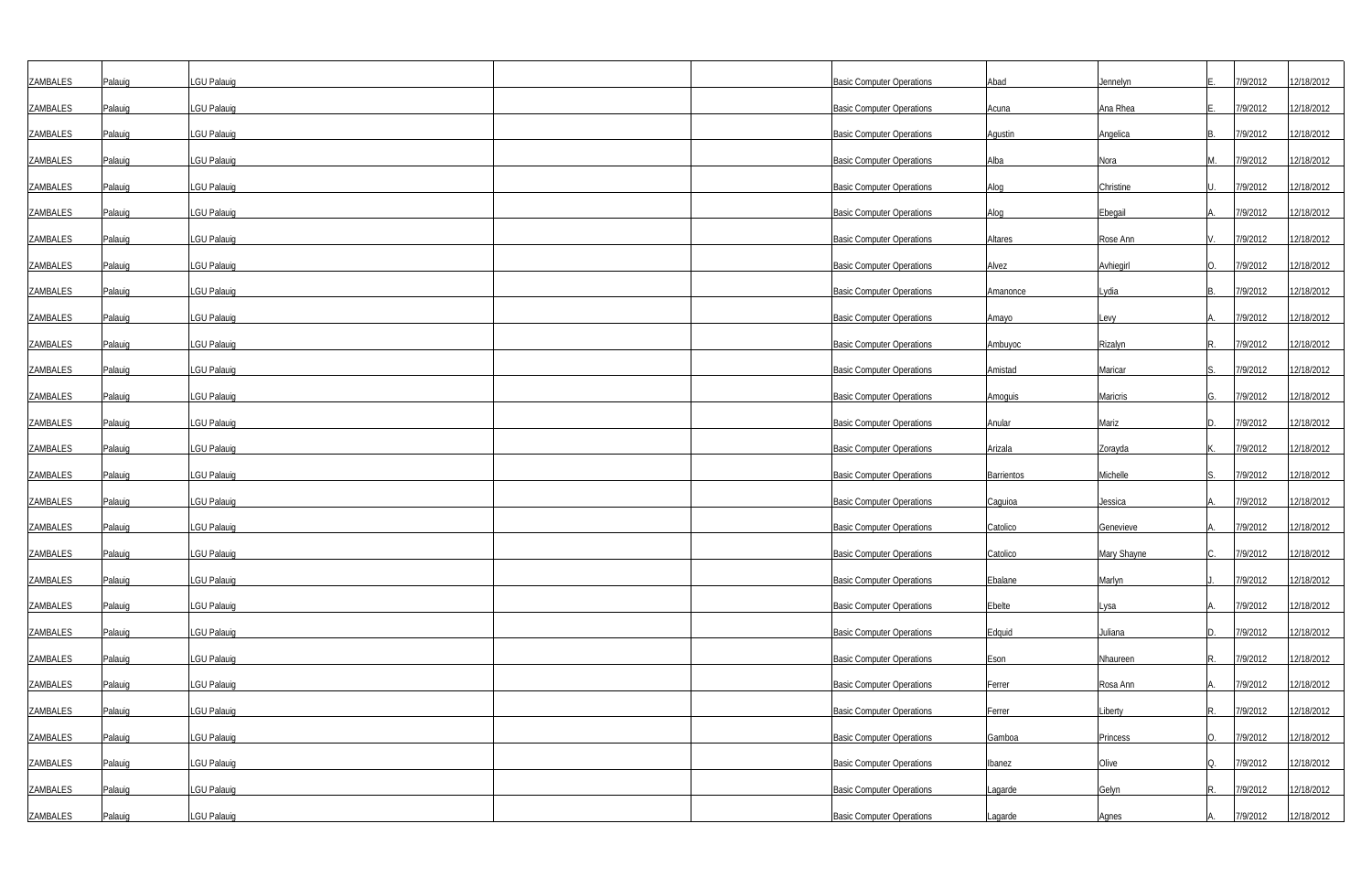| | | | | | | | | | | |
|---|---|---|---|---|---|---|---|---|---|---|
| ZAMBALES | Palauig | LGU Palauig | | | Basic Computer Operations | Abad | Jennelyn | E. | 7/9/2012 | 12/18/2012 |
| ZAMBALES | Palauig | LGU Palauig | | | Basic Computer Operations | Acuna | Ana Rhea | E. | 7/9/2012 | 12/18/2012 |
| ZAMBALES | Palauig | LGU Palauig | | | Basic Computer Operations | Agustin | Angelica | B. | 7/9/2012 | 12/18/2012 |
| ZAMBALES | Palauig | LGU Palauig | | | Basic Computer Operations | Alba | Nora | M. | 7/9/2012 | 12/18/2012 |
| ZAMBALES | Palauig | LGU Palauig | | | Basic Computer Operations | Alog | Christine | U. | 7/9/2012 | 12/18/2012 |
| ZAMBALES | Palauig | LGU Palauig | | | Basic Computer Operations | Alog | Ebegail | A. | 7/9/2012 | 12/18/2012 |
| ZAMBALES | Palauig | LGU Palauig | | | Basic Computer Operations | Altares | Rose Ann | V. | 7/9/2012 | 12/18/2012 |
| ZAMBALES | Palauig | LGU Palauig | | | Basic Computer Operations | Alvez | Avhiegirl | O. | 7/9/2012 | 12/18/2012 |
| ZAMBALES | Palauig | LGU Palauig | | | Basic Computer Operations | Amanonce | Lydia | B. | 7/9/2012 | 12/18/2012 |
| ZAMBALES | Palauig | LGU Palauig | | | Basic Computer Operations | Amayo | Levy | A. | 7/9/2012 | 12/18/2012 |
| ZAMBALES | Palauig | LGU Palauig | | | Basic Computer Operations | Ambuyoc | Rizalyn | R. | 7/9/2012 | 12/18/2012 |
| ZAMBALES | Palauig | LGU Palauig | | | Basic Computer Operations | Amistad | Maricar | S. | 7/9/2012 | 12/18/2012 |
| ZAMBALES | Palauig | LGU Palauig | | | Basic Computer Operations | Amoguis | Maricris | G. | 7/9/2012 | 12/18/2012 |
| ZAMBALES | Palauig | LGU Palauig | | | Basic Computer Operations | Anular | Mariz | D. | 7/9/2012 | 12/18/2012 |
| ZAMBALES | Palauig | LGU Palauig | | | Basic Computer Operations | Arizala | Zorayda | K. | 7/9/2012 | 12/18/2012 |
| ZAMBALES | Palauig | LGU Palauig | | | Basic Computer Operations | Barrientos | Michelle | S. | 7/9/2012 | 12/18/2012 |
| ZAMBALES | Palauig | LGU Palauig | | | Basic Computer Operations | Caguioa | Jessica | A. | 7/9/2012 | 12/18/2012 |
| ZAMBALES | Palauig | LGU Palauig | | | Basic Computer Operations | Catolico | Genevieve | A. | 7/9/2012 | 12/18/2012 |
| ZAMBALES | Palauig | LGU Palauig | | | Basic Computer Operations | Catolico | Mary Shayne | C. | 7/9/2012 | 12/18/2012 |
| ZAMBALES | Palauig | LGU Palauig | | | Basic Computer Operations | Ebalane | Marlyn | J. | 7/9/2012 | 12/18/2012 |
| ZAMBALES | Palauig | LGU Palauig | | | Basic Computer Operations | Ebelte | Lysa | A. | 7/9/2012 | 12/18/2012 |
| ZAMBALES | Palauig | LGU Palauig | | | Basic Computer Operations | Edquid | Juliana | D. | 7/9/2012 | 12/18/2012 |
| ZAMBALES | Palauig | LGU Palauig | | | Basic Computer Operations | Eson | Nhaureen | R. | 7/9/2012 | 12/18/2012 |
| ZAMBALES | Palauig | LGU Palauig | | | Basic Computer Operations | Ferrer | Rosa Ann | A. | 7/9/2012 | 12/18/2012 |
| ZAMBALES | Palauig | LGU Palauig | | | Basic Computer Operations | Ferrer | Liberty | R. | 7/9/2012 | 12/18/2012 |
| ZAMBALES | Palauig | LGU Palauig | | | Basic Computer Operations | Gamboa | Princess | O. | 7/9/2012 | 12/18/2012 |
| ZAMBALES | Palauig | LGU Palauig | | | Basic Computer Operations | Ibanez | Olive | Q. | 7/9/2012 | 12/18/2012 |
| ZAMBALES | Palauig | LGU Palauig | | | Basic Computer Operations | Lagarde | Gelyn | R. | 7/9/2012 | 12/18/2012 |
| ZAMBALES | Palauig | LGU Palauig | | | Basic Computer Operations | Lagarde | Agnes | A. | 7/9/2012 | 12/18/2012 |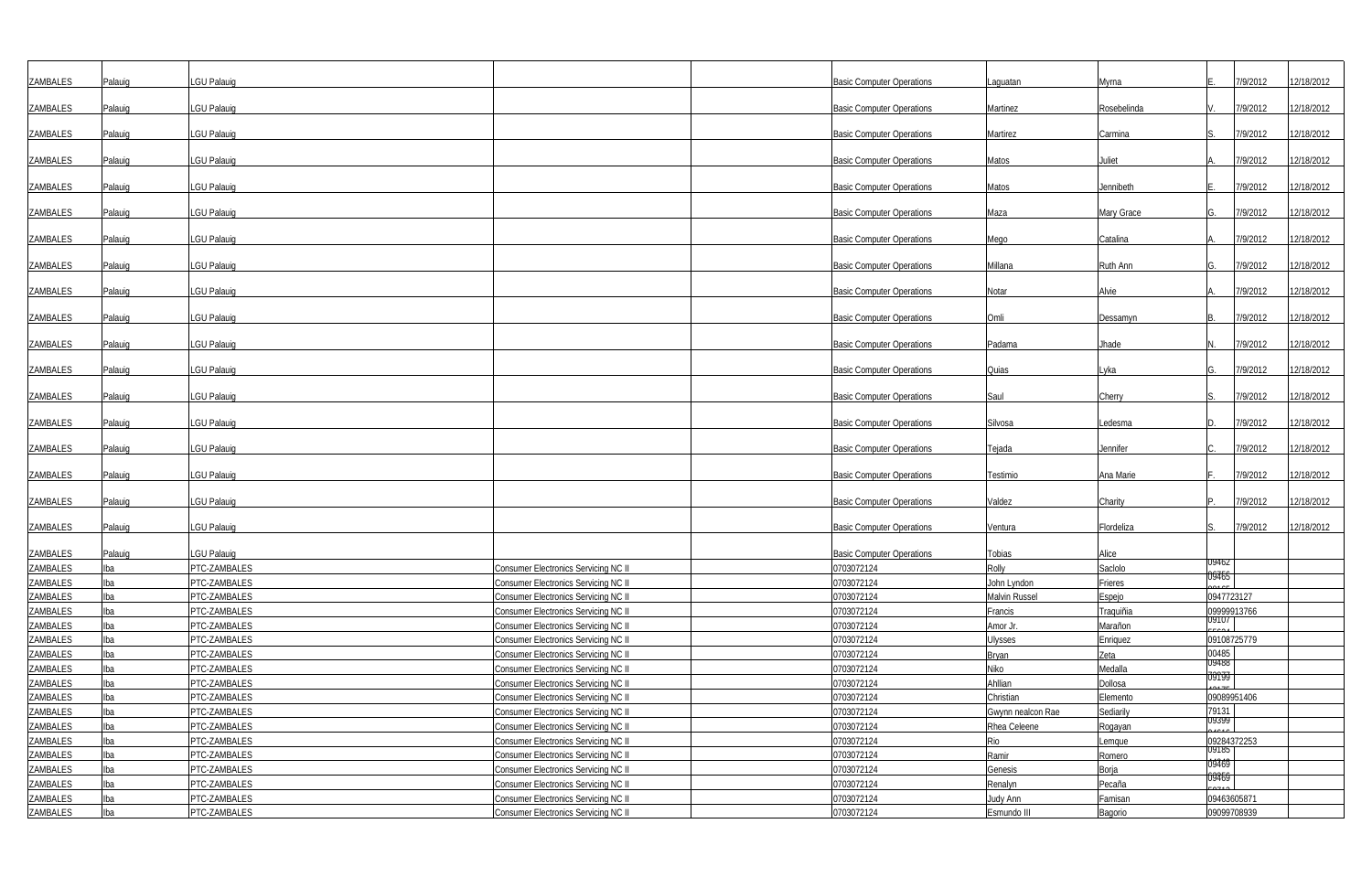| | | | | | | | | | | |
|---|---|---|---|---|---|---|---|---|---|---|
| ZAMBALES | Palauig | LGU Palauig | | | Basic Computer Operations | Laguatan | Myrna | E. | 7/9/2012 | 12/18/2012 |
| ZAMBALES | Palauig | LGU Palauig | | | Basic Computer Operations | Martinez | Rosebelinda | V. | 7/9/2012 | 12/18/2012 |
| ZAMBALES | Palauig | LGU Palauig | | | Basic Computer Operations | Martirez | Carmina | S. | 7/9/2012 | 12/18/2012 |
| ZAMBALES | Palauig | LGU Palauig | | | Basic Computer Operations | Matos | Juliet | A. | 7/9/2012 | 12/18/2012 |
| ZAMBALES | Palauig | LGU Palauig | | | Basic Computer Operations | Matos | Jennibeth | E. | 7/9/2012 | 12/18/2012 |
| ZAMBALES | Palauig | LGU Palauig | | | Basic Computer Operations | Maza | Mary Grace | G. | 7/9/2012 | 12/18/2012 |
| ZAMBALES | Palauig | LGU Palauig | | | Basic Computer Operations | Mego | Catalina | A. | 7/9/2012 | 12/18/2012 |
| ZAMBALES | Palauig | LGU Palauig | | | Basic Computer Operations | Millana | Ruth Ann | G. | 7/9/2012 | 12/18/2012 |
| ZAMBALES | Palauig | LGU Palauig | | | Basic Computer Operations | Notar | Alvie | A. | 7/9/2012 | 12/18/2012 |
| ZAMBALES | Palauig | LGU Palauig | | | Basic Computer Operations | Omli | Dessamyn | B. | 7/9/2012 | 12/18/2012 |
| ZAMBALES | Palauig | LGU Palauig | | | Basic Computer Operations | Padama | Jhade | N. | 7/9/2012 | 12/18/2012 |
| ZAMBALES | Palauig | LGU Palauig | | | Basic Computer Operations | Quias | Lyka | G. | 7/9/2012 | 12/18/2012 |
| ZAMBALES | Palauig | LGU Palauig | | | Basic Computer Operations | Saul | Cherry | S. | 7/9/2012 | 12/18/2012 |
| ZAMBALES | Palauig | LGU Palauig | | | Basic Computer Operations | Silvosa | Ledesma | D. | 7/9/2012 | 12/18/2012 |
| ZAMBALES | Palauig | LGU Palauig | | | Basic Computer Operations | Tejada | Jennifer | C. | 7/9/2012 | 12/18/2012 |
| ZAMBALES | Palauig | LGU Palauig | | | Basic Computer Operations | Testimio | Ana Marie | F. | 7/9/2012 | 12/18/2012 |
| ZAMBALES | Palauig | LGU Palauig | | | Basic Computer Operations | Valdez | Charity | P. | 7/9/2012 | 12/18/2012 |
| ZAMBALES | Palauig | LGU Palauig | | | Basic Computer Operations | Ventura | Flordeliza | S. | 7/9/2012 | 12/18/2012 |
| ZAMBALES | Palauig | LGU Palauig | | | Basic Computer Operations | Tobias | Alice | | | |
| ZAMBALES | Iba | PTC-ZAMBALES | Consumer Electronics Servicing NC II | | 0703072124 | Rolly | Saclolo | 09462 | | |
| ZAMBALES | Iba | PTC-ZAMBALES | Consumer Electronics Servicing NC II | | 0703072124 | John Lyndon | Frieres | 09465 | | |
| ZAMBALES | Iba | PTC-ZAMBALES | Consumer Electronics Servicing NC II | | 0703072124 | Malvin Russel | Espejo | 0947723127 | | |
| ZAMBALES | Iba | PTC-ZAMBALES | Consumer Electronics Servicing NC II | | 0703072124 | Francis | Traquiñia | 09999913766 | | |
| ZAMBALES | Iba | PTC-ZAMBALES | Consumer Electronics Servicing NC II | | 0703072124 | Amor Jr. | Marañon | 09107 | | |
| ZAMBALES | Iba | PTC-ZAMBALES | Consumer Electronics Servicing NC II | | 0703072124 | Ulysses | Enriquez | 09108725779 | | |
| ZAMBALES | Iba | PTC-ZAMBALES | Consumer Electronics Servicing NC II | | 0703072124 | Bryan | Zeta | 00485 | | |
| ZAMBALES | Iba | PTC-ZAMBALES | Consumer Electronics Servicing NC II | | 0703072124 | Niko | Medalla | 09488 | | |
| ZAMBALES | Iba | PTC-ZAMBALES | Consumer Electronics Servicing NC II | | 0703072124 | Ahllian | Dollosa | 09199 | | |
| ZAMBALES | Iba | PTC-ZAMBALES | Consumer Electronics Servicing NC II | | 0703072124 | Christian | Elemento | 09089951406 | | |
| ZAMBALES | Iba | PTC-ZAMBALES | Consumer Electronics Servicing NC II | | 0703072124 | Gwynn nealcon Rae | Sediarily | 79131 | | |
| ZAMBALES | Iba | PTC-ZAMBALES | Consumer Electronics Servicing NC II | | 0703072124 | Rhea Celeene | Rogayan | 09399 | | |
| ZAMBALES | Iba | PTC-ZAMBALES | Consumer Electronics Servicing NC II | | 0703072124 | Rio | Lemque | 09284372253 | | |
| ZAMBALES | Iba | PTC-ZAMBALES | Consumer Electronics Servicing NC II | | 0703072124 | Ramir | Romero | 09185 | | |
| ZAMBALES | Iba | PTC-ZAMBALES | Consumer Electronics Servicing NC II | | 0703072124 | Genesis | Borja | 09469 | | |
| ZAMBALES | Iba | PTC-ZAMBALES | Consumer Electronics Servicing NC II | | 0703072124 | Renalyn | Pecaña | 09469 | | |
| ZAMBALES | Iba | PTC-ZAMBALES | Consumer Electronics Servicing NC II | | 0703072124 | Judy Ann | Famisan | 09463605871 | | |
| ZAMBALES | Iba | PTC-ZAMBALES | Consumer Electronics Servicing NC II | | 0703072124 | Esmundo III | Bagorio | 09099708939 | | |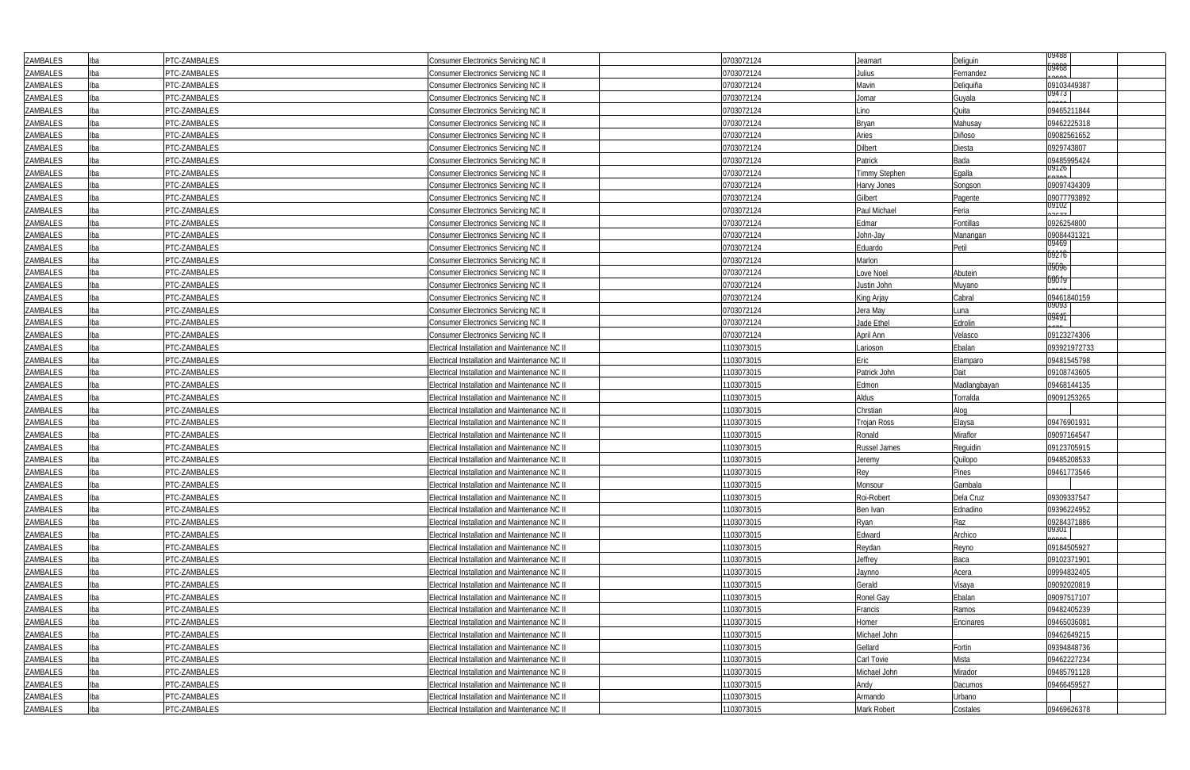| ZAMBALES | Iba | PTC-ZAMBALES | Consumer Electronics Servicing NC II | | 0703072124 | Jeamart | Deliguin | 09488 | |
|---|---|---|---|---|---|---|---|---|---|
| ZAMBALES | Iba | PTC-ZAMBALES | Consumer Electronics Servicing NC II | | 0703072124 | Julius | Fernandez | 09468 | |
| ZAMBALES | Iba | PTC-ZAMBALES | Consumer Electronics Servicing NC II | | 0703072124 | Mavin | Deliquiña | 09103449387 | |
| ZAMBALES | Iba | PTC-ZAMBALES | Consumer Electronics Servicing NC II | | 0703072124 | Jomar | Guyala | 09473 | |
| ZAMBALES | Iba | PTC-ZAMBALES | Consumer Electronics Servicing NC II | | 0703072124 | Lino | Quita | 09465211844 | |
| ZAMBALES | Iba | PTC-ZAMBALES | Consumer Electronics Servicing NC II | | 0703072124 | Bryan | Mahusay | 09462225318 | |
| ZAMBALES | Iba | PTC-ZAMBALES | Consumer Electronics Servicing NC II | | 0703072124 | Aries | Diñoso | 09082561652 | |
| ZAMBALES | Iba | PTC-ZAMBALES | Consumer Electronics Servicing NC II | | 0703072124 | Dilbert | Diesta | 0929743807 | |
| ZAMBALES | Iba | PTC-ZAMBALES | Consumer Electronics Servicing NC II | | 0703072124 | Patrick | Bada | 09485995424 | |
| ZAMBALES | Iba | PTC-ZAMBALES | Consumer Electronics Servicing NC II | | 0703072124 | Timmy Stephen | Egalla | 09126 | |
| ZAMBALES | Iba | PTC-ZAMBALES | Consumer Electronics Servicing NC II | | 0703072124 | Harvy Jones | Songson | 09097434309 | |
| ZAMBALES | Iba | PTC-ZAMBALES | Consumer Electronics Servicing NC II | | 0703072124 | Gilbert | Pagente | 09077793892 | |
| ZAMBALES | Iba | PTC-ZAMBALES | Consumer Electronics Servicing NC II | | 0703072124 | Paul Michael | Feria | 09102 | |
| ZAMBALES | Iba | PTC-ZAMBALES | Consumer Electronics Servicing NC II | | 0703072124 | Edmar | Fontillas | 0926254800 | |
| ZAMBALES | Iba | PTC-ZAMBALES | Consumer Electronics Servicing NC II | | 0703072124 | John-Jay | Manangan | 09084431321 | |
| ZAMBALES | Iba | PTC-ZAMBALES | Consumer Electronics Servicing NC II | | 0703072124 | Eduardo | Petil | 09469 | |
| ZAMBALES | Iba | PTC-ZAMBALES | Consumer Electronics Servicing NC II | | 0703072124 | Marlon | | 09276 | |
| ZAMBALES | Iba | PTC-ZAMBALES | Consumer Electronics Servicing NC II | | 0703072124 | Love Noel | Abutein | 09096 | |
| ZAMBALES | Iba | PTC-ZAMBALES | Consumer Electronics Servicing NC II | | 0703072124 | Justin John | Muyano | 09079 | |
| ZAMBALES | Iba | PTC-ZAMBALES | Consumer Electronics Servicing NC II | | 0703072124 | King Arjay | Cabral | 09461840159 | |
| ZAMBALES | Iba | PTC-ZAMBALES | Consumer Electronics Servicing NC II | | 0703072124 | Jera May | Luna | 09093 | |
| ZAMBALES | Iba | PTC-ZAMBALES | Consumer Electronics Servicing NC II | | 0703072124 | Jade Ethel | Edrolin | 09491 | |
| ZAMBALES | Iba | PTC-ZAMBALES | Consumer Electronics Servicing NC II | | 0703072124 | April Ann | Velasco | 09123274306 | |
| ZAMBALES | Iba | PTC-ZAMBALES | Electrical Installation and Maintenance NC II | | 1103073015 | Larioson | Ebalan | 093921972733 | |
| ZAMBALES | Iba | PTC-ZAMBALES | Electrical Installation and Maintenance NC II | | 1103073015 | Eric | Elamparo | 09481545798 | |
| ZAMBALES | Iba | PTC-ZAMBALES | Electrical Installation and Maintenance NC II | | 1103073015 | Patrick John | Dait | 09108743605 | |
| ZAMBALES | Iba | PTC-ZAMBALES | Electrical Installation and Maintenance NC II | | 1103073015 | Edmon | Madlangbayan | 09468144135 | |
| ZAMBALES | Iba | PTC-ZAMBALES | Electrical Installation and Maintenance NC II | | 1103073015 | Aldus | Torralda | 09091253265 | |
| ZAMBALES | Iba | PTC-ZAMBALES | Electrical Installation and Maintenance NC II | | 1103073015 | Chrstian | Alog | | |
| ZAMBALES | Iba | PTC-ZAMBALES | Electrical Installation and Maintenance NC II | | 1103073015 | Trojan Ross | Elaysa | 09476901931 | |
| ZAMBALES | Iba | PTC-ZAMBALES | Electrical Installation and Maintenance NC II | | 1103073015 | Ronald | Miraflor | 09097164547 | |
| ZAMBALES | Iba | PTC-ZAMBALES | Electrical Installation and Maintenance NC II | | 1103073015 | Russel James | Reguidin | 09123705915 | |
| ZAMBALES | Iba | PTC-ZAMBALES | Electrical Installation and Maintenance NC II | | 1103073015 | Jeremy | Quilopo | 09485208533 | |
| ZAMBALES | Iba | PTC-ZAMBALES | Electrical Installation and Maintenance NC II | | 1103073015 | Rey | Pines | 09461773546 | |
| ZAMBALES | Iba | PTC-ZAMBALES | Electrical Installation and Maintenance NC II | | 1103073015 | Monsour | Gambala | | |
| ZAMBALES | Iba | PTC-ZAMBALES | Electrical Installation and Maintenance NC II | | 1103073015 | Roi-Robert | Dela Cruz | 09309337547 | |
| ZAMBALES | Iba | PTC-ZAMBALES | Electrical Installation and Maintenance NC II | | 1103073015 | Ben Ivan | Ednadino | 09396224952 | |
| ZAMBALES | Iba | PTC-ZAMBALES | Electrical Installation and Maintenance NC II | | 1103073015 | Ryan | Raz | 09284371886 | |
| ZAMBALES | Iba | PTC-ZAMBALES | Electrical Installation and Maintenance NC II | | 1103073015 | Edward | Archico | 09301 | |
| ZAMBALES | Iba | PTC-ZAMBALES | Electrical Installation and Maintenance NC II | | 1103073015 | Reydan | Reyno | 09184505927 | |
| ZAMBALES | Iba | PTC-ZAMBALES | Electrical Installation and Maintenance NC II | | 1103073015 | Jeffrey | Baca | 09102371901 | |
| ZAMBALES | Iba | PTC-ZAMBALES | Electrical Installation and Maintenance NC II | | 1103073015 | Jaynno | Acera | 09994832405 | |
| ZAMBALES | Iba | PTC-ZAMBALES | Electrical Installation and Maintenance NC II | | 1103073015 | Gerald | Visaya | 09092020819 | |
| ZAMBALES | Iba | PTC-ZAMBALES | Electrical Installation and Maintenance NC II | | 1103073015 | Ronel Gay | Ebalan | 09097517107 | |
| ZAMBALES | Iba | PTC-ZAMBALES | Electrical Installation and Maintenance NC II | | 1103073015 | Francis | Ramos | 09482405239 | |
| ZAMBALES | Iba | PTC-ZAMBALES | Electrical Installation and Maintenance NC II | | 1103073015 | Homer | Encinares | 09465036081 | |
| ZAMBALES | Iba | PTC-ZAMBALES | Electrical Installation and Maintenance NC II | | 1103073015 | Michael John | | 09462649215 | |
| ZAMBALES | Iba | PTC-ZAMBALES | Electrical Installation and Maintenance NC II | | 1103073015 | Gellard | Fortin | 09394848736 | |
| ZAMBALES | Iba | PTC-ZAMBALES | Electrical Installation and Maintenance NC II | | 1103073015 | Carl Tovie | Mista | 09462227234 | |
| ZAMBALES | Iba | PTC-ZAMBALES | Electrical Installation and Maintenance NC II | | 1103073015 | Michael John | Mirador | 09485791128 | |
| ZAMBALES | Iba | PTC-ZAMBALES | Electrical Installation and Maintenance NC II | | 1103073015 | Andy | Dacumos | 09466459527 | |
| ZAMBALES | Iba | PTC-ZAMBALES | Electrical Installation and Maintenance NC II | | 1103073015 | Armando | Urbano | | |
| ZAMBALES | Iba | PTC-ZAMBALES | Electrical Installation and Maintenance NC II | | 1103073015 | Mark Robert | Costales | 09469626378 | |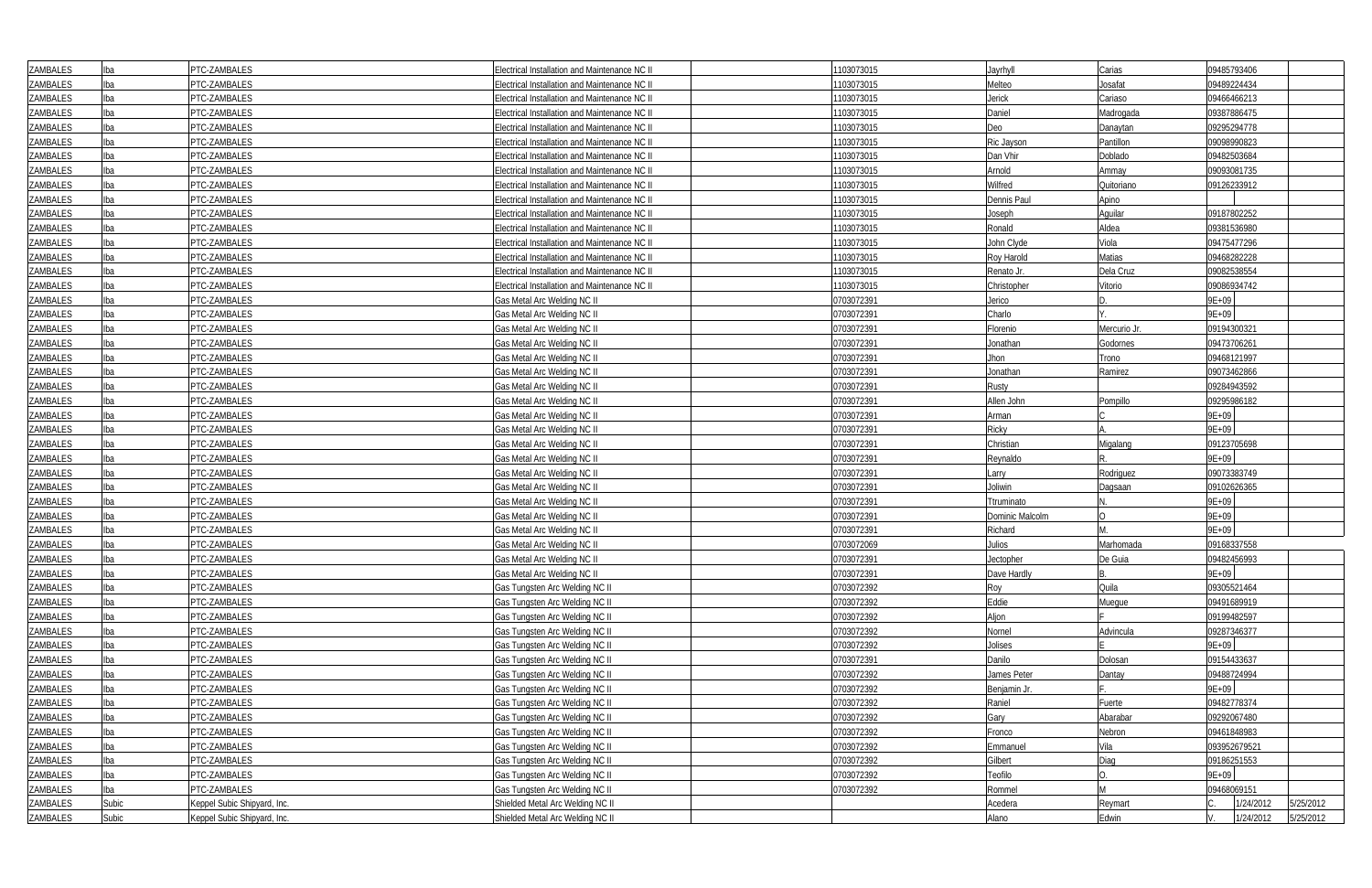| | | | | | | | | | | |
|---|---|---|---|---|---|---|---|---|---|---|
| ZAMBALES | Iba | PTC-ZAMBALES | Electrical Installation and Maintenance NC II | | 1103073015 | Jayrhyll | Carias | 09485793406 | | |
| ZAMBALES | Iba | PTC-ZAMBALES | Electrical Installation and Maintenance NC II | | 1103073015 | Melteo | Josafat | 09489224434 | | |
| ZAMBALES | Iba | PTC-ZAMBALES | Electrical Installation and Maintenance NC II | | 1103073015 | Jerick | Cariaso | 09466466213 | | |
| ZAMBALES | Iba | PTC-ZAMBALES | Electrical Installation and Maintenance NC II | | 1103073015 | Daniel | Madrogada | 09387886475 | | |
| ZAMBALES | Iba | PTC-ZAMBALES | Electrical Installation and Maintenance NC II | | 1103073015 | Deo | Danaytan | 09295294778 | | |
| ZAMBALES | Iba | PTC-ZAMBALES | Electrical Installation and Maintenance NC II | | 1103073015 | Ric Jayson | Pantillon | 09098990823 | | |
| ZAMBALES | Iba | PTC-ZAMBALES | Electrical Installation and Maintenance NC II | | 1103073015 | Dan Vhir | Doblado | 09482503684 | | |
| ZAMBALES | Iba | PTC-ZAMBALES | Electrical Installation and Maintenance NC II | | 1103073015 | Arnold | Ammay | 09093081735 | | |
| ZAMBALES | Iba | PTC-ZAMBALES | Electrical Installation and Maintenance NC II | | 1103073015 | Wilfred | Quitoriano | 09126233912 | | |
| ZAMBALES | Iba | PTC-ZAMBALES | Electrical Installation and Maintenance NC II | | 1103073015 | Dennis Paul | Apino | | | |
| ZAMBALES | Iba | PTC-ZAMBALES | Electrical Installation and Maintenance NC II | | 1103073015 | Joseph | Aguilar | 09187802252 | | |
| ZAMBALES | Iba | PTC-ZAMBALES | Electrical Installation and Maintenance NC II | | 1103073015 | Ronald | Aldea | 09381536980 | | |
| ZAMBALES | Iba | PTC-ZAMBALES | Electrical Installation and Maintenance NC II | | 1103073015 | John Clyde | Viola | 09475477296 | | |
| ZAMBALES | Iba | PTC-ZAMBALES | Electrical Installation and Maintenance NC II | | 1103073015 | Roy Harold | Matias | 09468282228 | | |
| ZAMBALES | Iba | PTC-ZAMBALES | Electrical Installation and Maintenance NC II | | 1103073015 | Renato Jr. | Dela Cruz | 09082538554 | | |
| ZAMBALES | Iba | PTC-ZAMBALES | Electrical Installation and Maintenance NC II | | 1103073015 | Christopher | Vitorio | 09086934742 | | |
| ZAMBALES | Iba | PTC-ZAMBALES | Gas Metal Arc Welding NC II | | 0703072391 | Jerico | D. | 9E+09 | | |
| ZAMBALES | Iba | PTC-ZAMBALES | Gas Metal Arc Welding NC II | | 0703072391 | Charlo | Y. | 9E+09 | | |
| ZAMBALES | Iba | PTC-ZAMBALES | Gas Metal Arc Welding NC II | | 0703072391 | Florenio | Mercurio Jr. | 09194300321 | | |
| ZAMBALES | Iba | PTC-ZAMBALES | Gas Metal Arc Welding NC II | | 0703072391 | Jonathan | Godornes | 09473706261 | | |
| ZAMBALES | Iba | PTC-ZAMBALES | Gas Metal Arc Welding NC II | | 0703072391 | Jhon | Trono | 09468121997 | | |
| ZAMBALES | Iba | PTC-ZAMBALES | Gas Metal Arc Welding NC II | | 0703072391 | Jonathan | Ramirez | 09073462866 | | |
| ZAMBALES | Iba | PTC-ZAMBALES | Gas Metal Arc Welding NC II | | 0703072391 | Rusty | | 09284943592 | | |
| ZAMBALES | Iba | PTC-ZAMBALES | Gas Metal Arc Welding NC II | | 0703072391 | Allen John | Pompillo | 09295986182 | | |
| ZAMBALES | Iba | PTC-ZAMBALES | Gas Metal Arc Welding NC II | | 0703072391 | Arman | C | 9E+09 | | |
| ZAMBALES | Iba | PTC-ZAMBALES | Gas Metal Arc Welding NC II | | 0703072391 | Ricky | A. | 9E+09 | | |
| ZAMBALES | Iba | PTC-ZAMBALES | Gas Metal Arc Welding NC II | | 0703072391 | Christian | Migalang | 09123705698 | | |
| ZAMBALES | Iba | PTC-ZAMBALES | Gas Metal Arc Welding NC II | | 0703072391 | Reynaldo | R. | 9E+09 | | |
| ZAMBALES | Iba | PTC-ZAMBALES | Gas Metal Arc Welding NC II | | 0703072391 | Larry | Rodriguez | 09073383749 | | |
| ZAMBALES | Iba | PTC-ZAMBALES | Gas Metal Arc Welding NC II | | 0703072391 | Joliwin | Dagsaan | 09102626365 | | |
| ZAMBALES | Iba | PTC-ZAMBALES | Gas Metal Arc Welding NC II | | 0703072391 | Ttruminato | N. | 9E+09 | | |
| ZAMBALES | Iba | PTC-ZAMBALES | Gas Metal Arc Welding NC II | | 0703072391 | Dominic Malcolm | O | 9E+09 | | |
| ZAMBALES | Iba | PTC-ZAMBALES | Gas Metal Arc Welding NC II | | 0703072391 | Richard | M. | 9E+09 | | |
| ZAMBALES | Iba | PTC-ZAMBALES | Gas Metal Arc Welding NC II | | 0703072069 | Julios | Marhomada | 09168337558 | | |
| ZAMBALES | Iba | PTC-ZAMBALES | Gas Metal Arc Welding NC II | | 0703072391 | Jectopher | De Guia | 09482456993 | | |
| ZAMBALES | Iba | PTC-ZAMBALES | Gas Metal Arc Welding NC II | | 0703072391 | Dave Hardly | B. | 9E+09 | | |
| ZAMBALES | Iba | PTC-ZAMBALES | Gas Tungsten Arc Welding NC II | | 0703072392 | Roy | Quila | 09305521464 | | |
| ZAMBALES | Iba | PTC-ZAMBALES | Gas Tungsten Arc Welding NC II | | 0703072392 | Eddie | Muegue | 09491689919 | | |
| ZAMBALES | Iba | PTC-ZAMBALES | Gas Tungsten Arc Welding NC II | | 0703072392 | Aljon | F | 09199482597 | | |
| ZAMBALES | Iba | PTC-ZAMBALES | Gas Tungsten Arc Welding NC II | | 0703072392 | Nornel | Advincula | 09287346377 | | |
| ZAMBALES | Iba | PTC-ZAMBALES | Gas Tungsten Arc Welding NC II | | 0703072392 | Jolises | E | 9E+09 | | |
| ZAMBALES | Iba | PTC-ZAMBALES | Gas Tungsten Arc Welding NC II | | 0703072391 | Danilo | Dolosan | 09154433637 | | |
| ZAMBALES | Iba | PTC-ZAMBALES | Gas Tungsten Arc Welding NC II | | 0703072392 | James Peter | Dantay | 09488724994 | | |
| ZAMBALES | Iba | PTC-ZAMBALES | Gas Tungsten Arc Welding NC II | | 0703072392 | Benjamin Jr. | F. | 9E+09 | | |
| ZAMBALES | Iba | PTC-ZAMBALES | Gas Tungsten Arc Welding NC II | | 0703072392 | Raniel | Fuerte | 09482778374 | | |
| ZAMBALES | Iba | PTC-ZAMBALES | Gas Tungsten Arc Welding NC II | | 0703072392 | Gary | Abarabar | 09292067480 | | |
| ZAMBALES | Iba | PTC-ZAMBALES | Gas Tungsten Arc Welding NC II | | 0703072392 | Fronco | Nebron | 09461848983 | | |
| ZAMBALES | Iba | PTC-ZAMBALES | Gas Tungsten Arc Welding NC II | | 0703072392 | Emmanuel | Vila | 093952679521 | | |
| ZAMBALES | Iba | PTC-ZAMBALES | Gas Tungsten Arc Welding NC II | | 0703072392 | Gilbert | Diag | 09186251553 | | |
| ZAMBALES | Iba | PTC-ZAMBALES | Gas Tungsten Arc Welding NC II | | 0703072392 | Teofilo | O. | 9E+09 | | |
| ZAMBALES | Iba | PTC-ZAMBALES | Gas Tungsten Arc Welding NC II | | 0703072392 | Rommel | M | 09468069151 | | |
| ZAMBALES | Subic | Keppel Subic Shipyard, Inc. | Shielded Metal Arc Welding NC II | | | Acedera | Reymart | C. | 1/24/2012 | 5/25/2012 |
| ZAMBALES | Subic | Keppel Subic Shipyard, Inc. | Shielded Metal Arc Welding NC II | | | Alano | Edwin | V. | 1/24/2012 | 5/25/2012 |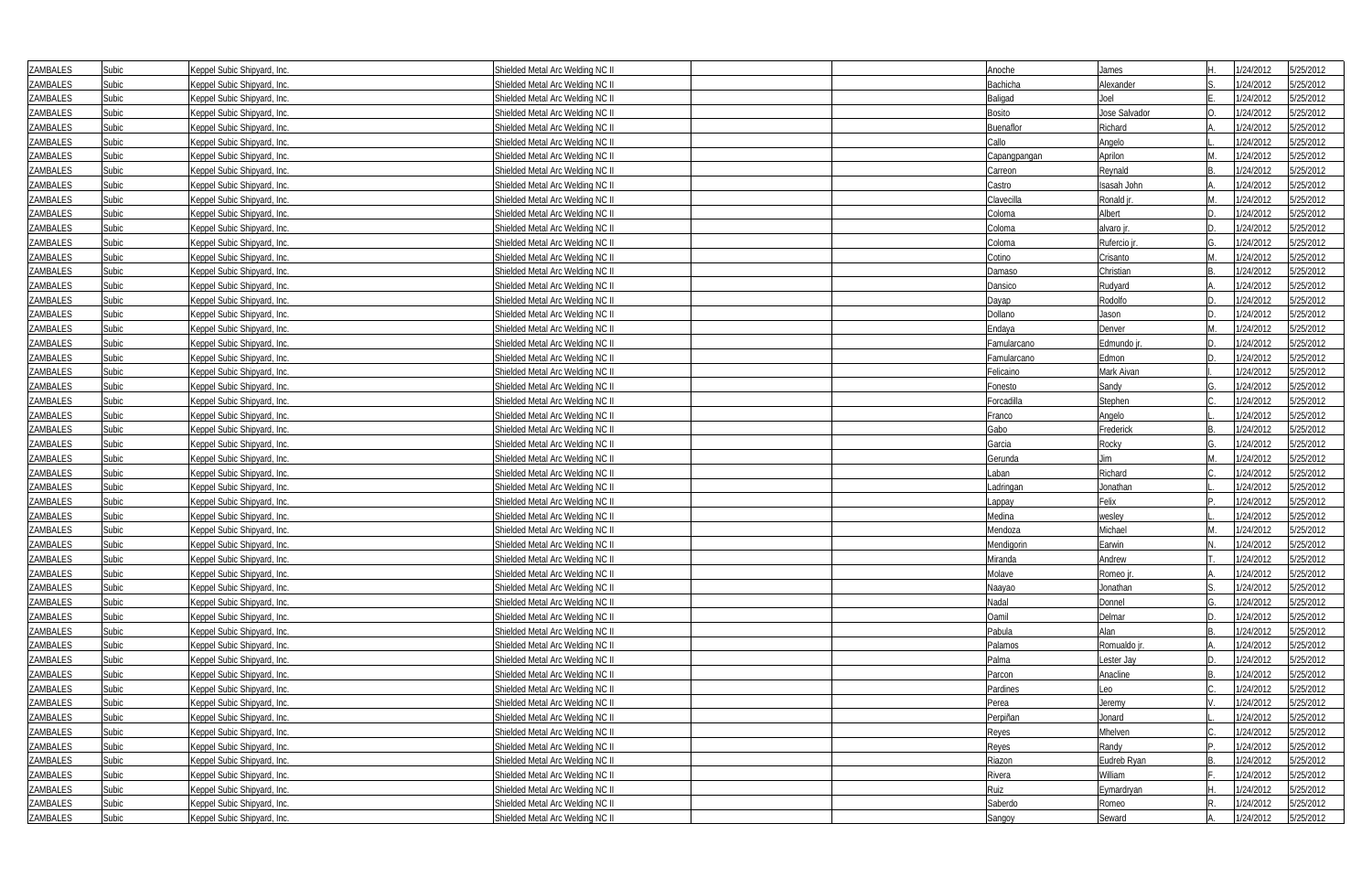| | | | | | | | | | | |
|---|---|---|---|---|---|---|---|---|---|---|
| ZAMBALES | Subic | Keppel Subic Shipyard, Inc. | Shielded Metal Arc Welding NC II | | | Anoche | James | H. | 1/24/2012 | 5/25/2012 |
| ZAMBALES | Subic | Keppel Subic Shipyard, Inc. | Shielded Metal Arc Welding NC II | | | Bachicha | Alexander | S. | 1/24/2012 | 5/25/2012 |
| ZAMBALES | Subic | Keppel Subic Shipyard, Inc. | Shielded Metal Arc Welding NC II | | | Baligad | Joel | E. | 1/24/2012 | 5/25/2012 |
| ZAMBALES | Subic | Keppel Subic Shipyard, Inc. | Shielded Metal Arc Welding NC II | | | Bosito | Jose Salvador | O. | 1/24/2012 | 5/25/2012 |
| ZAMBALES | Subic | Keppel Subic Shipyard, Inc. | Shielded Metal Arc Welding NC II | | | Buenaflor | Richard | A. | 1/24/2012 | 5/25/2012 |
| ZAMBALES | Subic | Keppel Subic Shipyard, Inc. | Shielded Metal Arc Welding NC II | | | Callo | Angelo | L. | 1/24/2012 | 5/25/2012 |
| ZAMBALES | Subic | Keppel Subic Shipyard, Inc. | Shielded Metal Arc Welding NC II | | | Capangpangan | Aprilon | M. | 1/24/2012 | 5/25/2012 |
| ZAMBALES | Subic | Keppel Subic Shipyard, Inc. | Shielded Metal Arc Welding NC II | | | Carreon | Reynald | B. | 1/24/2012 | 5/25/2012 |
| ZAMBALES | Subic | Keppel Subic Shipyard, Inc. | Shielded Metal Arc Welding NC II | | | Castro | Isasah John | A. | 1/24/2012 | 5/25/2012 |
| ZAMBALES | Subic | Keppel Subic Shipyard, Inc. | Shielded Metal Arc Welding NC II | | | Clavecilla | Ronald jr. | M. | 1/24/2012 | 5/25/2012 |
| ZAMBALES | Subic | Keppel Subic Shipyard, Inc. | Shielded Metal Arc Welding NC II | | | Coloma | Albert | D. | 1/24/2012 | 5/25/2012 |
| ZAMBALES | Subic | Keppel Subic Shipyard, Inc. | Shielded Metal Arc Welding NC II | | | Coloma | alvaro jr. | D. | 1/24/2012 | 5/25/2012 |
| ZAMBALES | Subic | Keppel Subic Shipyard, Inc. | Shielded Metal Arc Welding NC II | | | Coloma | Rufercio jr. | G. | 1/24/2012 | 5/25/2012 |
| ZAMBALES | Subic | Keppel Subic Shipyard, Inc. | Shielded Metal Arc Welding NC II | | | Cotino | Crisanto | M. | 1/24/2012 | 5/25/2012 |
| ZAMBALES | Subic | Keppel Subic Shipyard, Inc. | Shielded Metal Arc Welding NC II | | | Damaso | Christian | B. | 1/24/2012 | 5/25/2012 |
| ZAMBALES | Subic | Keppel Subic Shipyard, Inc. | Shielded Metal Arc Welding NC II | | | Dansico | Rudyard | A. | 1/24/2012 | 5/25/2012 |
| ZAMBALES | Subic | Keppel Subic Shipyard, Inc. | Shielded Metal Arc Welding NC II | | | Dayap | Rodolfo | D. | 1/24/2012 | 5/25/2012 |
| ZAMBALES | Subic | Keppel Subic Shipyard, Inc. | Shielded Metal Arc Welding NC II | | | Dollano | Jason | D. | 1/24/2012 | 5/25/2012 |
| ZAMBALES | Subic | Keppel Subic Shipyard, Inc. | Shielded Metal Arc Welding NC II | | | Endaya | Denver | M. | 1/24/2012 | 5/25/2012 |
| ZAMBALES | Subic | Keppel Subic Shipyard, Inc. | Shielded Metal Arc Welding NC II | | | Famularcano | Edmundo jr. | D. | 1/24/2012 | 5/25/2012 |
| ZAMBALES | Subic | Keppel Subic Shipyard, Inc. | Shielded Metal Arc Welding NC II | | | Famularcano | Edmon | D. | 1/24/2012 | 5/25/2012 |
| ZAMBALES | Subic | Keppel Subic Shipyard, Inc. | Shielded Metal Arc Welding NC II | | | Felicaino | Mark Aivan | I. | 1/24/2012 | 5/25/2012 |
| ZAMBALES | Subic | Keppel Subic Shipyard, Inc. | Shielded Metal Arc Welding NC II | | | Fonesto | Sandy | G. | 1/24/2012 | 5/25/2012 |
| ZAMBALES | Subic | Keppel Subic Shipyard, Inc. | Shielded Metal Arc Welding NC II | | | Forcadilla | Stephen | C. | 1/24/2012 | 5/25/2012 |
| ZAMBALES | Subic | Keppel Subic Shipyard, Inc. | Shielded Metal Arc Welding NC II | | | Franco | Angelo | L. | 1/24/2012 | 5/25/2012 |
| ZAMBALES | Subic | Keppel Subic Shipyard, Inc. | Shielded Metal Arc Welding NC II | | | Gabo | Frederick | B. | 1/24/2012 | 5/25/2012 |
| ZAMBALES | Subic | Keppel Subic Shipyard, Inc. | Shielded Metal Arc Welding NC II | | | Garcia | Rocky | G. | 1/24/2012 | 5/25/2012 |
| ZAMBALES | Subic | Keppel Subic Shipyard, Inc. | Shielded Metal Arc Welding NC II | | | Gerunda | Jim | M. | 1/24/2012 | 5/25/2012 |
| ZAMBALES | Subic | Keppel Subic Shipyard, Inc. | Shielded Metal Arc Welding NC II | | | Laban | Richard | C. | 1/24/2012 | 5/25/2012 |
| ZAMBALES | Subic | Keppel Subic Shipyard, Inc. | Shielded Metal Arc Welding NC II | | | Ladringan | Jonathan | L. | 1/24/2012 | 5/25/2012 |
| ZAMBALES | Subic | Keppel Subic Shipyard, Inc. | Shielded Metal Arc Welding NC II | | | Lappay | Felix | P. | 1/24/2012 | 5/25/2012 |
| ZAMBALES | Subic | Keppel Subic Shipyard, Inc. | Shielded Metal Arc Welding NC II | | | Medina | wesley | L. | 1/24/2012 | 5/25/2012 |
| ZAMBALES | Subic | Keppel Subic Shipyard, Inc. | Shielded Metal Arc Welding NC II | | | Mendoza | Michael | M. | 1/24/2012 | 5/25/2012 |
| ZAMBALES | Subic | Keppel Subic Shipyard, Inc. | Shielded Metal Arc Welding NC II | | | Mendigorin | Earwin | N. | 1/24/2012 | 5/25/2012 |
| ZAMBALES | Subic | Keppel Subic Shipyard, Inc. | Shielded Metal Arc Welding NC II | | | Miranda | Andrew | T. | 1/24/2012 | 5/25/2012 |
| ZAMBALES | Subic | Keppel Subic Shipyard, Inc. | Shielded Metal Arc Welding NC II | | | Molave | Romeo jr. | A. | 1/24/2012 | 5/25/2012 |
| ZAMBALES | Subic | Keppel Subic Shipyard, Inc. | Shielded Metal Arc Welding NC II | | | Naayao | Jonathan | S. | 1/24/2012 | 5/25/2012 |
| ZAMBALES | Subic | Keppel Subic Shipyard, Inc. | Shielded Metal Arc Welding NC II | | | Nadal | Donnel | G. | 1/24/2012 | 5/25/2012 |
| ZAMBALES | Subic | Keppel Subic Shipyard, Inc. | Shielded Metal Arc Welding NC II | | | Oamil | Delmar | D. | 1/24/2012 | 5/25/2012 |
| ZAMBALES | Subic | Keppel Subic Shipyard, Inc. | Shielded Metal Arc Welding NC II | | | Pabula | Alan | B. | 1/24/2012 | 5/25/2012 |
| ZAMBALES | Subic | Keppel Subic Shipyard, Inc. | Shielded Metal Arc Welding NC II | | | Palamos | Romualdo jr. | A. | 1/24/2012 | 5/25/2012 |
| ZAMBALES | Subic | Keppel Subic Shipyard, Inc. | Shielded Metal Arc Welding NC II | | | Palma | Lester Jay | D. | 1/24/2012 | 5/25/2012 |
| ZAMBALES | Subic | Keppel Subic Shipyard, Inc. | Shielded Metal Arc Welding NC II | | | Parcon | Anacline | B. | 1/24/2012 | 5/25/2012 |
| ZAMBALES | Subic | Keppel Subic Shipyard, Inc. | Shielded Metal Arc Welding NC II | | | Pardines | Leo | C. | 1/24/2012 | 5/25/2012 |
| ZAMBALES | Subic | Keppel Subic Shipyard, Inc. | Shielded Metal Arc Welding NC II | | | Perea | Jeremy | V. | 1/24/2012 | 5/25/2012 |
| ZAMBALES | Subic | Keppel Subic Shipyard, Inc. | Shielded Metal Arc Welding NC II | | | Perpiñan | Jonard | L. | 1/24/2012 | 5/25/2012 |
| ZAMBALES | Subic | Keppel Subic Shipyard, Inc. | Shielded Metal Arc Welding NC II | | | Reyes | Mhelven | C. | 1/24/2012 | 5/25/2012 |
| ZAMBALES | Subic | Keppel Subic Shipyard, Inc. | Shielded Metal Arc Welding NC II | | | Reyes | Randy | P. | 1/24/2012 | 5/25/2012 |
| ZAMBALES | Subic | Keppel Subic Shipyard, Inc. | Shielded Metal Arc Welding NC II | | | Riazon | Eudreb Ryan | B. | 1/24/2012 | 5/25/2012 |
| ZAMBALES | Subic | Keppel Subic Shipyard, Inc. | Shielded Metal Arc Welding NC II | | | Rivera | William | F. | 1/24/2012 | 5/25/2012 |
| ZAMBALES | Subic | Keppel Subic Shipyard, Inc. | Shielded Metal Arc Welding NC II | | | Ruiz | Eymardryan | H. | 1/24/2012 | 5/25/2012 |
| ZAMBALES | Subic | Keppel Subic Shipyard, Inc. | Shielded Metal Arc Welding NC II | | | Saberdo | Romeo | R. | 1/24/2012 | 5/25/2012 |
| ZAMBALES | Subic | Keppel Subic Shipyard, Inc. | Shielded Metal Arc Welding NC II | | | Sangoy | Seward | A. | 1/24/2012 | 5/25/2012 |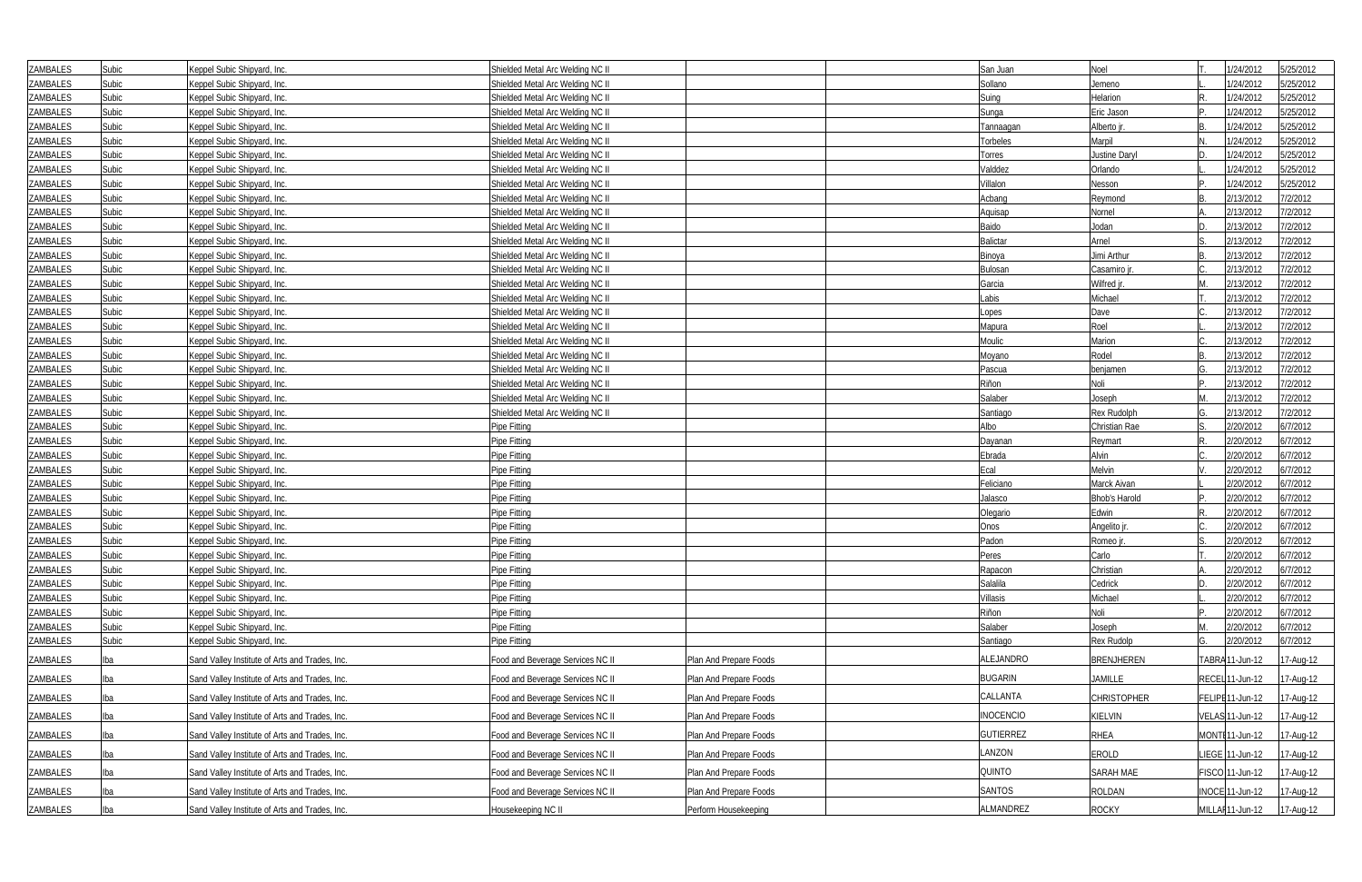| | | | | | | | | | | |
|---|---|---|---|---|---|---|---|---|---|---|
| ZAMBALES | Subic | Keppel Subic Shipyard, Inc. | Shielded Metal Arc Welding NC II | | | San Juan | Noel | T. | 1/24/2012 | 5/25/2012 |
| ZAMBALES | Subic | Keppel Subic Shipyard, Inc. | Shielded Metal Arc Welding NC II | | | Sollano | Jemeno | L. | 1/24/2012 | 5/25/2012 |
| ZAMBALES | Subic | Keppel Subic Shipyard, Inc. | Shielded Metal Arc Welding NC II | | | Suing | Helarion | R. | 1/24/2012 | 5/25/2012 |
| ZAMBALES | Subic | Keppel Subic Shipyard, Inc. | Shielded Metal Arc Welding NC II | | | Sunga | Eric Jason | P. | 1/24/2012 | 5/25/2012 |
| ZAMBALES | Subic | Keppel Subic Shipyard, Inc. | Shielded Metal Arc Welding NC II | | | Tannaagan | Alberto jr. | B. | 1/24/2012 | 5/25/2012 |
| ZAMBALES | Subic | Keppel Subic Shipyard, Inc. | Shielded Metal Arc Welding NC II | | | Torbeles | Marpil | N. | 1/24/2012 | 5/25/2012 |
| ZAMBALES | Subic | Keppel Subic Shipyard, Inc. | Shielded Metal Arc Welding NC II | | | Torres | Justine Daryl | D. | 1/24/2012 | 5/25/2012 |
| ZAMBALES | Subic | Keppel Subic Shipyard, Inc. | Shielded Metal Arc Welding NC II | | | Valddez | Orlando | L. | 1/24/2012 | 5/25/2012 |
| ZAMBALES | Subic | Keppel Subic Shipyard, Inc. | Shielded Metal Arc Welding NC II | | | Villalon | Nesson | P. | 1/24/2012 | 5/25/2012 |
| ZAMBALES | Subic | Keppel Subic Shipyard, Inc. | Shielded Metal Arc Welding NC II | | | Acbang | Reymond | B. | 2/13/2012 | 7/2/2012 |
| ZAMBALES | Subic | Keppel Subic Shipyard, Inc. | Shielded Metal Arc Welding NC II | | | Aquisap | Nornel | A. | 2/13/2012 | 7/2/2012 |
| ZAMBALES | Subic | Keppel Subic Shipyard, Inc. | Shielded Metal Arc Welding NC II | | | Baido | Jodan | D. | 2/13/2012 | 7/2/2012 |
| ZAMBALES | Subic | Keppel Subic Shipyard, Inc. | Shielded Metal Arc Welding NC II | | | Balictar | Arnel | S. | 2/13/2012 | 7/2/2012 |
| ZAMBALES | Subic | Keppel Subic Shipyard, Inc. | Shielded Metal Arc Welding NC II | | | Binoya | Jimi Arthur | B. | 2/13/2012 | 7/2/2012 |
| ZAMBALES | Subic | Keppel Subic Shipyard, Inc. | Shielded Metal Arc Welding NC II | | | Bulosan | Casamiro jr. | C. | 2/13/2012 | 7/2/2012 |
| ZAMBALES | Subic | Keppel Subic Shipyard, Inc. | Shielded Metal Arc Welding NC II | | | Garcia | Wilfred jr. | M. | 2/13/2012 | 7/2/2012 |
| ZAMBALES | Subic | Keppel Subic Shipyard, Inc. | Shielded Metal Arc Welding NC II | | | Labis | Michael | T. | 2/13/2012 | 7/2/2012 |
| ZAMBALES | Subic | Keppel Subic Shipyard, Inc. | Shielded Metal Arc Welding NC II | | | Lopes | Dave | C. | 2/13/2012 | 7/2/2012 |
| ZAMBALES | Subic | Keppel Subic Shipyard, Inc. | Shielded Metal Arc Welding NC II | | | Mapura | Roel | L. | 2/13/2012 | 7/2/2012 |
| ZAMBALES | Subic | Keppel Subic Shipyard, Inc. | Shielded Metal Arc Welding NC II | | | Moulic | Marion | C. | 2/13/2012 | 7/2/2012 |
| ZAMBALES | Subic | Keppel Subic Shipyard, Inc. | Shielded Metal Arc Welding NC II | | | Moyano | Rodel | B. | 2/13/2012 | 7/2/2012 |
| ZAMBALES | Subic | Keppel Subic Shipyard, Inc. | Shielded Metal Arc Welding NC II | | | Pascua | benjamen | G. | 2/13/2012 | 7/2/2012 |
| ZAMBALES | Subic | Keppel Subic Shipyard, Inc. | Shielded Metal Arc Welding NC II | | | Riñon | Noli | P. | 2/13/2012 | 7/2/2012 |
| ZAMBALES | Subic | Keppel Subic Shipyard, Inc. | Shielded Metal Arc Welding NC II | | | Salaber | Joseph | M. | 2/13/2012 | 7/2/2012 |
| ZAMBALES | Subic | Keppel Subic Shipyard, Inc. | Shielded Metal Arc Welding NC II | | | Santiago | Rex Rudolph | G. | 2/13/2012 | 7/2/2012 |
| ZAMBALES | Subic | Keppel Subic Shipyard, Inc. | Pipe Fitting | | | Albo | Christian Rae | S. | 2/20/2012 | 6/7/2012 |
| ZAMBALES | Subic | Keppel Subic Shipyard, Inc. | Pipe Fitting | | | Dayanan | Reymart | R. | 2/20/2012 | 6/7/2012 |
| ZAMBALES | Subic | Keppel Subic Shipyard, Inc. | Pipe Fitting | | | Ebrada | Alvin | C. | 2/20/2012 | 6/7/2012 |
| ZAMBALES | Subic | Keppel Subic Shipyard, Inc. | Pipe Fitting | | | Ecal | Melvin | V. | 2/20/2012 | 6/7/2012 |
| ZAMBALES | Subic | Keppel Subic Shipyard, Inc. | Pipe Fitting | | | Feliciano | Marck Aivan | L | 2/20/2012 | 6/7/2012 |
| ZAMBALES | Subic | Keppel Subic Shipyard, Inc. | Pipe Fitting | | | Jalasco | Bhob's Harold | P. | 2/20/2012 | 6/7/2012 |
| ZAMBALES | Subic | Keppel Subic Shipyard, Inc. | Pipe Fitting | | | Olegario | Edwin | R. | 2/20/2012 | 6/7/2012 |
| ZAMBALES | Subic | Keppel Subic Shipyard, Inc. | Pipe Fitting | | | Onos | Angelito jr. | C. | 2/20/2012 | 6/7/2012 |
| ZAMBALES | Subic | Keppel Subic Shipyard, Inc. | Pipe Fitting | | | Padon | Romeo jr. | S. | 2/20/2012 | 6/7/2012 |
| ZAMBALES | Subic | Keppel Subic Shipyard, Inc. | Pipe Fitting | | | Peres | Carlo | T. | 2/20/2012 | 6/7/2012 |
| ZAMBALES | Subic | Keppel Subic Shipyard, Inc. | Pipe Fitting | | | Rapacon | Christian | A. | 2/20/2012 | 6/7/2012 |
| ZAMBALES | Subic | Keppel Subic Shipyard, Inc. | Pipe Fitting | | | Salalila | Cedrick | D. | 2/20/2012 | 6/7/2012 |
| ZAMBALES | Subic | Keppel Subic Shipyard, Inc. | Pipe Fitting | | | Villasis | Michael | L. | 2/20/2012 | 6/7/2012 |
| ZAMBALES | Subic | Keppel Subic Shipyard, Inc. | Pipe Fitting | | | Riñon | Noli | P. | 2/20/2012 | 6/7/2012 |
| ZAMBALES | Subic | Keppel Subic Shipyard, Inc. | Pipe Fitting | | | Salaber | Joseph | M. | 2/20/2012 | 6/7/2012 |
| ZAMBALES | Subic | Keppel Subic Shipyard, Inc. | Pipe Fitting | | | Santiago | Rex Rudolp | G. | 2/20/2012 | 6/7/2012 |
| ZAMBALES | Iba | Sand Valley Institute of Arts and Trades, Inc. | Food and Beverage Services NC II | Plan And Prepare Foods | | ALEJANDRO | BRENJHEREN | TABRA | 11-Jun-12 | 17-Aug-12 |
| ZAMBALES | Iba | Sand Valley Institute of Arts and Trades, Inc. | Food and Beverage Services NC II | Plan And Prepare Foods | | BUGARIN | JAMILLE | RECEL | 11-Jun-12 | 17-Aug-12 |
| ZAMBALES | Iba | Sand Valley Institute of Arts and Trades, Inc. | Food and Beverage Services NC II | Plan And Prepare Foods | | CALLANTA | CHRISTOPHER | FELIPE | 11-Jun-12 | 17-Aug-12 |
| ZAMBALES | Iba | Sand Valley Institute of Arts and Trades, Inc. | Food and Beverage Services NC II | Plan And Prepare Foods | | INOCENCIO | KIELVIN | VELAS | 11-Jun-12 | 17-Aug-12 |
| ZAMBALES | Iba | Sand Valley Institute of Arts and Trades, Inc. | Food and Beverage Services NC II | Plan And Prepare Foods | | GUTIERREZ | RHEA | MONTE | 11-Jun-12 | 17-Aug-12 |
| ZAMBALES | Iba | Sand Valley Institute of Arts and Trades, Inc. | Food and Beverage Services NC II | Plan And Prepare Foods | | LANZON | EROLD | LIEGE | 11-Jun-12 | 17-Aug-12 |
| ZAMBALES | Iba | Sand Valley Institute of Arts and Trades, Inc. | Food and Beverage Services NC II | Plan And Prepare Foods | | QUINTO | SARAH MAE | FISCO | 11-Jun-12 | 17-Aug-12 |
| ZAMBALES | Iba | Sand Valley Institute of Arts and Trades, Inc. | Food and Beverage Services NC II | Plan And Prepare Foods | | SANTOS | ROLDAN | INOCE | 11-Jun-12 | 17-Aug-12 |
| ZAMBALES | Iba | Sand Valley Institute of Arts and Trades, Inc. | Housekeeping NC II | Perform Housekeeping | | ALMANDREZ | ROCKY | MILLAR | 11-Jun-12 | 17-Aug-12 |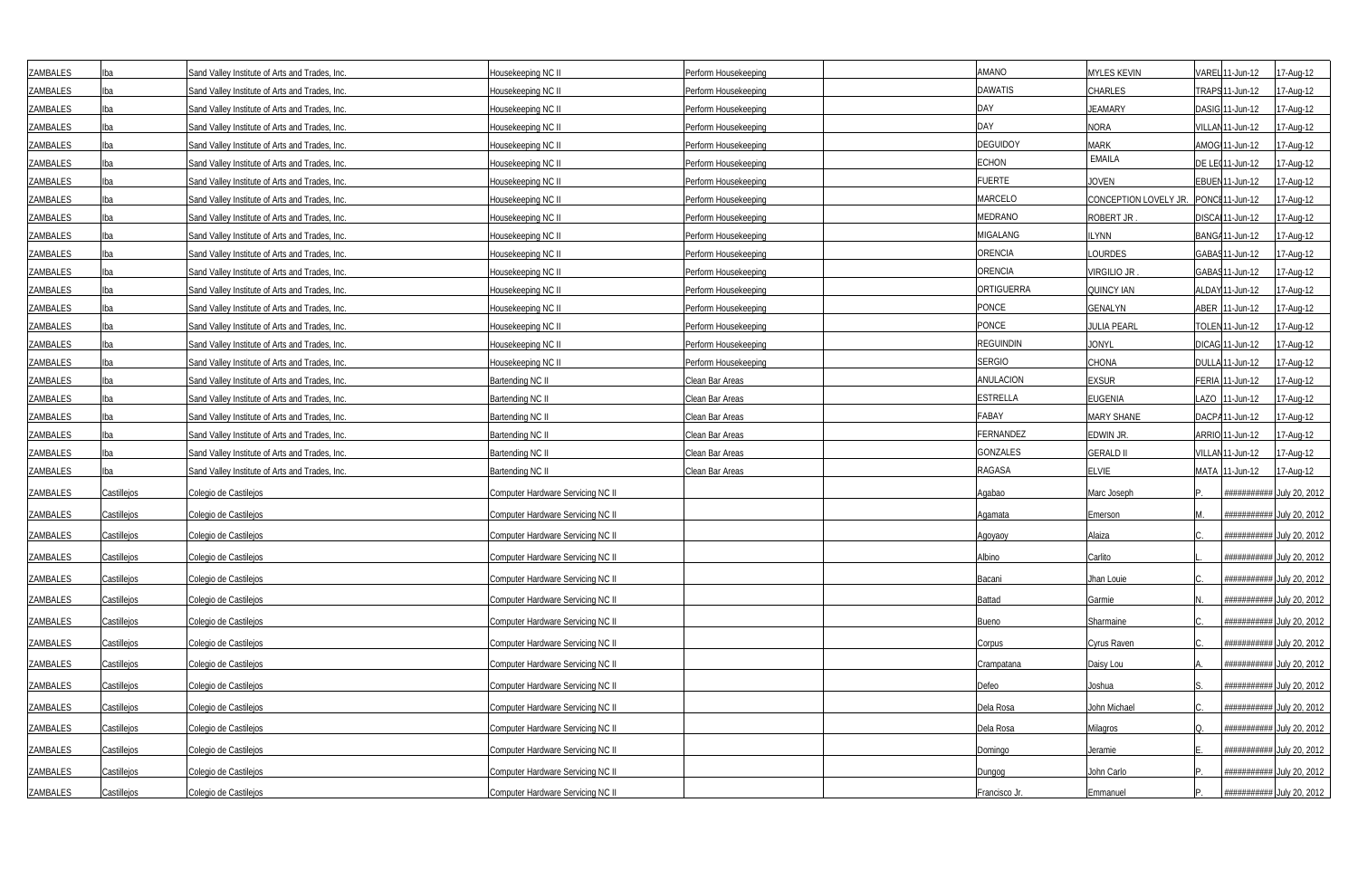| | | | | | | | | | | |
|---|---|---|---|---|---|---|---|---|---|---|
| ZAMBALES | Iba | Sand Valley Institute of Arts and Trades, Inc. | Housekeeping NC II | Perform Housekeeping | | AMANO | MYLES KEVIN | VAREL | 11-Jun-12 | 17-Aug-12 |
| ZAMBALES | Iba | Sand Valley Institute of Arts and Trades, Inc. | Housekeeping NC II | Perform Housekeeping | | DAWATIS | CHARLES | TRAPS | 11-Jun-12 | 17-Aug-12 |
| ZAMBALES | Iba | Sand Valley Institute of Arts and Trades, Inc. | Housekeeping NC II | Perform Housekeeping | | DAY | JEAMARY | DASIG | 11-Jun-12 | 17-Aug-12 |
| ZAMBALES | Iba | Sand Valley Institute of Arts and Trades, Inc. | Housekeeping NC II | Perform Housekeeping | | DAY | NORA | VILLAN | 11-Jun-12 | 17-Aug-12 |
| ZAMBALES | Iba | Sand Valley Institute of Arts and Trades, Inc. | Housekeeping NC II | Perform Housekeeping | | DEGUIDOY | MARK | AMOG | 11-Jun-12 | 17-Aug-12 |
| ZAMBALES | Iba | Sand Valley Institute of Arts and Trades, Inc. | Housekeeping NC II | Perform Housekeeping | | ECHON | EMAILA | DE LE | 11-Jun-12 | 17-Aug-12 |
| ZAMBALES | Iba | Sand Valley Institute of Arts and Trades, Inc. | Housekeeping NC II | Perform Housekeeping | | FUERTE | JOVEN | EBUEN | 11-Jun-12 | 17-Aug-12 |
| ZAMBALES | Iba | Sand Valley Institute of Arts and Trades, Inc. | Housekeeping NC II | Perform Housekeeping | | MARCELO | CONCEPTION LOVELY JR. | PONCE | 11-Jun-12 | 17-Aug-12 |
| ZAMBALES | Iba | Sand Valley Institute of Arts and Trades, Inc. | Housekeeping NC II | Perform Housekeeping | | MEDRANO | ROBERT JR . | DISCA | 11-Jun-12 | 17-Aug-12 |
| ZAMBALES | Iba | Sand Valley Institute of Arts and Trades, Inc. | Housekeeping NC II | Perform Housekeeping | | MIGALANG | ILYNN | BANGA | 11-Jun-12 | 17-Aug-12 |
| ZAMBALES | Iba | Sand Valley Institute of Arts and Trades, Inc. | Housekeeping NC II | Perform Housekeeping | | ORENCIA | LOURDES | GABAS | 11-Jun-12 | 17-Aug-12 |
| ZAMBALES | Iba | Sand Valley Institute of Arts and Trades, Inc. | Housekeeping NC II | Perform Housekeeping | | ORENCIA | VIRGILIO JR . | GABAS | 11-Jun-12 | 17-Aug-12 |
| ZAMBALES | Iba | Sand Valley Institute of Arts and Trades, Inc. | Housekeeping NC II | Perform Housekeeping | | ORTIGUERRA | QUINCY IAN | ALDAY | 11-Jun-12 | 17-Aug-12 |
| ZAMBALES | Iba | Sand Valley Institute of Arts and Trades, Inc. | Housekeeping NC II | Perform Housekeeping | | PONCE | GENALYN | ABER | 11-Jun-12 | 17-Aug-12 |
| ZAMBALES | Iba | Sand Valley Institute of Arts and Trades, Inc. | Housekeeping NC II | Perform Housekeeping | | PONCE | JULIA PEARL | TOLEN | 11-Jun-12 | 17-Aug-12 |
| ZAMBALES | Iba | Sand Valley Institute of Arts and Trades, Inc. | Housekeeping NC II | Perform Housekeeping | | REGUINDIN | JONYL | DICAG | 11-Jun-12 | 17-Aug-12 |
| ZAMBALES | Iba | Sand Valley Institute of Arts and Trades, Inc. | Housekeeping NC II | Perform Housekeeping | | SERGIO | CHONA | DULLA | 11-Jun-12 | 17-Aug-12 |
| ZAMBALES | Iba | Sand Valley Institute of Arts and Trades, Inc. | Bartending NC II | Clean Bar Areas | | ANULACION | EXSUR | FERIA | 11-Jun-12 | 17-Aug-12 |
| ZAMBALES | Iba | Sand Valley Institute of Arts and Trades, Inc. | Bartending NC II | Clean Bar Areas | | ESTRELLA | EUGENIA | LAZO | 11-Jun-12 | 17-Aug-12 |
| ZAMBALES | Iba | Sand Valley Institute of Arts and Trades, Inc. | Bartending NC II | Clean Bar Areas | | FABAY | MARY SHANE | DACPA | 11-Jun-12 | 17-Aug-12 |
| ZAMBALES | Iba | Sand Valley Institute of Arts and Trades, Inc. | Bartending NC II | Clean Bar Areas | | FERNANDEZ | EDWIN JR. | ARRIO | 11-Jun-12 | 17-Aug-12 |
| ZAMBALES | Iba | Sand Valley Institute of Arts and Trades, Inc. | Bartending NC II | Clean Bar Areas | | GONZALES | GERALD II | VILLAN | 11-Jun-12 | 17-Aug-12 |
| ZAMBALES | Iba | Sand Valley Institute of Arts and Trades, Inc. | Bartending NC II | Clean Bar Areas | | RAGASA | ELVIE | MATA | 11-Jun-12 | 17-Aug-12 |
| ZAMBALES | Castillejos | Colegio de Castillejos | Computer Hardware Servicing NC II | | | Agabao | Marc Joseph | P. | ########### | July 20, 2012 |
| ZAMBALES | Castillejos | Colegio de Castillejos | Computer Hardware Servicing NC II | | | Agamata | Emerson | M. | ########### | July 20, 2012 |
| ZAMBALES | Castillejos | Colegio de Castillejos | Computer Hardware Servicing NC II | | | Agoyaoy | Alaiza | C. | ########### | July 20, 2012 |
| ZAMBALES | Castillejos | Colegio de Castillejos | Computer Hardware Servicing NC II | | | Albino | Carlito | L. | ########### | July 20, 2012 |
| ZAMBALES | Castillejos | Colegio de Castillejos | Computer Hardware Servicing NC II | | | Bacani | Jhan Louie | C. | ########### | July 20, 2012 |
| ZAMBALES | Castillejos | Colegio de Castillejos | Computer Hardware Servicing NC II | | | Battad | Garmie | N. | ########### | July 20, 2012 |
| ZAMBALES | Castillejos | Colegio de Castillejos | Computer Hardware Servicing NC II | | | Bueno | Sharmaine | C. | ########### | July 20, 2012 |
| ZAMBALES | Castillejos | Colegio de Castillejos | Computer Hardware Servicing NC II | | | Corpus | Cyrus Raven | C. | ########### | July 20, 2012 |
| ZAMBALES | Castillejos | Colegio de Castillejos | Computer Hardware Servicing NC II | | | Crampatana | Daisy Lou | A. | ########### | July 20, 2012 |
| ZAMBALES | Castillejos | Colegio de Castillejos | Computer Hardware Servicing NC II | | | Defeo | Joshua | S. | ########### | July 20, 2012 |
| ZAMBALES | Castillejos | Colegio de Castillejos | Computer Hardware Servicing NC II | | | Dela Rosa | John Michael | C. | ########### | July 20, 2012 |
| ZAMBALES | Castillejos | Colegio de Castillejos | Computer Hardware Servicing NC II | | | Dela Rosa | Milagros | Q. | ########### | July 20, 2012 |
| ZAMBALES | Castillejos | Colegio de Castillejos | Computer Hardware Servicing NC II | | | Domingo | Jeramie | E. | ########### | July 20, 2012 |
| ZAMBALES | Castillejos | Colegio de Castillejos | Computer Hardware Servicing NC II | | | Dungog | John Carlo | P. | ########### | July 20, 2012 |
| ZAMBALES | Castillejos | Colegio de Castillejos | Computer Hardware Servicing NC II | | | Francisco Jr. | Emmanuel | P. | ########### | July 20, 2012 |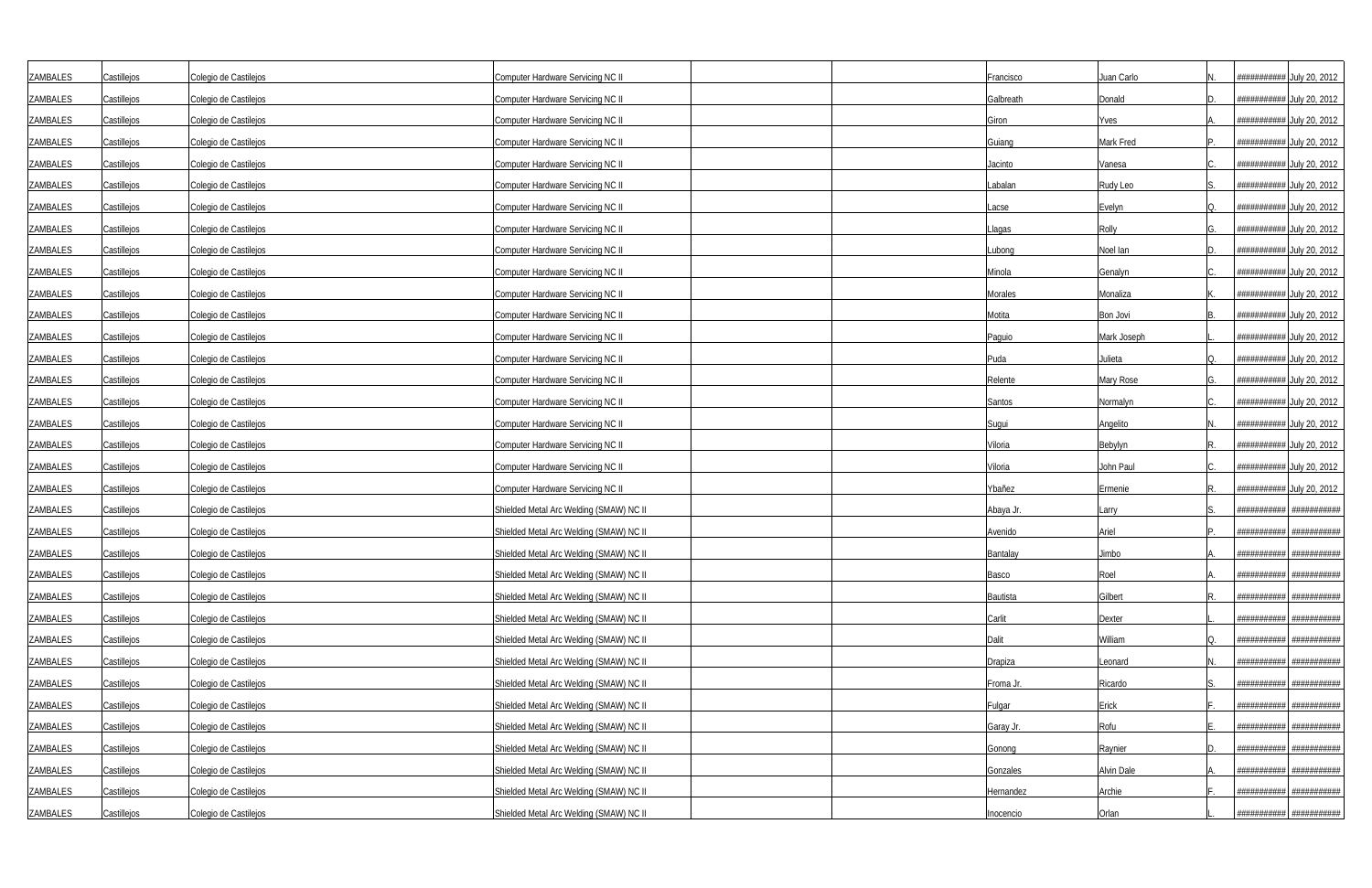| | | | | | | | | | | |
|---|---|---|---|---|---|---|---|---|---|---|
| ZAMBALES | Castillejos | Colegio de Castilejos | Computer Hardware Servicing NC II | | | Francisco | Juan Carlo | N. | ########### | July 20, 2012 |
| ZAMBALES | Castillejos | Colegio de Castilejos | Computer Hardware Servicing NC II | | | Galbreath | Donald | D. | ########### | July 20, 2012 |
| ZAMBALES | Castillejos | Colegio de Castilejos | Computer Hardware Servicing NC II | | | Giron | Yves | A. | ########### | July 20, 2012 |
| ZAMBALES | Castillejos | Colegio de Castilejos | Computer Hardware Servicing NC II | | | Guiang | Mark Fred | P. | ########### | July 20, 2012 |
| ZAMBALES | Castillejos | Colegio de Castilejos | Computer Hardware Servicing NC II | | | Jacinto | Vanesa | C. | ########### | July 20, 2012 |
| ZAMBALES | Castillejos | Colegio de Castilejos | Computer Hardware Servicing NC II | | | Labalan | Rudy Leo | S. | ########### | July 20, 2012 |
| ZAMBALES | Castillejos | Colegio de Castilejos | Computer Hardware Servicing NC II | | | Lacse | Evelyn | Q. | ########### | July 20, 2012 |
| ZAMBALES | Castillejos | Colegio de Castilejos | Computer Hardware Servicing NC II | | | Llagas | Rolly | G. | ########### | July 20, 2012 |
| ZAMBALES | Castillejos | Colegio de Castilejos | Computer Hardware Servicing NC II | | | Lubong | Noel Ian | D. | ########### | July 20, 2012 |
| ZAMBALES | Castillejos | Colegio de Castilejos | Computer Hardware Servicing NC II | | | Minola | Genalyn | C. | ########### | July 20, 2012 |
| ZAMBALES | Castillejos | Colegio de Castilejos | Computer Hardware Servicing NC II | | | Morales | Monaliza | K. | ########### | July 20, 2012 |
| ZAMBALES | Castillejos | Colegio de Castilejos | Computer Hardware Servicing NC II | | | Motita | Bon Jovi | B. | ########### | July 20, 2012 |
| ZAMBALES | Castillejos | Colegio de Castilejos | Computer Hardware Servicing NC II | | | Paguio | Mark Joseph | L. | ########### | July 20, 2012 |
| ZAMBALES | Castillejos | Colegio de Castilejos | Computer Hardware Servicing NC II | | | Puda | Julieta | Q. | ########### | July 20, 2012 |
| ZAMBALES | Castillejos | Colegio de Castilejos | Computer Hardware Servicing NC II | | | Relente | Mary Rose | G. | ########### | July 20, 2012 |
| ZAMBALES | Castillejos | Colegio de Castilejos | Computer Hardware Servicing NC II | | | Santos | Normalyn | C. | ########### | July 20, 2012 |
| ZAMBALES | Castillejos | Colegio de Castilejos | Computer Hardware Servicing NC II | | | Sugui | Angelito | N. | ########### | July 20, 2012 |
| ZAMBALES | Castillejos | Colegio de Castilejos | Computer Hardware Servicing NC II | | | Viloria | Bebylyn | R. | ########### | July 20, 2012 |
| ZAMBALES | Castillejos | Colegio de Castilejos | Computer Hardware Servicing NC II | | | Viloria | John Paul | C. | ########### | July 20, 2012 |
| ZAMBALES | Castillejos | Colegio de Castilejos | Computer Hardware Servicing NC II | | | Ybañez | Ermenie | R. | ########### | July 20, 2012 |
| ZAMBALES | Castillejos | Colegio de Castilejos | Shielded Metal Arc Welding (SMAW) NC II | | | Abaya Jr. | Larry | S. | ########### | ########### |
| ZAMBALES | Castillejos | Colegio de Castilejos | Shielded Metal Arc Welding (SMAW) NC II | | | Avenido | Ariel | P. | ########### | ########### |
| ZAMBALES | Castillejos | Colegio de Castilejos | Shielded Metal Arc Welding (SMAW) NC II | | | Bantalay | Jimbo | A. | ########### | ########### |
| ZAMBALES | Castillejos | Colegio de Castilejos | Shielded Metal Arc Welding (SMAW) NC II | | | Basco | Roel | A. | ########### | ########### |
| ZAMBALES | Castillejos | Colegio de Castilejos | Shielded Metal Arc Welding (SMAW) NC II | | | Bautista | Gilbert | R. | ########### | ########### |
| ZAMBALES | Castillejos | Colegio de Castilejos | Shielded Metal Arc Welding (SMAW) NC II | | | Carlit | Dexter | L. | ########### | ########### |
| ZAMBALES | Castillejos | Colegio de Castilejos | Shielded Metal Arc Welding (SMAW) NC II | | | Dalit | William | Q. | ########### | ########### |
| ZAMBALES | Castillejos | Colegio de Castilejos | Shielded Metal Arc Welding (SMAW) NC II | | | Drapiza | Leonard | N. | ########### | ########### |
| ZAMBALES | Castillejos | Colegio de Castilejos | Shielded Metal Arc Welding (SMAW) NC II | | | Froma Jr. | Ricardo | S. | ########### | ########### |
| ZAMBALES | Castillejos | Colegio de Castilejos | Shielded Metal Arc Welding (SMAW) NC II | | | Fulgar | Erick | F. | ########### | ########### |
| ZAMBALES | Castillejos | Colegio de Castilejos | Shielded Metal Arc Welding (SMAW) NC II | | | Garay Jr. | Rofu | E. | ########### | ########### |
| ZAMBALES | Castillejos | Colegio de Castilejos | Shielded Metal Arc Welding (SMAW) NC II | | | Gonong | Raynier | D. | ########### | ########### |
| ZAMBALES | Castillejos | Colegio de Castilejos | Shielded Metal Arc Welding (SMAW) NC II | | | Gonzales | Alvin Dale | A. | ########### | ########### |
| ZAMBALES | Castillejos | Colegio de Castilejos | Shielded Metal Arc Welding (SMAW) NC II | | | Hernandez | Archie | F. | ########### | ########### |
| ZAMBALES | Castillejos | Colegio de Castilejos | Shielded Metal Arc Welding (SMAW) NC II | | | Inocencio | Orlan | L. | ########### | ########### |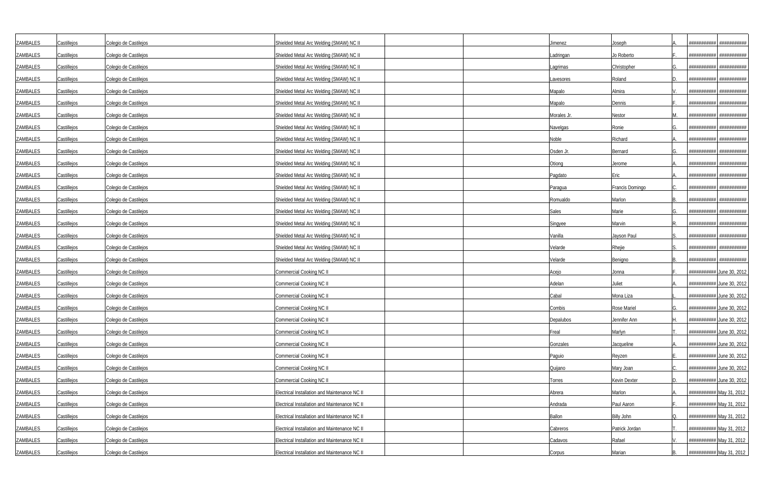| | | | | | | | | | | |
|---|---|---|---|---|---|---|---|---|---|---|
| ZAMBALES | Castillejos | Colegio de Castillejos | Shielded Metal Arc Welding (SMAW) NC II | | | Jimenez | Joseph | A. | ########### | ########### |
| ZAMBALES | Castillejos | Colegio de Castillejos | Shielded Metal Arc Welding (SMAW) NC II | | | Ladringan | Jo Roberto | F. | ########### | ########### |
| ZAMBALES | Castillejos | Colegio de Castillejos | Shielded Metal Arc Welding (SMAW) NC II | | | Lagrimas | Christopher | G. | ########### | ########### |
| ZAMBALES | Castillejos | Colegio de Castillejos | Shielded Metal Arc Welding (SMAW) NC II | | | Lavesores | Roland | D. | ########### | ########### |
| ZAMBALES | Castillejos | Colegio de Castillejos | Shielded Metal Arc Welding (SMAW) NC II | | | Mapalo | Almira | V. | ########### | ########### |
| ZAMBALES | Castillejos | Colegio de Castillejos | Shielded Metal Arc Welding (SMAW) NC II | | | Mapalo | Dennis | F. | ########### | ########### |
| ZAMBALES | Castillejos | Colegio de Castillejos | Shielded Metal Arc Welding (SMAW) NC II | | | Morales Jr. | Nestor | M. | ########### | ########### |
| ZAMBALES | Castillejos | Colegio de Castillejos | Shielded Metal Arc Welding (SMAW) NC II | | | Navelgas | Ronie | G. | ########### | ########### |
| ZAMBALES | Castillejos | Colegio de Castillejos | Shielded Metal Arc Welding (SMAW) NC II | | | Noble | Richard | A. | ########### | ########### |
| ZAMBALES | Castillejos | Colegio de Castillejos | Shielded Metal Arc Welding (SMAW) NC II | | | Osden Jr. | Bernard | G. | ########### | ########### |
| ZAMBALES | Castillejos | Colegio de Castillejos | Shielded Metal Arc Welding (SMAW) NC II | | | Otiong | Jerome | A. | ########### | ########### |
| ZAMBALES | Castillejos | Colegio de Castillejos | Shielded Metal Arc Welding (SMAW) NC II | | | Pagdato | Eric | A. | ########### | ########### |
| ZAMBALES | Castillejos | Colegio de Castillejos | Shielded Metal Arc Welding (SMAW) NC II | | | Paragua | Francis Domingo | C. | ########### | ########### |
| ZAMBALES | Castillejos | Colegio de Castillejos | Shielded Metal Arc Welding (SMAW) NC II | | | Romualdo | Marlon | B. | ########### | ########### |
| ZAMBALES | Castillejos | Colegio de Castillejos | Shielded Metal Arc Welding (SMAW) NC II | | | Sales | Marie | G. | ########### | ########### |
| ZAMBALES | Castillejos | Colegio de Castillejos | Shielded Metal Arc Welding (SMAW) NC II | | | Singyee | Marvin | R. | ########### | ########### |
| ZAMBALES | Castillejos | Colegio de Castillejos | Shielded Metal Arc Welding (SMAW) NC II | | | Vanilla | Jayson Paul | S. | ########### | ########### |
| ZAMBALES | Castillejos | Colegio de Castillejos | Shielded Metal Arc Welding (SMAW) NC II | | | Velarde | Rhejie | S. | ########### | ########### |
| ZAMBALES | Castillejos | Colegio de Castillejos | Shielded Metal Arc Welding (SMAW) NC II | | | Velarde | Benigno | B. | ########### | ########### |
| ZAMBALES | Castillejos | Colegio de Castillejos | Commercial Cooking NC II | | | Acejo | Jonna | F. | ########### | June 30, 2012 |
| ZAMBALES | Castillejos | Colegio de Castillejos | Commercial Cooking NC II | | | Adelan | Juliet | A. | ########### | June 30, 2012 |
| ZAMBALES | Castillejos | Colegio de Castillejos | Commercial Cooking NC II | | | Cabal | Mona Liza | L. | ########### | June 30, 2012 |
| ZAMBALES | Castillejos | Colegio de Castillejos | Commercial Cooking NC II | | | Combis | Rose Mariel | G. | ########### | June 30, 2012 |
| ZAMBALES | Castillejos | Colegio de Castillejos | Commercial Cooking NC II | | | Depalubos | Jennifer Ann | H. | ########### | June 30, 2012 |
| ZAMBALES | Castillejos | Colegio de Castillejos | Commercial Cooking NC II | | | Freal | Marlyn | T. | ########### | June 30, 2012 |
| ZAMBALES | Castillejos | Colegio de Castillejos | Commercial Cooking NC II | | | Gonzales | Jacqueline | A. | ########### | June 30, 2012 |
| ZAMBALES | Castillejos | Colegio de Castillejos | Commercial Cooking NC II | | | Paguio | Reyzen | E. | ########### | June 30, 2012 |
| ZAMBALES | Castillejos | Colegio de Castillejos | Commercial Cooking NC II | | | Quijano | Mary Joan | C. | ########### | June 30, 2012 |
| ZAMBALES | Castillejos | Colegio de Castillejos | Commercial Cooking NC II | | | Torres | Kevin Dexter | D. | ########### | June 30, 2012 |
| ZAMBALES | Castillejos | Colegio de Castillejos | Electrical Installation and Maintenance NC II | | | Abrera | Marlon | A. | ########### | May 31, 2012 |
| ZAMBALES | Castillejos | Colegio de Castillejos | Electrical Installation and Maintenance NC II | | | Andrada | Paul Aaron | F. | ########### | May 31, 2012 |
| ZAMBALES | Castillejos | Colegio de Castillejos | Electrical Installation and Maintenance NC II | | | Ballon | Billy John | Q. | ########### | May 31, 2012 |
| ZAMBALES | Castillejos | Colegio de Castillejos | Electrical Installation and Maintenance NC II | | | Cabreros | Patrick Jordan | T. | ########### | May 31, 2012 |
| ZAMBALES | Castillejos | Colegio de Castillejos | Electrical Installation and Maintenance NC II | | | Cadavos | Rafael | V. | ########### | May 31, 2012 |
| ZAMBALES | Castillejos | Colegio de Castillejos | Electrical Installation and Maintenance NC II | | | Corpus | Marian | B. | ########### | May 31, 2012 |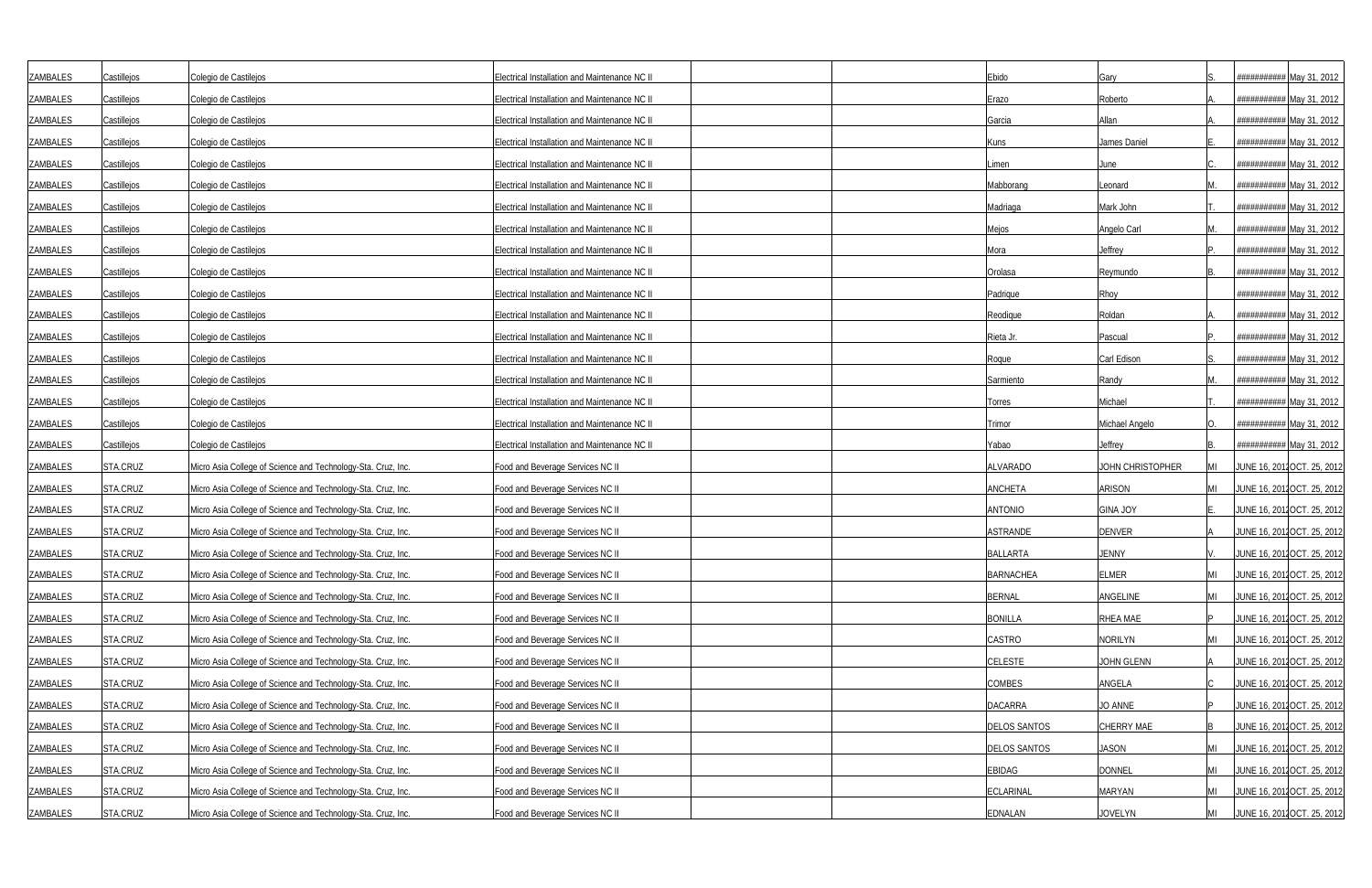| | | | | | | | | | | |
|---|---|---|---|---|---|---|---|---|---|---|
| ZAMBALES | Castillejos | Colegio de Castilejos | Electrical Installation and Maintenance NC II | | | Ebido | Gary | S. | ########### | May 31, 2012 |
| ZAMBALES | Castillejos | Colegio de Castilejos | Electrical Installation and Maintenance NC II | | | Erazo | Roberto | A. | ########### | May 31, 2012 |
| ZAMBALES | Castillejos | Colegio de Castilejos | Electrical Installation and Maintenance NC II | | | Garcia | Allan | A. | ########### | May 31, 2012 |
| ZAMBALES | Castillejos | Colegio de Castilejos | Electrical Installation and Maintenance NC II | | | Kuns | James Daniel | E. | ########### | May 31, 2012 |
| ZAMBALES | Castillejos | Colegio de Castilejos | Electrical Installation and Maintenance NC II | | | Limen | June | C. | ########### | May 31, 2012 |
| ZAMBALES | Castillejos | Colegio de Castilejos | Electrical Installation and Maintenance NC II | | | Mabborang | Leonard | M. | ########### | May 31, 2012 |
| ZAMBALES | Castillejos | Colegio de Castilejos | Electrical Installation and Maintenance NC II | | | Madriaga | Mark John | T. | ########### | May 31, 2012 |
| ZAMBALES | Castillejos | Colegio de Castilejos | Electrical Installation and Maintenance NC II | | | Mejos | Angelo Carl | M. | ########### | May 31, 2012 |
| ZAMBALES | Castillejos | Colegio de Castilejos | Electrical Installation and Maintenance NC II | | | Mora | Jeffrey | P. | ########### | May 31, 2012 |
| ZAMBALES | Castillejos | Colegio de Castilejos | Electrical Installation and Maintenance NC II | | | Orolasa | Reymundo | B. | ########### | May 31, 2012 |
| ZAMBALES | Castillejos | Colegio de Castilejos | Electrical Installation and Maintenance NC II | | | Padrique | Rhoy | | ########### | May 31, 2012 |
| ZAMBALES | Castillejos | Colegio de Castilejos | Electrical Installation and Maintenance NC II | | | Reodique | Roldan | A. | ########### | May 31, 2012 |
| ZAMBALES | Castillejos | Colegio de Castilejos | Electrical Installation and Maintenance NC II | | | Rieta Jr. | Pascual | P. | ########### | May 31, 2012 |
| ZAMBALES | Castillejos | Colegio de Castilejos | Electrical Installation and Maintenance NC II | | | Roque | Carl Edison | S. | ########### | May 31, 2012 |
| ZAMBALES | Castillejos | Colegio de Castilejos | Electrical Installation and Maintenance NC II | | | Sarmiento | Randy | M. | ########### | May 31, 2012 |
| ZAMBALES | Castillejos | Colegio de Castilejos | Electrical Installation and Maintenance NC II | | | Torres | Michael | T. | ########### | May 31, 2012 |
| ZAMBALES | Castillejos | Colegio de Castilejos | Electrical Installation and Maintenance NC II | | | Trimor | Michael Angelo | O. | ########### | May 31, 2012 |
| ZAMBALES | Castillejos | Colegio de Castilejos | Electrical Installation and Maintenance NC II | | | Yabao | Jeffrey | B. | ########### | May 31, 2012 |
| ZAMBALES | STA.CRUZ | Micro Asia College of Science and Technology-Sta. Cruz, Inc. | Food and Beverage Services NC II | | | ALVARADO | JOHN CHRISTOPHER | MI | JUNE 16, 2012 | OCT. 25, 2012 |
| ZAMBALES | STA.CRUZ | Micro Asia College of Science and Technology-Sta. Cruz, Inc. | Food and Beverage Services NC II | | | ANCHETA | ARISON | MI | JUNE 16, 2012 | OCT. 25, 2012 |
| ZAMBALES | STA.CRUZ | Micro Asia College of Science and Technology-Sta. Cruz, Inc. | Food and Beverage Services NC II | | | ANTONIO | GINA JOY | E. | JUNE 16, 2012 | OCT. 25, 2012 |
| ZAMBALES | STA.CRUZ | Micro Asia College of Science and Technology-Sta. Cruz, Inc. | Food and Beverage Services NC II | | | ASTRANDE | DENVER | A | JUNE 16, 2012 | OCT. 25, 2012 |
| ZAMBALES | STA.CRUZ | Micro Asia College of Science and Technology-Sta. Cruz, Inc. | Food and Beverage Services NC II | | | BALLARTA | JENNY | V. | JUNE 16, 2012 | OCT. 25, 2012 |
| ZAMBALES | STA.CRUZ | Micro Asia College of Science and Technology-Sta. Cruz, Inc. | Food and Beverage Services NC II | | | BARNACHEA | ELMER | MI | JUNE 16, 2012 | OCT. 25, 2012 |
| ZAMBALES | STA.CRUZ | Micro Asia College of Science and Technology-Sta. Cruz, Inc. | Food and Beverage Services NC II | | | BERNAL | ANGELINE | MI | JUNE 16, 2012 | OCT. 25, 2012 |
| ZAMBALES | STA.CRUZ | Micro Asia College of Science and Technology-Sta. Cruz, Inc. | Food and Beverage Services NC II | | | BONILLA | RHEA MAE | P | JUNE 16, 2012 | OCT. 25, 2012 |
| ZAMBALES | STA.CRUZ | Micro Asia College of Science and Technology-Sta. Cruz, Inc. | Food and Beverage Services NC II | | | CASTRO | NORILYN | MI | JUNE 16, 2012 | OCT. 25, 2012 |
| ZAMBALES | STA.CRUZ | Micro Asia College of Science and Technology-Sta. Cruz, Inc. | Food and Beverage Services NC II | | | CELESTE | JOHN GLENN | A | JUNE 16, 2012 | OCT. 25, 2012 |
| ZAMBALES | STA.CRUZ | Micro Asia College of Science and Technology-Sta. Cruz, Inc. | Food and Beverage Services NC II | | | COMBES | ANGELA | C | JUNE 16, 2012 | OCT. 25, 2012 |
| ZAMBALES | STA.CRUZ | Micro Asia College of Science and Technology-Sta. Cruz, Inc. | Food and Beverage Services NC II | | | DACARRA | JO ANNE | P | JUNE 16, 2012 | OCT. 25, 2012 |
| ZAMBALES | STA.CRUZ | Micro Asia College of Science and Technology-Sta. Cruz, Inc. | Food and Beverage Services NC II | | | DELOS SANTOS | CHERRY MAE | B | JUNE 16, 2012 | OCT. 25, 2012 |
| ZAMBALES | STA.CRUZ | Micro Asia College of Science and Technology-Sta. Cruz, Inc. | Food and Beverage Services NC II | | | DELOS SANTOS | JASON | MI | JUNE 16, 2012 | OCT. 25, 2012 |
| ZAMBALES | STA.CRUZ | Micro Asia College of Science and Technology-Sta. Cruz, Inc. | Food and Beverage Services NC II | | | EBIDAG | DONNEL | MI | JUNE 16, 2012 | OCT. 25, 2012 |
| ZAMBALES | STA.CRUZ | Micro Asia College of Science and Technology-Sta. Cruz, Inc. | Food and Beverage Services NC II | | | ECLARINAL | MARYAN | MI | JUNE 16, 2012 | OCT. 25, 2012 |
| ZAMBALES | STA.CRUZ | Micro Asia College of Science and Technology-Sta. Cruz, Inc. | Food and Beverage Services NC II | | | EDNALAN | JOVELYN | MI | JUNE 16, 2012 | OCT. 25, 2012 |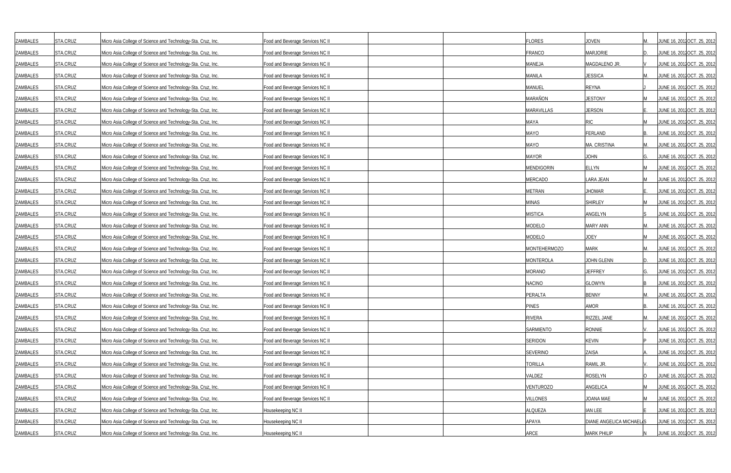| | | | | | | | | | | |
|---|---|---|---|---|---|---|---|---|---|---|
| ZAMBALES | STA.CRUZ | Micro Asia College of Science and Technology-Sta. Cruz, Inc. | Food and Beverage Services NC II | | | FLORES | JOVEN | M. | JUNE 16, 2012 | OCT. 25, 2012 |
| ZAMBALES | STA.CRUZ | Micro Asia College of Science and Technology-Sta. Cruz, Inc. | Food and Beverage Services NC II | | | FRANCO | MARJORIE | D. | JUNE 16, 2012 | OCT. 25, 2012 |
| ZAMBALES | STA.CRUZ | Micro Asia College of Science and Technology-Sta. Cruz, Inc. | Food and Beverage Services NC II | | | MANEJA | MAGDALENO JR. | V | JUNE 16, 2012 | OCT. 25, 2012 |
| ZAMBALES | STA.CRUZ | Micro Asia College of Science and Technology-Sta. Cruz, Inc. | Food and Beverage Services NC II | | | MANILA | JESSICA | M. | JUNE 16, 2012 | OCT. 25, 2012 |
| ZAMBALES | STA.CRUZ | Micro Asia College of Science and Technology-Sta. Cruz, Inc. | Food and Beverage Services NC II | | | MANUEL | REYNA | J | JUNE 16, 2012 | OCT. 25, 2012 |
| ZAMBALES | STA.CRUZ | Micro Asia College of Science and Technology-Sta. Cruz, Inc. | Food and Beverage Services NC II | | | MARAÑON | JESTONY | M | JUNE 16, 2012 | OCT. 25, 2012 |
| ZAMBALES | STA.CRUZ | Micro Asia College of Science and Technology-Sta. Cruz, Inc. | Food and Beverage Services NC II | | | MARAVILLAS | JERSON | E. | JUNE 16, 2012 | OCT. 25, 2012 |
| ZAMBALES | STA.CRUZ | Micro Asia College of Science and Technology-Sta. Cruz, Inc. | Food and Beverage Services NC II | | | MAYA | RIC | M | JUNE 16, 2012 | OCT. 25, 2012 |
| ZAMBALES | STA.CRUZ | Micro Asia College of Science and Technology-Sta. Cruz, Inc. | Food and Beverage Services NC II | | | MAYO | FERLAND | B. | JUNE 16, 2012 | OCT. 25, 2012 |
| ZAMBALES | STA.CRUZ | Micro Asia College of Science and Technology-Sta. Cruz, Inc. | Food and Beverage Services NC II | | | MAYO | MA. CRISTINA | M. | JUNE 16, 2012 | OCT. 25, 2012 |
| ZAMBALES | STA.CRUZ | Micro Asia College of Science and Technology-Sta. Cruz, Inc. | Food and Beverage Services NC II | | | MAYOR | JOHN | G. | JUNE 16, 2012 | OCT. 25, 2012 |
| ZAMBALES | STA.CRUZ | Micro Asia College of Science and Technology-Sta. Cruz, Inc. | Food and Beverage Services NC II | | | MENDIGORIN | ELLYN | M | JUNE 16, 2012 | OCT. 25, 2012 |
| ZAMBALES | STA.CRUZ | Micro Asia College of Science and Technology-Sta. Cruz, Inc. | Food and Beverage Services NC II | | | MERCADO | LARA JEAN | M | JUNE 16, 2012 | OCT. 25, 2012 |
| ZAMBALES | STA.CRUZ | Micro Asia College of Science and Technology-Sta. Cruz, Inc. | Food and Beverage Services NC II | | | METRAN | JHOMAR | E. | JUNE 16, 2012 | OCT. 25, 2012 |
| ZAMBALES | STA.CRUZ | Micro Asia College of Science and Technology-Sta. Cruz, Inc. | Food and Beverage Services NC II | | | MINAS | SHIRLEY | M | JUNE 16, 2012 | OCT. 25, 2012 |
| ZAMBALES | STA.CRUZ | Micro Asia College of Science and Technology-Sta. Cruz, Inc. | Food and Beverage Services NC II | | | MISTICA | ANGELYN | S | JUNE 16, 2012 | OCT. 25, 2012 |
| ZAMBALES | STA.CRUZ | Micro Asia College of Science and Technology-Sta. Cruz, Inc. | Food and Beverage Services NC II | | | MODELO | MARY ANN | M. | JUNE 16, 2012 | OCT. 25, 2012 |
| ZAMBALES | STA.CRUZ | Micro Asia College of Science and Technology-Sta. Cruz, Inc. | Food and Beverage Services NC II | | | MODELO | JOEY | M | JUNE 16, 2012 | OCT. 25, 2012 |
| ZAMBALES | STA.CRUZ | Micro Asia College of Science and Technology-Sta. Cruz, Inc. | Food and Beverage Services NC II | | | MONTEHERMOZO | MARK | M. | JUNE 16, 2012 | OCT. 25, 2012 |
| ZAMBALES | STA.CRUZ | Micro Asia College of Science and Technology-Sta. Cruz, Inc. | Food and Beverage Services NC II | | | MONTEROLA | JOHN GLENN | D. | JUNE 16, 2012 | OCT. 25, 2012 |
| ZAMBALES | STA.CRUZ | Micro Asia College of Science and Technology-Sta. Cruz, Inc. | Food and Beverage Services NC II | | | MORANO | JEFFREY | G. | JUNE 16, 2012 | OCT. 25, 2012 |
| ZAMBALES | STA.CRUZ | Micro Asia College of Science and Technology-Sta. Cruz, Inc. | Food and Beverage Services NC II | | | NACINO | GLOWYN | B | JUNE 16, 2012 | OCT. 25, 2012 |
| ZAMBALES | STA.CRUZ | Micro Asia College of Science and Technology-Sta. Cruz, Inc. | Food and Beverage Services NC II | | | PERALTA | BENNY | M. | JUNE 16, 2012 | OCT. 25, 2012 |
| ZAMBALES | STA.CRUZ | Micro Asia College of Science and Technology-Sta. Cruz, Inc. | Food and Beverage Services NC II | | | PINES | AMOR | B. | JUNE 16, 2012 | OCT. 25, 2012 |
| ZAMBALES | STA.CRUZ | Micro Asia College of Science and Technology-Sta. Cruz, Inc. | Food and Beverage Services NC II | | | RIVERA | RIZZEL JANE | M. | JUNE 16, 2012 | OCT. 25, 2012 |
| ZAMBALES | STA.CRUZ | Micro Asia College of Science and Technology-Sta. Cruz, Inc. | Food and Beverage Services NC II | | | SARMIENTO | RONNIE | V. | JUNE 16, 2012 | OCT. 25, 2012 |
| ZAMBALES | STA.CRUZ | Micro Asia College of Science and Technology-Sta. Cruz, Inc. | Food and Beverage Services NC II | | | SERIDON | KEVIN | P | JUNE 16, 2012 | OCT. 25, 2012 |
| ZAMBALES | STA.CRUZ | Micro Asia College of Science and Technology-Sta. Cruz, Inc. | Food and Beverage Services NC II | | | SEVERINO | ZAISA | A. | JUNE 16, 2012 | OCT. 25, 2012 |
| ZAMBALES | STA.CRUZ | Micro Asia College of Science and Technology-Sta. Cruz, Inc. | Food and Beverage Services NC II | | | TORILLA | RAMIL JR. | V. | JUNE 16, 2012 | OCT. 25, 2012 |
| ZAMBALES | STA.CRUZ | Micro Asia College of Science and Technology-Sta. Cruz, Inc. | Food and Beverage Services NC II | | | VALDEZ | ROSELYN | O | JUNE 16, 2012 | OCT. 25, 2012 |
| ZAMBALES | STA.CRUZ | Micro Asia College of Science and Technology-Sta. Cruz, Inc. | Food and Beverage Services NC II | | | VENTUROZO | ANGELICA | M | JUNE 16, 2012 | OCT. 25, 2012 |
| ZAMBALES | STA.CRUZ | Micro Asia College of Science and Technology-Sta. Cruz, Inc. | Food and Beverage Services NC II | | | VILLONES | JOANA MAE | M | JUNE 16, 2012 | OCT. 25, 2012 |
| ZAMBALES | STA.CRUZ | Micro Asia College of Science and Technology-Sta. Cruz, Inc. | Housekeeping NC II | | | ALQUEZA | IAN LEE | E | JUNE 16, 2012 | OCT. 25, 2012 |
| ZAMBALES | STA.CRUZ | Micro Asia College of Science and Technology-Sta. Cruz, Inc. | Housekeeping NC II | | | APAYA | DIANE ANGELICA MICHAELA | S | JUNE 16, 2012 | OCT. 25, 2012 |
| ZAMBALES | STA.CRUZ | Micro Asia College of Science and Technology-Sta. Cruz, Inc. | Housekeeping NC II | | | ARCE | MARK PHILIP | N | JUNE 16, 2012 | OCT. 25, 2012 |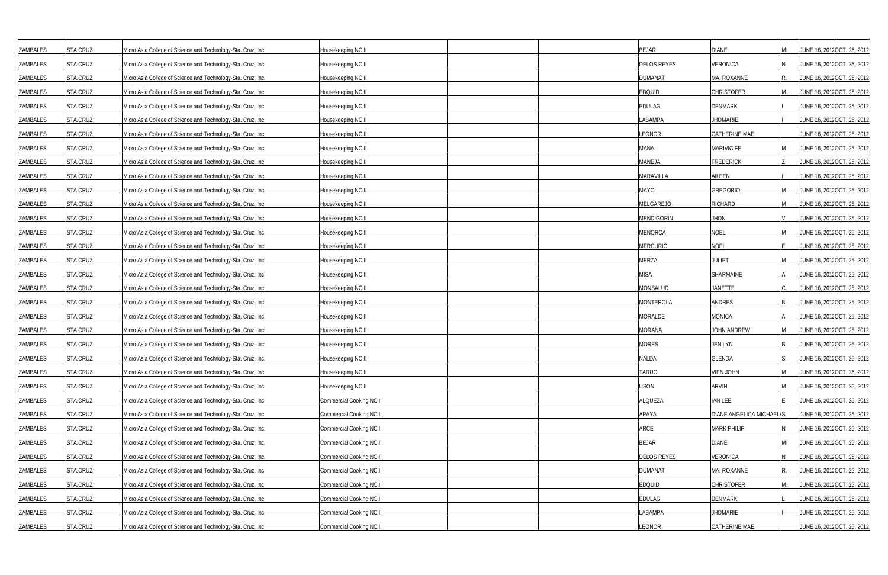| | | | | | | | | | | |
|---|---|---|---|---|---|---|---|---|---|---|
| ZAMBALES | STA.CRUZ | Micro Asia College of Science and Technology-Sta. Cruz, Inc. | Housekeeping NC II | | | BEJAR | DIANE | MI | JUNE 16, 2012 | OCT. 25, 2012 |
| ZAMBALES | STA.CRUZ | Micro Asia College of Science and Technology-Sta. Cruz, Inc. | Housekeeping NC II | | | DELOS REYES | VERONICA | N | JUNE 16, 2012 | OCT. 25, 2012 |
| ZAMBALES | STA.CRUZ | Micro Asia College of Science and Technology-Sta. Cruz, Inc. | Housekeeping NC II | | | DUMANAT | MA. ROXANNE | R. | JUNE 16, 2012 | OCT. 25, 2012 |
| ZAMBALES | STA.CRUZ | Micro Asia College of Science and Technology-Sta. Cruz, Inc. | Housekeeping NC II | | | EDQUID | CHRISTOFER | M. | JUNE 16, 2012 | OCT. 25, 2012 |
| ZAMBALES | STA.CRUZ | Micro Asia College of Science and Technology-Sta. Cruz, Inc. | Housekeeping NC II | | | EDULAG | DENMARK | L | JUNE 16, 2012 | OCT. 25, 2012 |
| ZAMBALES | STA.CRUZ | Micro Asia College of Science and Technology-Sta. Cruz, Inc. | Housekeeping NC II | | | LABAMPA | JHOMARIE | I | JUNE 16, 2012 | OCT. 25, 2012 |
| ZAMBALES | STA.CRUZ | Micro Asia College of Science and Technology-Sta. Cruz, Inc. | Housekeeping NC II | | | LEONOR | CATHERINE MAE | | JUNE 16, 2012 | OCT. 25, 2012 |
| ZAMBALES | STA.CRUZ | Micro Asia College of Science and Technology-Sta. Cruz, Inc. | Housekeeping NC II | | | MANA | MARIVIC FE | M | JUNE 16, 2012 | OCT. 25, 2012 |
| ZAMBALES | STA.CRUZ | Micro Asia College of Science and Technology-Sta. Cruz, Inc. | Housekeeping NC II | | | MANEJA | FREDERICK | Z | JUNE 16, 2012 | OCT. 25, 2012 |
| ZAMBALES | STA.CRUZ | Micro Asia College of Science and Technology-Sta. Cruz, Inc. | Housekeeping NC II | | | MARAVILLA | AILEEN | I | JUNE 16, 2012 | OCT. 25, 2012 |
| ZAMBALES | STA.CRUZ | Micro Asia College of Science and Technology-Sta. Cruz, Inc. | Housekeeping NC II | | | MAYO | GREGORIO | M | JUNE 16, 2012 | OCT. 25, 2012 |
| ZAMBALES | STA.CRUZ | Micro Asia College of Science and Technology-Sta. Cruz, Inc. | Housekeeping NC II | | | MELGAREJO | RICHARD | M | JUNE 16, 2012 | OCT. 25, 2012 |
| ZAMBALES | STA.CRUZ | Micro Asia College of Science and Technology-Sta. Cruz, Inc. | Housekeeping NC II | | | MENDIGORIN | JHON | V. | JUNE 16, 2012 | OCT. 25, 2012 |
| ZAMBALES | STA.CRUZ | Micro Asia College of Science and Technology-Sta. Cruz, Inc. | Housekeeping NC II | | | MENORCA | NOEL | M | JUNE 16, 2012 | OCT. 25, 2012 |
| ZAMBALES | STA.CRUZ | Micro Asia College of Science and Technology-Sta. Cruz, Inc. | Housekeeping NC II | | | MERCURIO | NOEL | E | JUNE 16, 2012 | OCT. 25, 2012 |
| ZAMBALES | STA.CRUZ | Micro Asia College of Science and Technology-Sta. Cruz, Inc. | Housekeeping NC II | | | MERZA | JULIET | M | JUNE 16, 2012 | OCT. 25, 2012 |
| ZAMBALES | STA.CRUZ | Micro Asia College of Science and Technology-Sta. Cruz, Inc. | Housekeeping NC II | | | MISA | SHARMAINE | A | JUNE 16, 2012 | OCT. 25, 2012 |
| ZAMBALES | STA.CRUZ | Micro Asia College of Science and Technology-Sta. Cruz, Inc. | Housekeeping NC II | | | MONSALUD | JANETTE | C. | JUNE 16, 2012 | OCT. 25, 2012 |
| ZAMBALES | STA.CRUZ | Micro Asia College of Science and Technology-Sta. Cruz, Inc. | Housekeeping NC II | | | MONTEROLA | ANDRES | B. | JUNE 16, 2012 | OCT. 25, 2012 |
| ZAMBALES | STA.CRUZ | Micro Asia College of Science and Technology-Sta. Cruz, Inc. | Housekeeping NC II | | | MORALDE | MONICA | A | JUNE 16, 2012 | OCT. 25, 2012 |
| ZAMBALES | STA.CRUZ | Micro Asia College of Science and Technology-Sta. Cruz, Inc. | Housekeeping NC II | | | MORAÑA | JOHN ANDREW | M | JUNE 16, 2012 | OCT. 25, 2012 |
| ZAMBALES | STA.CRUZ | Micro Asia College of Science and Technology-Sta. Cruz, Inc. | Housekeeping NC II | | | MORES | JENILYN | B. | JUNE 16, 2012 | OCT. 25, 2012 |
| ZAMBALES | STA.CRUZ | Micro Asia College of Science and Technology-Sta. Cruz, Inc. | Housekeeping NC II | | | NALDA | GLENDA | S. | JUNE 16, 2012 | OCT. 25, 2012 |
| ZAMBALES | STA.CRUZ | Micro Asia College of Science and Technology-Sta. Cruz, Inc. | Housekeeping NC II | | | TARUC | VIEN JOHN | M | JUNE 16, 2012 | OCT. 25, 2012 |
| ZAMBALES | STA.CRUZ | Micro Asia College of Science and Technology-Sta. Cruz, Inc. | Housekeeping NC II | | | USON | ARVIN | M | JUNE 16, 2012 | OCT. 25, 2012 |
| ZAMBALES | STA.CRUZ | Micro Asia College of Science and Technology-Sta. Cruz, Inc. | Commercial Cooking NC II | | | ALQUEZA | IAN LEE | E | JUNE 16, 2012 | OCT. 25, 2012 |
| ZAMBALES | STA.CRUZ | Micro Asia College of Science and Technology-Sta. Cruz, Inc. | Commercial Cooking NC II | | | APAYA | DIANE ANGELICA MICHAELA | S | JUNE 16, 2012 | OCT. 25, 2012 |
| ZAMBALES | STA.CRUZ | Micro Asia College of Science and Technology-Sta. Cruz, Inc. | Commercial Cooking NC II | | | ARCE | MARK PHILIP | N | JUNE 16, 2012 | OCT. 25, 2012 |
| ZAMBALES | STA.CRUZ | Micro Asia College of Science and Technology-Sta. Cruz, Inc. | Commercial Cooking NC II | | | BEJAR | DIANE | MI | JUNE 16, 2012 | OCT. 25, 2012 |
| ZAMBALES | STA.CRUZ | Micro Asia College of Science and Technology-Sta. Cruz, Inc. | Commercial Cooking NC II | | | DELOS REYES | VERONICA | N | JUNE 16, 2012 | OCT. 25, 2012 |
| ZAMBALES | STA.CRUZ | Micro Asia College of Science and Technology-Sta. Cruz, Inc. | Commercial Cooking NC II | | | DUMANAT | MA. ROXANNE | R. | JUNE 16, 2012 | OCT. 25, 2012 |
| ZAMBALES | STA.CRUZ | Micro Asia College of Science and Technology-Sta. Cruz, Inc. | Commercial Cooking NC II | | | EDQUID | CHRISTOFER | M. | JUNE 16, 2012 | OCT. 25, 2012 |
| ZAMBALES | STA.CRUZ | Micro Asia College of Science and Technology-Sta. Cruz, Inc. | Commercial Cooking NC II | | | EDULAG | DENMARK | L | JUNE 16, 2012 | OCT. 25, 2012 |
| ZAMBALES | STA.CRUZ | Micro Asia College of Science and Technology-Sta. Cruz, Inc. | Commercial Cooking NC II | | | LABAMPA | JHOMARIE | I | JUNE 16, 2012 | OCT. 25, 2012 |
| ZAMBALES | STA.CRUZ | Micro Asia College of Science and Technology-Sta. Cruz, Inc. | Commercial Cooking NC II | | | LEONOR | CATHERINE MAE | | JUNE 16, 2012 | OCT. 25, 2012 |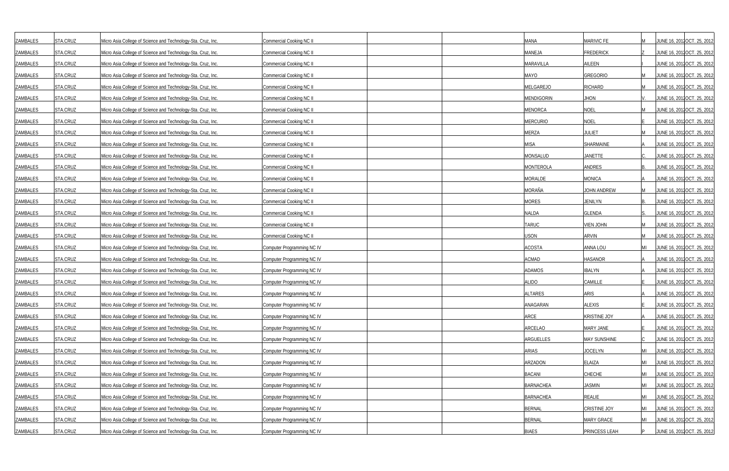| | | | | | | | | | | |
|---|---|---|---|---|---|---|---|---|---|---|
| ZAMBALES | STA.CRUZ | Micro Asia College of Science and Technology-Sta. Cruz, Inc. | Commercial Cooking NC II | | | MANA | MARIVIC FE | M | JUNE 16, 2012 | OCT. 25, 2012 |
| ZAMBALES | STA.CRUZ | Micro Asia College of Science and Technology-Sta. Cruz, Inc. | Commercial Cooking NC II | | | MANEJA | FREDERICK | Z | JUNE 16, 2012 | OCT. 25, 2012 |
| ZAMBALES | STA.CRUZ | Micro Asia College of Science and Technology-Sta. Cruz, Inc. | Commercial Cooking NC II | | | MARAVILLA | AILEEN | I | JUNE 16, 2012 | OCT. 25, 2012 |
| ZAMBALES | STA.CRUZ | Micro Asia College of Science and Technology-Sta. Cruz, Inc. | Commercial Cooking NC II | | | MAYO | GREGORIO | M | JUNE 16, 2012 | OCT. 25, 2012 |
| ZAMBALES | STA.CRUZ | Micro Asia College of Science and Technology-Sta. Cruz, Inc. | Commercial Cooking NC II | | | MELGAREJO | RICHARD | M | JUNE 16, 2012 | OCT. 25, 2012 |
| ZAMBALES | STA.CRUZ | Micro Asia College of Science and Technology-Sta. Cruz, Inc. | Commercial Cooking NC II | | | MENDIGORIN | JHON | V. | JUNE 16, 2012 | OCT. 25, 2012 |
| ZAMBALES | STA.CRUZ | Micro Asia College of Science and Technology-Sta. Cruz, Inc. | Commercial Cooking NC II | | | MENORCA | NOEL | M | JUNE 16, 2012 | OCT. 25, 2012 |
| ZAMBALES | STA.CRUZ | Micro Asia College of Science and Technology-Sta. Cruz, Inc. | Commercial Cooking NC II | | | MERCURIO | NOEL | E | JUNE 16, 2012 | OCT. 25, 2012 |
| ZAMBALES | STA.CRUZ | Micro Asia College of Science and Technology-Sta. Cruz, Inc. | Commercial Cooking NC II | | | MERZA | JULIET | M | JUNE 16, 2012 | OCT. 25, 2012 |
| ZAMBALES | STA.CRUZ | Micro Asia College of Science and Technology-Sta. Cruz, Inc. | Commercial Cooking NC II | | | MISA | SHARMAINE | A | JUNE 16, 2012 | OCT. 25, 2012 |
| ZAMBALES | STA.CRUZ | Micro Asia College of Science and Technology-Sta. Cruz, Inc. | Commercial Cooking NC II | | | MONSALUD | JANETTE | C. | JUNE 16, 2012 | OCT. 25, 2012 |
| ZAMBALES | STA.CRUZ | Micro Asia College of Science and Technology-Sta. Cruz, Inc. | Commercial Cooking NC II | | | MONTEROLA | ANDRES | B. | JUNE 16, 2012 | OCT. 25, 2012 |
| ZAMBALES | STA.CRUZ | Micro Asia College of Science and Technology-Sta. Cruz, Inc. | Commercial Cooking NC II | | | MORALDE | MONICA | A | JUNE 16, 2012 | OCT. 25, 2012 |
| ZAMBALES | STA.CRUZ | Micro Asia College of Science and Technology-Sta. Cruz, Inc. | Commercial Cooking NC II | | | MORAÑA | JOHN ANDREW | M | JUNE 16, 2012 | OCT. 25, 2012 |
| ZAMBALES | STA.CRUZ | Micro Asia College of Science and Technology-Sta. Cruz, Inc. | Commercial Cooking NC II | | | MORES | JENILYN | B. | JUNE 16, 2012 | OCT. 25, 2012 |
| ZAMBALES | STA.CRUZ | Micro Asia College of Science and Technology-Sta. Cruz, Inc. | Commercial Cooking NC II | | | NALDA | GLENDA | S. | JUNE 16, 2012 | OCT. 25, 2012 |
| ZAMBALES | STA.CRUZ | Micro Asia College of Science and Technology-Sta. Cruz, Inc. | Commercial Cooking NC II | | | TARUC | VIEN JOHN | M | JUNE 16, 2012 | OCT. 25, 2012 |
| ZAMBALES | STA.CRUZ | Micro Asia College of Science and Technology-Sta. Cruz, Inc. | Commercial Cooking NC II | | | USON | ARVIN | M | JUNE 16, 2012 | OCT. 25, 2012 |
| ZAMBALES | STA.CRUZ | Micro Asia College of Science and Technology-Sta. Cruz, Inc. | Computer Programming NC IV | | | ACOSTA | ANNA LOU | MI | JUNE 16, 2012 | OCT. 25, 2012 |
| ZAMBALES | STA.CRUZ | Micro Asia College of Science and Technology-Sta. Cruz, Inc. | Computer Programming NC IV | | | ACMAD | HASANOR | A | JUNE 16, 2012 | OCT. 25, 2012 |
| ZAMBALES | STA.CRUZ | Micro Asia College of Science and Technology-Sta. Cruz, Inc. | Computer Programming NC IV | | | ADAMOS | IBALYN | A | JUNE 16, 2012 | OCT. 25, 2012 |
| ZAMBALES | STA.CRUZ | Micro Asia College of Science and Technology-Sta. Cruz, Inc. | Computer Programming NC IV | | | ALIDO | CAMILLE | E | JUNE 16, 2012 | OCT. 25, 2012 |
| ZAMBALES | STA.CRUZ | Micro Asia College of Science and Technology-Sta. Cruz, Inc. | Computer Programming NC IV | | | ALTARES | ARIS | A | JUNE 16, 2012 | OCT. 25, 2012 |
| ZAMBALES | STA.CRUZ | Micro Asia College of Science and Technology-Sta. Cruz, Inc. | Computer Programming NC IV | | | ANAGARAN | ALEXIS | E | JUNE 16, 2012 | OCT. 25, 2012 |
| ZAMBALES | STA.CRUZ | Micro Asia College of Science and Technology-Sta. Cruz, Inc. | Computer Programming NC IV | | | ARCE | KRISTINE JOY | A | JUNE 16, 2012 | OCT. 25, 2012 |
| ZAMBALES | STA.CRUZ | Micro Asia College of Science and Technology-Sta. Cruz, Inc. | Computer Programming NC IV | | | ARCELAO | MARY JANE | E | JUNE 16, 2012 | OCT. 25, 2012 |
| ZAMBALES | STA.CRUZ | Micro Asia College of Science and Technology-Sta. Cruz, Inc. | Computer Programming NC IV | | | ARGUELLES | MAY SUNSHINE | C | JUNE 16, 2012 | OCT. 25, 2012 |
| ZAMBALES | STA.CRUZ | Micro Asia College of Science and Technology-Sta. Cruz, Inc. | Computer Programming NC IV | | | ARIAS | JOCELYN | MI | JUNE 16, 2012 | OCT. 25, 2012 |
| ZAMBALES | STA.CRUZ | Micro Asia College of Science and Technology-Sta. Cruz, Inc. | Computer Programming NC IV | | | ARZADON | ELAIZA | MI | JUNE 16, 2012 | OCT. 25, 2012 |
| ZAMBALES | STA.CRUZ | Micro Asia College of Science and Technology-Sta. Cruz, Inc. | Computer Programming NC IV | | | BACANI | CHECHE | MI | JUNE 16, 2012 | OCT. 25, 2012 |
| ZAMBALES | STA.CRUZ | Micro Asia College of Science and Technology-Sta. Cruz, Inc. | Computer Programming NC IV | | | BARNACHEA | JASMIN | MI | JUNE 16, 2012 | OCT. 25, 2012 |
| ZAMBALES | STA.CRUZ | Micro Asia College of Science and Technology-Sta. Cruz, Inc. | Computer Programming NC IV | | | BARNACHEA | REALIE | MI | JUNE 16, 2012 | OCT. 25, 2012 |
| ZAMBALES | STA.CRUZ | Micro Asia College of Science and Technology-Sta. Cruz, Inc. | Computer Programming NC IV | | | BERNAL | CRISTINE JOY | MI | JUNE 16, 2012 | OCT. 25, 2012 |
| ZAMBALES | STA.CRUZ | Micro Asia College of Science and Technology-Sta. Cruz, Inc. | Computer Programming NC IV | | | BERNAL | MARY GRACE | MI | JUNE 16, 2012 | OCT. 25, 2012 |
| ZAMBALES | STA.CRUZ | Micro Asia College of Science and Technology-Sta. Cruz, Inc. | Computer Programming NC IV | | | BIAES | PRINCESS LEAH | P | JUNE 16, 2012 | OCT. 25, 2012 |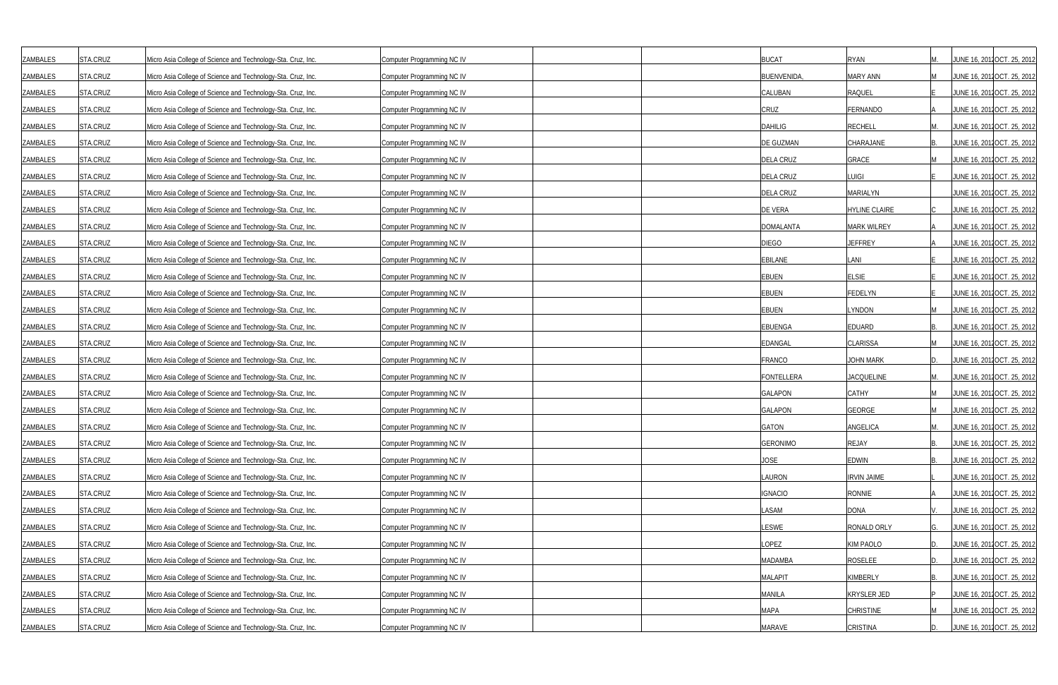| | | | | | | | | | | |
|---|---|---|---|---|---|---|---|---|---|---|
| ZAMBALES | STA.CRUZ | Micro Asia College of Science and Technology-Sta. Cruz, Inc. | Computer Programming NC IV | | | BUCAT | RYAN | M. | JUNE 16, 2012 | OCT. 25, 2012 |
| ZAMBALES | STA.CRUZ | Micro Asia College of Science and Technology-Sta. Cruz, Inc. | Computer Programming NC IV | | | BUENVENIDA, | MARY ANN | M | JUNE 16, 2012 | OCT. 25, 2012 |
| ZAMBALES | STA.CRUZ | Micro Asia College of Science and Technology-Sta. Cruz, Inc. | Computer Programming NC IV | | | CALUBAN | RAQUEL | E | JUNE 16, 2012 | OCT. 25, 2012 |
| ZAMBALES | STA.CRUZ | Micro Asia College of Science and Technology-Sta. Cruz, Inc. | Computer Programming NC IV | | | CRUZ | FERNANDO | A | JUNE 16, 2012 | OCT. 25, 2012 |
| ZAMBALES | STA.CRUZ | Micro Asia College of Science and Technology-Sta. Cruz, Inc. | Computer Programming NC IV | | | DAHILIG | RECHELL | M. | JUNE 16, 2012 | OCT. 25, 2012 |
| ZAMBALES | STA.CRUZ | Micro Asia College of Science and Technology-Sta. Cruz, Inc. | Computer Programming NC IV | | | DE GUZMAN | CHARAJANE | B. | JUNE 16, 2012 | OCT. 25, 2012 |
| ZAMBALES | STA.CRUZ | Micro Asia College of Science and Technology-Sta. Cruz, Inc. | Computer Programming NC IV | | | DELA CRUZ | GRACE | M | JUNE 16, 2012 | OCT. 25, 2012 |
| ZAMBALES | STA.CRUZ | Micro Asia College of Science and Technology-Sta. Cruz, Inc. | Computer Programming NC IV | | | DELA CRUZ | LUIGI | E | JUNE 16, 2012 | OCT. 25, 2012 |
| ZAMBALES | STA.CRUZ | Micro Asia College of Science and Technology-Sta. Cruz, Inc. | Computer Programming NC IV | | | DELA CRUZ | MARIALYN | | JUNE 16, 2012 | OCT. 25, 2012 |
| ZAMBALES | STA.CRUZ | Micro Asia College of Science and Technology-Sta. Cruz, Inc. | Computer Programming NC IV | | | DE VERA | HYLINE CLAIRE | C | JUNE 16, 2012 | OCT. 25, 2012 |
| ZAMBALES | STA.CRUZ | Micro Asia College of Science and Technology-Sta. Cruz, Inc. | Computer Programming NC IV | | | DOMALANTA | MARK WILREY | A | JUNE 16, 2012 | OCT. 25, 2012 |
| ZAMBALES | STA.CRUZ | Micro Asia College of Science and Technology-Sta. Cruz, Inc. | Computer Programming NC IV | | | DIEGO | JEFFREY | A | JUNE 16, 2012 | OCT. 25, 2012 |
| ZAMBALES | STA.CRUZ | Micro Asia College of Science and Technology-Sta. Cruz, Inc. | Computer Programming NC IV | | | EBILANE | LANI | E | JUNE 16, 2012 | OCT. 25, 2012 |
| ZAMBALES | STA.CRUZ | Micro Asia College of Science and Technology-Sta. Cruz, Inc. | Computer Programming NC IV | | | EBUEN | ELSIE | E | JUNE 16, 2012 | OCT. 25, 2012 |
| ZAMBALES | STA.CRUZ | Micro Asia College of Science and Technology-Sta. Cruz, Inc. | Computer Programming NC IV | | | EBUEN | FEDELYN | E | JUNE 16, 2012 | OCT. 25, 2012 |
| ZAMBALES | STA.CRUZ | Micro Asia College of Science and Technology-Sta. Cruz, Inc. | Computer Programming NC IV | | | EBUEN | LYNDON | M | JUNE 16, 2012 | OCT. 25, 2012 |
| ZAMBALES | STA.CRUZ | Micro Asia College of Science and Technology-Sta. Cruz, Inc. | Computer Programming NC IV | | | EBUENGA | EDUARD | B. | JUNE 16, 2012 | OCT. 25, 2012 |
| ZAMBALES | STA.CRUZ | Micro Asia College of Science and Technology-Sta. Cruz, Inc. | Computer Programming NC IV | | | EDANGAL | CLARISSA | M | JUNE 16, 2012 | OCT. 25, 2012 |
| ZAMBALES | STA.CRUZ | Micro Asia College of Science and Technology-Sta. Cruz, Inc. | Computer Programming NC IV | | | FRANCO | JOHN MARK | D. | JUNE 16, 2012 | OCT. 25, 2012 |
| ZAMBALES | STA.CRUZ | Micro Asia College of Science and Technology-Sta. Cruz, Inc. | Computer Programming NC IV | | | FONTELLERA | JACQUELINE | M. | JUNE 16, 2012 | OCT. 25, 2012 |
| ZAMBALES | STA.CRUZ | Micro Asia College of Science and Technology-Sta. Cruz, Inc. | Computer Programming NC IV | | | GALAPON | CATHY | M | JUNE 16, 2012 | OCT. 25, 2012 |
| ZAMBALES | STA.CRUZ | Micro Asia College of Science and Technology-Sta. Cruz, Inc. | Computer Programming NC IV | | | GALAPON | GEORGE | M | JUNE 16, 2012 | OCT. 25, 2012 |
| ZAMBALES | STA.CRUZ | Micro Asia College of Science and Technology-Sta. Cruz, Inc. | Computer Programming NC IV | | | GATON | ANGELICA | M. | JUNE 16, 2012 | OCT. 25, 2012 |
| ZAMBALES | STA.CRUZ | Micro Asia College of Science and Technology-Sta. Cruz, Inc. | Computer Programming NC IV | | | GERONIMO | REJAY | B. | JUNE 16, 2012 | OCT. 25, 2012 |
| ZAMBALES | STA.CRUZ | Micro Asia College of Science and Technology-Sta. Cruz, Inc. | Computer Programming NC IV | | | JOSE | EDWIN | B. | JUNE 16, 2012 | OCT. 25, 2012 |
| ZAMBALES | STA.CRUZ | Micro Asia College of Science and Technology-Sta. Cruz, Inc. | Computer Programming NC IV | | | LAURON | IRVIN JAIME | L | JUNE 16, 2012 | OCT. 25, 2012 |
| ZAMBALES | STA.CRUZ | Micro Asia College of Science and Technology-Sta. Cruz, Inc. | Computer Programming NC IV | | | IGNACIO | RONNIE | A | JUNE 16, 2012 | OCT. 25, 2012 |
| ZAMBALES | STA.CRUZ | Micro Asia College of Science and Technology-Sta. Cruz, Inc. | Computer Programming NC IV | | | LASAM | DONA | V. | JUNE 16, 2012 | OCT. 25, 2012 |
| ZAMBALES | STA.CRUZ | Micro Asia College of Science and Technology-Sta. Cruz, Inc. | Computer Programming NC IV | | | LESWE | RONALD ORLY | G. | JUNE 16, 2012 | OCT. 25, 2012 |
| ZAMBALES | STA.CRUZ | Micro Asia College of Science and Technology-Sta. Cruz, Inc. | Computer Programming NC IV | | | LOPEZ | KIM PAOLO | D. | JUNE 16, 2012 | OCT. 25, 2012 |
| ZAMBALES | STA.CRUZ | Micro Asia College of Science and Technology-Sta. Cruz, Inc. | Computer Programming NC IV | | | MADAMBA | ROSELEE | D. | JUNE 16, 2012 | OCT. 25, 2012 |
| ZAMBALES | STA.CRUZ | Micro Asia College of Science and Technology-Sta. Cruz, Inc. | Computer Programming NC IV | | | MALAPIT | KIMBERLY | B. | JUNE 16, 2012 | OCT. 25, 2012 |
| ZAMBALES | STA.CRUZ | Micro Asia College of Science and Technology-Sta. Cruz, Inc. | Computer Programming NC IV | | | MANILA | KRYSLER JED | P | JUNE 16, 2012 | OCT. 25, 2012 |
| ZAMBALES | STA.CRUZ | Micro Asia College of Science and Technology-Sta. Cruz, Inc. | Computer Programming NC IV | | | MAPA | CHRISTINE | M | JUNE 16, 2012 | OCT. 25, 2012 |
| ZAMBALES | STA.CRUZ | Micro Asia College of Science and Technology-Sta. Cruz, Inc. | Computer Programming NC IV | | | MARAVE | CRISTINA | D. | JUNE 16, 2012 | OCT. 25, 2012 |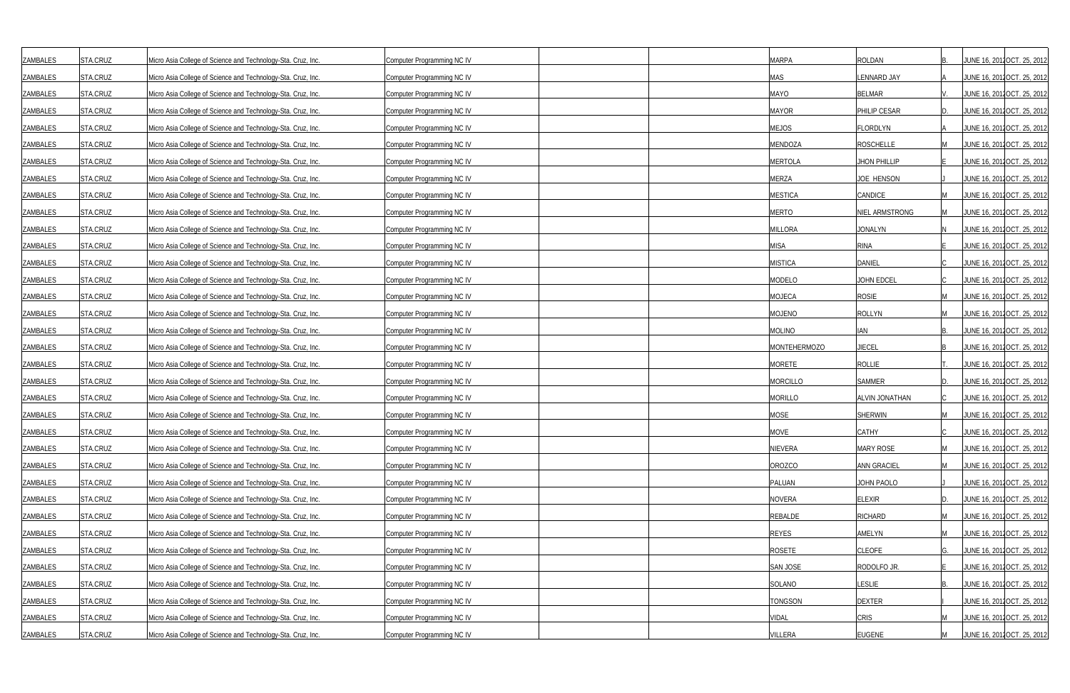| | | | | | | | | | | |
|---|---|---|---|---|---|---|---|---|---|---|
| ZAMBALES | STA.CRUZ | Micro Asia College of Science and Technology-Sta. Cruz, Inc. | Computer Programming NC IV | | | MARPA | ROLDAN | B. | JUNE 16, 2012 | OCT. 25, 2012 |
| ZAMBALES | STA.CRUZ | Micro Asia College of Science and Technology-Sta. Cruz, Inc. | Computer Programming NC IV | | | MAS | LENNARD JAY | A | JUNE 16, 2012 | OCT. 25, 2012 |
| ZAMBALES | STA.CRUZ | Micro Asia College of Science and Technology-Sta. Cruz, Inc. | Computer Programming NC IV | | | MAYO | BELMAR | V. | JUNE 16, 2012 | OCT. 25, 2012 |
| ZAMBALES | STA.CRUZ | Micro Asia College of Science and Technology-Sta. Cruz, Inc. | Computer Programming NC IV | | | MAYOR | PHILIP CESAR | D. | JUNE 16, 2012 | OCT. 25, 2012 |
| ZAMBALES | STA.CRUZ | Micro Asia College of Science and Technology-Sta. Cruz, Inc. | Computer Programming NC IV | | | MEJOS | FLORDLYN | A | JUNE 16, 2012 | OCT. 25, 2012 |
| ZAMBALES | STA.CRUZ | Micro Asia College of Science and Technology-Sta. Cruz, Inc. | Computer Programming NC IV | | | MENDOZA | ROSCHELLE | M | JUNE 16, 2012 | OCT. 25, 2012 |
| ZAMBALES | STA.CRUZ | Micro Asia College of Science and Technology-Sta. Cruz, Inc. | Computer Programming NC IV | | | MERTOLA | JHON PHILLIP | E | JUNE 16, 2012 | OCT. 25, 2012 |
| ZAMBALES | STA.CRUZ | Micro Asia College of Science and Technology-Sta. Cruz, Inc. | Computer Programming NC IV | | | MERZA | JOE HENSON | J | JUNE 16, 2012 | OCT. 25, 2012 |
| ZAMBALES | STA.CRUZ | Micro Asia College of Science and Technology-Sta. Cruz, Inc. | Computer Programming NC IV | | | MESTICA | CANDICE | M | JUNE 16, 2012 | OCT. 25, 2012 |
| ZAMBALES | STA.CRUZ | Micro Asia College of Science and Technology-Sta. Cruz, Inc. | Computer Programming NC IV | | | MERTO | NIEL ARMSTRONG | M | JUNE 16, 2012 | OCT. 25, 2012 |
| ZAMBALES | STA.CRUZ | Micro Asia College of Science and Technology-Sta. Cruz, Inc. | Computer Programming NC IV | | | MILLORA | JONALYN | N | JUNE 16, 2012 | OCT. 25, 2012 |
| ZAMBALES | STA.CRUZ | Micro Asia College of Science and Technology-Sta. Cruz, Inc. | Computer Programming NC IV | | | MISA | RINA | E | JUNE 16, 2012 | OCT. 25, 2012 |
| ZAMBALES | STA.CRUZ | Micro Asia College of Science and Technology-Sta. Cruz, Inc. | Computer Programming NC IV | | | MISTICA | DANIEL | C | JUNE 16, 2012 | OCT. 25, 2012 |
| ZAMBALES | STA.CRUZ | Micro Asia College of Science and Technology-Sta. Cruz, Inc. | Computer Programming NC IV | | | MODELO | JOHN EDCEL | C | JUNE 16, 2012 | OCT. 25, 2012 |
| ZAMBALES | STA.CRUZ | Micro Asia College of Science and Technology-Sta. Cruz, Inc. | Computer Programming NC IV | | | MOJECA | ROSIE | M | JUNE 16, 2012 | OCT. 25, 2012 |
| ZAMBALES | STA.CRUZ | Micro Asia College of Science and Technology-Sta. Cruz, Inc. | Computer Programming NC IV | | | MOJENO | ROLLYN | M | JUNE 16, 2012 | OCT. 25, 2012 |
| ZAMBALES | STA.CRUZ | Micro Asia College of Science and Technology-Sta. Cruz, Inc. | Computer Programming NC IV | | | MOLINO | IAN | B. | JUNE 16, 2012 | OCT. 25, 2012 |
| ZAMBALES | STA.CRUZ | Micro Asia College of Science and Technology-Sta. Cruz, Inc. | Computer Programming NC IV | | | MONTEHERMOZO | JIECEL | B | JUNE 16, 2012 | OCT. 25, 2012 |
| ZAMBALES | STA.CRUZ | Micro Asia College of Science and Technology-Sta. Cruz, Inc. | Computer Programming NC IV | | | MORETE | ROLLIE | T. | JUNE 16, 2012 | OCT. 25, 2012 |
| ZAMBALES | STA.CRUZ | Micro Asia College of Science and Technology-Sta. Cruz, Inc. | Computer Programming NC IV | | | MORCILLO | SAMMER | D. | JUNE 16, 2012 | OCT. 25, 2012 |
| ZAMBALES | STA.CRUZ | Micro Asia College of Science and Technology-Sta. Cruz, Inc. | Computer Programming NC IV | | | MORILLO | ALVIN JONATHAN | C | JUNE 16, 2012 | OCT. 25, 2012 |
| ZAMBALES | STA.CRUZ | Micro Asia College of Science and Technology-Sta. Cruz, Inc. | Computer Programming NC IV | | | MOSE | SHERWIN | M | JUNE 16, 2012 | OCT. 25, 2012 |
| ZAMBALES | STA.CRUZ | Micro Asia College of Science and Technology-Sta. Cruz, Inc. | Computer Programming NC IV | | | MOVE | CATHY | C | JUNE 16, 2012 | OCT. 25, 2012 |
| ZAMBALES | STA.CRUZ | Micro Asia College of Science and Technology-Sta. Cruz, Inc. | Computer Programming NC IV | | | NIEVERA | MARY ROSE | M | JUNE 16, 2012 | OCT. 25, 2012 |
| ZAMBALES | STA.CRUZ | Micro Asia College of Science and Technology-Sta. Cruz, Inc. | Computer Programming NC IV | | | OROZCO | ANN GRACIEL | M | JUNE 16, 2012 | OCT. 25, 2012 |
| ZAMBALES | STA.CRUZ | Micro Asia College of Science and Technology-Sta. Cruz, Inc. | Computer Programming NC IV | | | PALUAN | JOHN PAOLO | J | JUNE 16, 2012 | OCT. 25, 2012 |
| ZAMBALES | STA.CRUZ | Micro Asia College of Science and Technology-Sta. Cruz, Inc. | Computer Programming NC IV | | | NOVERA | ELEXIR | D. | JUNE 16, 2012 | OCT. 25, 2012 |
| ZAMBALES | STA.CRUZ | Micro Asia College of Science and Technology-Sta. Cruz, Inc. | Computer Programming NC IV | | | REBALDE | RICHARD | M | JUNE 16, 2012 | OCT. 25, 2012 |
| ZAMBALES | STA.CRUZ | Micro Asia College of Science and Technology-Sta. Cruz, Inc. | Computer Programming NC IV | | | REYES | AMELYN | M | JUNE 16, 2012 | OCT. 25, 2012 |
| ZAMBALES | STA.CRUZ | Micro Asia College of Science and Technology-Sta. Cruz, Inc. | Computer Programming NC IV | | | ROSETE | CLEOFE | G. | JUNE 16, 2012 | OCT. 25, 2012 |
| ZAMBALES | STA.CRUZ | Micro Asia College of Science and Technology-Sta. Cruz, Inc. | Computer Programming NC IV | | | SAN JOSE | RODOLFO JR. | E | JUNE 16, 2012 | OCT. 25, 2012 |
| ZAMBALES | STA.CRUZ | Micro Asia College of Science and Technology-Sta. Cruz, Inc. | Computer Programming NC IV | | | SOLANO | LESLIE | B. | JUNE 16, 2012 | OCT. 25, 2012 |
| ZAMBALES | STA.CRUZ | Micro Asia College of Science and Technology-Sta. Cruz, Inc. | Computer Programming NC IV | | | TONGSON | DEXTER | I | JUNE 16, 2012 | OCT. 25, 2012 |
| ZAMBALES | STA.CRUZ | Micro Asia College of Science and Technology-Sta. Cruz, Inc. | Computer Programming NC IV | | | VIDAL | CRIS | M | JUNE 16, 2012 | OCT. 25, 2012 |
| ZAMBALES | STA.CRUZ | Micro Asia College of Science and Technology-Sta. Cruz, Inc. | Computer Programming NC IV | | | VILLERA | EUGENE | M | JUNE 16, 2012 | OCT. 25, 2012 |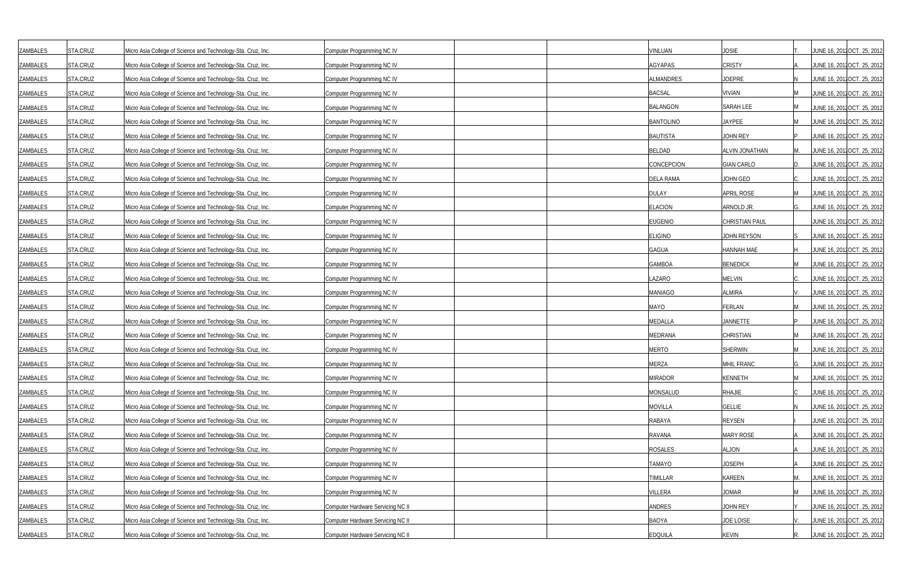| | | | | | | | | | | |
|---|---|---|---|---|---|---|---|---|---|---|
| ZAMBALES | STA.CRUZ | Micro Asia College of Science and Technology-Sta. Cruz, Inc. | Computer Programming NC IV | | | VINLUAN | JOSIE | T. | JUNE 16, 2012 | OCT. 25, 2012 |
| ZAMBALES | STA.CRUZ | Micro Asia College of Science and Technology-Sta. Cruz, Inc. | Computer Programming NC IV | | | AGYAPAS | CRISTY | A. | JUNE 16, 2012 | OCT. 25, 2012 |
| ZAMBALES | STA.CRUZ | Micro Asia College of Science and Technology-Sta. Cruz, Inc. | Computer Programming NC IV | | | ALMANDRES | JOEPRE | N | JUNE 16, 2012 | OCT. 25, 2012 |
| ZAMBALES | STA.CRUZ | Micro Asia College of Science and Technology-Sta. Cruz, Inc. | Computer Programming NC IV | | | BACSAL | VIVIAN | M | JUNE 16, 2012 | OCT. 25, 2012 |
| ZAMBALES | STA.CRUZ | Micro Asia College of Science and Technology-Sta. Cruz, Inc. | Computer Programming NC IV | | | BALANGON | SARAH LEE | M | JUNE 16, 2012 | OCT. 25, 2012 |
| ZAMBALES | STA.CRUZ | Micro Asia College of Science and Technology-Sta. Cruz, Inc. | Computer Programming NC IV | | | BANTOLINO | JAYPEE | M | JUNE 16, 2012 | OCT. 25, 2012 |
| ZAMBALES | STA.CRUZ | Micro Asia College of Science and Technology-Sta. Cruz, Inc. | Computer Programming NC IV | | | BAUTISTA | JOHN REY | P | JUNE 16, 2012 | OCT. 25, 2012 |
| ZAMBALES | STA.CRUZ | Micro Asia College of Science and Technology-Sta. Cruz, Inc. | Computer Programming NC IV | | | BELDAD | ALVIN JONATHAN | M. | JUNE 16, 2012 | OCT. 25, 2012 |
| ZAMBALES | STA.CRUZ | Micro Asia College of Science and Technology-Sta. Cruz, Inc. | Computer Programming NC IV | | | CONCEPCION | GIAN CARLO | D. | JUNE 16, 2012 | OCT. 25, 2012 |
| ZAMBALES | STA.CRUZ | Micro Asia College of Science and Technology-Sta. Cruz, Inc. | Computer Programming NC IV | | | DELA RAMA | JOHN GEO | C. | JUNE 16, 2012 | OCT. 25, 2012 |
| ZAMBALES | STA.CRUZ | Micro Asia College of Science and Technology-Sta. Cruz, Inc. | Computer Programming NC IV | | | DULAY | APRIL ROSE | M | JUNE 16, 2012 | OCT. 25, 2012 |
| ZAMBALES | STA.CRUZ | Micro Asia College of Science and Technology-Sta. Cruz, Inc. | Computer Programming NC IV | | | ELACION | ARNOLD JR. | G. | JUNE 16, 2012 | OCT. 25, 2012 |
| ZAMBALES | STA.CRUZ | Micro Asia College of Science and Technology-Sta. Cruz, Inc. | Computer Programming NC IV | | | EUGENIO | CHRISTIAN PAUL | | JUNE 16, 2012 | OCT. 25, 2012 |
| ZAMBALES | STA.CRUZ | Micro Asia College of Science and Technology-Sta. Cruz, Inc. | Computer Programming NC IV | | | ELIGINO | JOHN REYSON | S | JUNE 16, 2012 | OCT. 25, 2012 |
| ZAMBALES | STA.CRUZ | Micro Asia College of Science and Technology-Sta. Cruz, Inc. | Computer Programming NC IV | | | GAGUA | HANNAH MAE | H | JUNE 16, 2012 | OCT. 25, 2012 |
| ZAMBALES | STA.CRUZ | Micro Asia College of Science and Technology-Sta. Cruz, Inc. | Computer Programming NC IV | | | GAMBOA | BENEDICK | M | JUNE 16, 2012 | OCT. 25, 2012 |
| ZAMBALES | STA.CRUZ | Micro Asia College of Science and Technology-Sta. Cruz, Inc. | Computer Programming NC IV | | | LAZARO | MELVIN | C. | JUNE 16, 2012 | OCT. 25, 2012 |
| ZAMBALES | STA.CRUZ | Micro Asia College of Science and Technology-Sta. Cruz, Inc. | Computer Programming NC IV | | | MANIAGO | ALMIRA | V. | JUNE 16, 2012 | OCT. 25, 2012 |
| ZAMBALES | STA.CRUZ | Micro Asia College of Science and Technology-Sta. Cruz, Inc. | Computer Programming NC IV | | | MAYO | FERLAN | M | JUNE 16, 2012 | OCT. 25, 2012 |
| ZAMBALES | STA.CRUZ | Micro Asia College of Science and Technology-Sta. Cruz, Inc. | Computer Programming NC IV | | | MEDALLA | JANNETTE | P | JUNE 16, 2012 | OCT. 25, 2012 |
| ZAMBALES | STA.CRUZ | Micro Asia College of Science and Technology-Sta. Cruz, Inc. | Computer Programming NC IV | | | MEDRANA | CHRISTIAN | M | JUNE 16, 2012 | OCT. 25, 2012 |
| ZAMBALES | STA.CRUZ | Micro Asia College of Science and Technology-Sta. Cruz, Inc. | Computer Programming NC IV | | | MERTO | SHERWIN | M | JUNE 16, 2012 | OCT. 25, 2012 |
| ZAMBALES | STA.CRUZ | Micro Asia College of Science and Technology-Sta. Cruz, Inc. | Computer Programming NC IV | | | MERZA | MHIL FRANC | G. | JUNE 16, 2012 | OCT. 25, 2012 |
| ZAMBALES | STA.CRUZ | Micro Asia College of Science and Technology-Sta. Cruz, Inc. | Computer Programming NC IV | | | MIRADOR | KENNETH | M | JUNE 16, 2012 | OCT. 25, 2012 |
| ZAMBALES | STA.CRUZ | Micro Asia College of Science and Technology-Sta. Cruz, Inc. | Computer Programming NC IV | | | MONSALUD | RHAJIE | C | JUNE 16, 2012 | OCT. 25, 2012 |
| ZAMBALES | STA.CRUZ | Micro Asia College of Science and Technology-Sta. Cruz, Inc. | Computer Programming NC IV | | | MOVILLA | GELLIE | N | JUNE 16, 2012 | OCT. 25, 2012 |
| ZAMBALES | STA.CRUZ | Micro Asia College of Science and Technology-Sta. Cruz, Inc. | Computer Programming NC IV | | | RABAYA | REYSEN | I | JUNE 16, 2012 | OCT. 25, 2012 |
| ZAMBALES | STA.CRUZ | Micro Asia College of Science and Technology-Sta. Cruz, Inc. | Computer Programming NC IV | | | RAVANA | MARY ROSE | A | JUNE 16, 2012 | OCT. 25, 2012 |
| ZAMBALES | STA.CRUZ | Micro Asia College of Science and Technology-Sta. Cruz, Inc. | Computer Programming NC IV | | | ROSALES | ALJON | A | JUNE 16, 2012 | OCT. 25, 2012 |
| ZAMBALES | STA.CRUZ | Micro Asia College of Science and Technology-Sta. Cruz, Inc. | Computer Programming NC IV | | | TAMAYO | JOSEPH | A | JUNE 16, 2012 | OCT. 25, 2012 |
| ZAMBALES | STA.CRUZ | Micro Asia College of Science and Technology-Sta. Cruz, Inc. | Computer Programming NC IV | | | TIMILLAR | KAREEN | M. | JUNE 16, 2012 | OCT. 25, 2012 |
| ZAMBALES | STA.CRUZ | Micro Asia College of Science and Technology-Sta. Cruz, Inc. | Computer Programming NC IV | | | VILLERA | JOMAR | M | JUNE 16, 2012 | OCT. 25, 2012 |
| ZAMBALES | STA.CRUZ | Micro Asia College of Science and Technology-Sta. Cruz, Inc. | Computer Hardware Servicing NC II | | | ANDRES | JOHN REY | Y | JUNE 16, 2012 | OCT. 25, 2012 |
| ZAMBALES | STA.CRUZ | Micro Asia College of Science and Technology-Sta. Cruz, Inc. | Computer Hardware Servicing NC II | | | BAOYA | JOE LOISE | V. | JUNE 16, 2012 | OCT. 25, 2012 |
| ZAMBALES | STA.CRUZ | Micro Asia College of Science and Technology-Sta. Cruz, Inc. | Computer Hardware Servicing NC II | | | EDQUILA | KEVIN | R. | JUNE 16, 2012 | OCT. 25, 2012 |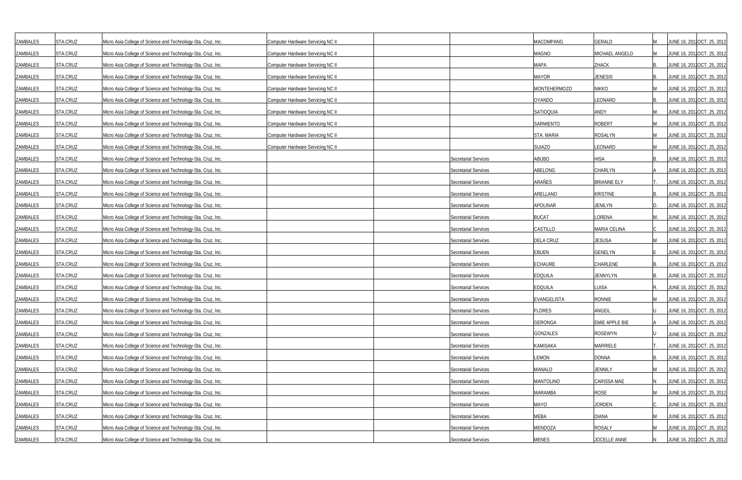| | | | | | | | | | | |
|---|---|---|---|---|---|---|---|---|---|---|
| ZAMBALES | STA.CRUZ | Micro Asia College of Science and Technology-Sta. Cruz, Inc. | Computer Hardware Servicing NC II | | | MACOMPANG | GERALD | M. | JUNE 16, 2012 | OCT. 25, 2012 |
| ZAMBALES | STA.CRUZ | Micro Asia College of Science and Technology-Sta. Cruz, Inc. | Computer Hardware Servicing NC II | | | MAGNO | MICHAEL ANGELO | M. | JUNE 16, 2012 | OCT. 25, 2012 |
| ZAMBALES | STA.CRUZ | Micro Asia College of Science and Technology-Sta. Cruz, Inc. | Computer Hardware Servicing NC II | | | MAPA | ZHACK | B. | JUNE 16, 2012 | OCT. 25, 2012 |
| ZAMBALES | STA.CRUZ | Micro Asia College of Science and Technology-Sta. Cruz, Inc. | Computer Hardware Servicing NC II | | | MAYOR | JENESIS | B. | JUNE 16, 2012 | OCT. 25, 2012 |
| ZAMBALES | STA.CRUZ | Micro Asia College of Science and Technology-Sta. Cruz, Inc. | Computer Hardware Servicing NC II | | | MONTEHERMOZO | NIKKO | M | JUNE 16, 2012 | OCT. 25, 2012 |
| ZAMBALES | STA.CRUZ | Micro Asia College of Science and Technology-Sta. Cruz, Inc. | Computer Hardware Servicing NC II | | | OYANDO | LEONARD | B. | JUNE 16, 2012 | OCT. 25, 2012 |
| ZAMBALES | STA.CRUZ | Micro Asia College of Science and Technology-Sta. Cruz, Inc. | Computer Hardware Servicing NC II | | | SATIOQUIA | ANDY | M. | JUNE 16, 2012 | OCT. 25, 2012 |
| ZAMBALES | STA.CRUZ | Micro Asia College of Science and Technology-Sta. Cruz, Inc. | Computer Hardware Servicing NC II | | | SARMIENTO | ROBERT | M. | JUNE 16, 2012 | OCT. 25, 2012 |
| ZAMBALES | STA.CRUZ | Micro Asia College of Science and Technology-Sta. Cruz, Inc. | Computer Hardware Servicing NC II | | | STA. MARIA | ROSALYN | M | JUNE 16, 2012 | OCT. 25, 2012 |
| ZAMBALES | STA.CRUZ | Micro Asia College of Science and Technology-Sta. Cruz, Inc. | Computer Hardware Servicing NC II | | | SUIAZO | LEONARD | M | JUNE 16, 2012 | OCT. 25, 2012 |
| ZAMBALES | STA.CRUZ | Micro Asia College of Science and Technology-Sta. Cruz, Inc. | | | Secretarial Services | ABUBO | HISA | B. | JUNE 16, 2012 | OCT. 25, 2012 |
| ZAMBALES | STA.CRUZ | Micro Asia College of Science and Technology-Sta. Cruz, Inc. | | | Secretarial Services | ABELONG | CHARLYN | A | JUNE 16, 2012 | OCT. 25, 2012 |
| ZAMBALES | STA.CRUZ | Micro Asia College of Science and Technology-Sta. Cruz, Inc. | | | Secretarial Services | ARAÑES | BRIANNE ELY | T. | JUNE 16, 2012 | OCT. 25, 2012 |
| ZAMBALES | STA.CRUZ | Micro Asia College of Science and Technology-Sta. Cruz, Inc. | | | Secretarial Services | ARELLANO | KRISTINE | B. | JUNE 16, 2012 | OCT. 25, 2012 |
| ZAMBALES | STA.CRUZ | Micro Asia College of Science and Technology-Sta. Cruz, Inc. | | | Secretarial Services | APOLINAR | JENILYN | D. | JUNE 16, 2012 | OCT. 25, 2012 |
| ZAMBALES | STA.CRUZ | Micro Asia College of Science and Technology-Sta. Cruz, Inc. | | | Secretarial Services | BUCAT | LORENA | M. | JUNE 16, 2012 | OCT. 25, 2012 |
| ZAMBALES | STA.CRUZ | Micro Asia College of Science and Technology-Sta. Cruz, Inc. | | | Secretarial Services | CASTILLO | MARIA CELINA | C | JUNE 16, 2012 | OCT. 25, 2012 |
| ZAMBALES | STA.CRUZ | Micro Asia College of Science and Technology-Sta. Cruz, Inc. | | | Secretarial Services | DELA CRUZ | JESUSA | M | JUNE 16, 2012 | OCT. 25, 2012 |
| ZAMBALES | STA.CRUZ | Micro Asia College of Science and Technology-Sta. Cruz, Inc. | | | Secretarial Services | EBUEN | GENELYN | E | JUNE 16, 2012 | OCT. 25, 2012 |
| ZAMBALES | STA.CRUZ | Micro Asia College of Science and Technology-Sta. Cruz, Inc. | | | Secretarial Services | ECHAURE | CHARLENE | B. | JUNE 16, 2012 | OCT. 25, 2012 |
| ZAMBALES | STA.CRUZ | Micro Asia College of Science and Technology-Sta. Cruz, Inc. | | | Secretarial Services | EDQUILA | JENNYLYN | B. | JUNE 16, 2012 | OCT. 25, 2012 |
| ZAMBALES | STA.CRUZ | Micro Asia College of Science and Technology-Sta. Cruz, Inc. | | | Secretarial Services | EDQUILA | LUISA | R. | JUNE 16, 2012 | OCT. 25, 2012 |
| ZAMBALES | STA.CRUZ | Micro Asia College of Science and Technology-Sta. Cruz, Inc. | | | Secretarial Services | EVANGELISTA | RONNIE | M | JUNE 16, 2012 | OCT. 25, 2012 |
| ZAMBALES | STA.CRUZ | Micro Asia College of Science and Technology-Sta. Cruz, Inc. | | | Secretarial Services | FLORES | ANGEIL | U | JUNE 16, 2012 | OCT. 25, 2012 |
| ZAMBALES | STA.CRUZ | Micro Asia College of Science and Technology-Sta. Cruz, Inc. | | | Secretarial Services | GERONGA | EMIE APPLE BIE | A | JUNE 16, 2012 | OCT. 25, 2012 |
| ZAMBALES | STA.CRUZ | Micro Asia College of Science and Technology-Sta. Cruz, Inc. | | | Secretarial Services | GONZALES | ROSEWYN | U | JUNE 16, 2012 | OCT. 25, 2012 |
| ZAMBALES | STA.CRUZ | Micro Asia College of Science and Technology-Sta. Cruz, Inc. | | | Secretarial Services | KAMISAKA | MARRIELE | T. | JUNE 16, 2012 | OCT. 25, 2012 |
| ZAMBALES | STA.CRUZ | Micro Asia College of Science and Technology-Sta. Cruz, Inc. | | | Secretarial Services | LEMON | DONNA | B. | JUNE 16, 2012 | OCT. 25, 2012 |
| ZAMBALES | STA.CRUZ | Micro Asia College of Science and Technology-Sta. Cruz, Inc. | | | Secretarial Services | MANALO | JENNILY | M | JUNE 16, 2012 | OCT. 25, 2012 |
| ZAMBALES | STA.CRUZ | Micro Asia College of Science and Technology-Sta. Cruz, Inc. | | | Secretarial Services | MANTOLINO | CARISSA MAE | N | JUNE 16, 2012 | OCT. 25, 2012 |
| ZAMBALES | STA.CRUZ | Micro Asia College of Science and Technology-Sta. Cruz, Inc. | | | Secretarial Services | MARAMBA | ROSE | M | JUNE 16, 2012 | OCT. 25, 2012 |
| ZAMBALES | STA.CRUZ | Micro Asia College of Science and Technology-Sta. Cruz, Inc. | | | Secretarial Services | MAYO | JORDEN | C. | JUNE 16, 2012 | OCT. 25, 2012 |
| ZAMBALES | STA.CRUZ | Micro Asia College of Science and Technology-Sta. Cruz, Inc. | | | Secretarial Services | MEBA | DIANA | M | JUNE 16, 2012 | OCT. 25, 2012 |
| ZAMBALES | STA.CRUZ | Micro Asia College of Science and Technology-Sta. Cruz, Inc. | | | Secretarial Services | MENDOZA | ROSALY | M | JUNE 16, 2012 | OCT. 25, 2012 |
| ZAMBALES | STA.CRUZ | Micro Asia College of Science and Technology-Sta. Cruz, Inc. | | | Secretarial Services | MENES | JOCELLE ANNE | N | JUNE 16, 2012 | OCT. 25, 2012 |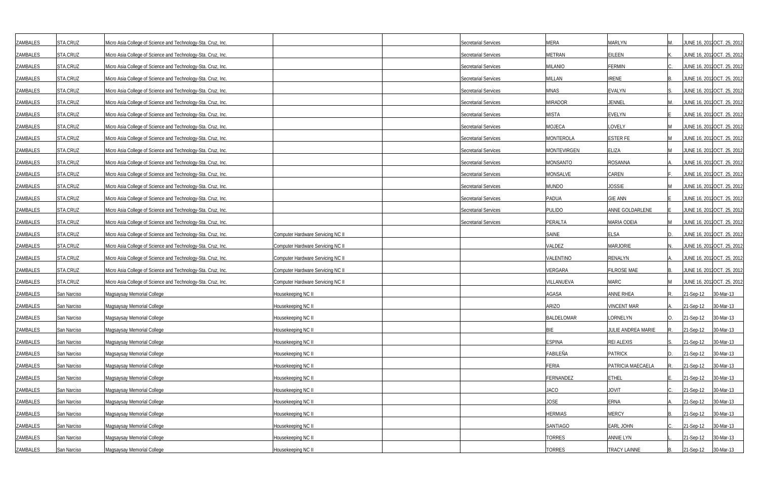| | | | | | | | | | | |
|---|---|---|---|---|---|---|---|---|---|---|
| ZAMBALES | STA.CRUZ | Micro Asia College of Science and Technology-Sta. Cruz, Inc. | | | Secretarial Services | MERA | MARLYN | M. | JUNE 16, 2012 | OCT. 25, 2012 |
| ZAMBALES | STA.CRUZ | Micro Asia College of Science and Technology-Sta. Cruz, Inc. | | | Secretarial Services | METRAN | EILEEN | K. | JUNE 16, 2012 | OCT. 25, 2012 |
| ZAMBALES | STA.CRUZ | Micro Asia College of Science and Technology-Sta. Cruz, Inc. | | | Secretarial Services | MILANIO | FERMIN | C. | JUNE 16, 2012 | OCT. 25, 2012 |
| ZAMBALES | STA.CRUZ | Micro Asia College of Science and Technology-Sta. Cruz, Inc. | | | Secretarial Services | MILLAN | IRENE | B. | JUNE 16, 2012 | OCT. 25, 2012 |
| ZAMBALES | STA.CRUZ | Micro Asia College of Science and Technology-Sta. Cruz, Inc. | | | Secretarial Services | MNAS | EVALYN | S. | JUNE 16, 2012 | OCT. 25, 2012 |
| ZAMBALES | STA.CRUZ | Micro Asia College of Science and Technology-Sta. Cruz, Inc. | | | Secretarial Services | MIRADOR | JENNEL | M. | JUNE 16, 2012 | OCT. 25, 2012 |
| ZAMBALES | STA.CRUZ | Micro Asia College of Science and Technology-Sta. Cruz, Inc. | | | Secretarial Services | MISTA | EVELYN | E | JUNE 16, 2012 | OCT. 25, 2012 |
| ZAMBALES | STA.CRUZ | Micro Asia College of Science and Technology-Sta. Cruz, Inc. | | | Secretarial Services | MOJECA | LOVELY | M | JUNE 16, 2012 | OCT. 25, 2012 |
| ZAMBALES | STA.CRUZ | Micro Asia College of Science and Technology-Sta. Cruz, Inc. | | | Secretarial Services | MONTEROLA | ESTER FE | M | JUNE 16, 2012 | OCT. 25, 2012 |
| ZAMBALES | STA.CRUZ | Micro Asia College of Science and Technology-Sta. Cruz, Inc. | | | Secretarial Services | MONTEVIRGEN | ELIZA | M | JUNE 16, 2012 | OCT. 25, 2012 |
| ZAMBALES | STA.CRUZ | Micro Asia College of Science and Technology-Sta. Cruz, Inc. | | | Secretarial Services | MONSANTO | ROSANNA | A. | JUNE 16, 2012 | OCT. 25, 2012 |
| ZAMBALES | STA.CRUZ | Micro Asia College of Science and Technology-Sta. Cruz, Inc. | | | Secretarial Services | MONSALVE | CAREN | F. | JUNE 16, 2012 | OCT. 25, 2012 |
| ZAMBALES | STA.CRUZ | Micro Asia College of Science and Technology-Sta. Cruz, Inc. | | | Secretarial Services | MUNDO | JOSSIE | M | JUNE 16, 2012 | OCT. 25, 2012 |
| ZAMBALES | STA.CRUZ | Micro Asia College of Science and Technology-Sta. Cruz, Inc. | | | Secretarial Services | PADUA | GIE ANN | E | JUNE 16, 2012 | OCT. 25, 2012 |
| ZAMBALES | STA.CRUZ | Micro Asia College of Science and Technology-Sta. Cruz, Inc. | | | Secretarial Services | PULIDO | ANNE GOLDARLENE | E | JUNE 16, 2012 | OCT. 25, 2012 |
| ZAMBALES | STA.CRUZ | Micro Asia College of Science and Technology-Sta. Cruz, Inc. | | | Secretarial Services | PERALTA | MARIA ODEIA | M | JUNE 16, 2012 | OCT. 25, 2012 |
| ZAMBALES | STA.CRUZ | Micro Asia College of Science and Technology-Sta. Cruz, Inc. | Computer Hardware Servicing NC II | | | SAINE | ELSA | D. | JUNE 16, 2012 | OCT. 25, 2012 |
| ZAMBALES | STA.CRUZ | Micro Asia College of Science and Technology-Sta. Cruz, Inc. | Computer Hardware Servicing NC II | | | VALDEZ | MARJORIE | N. | JUNE 16, 2012 | OCT. 25, 2012 |
| ZAMBALES | STA.CRUZ | Micro Asia College of Science and Technology-Sta. Cruz, Inc. | Computer Hardware Servicing NC II | | | VALENTINO | RENALYN | A. | JUNE 16, 2012 | OCT. 25, 2012 |
| ZAMBALES | STA.CRUZ | Micro Asia College of Science and Technology-Sta. Cruz, Inc. | Computer Hardware Servicing NC II | | | VERGARA | FILROSE MAE | B. | JUNE 16, 2012 | OCT. 25, 2012 |
| ZAMBALES | STA.CRUZ | Micro Asia College of Science and Technology-Sta. Cruz, Inc. | Computer Hardware Servicing NC II | | | VILLANUEVA | MARC | M | JUNE 16, 2012 | OCT. 25, 2012 |
| ZAMBALES | San Narciso | Magsaysay Memorial College | Housekeeping NC II | | | AGASA | ANNE RHEA | R. | 21-Sep-12 | 30-Mar-13 |
| ZAMBALES | San Narciso | Magsaysay Memorial College | Housekeeping NC II | | | ARIZO | VINCENT MAR | A. | 21-Sep-12 | 30-Mar-13 |
| ZAMBALES | San Narciso | Magsaysay Memorial College | Housekeeping NC II | | | BALDELOMAR | LORNELYN | O. | 21-Sep-12 | 30-Mar-13 |
| ZAMBALES | San Narciso | Magsaysay Memorial College | Housekeeping NC II | | | BIE | JULIE ANDREA MARIE | R. | 21-Sep-12 | 30-Mar-13 |
| ZAMBALES | San Narciso | Magsaysay Memorial College | Housekeeping NC II | | | ESPINA | REI ALEXIS | S. | 21-Sep-12 | 30-Mar-13 |
| ZAMBALES | San Narciso | Magsaysay Memorial College | Housekeeping NC II | | | FABILEÑA | PATRICK | D. | 21-Sep-12 | 30-Mar-13 |
| ZAMBALES | San Narciso | Magsaysay Memorial College | Housekeeping NC II | | | FERIA | PATRICIA MAECAELA | R. | 21-Sep-12 | 30-Mar-13 |
| ZAMBALES | San Narciso | Magsaysay Memorial College | Housekeeping NC II | | | FERNANDEZ | ETHEL | E. | 21-Sep-12 | 30-Mar-13 |
| ZAMBALES | San Narciso | Magsaysay Memorial College | Housekeeping NC II | | | JACO | JOVIT | C. | 21-Sep-12 | 30-Mar-13 |
| ZAMBALES | San Narciso | Magsaysay Memorial College | Housekeeping NC II | | | JOSE | ERNA | A. | 21-Sep-12 | 30-Mar-13 |
| ZAMBALES | San Narciso | Magsaysay Memorial College | Housekeeping NC II | | | HERMIAS | MERCY | B. | 21-Sep-12 | 30-Mar-13 |
| ZAMBALES | San Narciso | Magsaysay Memorial College | Housekeeping NC II | | | SANTIAGO | EARL JOHN | C. | 21-Sep-12 | 30-Mar-13 |
| ZAMBALES | San Narciso | Magsaysay Memorial College | Housekeeping NC II | | | TORRES | ANNIE LYN | L. | 21-Sep-12 | 30-Mar-13 |
| ZAMBALES | San Narciso | Magsaysay Memorial College | Housekeeping NC II | | | TORRES | TRACY LAINNE | B. | 21-Sep-12 | 30-Mar-13 |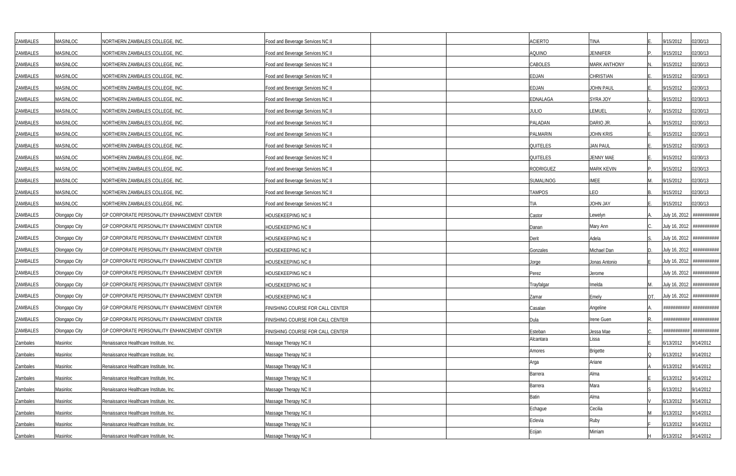| | | | | | | | | | | |
|---|---|---|---|---|---|---|---|---|---|---|
| ZAMBALES | MASINLOC | NORTHERN ZAMBALES COLLEGE, INC. | Food and Beverage Services NC II | | | ACIERTO | TINA | E. | 9/15/2012 | 02/30/13 |
| ZAMBALES | MASINLOC | NORTHERN ZAMBALES COLLEGE, INC. | Food and Beverage Services NC II | | | AQUINO | JENNIFER | P. | 9/15/2012 | 02/30/13 |
| ZAMBALES | MASINLOC | NORTHERN ZAMBALES COLLEGE, INC. | Food and Beverage Services NC II | | | CABOLES | MARK ANTHONY | N. | 9/15/2012 | 02/30/13 |
| ZAMBALES | MASINLOC | NORTHERN ZAMBALES COLLEGE, INC. | Food and Beverage Services NC II | | | EDJAN | CHRISTIAN | E. | 9/15/2012 | 02/30/13 |
| ZAMBALES | MASINLOC | NORTHERN ZAMBALES COLLEGE, INC. | Food and Beverage Services NC II | | | EDJAN | JOHN PAUL | E. | 9/15/2012 | 02/30/13 |
| ZAMBALES | MASINLOC | NORTHERN ZAMBALES COLLEGE, INC. | Food and Beverage Services NC II | | | EDNALAGA | SYRA JOY | L. | 9/15/2012 | 02/30/13 |
| ZAMBALES | MASINLOC | NORTHERN ZAMBALES COLLEGE, INC. | Food and Beverage Services NC II | | | JULIO | LEMUEL | V. | 9/15/2012 | 02/30/13 |
| ZAMBALES | MASINLOC | NORTHERN ZAMBALES COLLEGE, INC. | Food and Beverage Services NC II | | | PALADAN | DARIO JR. | A. | 9/15/2012 | 02/30/13 |
| ZAMBALES | MASINLOC | NORTHERN ZAMBALES COLLEGE, INC. | Food and Beverage Services NC II | | | PALMARIN | JOHN KRIS | E. | 9/15/2012 | 02/30/13 |
| ZAMBALES | MASINLOC | NORTHERN ZAMBALES COLLEGE, INC. | Food and Beverage Services NC II | | | QUITELES | JAN PAUL | E. | 9/15/2012 | 02/30/13 |
| ZAMBALES | MASINLOC | NORTHERN ZAMBALES COLLEGE, INC. | Food and Beverage Services NC II | | | QUITELES | JENNY MAE | E. | 9/15/2012 | 02/30/13 |
| ZAMBALES | MASINLOC | NORTHERN ZAMBALES COLLEGE, INC. | Food and Beverage Services NC II | | | RODRIGUEZ | MARK KEVIN | P. | 9/15/2012 | 02/30/13 |
| ZAMBALES | MASINLOC | NORTHERN ZAMBALES COLLEGE, INC. | Food and Beverage Services NC II | | | SUMALINOG | IMEE | M. | 9/15/2012 | 02/30/13 |
| ZAMBALES | MASINLOC | NORTHERN ZAMBALES COLLEGE, INC. | Food and Beverage Services NC II | | | TAMPOS | LEO | B. | 9/15/2012 | 02/30/13 |
| ZAMBALES | MASINLOC | NORTHERN ZAMBALES COLLEGE, INC. | Food and Beverage Services NC II | | | TIA | JOHN JAY | E. | 9/15/2012 | 02/30/13 |
| ZAMBALES | Olongapo City | GP CORPORATE PERSONALITY ENHANCEMENT CENTER | HOUSEKEEPING NC II | | | Castor | Lewelyn | A. | July 16, 2012 | ########### |
| ZAMBALES | Olongapo City | GP CORPORATE PERSONALITY ENHANCEMENT CENTER | HOUSEKEEPING NC II | | | Danan | Mary Ann | C. | July 16, 2012 | ########### |
| ZAMBALES | Olongapo City | GP CORPORATE PERSONALITY ENHANCEMENT CENTER | HOUSEKEEPING NC II | | | Derit | Adela | S. | July 16, 2012 | ########### |
| ZAMBALES | Olongapo City | GP CORPORATE PERSONALITY ENHANCEMENT CENTER | HOUSEKEEPING NC II | | | Gonzales | Michael Dan | D. | July 16, 2012 | ########### |
| ZAMBALES | Olongapo City | GP CORPORATE PERSONALITY ENHANCEMENT CENTER | HOUSEKEEPING NC II | | | Jorge | Jonas Antonio | E | July 16, 2012 | ########### |
| ZAMBALES | Olongapo City | GP CORPORATE PERSONALITY ENHANCEMENT CENTER | HOUSEKEEPING NC II | | | Perez | Jerome | | July 16, 2012 | ########### |
| ZAMBALES | Olongapo City | GP CORPORATE PERSONALITY ENHANCEMENT CENTER | HOUSEKEEPING NC II | | | Trayfalgar | Imelda | M. | July 16, 2012 | ########### |
| ZAMBALES | Olongapo City | GP CORPORATE PERSONALITY ENHANCEMENT CENTER | HOUSEKEEPING NC II | | | Zamar | Emely | DT. | July 16, 2012 | ########### |
| ZAMBALES | Olongapo City | GP CORPORATE PERSONALITY ENHANCEMENT CENTER | FINISHING COURSE FOR CALL CENTER | | | Casalan | Angeline | A. | ########### | ########### |
| ZAMBALES | Olongapo City | GP CORPORATE PERSONALITY ENHANCEMENT CENTER | FINISHING COURSE FOR CALL CENTER | | | Dula | Irene Guen | R. | ########### | ########### |
| ZAMBALES | Olongapo City | GP CORPORATE PERSONALITY ENHANCEMENT CENTER | FINISHING COURSE FOR CALL CENTER | | | Esteban | Jessa Mae | C. | ########### | ########### |
| Zambales | Masinloc | Renaissance Healthcare Institute, Inc. | Massage Therapy NC II | | | Alcantara | Lissa | E | 6/13/2012 | 9/14/2012 |
| Zambales | Masinloc | Renaissance Healthcare Institute, Inc. | Massage Therapy NC II | | | Amores | Brigette | Q | 6/13/2012 | 9/14/2012 |
| Zambales | Masinloc | Renaissance Healthcare Institute, Inc. | Massage Therapy NC II | | | Arga | Ariane | A | 6/13/2012 | 9/14/2012 |
| Zambales | Masinloc | Renaissance Healthcare Institute, Inc. | Massage Therapy NC II | | | Barrera | Alma | E | 6/13/2012 | 9/14/2012 |
| Zambales | Masinloc | Renaissance Healthcare Institute, Inc. | Massage Therapy NC II | | | Barrera | Mara | S | 6/13/2012 | 9/14/2012 |
| Zambales | Masinloc | Renaissance Healthcare Institute, Inc. | Massage Therapy NC II | | | Batin | Alma | V | 6/13/2012 | 9/14/2012 |
| Zambales | Masinloc | Renaissance Healthcare Institute, Inc. | Massage Therapy NC II | | | Echague | Cecilia | M | 6/13/2012 | 9/14/2012 |
| Zambales | Masinloc | Renaissance Healthcare Institute, Inc. | Massage Therapy NC II | | | Eclevia | Ruby | F | 6/13/2012 | 9/14/2012 |
| Zambales | Masinloc | Renaissance Healthcare Institute, Inc. | Massage Therapy NC II | | | Ecijan | Mirriam | H | 6/13/2012 | 9/14/2012 |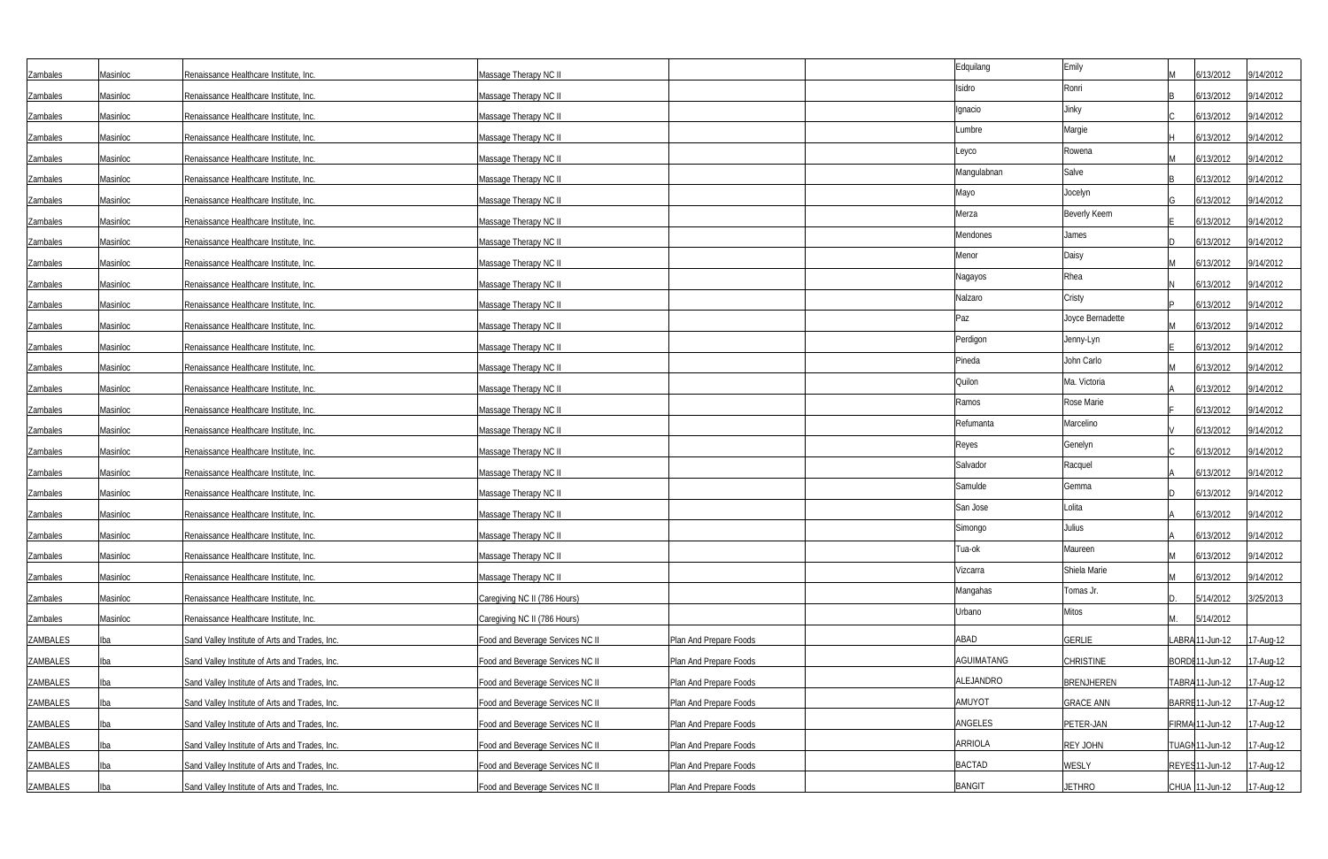| | | | | | | | | | | |
|---|---|---|---|---|---|---|---|---|---|---|
| Zambales | Masinloc | Renaissance Healthcare Institute, Inc. | Massage Therapy NC II | | | Edquilang | Emily | M | 6/13/2012 | 9/14/2012 |
| Zambales | Masinloc | Renaissance Healthcare Institute, Inc. | Massage Therapy NC II | | | Isidro | Ronri | B | 6/13/2012 | 9/14/2012 |
| Zambales | Masinloc | Renaissance Healthcare Institute, Inc. | Massage Therapy NC II | | | Ignacio | Jinky | C | 6/13/2012 | 9/14/2012 |
| Zambales | Masinloc | Renaissance Healthcare Institute, Inc. | Massage Therapy NC II | | | Lumbre | Margie | H | 6/13/2012 | 9/14/2012 |
| Zambales | Masinloc | Renaissance Healthcare Institute, Inc. | Massage Therapy NC II | | | Leyco | Rowena | M | 6/13/2012 | 9/14/2012 |
| Zambales | Masinloc | Renaissance Healthcare Institute, Inc. | Massage Therapy NC II | | | Mangulabnan | Salve | B | 6/13/2012 | 9/14/2012 |
| Zambales | Masinloc | Renaissance Healthcare Institute, Inc. | Massage Therapy NC II | | | Mayo | Jocelyn | G | 6/13/2012 | 9/14/2012 |
| Zambales | Masinloc | Renaissance Healthcare Institute, Inc. | Massage Therapy NC II | | | Merza | Beverly Keem | E | 6/13/2012 | 9/14/2012 |
| Zambales | Masinloc | Renaissance Healthcare Institute, Inc. | Massage Therapy NC II | | | Mendones | James | D | 6/13/2012 | 9/14/2012 |
| Zambales | Masinloc | Renaissance Healthcare Institute, Inc. | Massage Therapy NC II | | | Menor | Daisy | M | 6/13/2012 | 9/14/2012 |
| Zambales | Masinloc | Renaissance Healthcare Institute, Inc. | Massage Therapy NC II | | | Nagayos | Rhea | N | 6/13/2012 | 9/14/2012 |
| Zambales | Masinloc | Renaissance Healthcare Institute, Inc. | Massage Therapy NC II | | | Nalzaro | Cristy | P | 6/13/2012 | 9/14/2012 |
| Zambales | Masinloc | Renaissance Healthcare Institute, Inc. | Massage Therapy NC II | | | Paz | Joyce Bernadette | M | 6/13/2012 | 9/14/2012 |
| Zambales | Masinloc | Renaissance Healthcare Institute, Inc. | Massage Therapy NC II | | | Perdigon | Jenny-Lyn | E | 6/13/2012 | 9/14/2012 |
| Zambales | Masinloc | Renaissance Healthcare Institute, Inc. | Massage Therapy NC II | | | Pineda | John Carlo | M | 6/13/2012 | 9/14/2012 |
| Zambales | Masinloc | Renaissance Healthcare Institute, Inc. | Massage Therapy NC II | | | Quilon | Ma. Victoria | A | 6/13/2012 | 9/14/2012 |
| Zambales | Masinloc | Renaissance Healthcare Institute, Inc. | Massage Therapy NC II | | | Ramos | Rose Marie | F | 6/13/2012 | 9/14/2012 |
| Zambales | Masinloc | Renaissance Healthcare Institute, Inc. | Massage Therapy NC II | | | Refumanta | Marcelino | V | 6/13/2012 | 9/14/2012 |
| Zambales | Masinloc | Renaissance Healthcare Institute, Inc. | Massage Therapy NC II | | | Reyes | Genelyn | C | 6/13/2012 | 9/14/2012 |
| Zambales | Masinloc | Renaissance Healthcare Institute, Inc. | Massage Therapy NC II | | | Salvador | Racquel | A | 6/13/2012 | 9/14/2012 |
| Zambales | Masinloc | Renaissance Healthcare Institute, Inc. | Massage Therapy NC II | | | Samulde | Gemma | D | 6/13/2012 | 9/14/2012 |
| Zambales | Masinloc | Renaissance Healthcare Institute, Inc. | Massage Therapy NC II | | | San Jose | Lolita | A | 6/13/2012 | 9/14/2012 |
| Zambales | Masinloc | Renaissance Healthcare Institute, Inc. | Massage Therapy NC II | | | Simongo | Julius | A | 6/13/2012 | 9/14/2012 |
| Zambales | Masinloc | Renaissance Healthcare Institute, Inc. | Massage Therapy NC II | | | Tua-ok | Maureen | M | 6/13/2012 | 9/14/2012 |
| Zambales | Masinloc | Renaissance Healthcare Institute, Inc. | Massage Therapy NC II | | | Vizcarra | Shiela Marie | M | 6/13/2012 | 9/14/2012 |
| Zambales | Masinloc | Renaissance Healthcare Institute, Inc. | Caregiving NC II (786 Hours) | | | Mangahas | Tomas Jr. | D. | 5/14/2012 | 3/25/2013 |
| Zambales | Masinloc | Renaissance Healthcare Institute, Inc. | Caregiving NC II (786 Hours) | | | Urbano | Mitos | M. | 5/14/2012 | |
| ZAMBALES | Iba | Sand Valley Institute of Arts and Trades, Inc. | Food and Beverage Services NC II | Plan And Prepare Foods | | ABAD | GERLIE | LABRA | 11-Jun-12 | 17-Aug-12 |
| ZAMBALES | Iba | Sand Valley Institute of Arts and Trades, Inc. | Food and Beverage Services NC II | Plan And Prepare Foods | | AGUIMATANG | CHRISTINE | BORDE | 11-Jun-12 | 17-Aug-12 |
| ZAMBALES | Iba | Sand Valley Institute of Arts and Trades, Inc. | Food and Beverage Services NC II | Plan And Prepare Foods | | ALEJANDRO | BRENJHEREN | TABRA | 11-Jun-12 | 17-Aug-12 |
| ZAMBALES | Iba | Sand Valley Institute of Arts and Trades, Inc. | Food and Beverage Services NC II | Plan And Prepare Foods | | AMUYOT | GRACE ANN | BARRE | 11-Jun-12 | 17-Aug-12 |
| ZAMBALES | Iba | Sand Valley Institute of Arts and Trades, Inc. | Food and Beverage Services NC II | Plan And Prepare Foods | | ANGELES | PETER-JAN | FIRMA | 11-Jun-12 | 17-Aug-12 |
| ZAMBALES | Iba | Sand Valley Institute of Arts and Trades, Inc. | Food and Beverage Services NC II | Plan And Prepare Foods | | ARRIOLA | REY JOHN | TUAGN | 11-Jun-12 | 17-Aug-12 |
| ZAMBALES | Iba | Sand Valley Institute of Arts and Trades, Inc. | Food and Beverage Services NC II | Plan And Prepare Foods | | BACTAD | WESLY | REYES | 11-Jun-12 | 17-Aug-12 |
| ZAMBALES | Iba | Sand Valley Institute of Arts and Trades, Inc. | Food and Beverage Services NC II | Plan And Prepare Foods | | BANGIT | JETHRO | CHUA | 11-Jun-12 | 17-Aug-12 |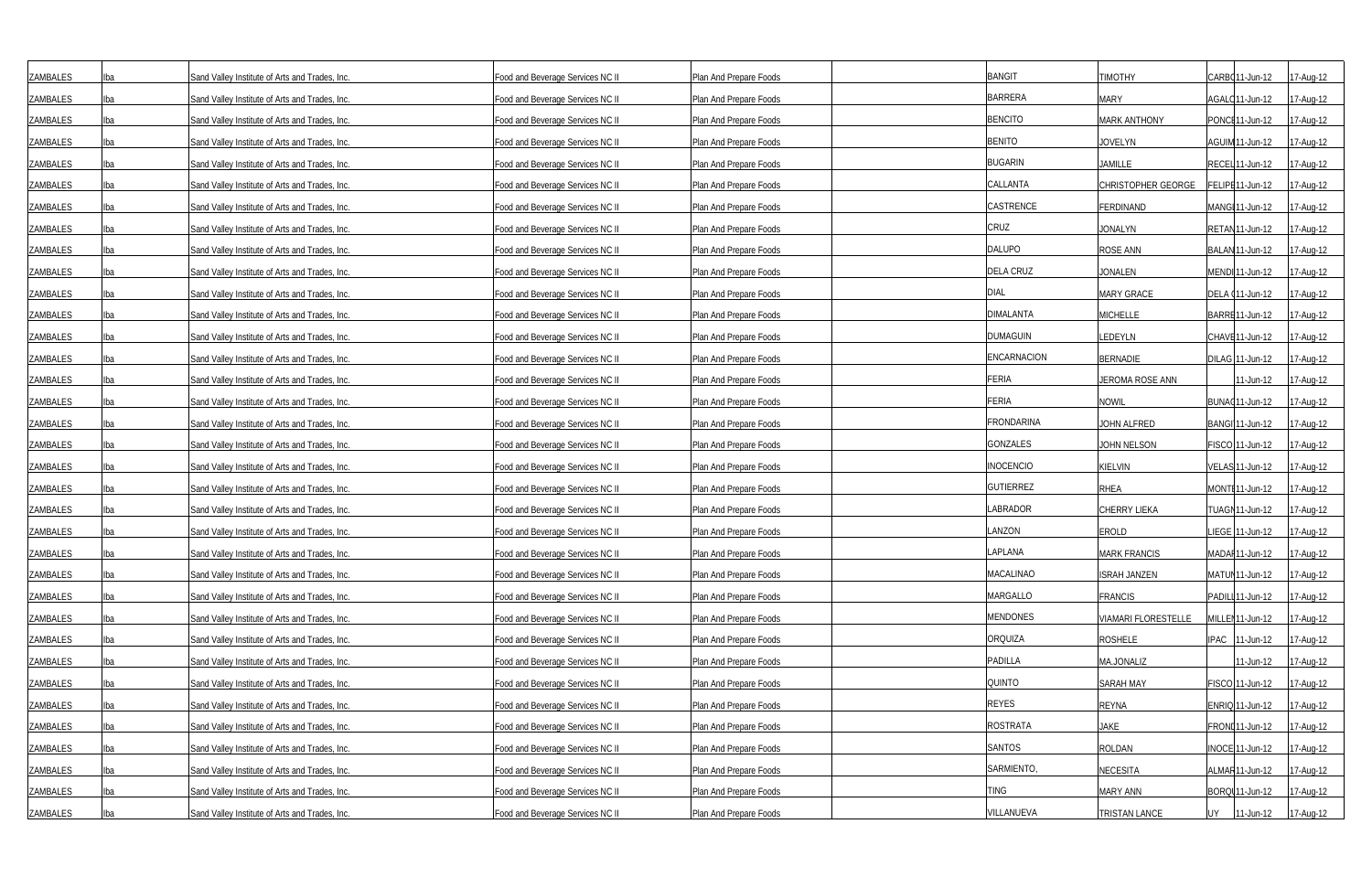| | | | | | | | | | | |
|---|---|---|---|---|---|---|---|---|---|---|
| ZAMBALES | Iba | Sand Valley Institute of Arts and Trades, Inc. | Food and Beverage Services NC II | Plan And Prepare Foods | | BANGIT | TIMOTHY | CARBO | 11-Jun-12 | 17-Aug-12 |
| ZAMBALES | Iba | Sand Valley Institute of Arts and Trades, Inc. | Food and Beverage Services NC II | Plan And Prepare Foods | | BARRERA | MARY | AGALO | 11-Jun-12 | 17-Aug-12 |
| ZAMBALES | Iba | Sand Valley Institute of Arts and Trades, Inc. | Food and Beverage Services NC II | Plan And Prepare Foods | | BENCITO | MARK ANTHONY | PONCE | 11-Jun-12 | 17-Aug-12 |
| ZAMBALES | Iba | Sand Valley Institute of Arts and Trades, Inc. | Food and Beverage Services NC II | Plan And Prepare Foods | | BENITO | JOVELYN | AGUIM | 11-Jun-12 | 17-Aug-12 |
| ZAMBALES | Iba | Sand Valley Institute of Arts and Trades, Inc. | Food and Beverage Services NC II | Plan And Prepare Foods | | BUGARIN | JAMILLE | RECEL | 11-Jun-12 | 17-Aug-12 |
| ZAMBALES | Iba | Sand Valley Institute of Arts and Trades, Inc. | Food and Beverage Services NC II | Plan And Prepare Foods | | CALLANTA | CHRISTOPHER GEORGE | FELIPE | 11-Jun-12 | 17-Aug-12 |
| ZAMBALES | Iba | Sand Valley Institute of Arts and Trades, Inc. | Food and Beverage Services NC II | Plan And Prepare Foods | | CASTRENCE | FERDINAND | MANGI | 11-Jun-12 | 17-Aug-12 |
| ZAMBALES | Iba | Sand Valley Institute of Arts and Trades, Inc. | Food and Beverage Services NC II | Plan And Prepare Foods | | CRUZ | JONALYN | RETAN | 11-Jun-12 | 17-Aug-12 |
| ZAMBALES | Iba | Sand Valley Institute of Arts and Trades, Inc. | Food and Beverage Services NC II | Plan And Prepare Foods | | DALUPO | ROSE ANN | BALAN | 11-Jun-12 | 17-Aug-12 |
| ZAMBALES | Iba | Sand Valley Institute of Arts and Trades, Inc. | Food and Beverage Services NC II | Plan And Prepare Foods | | DELA CRUZ | JONALEN | MENDI | 11-Jun-12 | 17-Aug-12 |
| ZAMBALES | Iba | Sand Valley Institute of Arts and Trades, Inc. | Food and Beverage Services NC II | Plan And Prepare Foods | | DIAL | MARY GRACE | DELA C | 11-Jun-12 | 17-Aug-12 |
| ZAMBALES | Iba | Sand Valley Institute of Arts and Trades, Inc. | Food and Beverage Services NC II | Plan And Prepare Foods | | DIMALANTA | MICHELLE | BARRE | 11-Jun-12 | 17-Aug-12 |
| ZAMBALES | Iba | Sand Valley Institute of Arts and Trades, Inc. | Food and Beverage Services NC II | Plan And Prepare Foods | | DUMAGUIN | LEDEYLN | CHAVE | 11-Jun-12 | 17-Aug-12 |
| ZAMBALES | Iba | Sand Valley Institute of Arts and Trades, Inc. | Food and Beverage Services NC II | Plan And Prepare Foods | | ENCARNACION | BERNADIE | DILAG | 11-Jun-12 | 17-Aug-12 |
| ZAMBALES | Iba | Sand Valley Institute of Arts and Trades, Inc. | Food and Beverage Services NC II | Plan And Prepare Foods | | FERIA | JEROMA ROSE ANN | | 11-Jun-12 | 17-Aug-12 |
| ZAMBALES | Iba | Sand Valley Institute of Arts and Trades, Inc. | Food and Beverage Services NC II | Plan And Prepare Foods | | FERIA | NOWIL | BUNAC | 11-Jun-12 | 17-Aug-12 |
| ZAMBALES | Iba | Sand Valley Institute of Arts and Trades, Inc. | Food and Beverage Services NC II | Plan And Prepare Foods | | FRONDARINA | JOHN ALFRED | BANGI | 11-Jun-12 | 17-Aug-12 |
| ZAMBALES | Iba | Sand Valley Institute of Arts and Trades, Inc. | Food and Beverage Services NC II | Plan And Prepare Foods | | GONZALES | JOHN NELSON | FISCO | 11-Jun-12 | 17-Aug-12 |
| ZAMBALES | Iba | Sand Valley Institute of Arts and Trades, Inc. | Food and Beverage Services NC II | Plan And Prepare Foods | | INOCENCIO | KIELVIN | VELAS | 11-Jun-12 | 17-Aug-12 |
| ZAMBALES | Iba | Sand Valley Institute of Arts and Trades, Inc. | Food and Beverage Services NC II | Plan And Prepare Foods | | GUTIERREZ | RHEA | MONTE | 11-Jun-12 | 17-Aug-12 |
| ZAMBALES | Iba | Sand Valley Institute of Arts and Trades, Inc. | Food and Beverage Services NC II | Plan And Prepare Foods | | LABRADOR | CHERRY LIEKA | TUAGN | 11-Jun-12 | 17-Aug-12 |
| ZAMBALES | Iba | Sand Valley Institute of Arts and Trades, Inc. | Food and Beverage Services NC II | Plan And Prepare Foods | | LANZON | EROLD | LIEGE | 11-Jun-12 | 17-Aug-12 |
| ZAMBALES | Iba | Sand Valley Institute of Arts and Trades, Inc. | Food and Beverage Services NC II | Plan And Prepare Foods | | LAPLANA | MARK FRANCIS | MADAF | 11-Jun-12 | 17-Aug-12 |
| ZAMBALES | Iba | Sand Valley Institute of Arts and Trades, Inc. | Food and Beverage Services NC II | Plan And Prepare Foods | | MACALINAO | ISRAH JANZEN | MATUN | 11-Jun-12 | 17-Aug-12 |
| ZAMBALES | Iba | Sand Valley Institute of Arts and Trades, Inc. | Food and Beverage Services NC II | Plan And Prepare Foods | | MARGALLO | FRANCIS | PADILL | 11-Jun-12 | 17-Aug-12 |
| ZAMBALES | Iba | Sand Valley Institute of Arts and Trades, Inc. | Food and Beverage Services NC II | Plan And Prepare Foods | | MENDONES | VIAMARI FLORESTELLE | MILLEI | 11-Jun-12 | 17-Aug-12 |
| ZAMBALES | Iba | Sand Valley Institute of Arts and Trades, Inc. | Food and Beverage Services NC II | Plan And Prepare Foods | | ORQUIZA | ROSHELE | IPAC | 11-Jun-12 | 17-Aug-12 |
| ZAMBALES | Iba | Sand Valley Institute of Arts and Trades, Inc. | Food and Beverage Services NC II | Plan And Prepare Foods | | PADILLA | MA.JONALIZ | | 11-Jun-12 | 17-Aug-12 |
| ZAMBALES | Iba | Sand Valley Institute of Arts and Trades, Inc. | Food and Beverage Services NC II | Plan And Prepare Foods | | QUINTO | SARAH MAY | FISCO | 11-Jun-12 | 17-Aug-12 |
| ZAMBALES | Iba | Sand Valley Institute of Arts and Trades, Inc. | Food and Beverage Services NC II | Plan And Prepare Foods | | REYES | REYNA | ENRIQ | 11-Jun-12 | 17-Aug-12 |
| ZAMBALES | Iba | Sand Valley Institute of Arts and Trades, Inc. | Food and Beverage Services NC II | Plan And Prepare Foods | | ROSTRATA | JAKE | FROND | 11-Jun-12 | 17-Aug-12 |
| ZAMBALES | Iba | Sand Valley Institute of Arts and Trades, Inc. | Food and Beverage Services NC II | Plan And Prepare Foods | | SANTOS | ROLDAN | INOCE | 11-Jun-12 | 17-Aug-12 |
| ZAMBALES | Iba | Sand Valley Institute of Arts and Trades, Inc. | Food and Beverage Services NC II | Plan And Prepare Foods | | SARMIENTO, | NECESITA | ALMAR | 11-Jun-12 | 17-Aug-12 |
| ZAMBALES | Iba | Sand Valley Institute of Arts and Trades, Inc. | Food and Beverage Services NC II | Plan And Prepare Foods | | TING | MARY ANN | BORQI | 11-Jun-12 | 17-Aug-12 |
| ZAMBALES | Iba | Sand Valley Institute of Arts and Trades, Inc. | Food and Beverage Services NC II | Plan And Prepare Foods | | VILLANUEVA | TRISTAN LANCE | UY | 11-Jun-12 | 17-Aug-12 |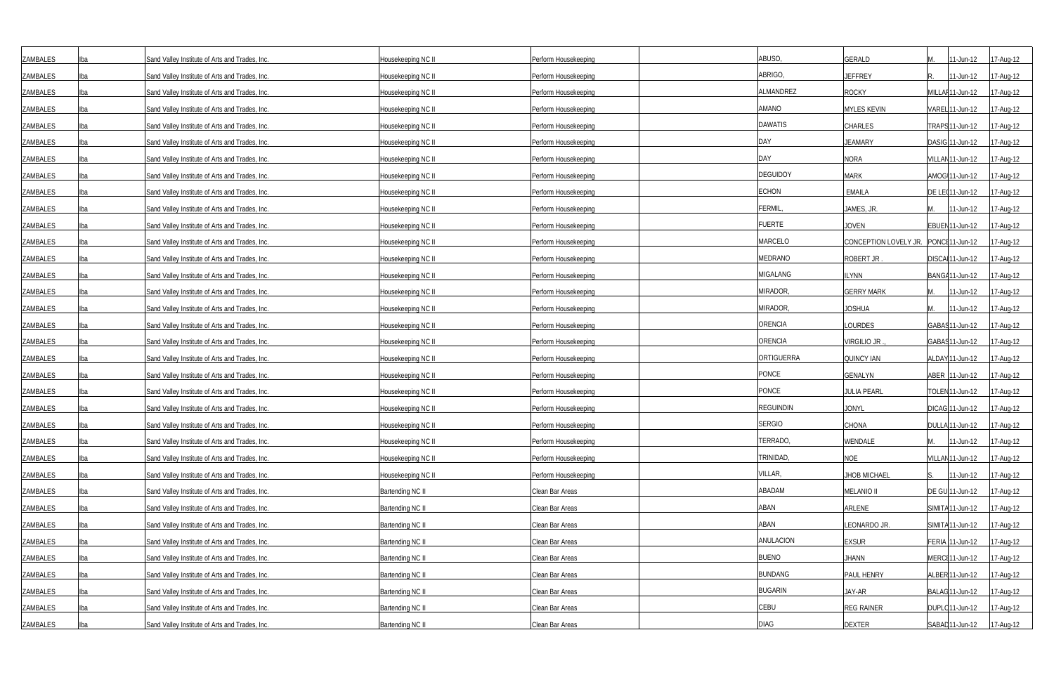| | | | | | | | | | | |
|---|---|---|---|---|---|---|---|---|---|---|
| ZAMBALES | Iba | Sand Valley Institute of Arts and Trades, Inc. | Housekeeping NC II | Perform Housekeeping | | ABUSO, | GERALD | M. | 11-Jun-12 | 17-Aug-12 |
| ZAMBALES | Iba | Sand Valley Institute of Arts and Trades, Inc. | Housekeeping NC II | Perform Housekeeping | | ABRIGO, | JEFFREY | R. | 11-Jun-12 | 17-Aug-12 |
| ZAMBALES | Iba | Sand Valley Institute of Arts and Trades, Inc. | Housekeeping NC II | Perform Housekeeping | | ALMANDREZ | ROCKY | MILLAR | 11-Jun-12 | 17-Aug-12 |
| ZAMBALES | Iba | Sand Valley Institute of Arts and Trades, Inc. | Housekeeping NC II | Perform Housekeeping | | AMANO | MYLES KEVIN | VAREL | 11-Jun-12 | 17-Aug-12 |
| ZAMBALES | Iba | Sand Valley Institute of Arts and Trades, Inc. | Housekeeping NC II | Perform Housekeeping | | DAWATIS | CHARLES | TRAPS | 11-Jun-12 | 17-Aug-12 |
| ZAMBALES | Iba | Sand Valley Institute of Arts and Trades, Inc. | Housekeeping NC II | Perform Housekeeping | | DAY | JEAMARY | DASIG | 11-Jun-12 | 17-Aug-12 |
| ZAMBALES | Iba | Sand Valley Institute of Arts and Trades, Inc. | Housekeeping NC II | Perform Housekeeping | | DAY | NORA | VILLAN | 11-Jun-12 | 17-Aug-12 |
| ZAMBALES | Iba | Sand Valley Institute of Arts and Trades, Inc. | Housekeeping NC II | Perform Housekeeping | | DEGUIDOY | MARK | AMOG | 11-Jun-12 | 17-Aug-12 |
| ZAMBALES | Iba | Sand Valley Institute of Arts and Trades, Inc. | Housekeeping NC II | Perform Housekeeping | | ECHON | EMAILA | DE LE | 11-Jun-12 | 17-Aug-12 |
| ZAMBALES | Iba | Sand Valley Institute of Arts and Trades, Inc. | Housekeeping NC II | Perform Housekeeping | | FERMIL, | JAMES, JR. | M. | 11-Jun-12 | 17-Aug-12 |
| ZAMBALES | Iba | Sand Valley Institute of Arts and Trades, Inc. | Housekeeping NC II | Perform Housekeeping | | FUERTE | JOVEN | EBUEN | 11-Jun-12 | 17-Aug-12 |
| ZAMBALES | Iba | Sand Valley Institute of Arts and Trades, Inc. | Housekeeping NC II | Perform Housekeeping | | MARCELO | CONCEPTION LOVELY JR. | PONCE | 11-Jun-12 | 17-Aug-12 |
| ZAMBALES | Iba | Sand Valley Institute of Arts and Trades, Inc. | Housekeeping NC II | Perform Housekeeping | | MEDRANO | ROBERT JR . | DISCA | 11-Jun-12 | 17-Aug-12 |
| ZAMBALES | Iba | Sand Valley Institute of Arts and Trades, Inc. | Housekeeping NC II | Perform Housekeeping | | MIGALANG | ILYNN | BANGA | 11-Jun-12 | 17-Aug-12 |
| ZAMBALES | Iba | Sand Valley Institute of Arts and Trades, Inc. | Housekeeping NC II | Perform Housekeeping | | MIRADOR, | GERRY MARK | M. | 11-Jun-12 | 17-Aug-12 |
| ZAMBALES | Iba | Sand Valley Institute of Arts and Trades, Inc. | Housekeeping NC II | Perform Housekeeping | | MIRADOR, | JOSHUA | M. | 11-Jun-12 | 17-Aug-12 |
| ZAMBALES | Iba | Sand Valley Institute of Arts and Trades, Inc. | Housekeeping NC II | Perform Housekeeping | | ORENCIA | LOURDES | GABAS | 11-Jun-12 | 17-Aug-12 |
| ZAMBALES | Iba | Sand Valley Institute of Arts and Trades, Inc. | Housekeeping NC II | Perform Housekeeping | | ORENCIA | VIRGILIO JR ., | GABAS | 11-Jun-12 | 17-Aug-12 |
| ZAMBALES | Iba | Sand Valley Institute of Arts and Trades, Inc. | Housekeeping NC II | Perform Housekeeping | | ORTIGUERRA | QUINCY IAN | ALDAY | 11-Jun-12 | 17-Aug-12 |
| ZAMBALES | Iba | Sand Valley Institute of Arts and Trades, Inc. | Housekeeping NC II | Perform Housekeeping | | PONCE | GENALYN | ABER | 11-Jun-12 | 17-Aug-12 |
| ZAMBALES | Iba | Sand Valley Institute of Arts and Trades, Inc. | Housekeeping NC II | Perform Housekeeping | | PONCE | JULIA PEARL | TOLEN | 11-Jun-12 | 17-Aug-12 |
| ZAMBALES | Iba | Sand Valley Institute of Arts and Trades, Inc. | Housekeeping NC II | Perform Housekeeping | | REGUINDIN | JONYL | DICAG | 11-Jun-12 | 17-Aug-12 |
| ZAMBALES | Iba | Sand Valley Institute of Arts and Trades, Inc. | Housekeeping NC II | Perform Housekeeping | | SERGIO | CHONA | DULLA | 11-Jun-12 | 17-Aug-12 |
| ZAMBALES | Iba | Sand Valley Institute of Arts and Trades, Inc. | Housekeeping NC II | Perform Housekeeping | | TERRADO, | WENDALE | M. | 11-Jun-12 | 17-Aug-12 |
| ZAMBALES | Iba | Sand Valley Institute of Arts and Trades, Inc. | Housekeeping NC II | Perform Housekeeping | | TRINIDAD, | NOE | VILLAN | 11-Jun-12 | 17-Aug-12 |
| ZAMBALES | Iba | Sand Valley Institute of Arts and Trades, Inc. | Housekeeping NC II | Perform Housekeeping | | VILLAR, | JHOB MICHAEL | S. | 11-Jun-12 | 17-Aug-12 |
| ZAMBALES | Iba | Sand Valley Institute of Arts and Trades, Inc. | Bartending NC II | Clean Bar Areas | | ABADAM | MELANIO II | DE GU | 11-Jun-12 | 17-Aug-12 |
| ZAMBALES | Iba | Sand Valley Institute of Arts and Trades, Inc. | Bartending NC II | Clean Bar Areas | | ABAN | ARLENE | SIMITA | 11-Jun-12 | 17-Aug-12 |
| ZAMBALES | Iba | Sand Valley Institute of Arts and Trades, Inc. | Bartending NC II | Clean Bar Areas | | ABAN | LEONARDO JR. | SIMITA | 11-Jun-12 | 17-Aug-12 |
| ZAMBALES | Iba | Sand Valley Institute of Arts and Trades, Inc. | Bartending NC II | Clean Bar Areas | | ANULACION | EXSUR | FERIA | 11-Jun-12 | 17-Aug-12 |
| ZAMBALES | Iba | Sand Valley Institute of Arts and Trades, Inc. | Bartending NC II | Clean Bar Areas | | BUENO | JHANN | MERC | 11-Jun-12 | 17-Aug-12 |
| ZAMBALES | Iba | Sand Valley Institute of Arts and Trades, Inc. | Bartending NC II | Clean Bar Areas | | BUNDANG | PAUL HENRY | ALBER | 11-Jun-12 | 17-Aug-12 |
| ZAMBALES | Iba | Sand Valley Institute of Arts and Trades, Inc. | Bartending NC II | Clean Bar Areas | | BUGARIN | JAY-AR | BALAG | 11-Jun-12 | 17-Aug-12 |
| ZAMBALES | Iba | Sand Valley Institute of Arts and Trades, Inc. | Bartending NC II | Clean Bar Areas | | CEBU | REG RAINER | DUPLO | 11-Jun-12 | 17-Aug-12 |
| ZAMBALES | Iba | Sand Valley Institute of Arts and Trades, Inc. | Bartending NC II | Clean Bar Areas | | DIAG | DEXTER | SABAD | 11-Jun-12 | 17-Aug-12 |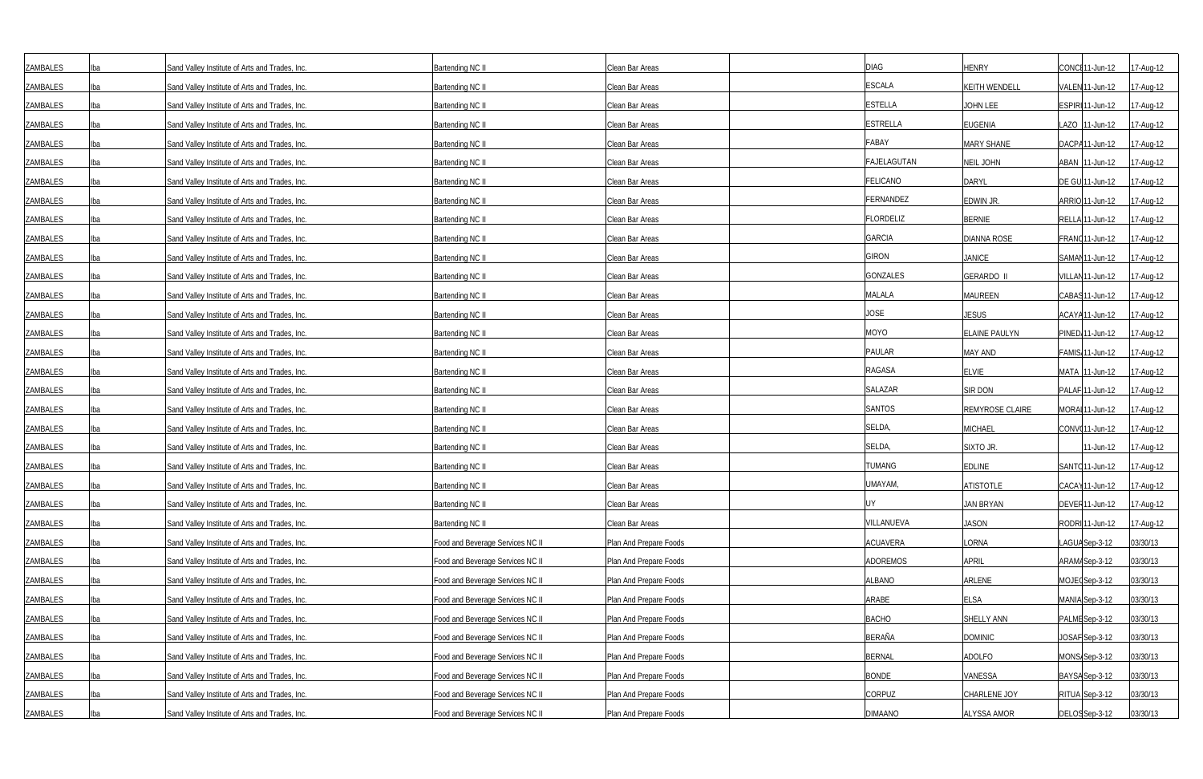| | | | | | | | | | | |
|---|---|---|---|---|---|---|---|---|---|---|
| ZAMBALES | Iba | Sand Valley Institute of Arts and Trades, Inc. | Bartending NC II | Clean Bar Areas | | DIAG | HENRY | CONC | 11-Jun-12 | 17-Aug-12 |
| ZAMBALES | Iba | Sand Valley Institute of Arts and Trades, Inc. | Bartending NC II | Clean Bar Areas | | ESCALA | KEITH WENDELL | VALEN | 11-Jun-12 | 17-Aug-12 |
| ZAMBALES | Iba | Sand Valley Institute of Arts and Trades, Inc. | Bartending NC II | Clean Bar Areas | | ESTELLA | JOHN LEE | ESPIR | 11-Jun-12 | 17-Aug-12 |
| ZAMBALES | Iba | Sand Valley Institute of Arts and Trades, Inc. | Bartending NC II | Clean Bar Areas | | ESTRELLA | EUGENIA | LAZO | 11-Jun-12 | 17-Aug-12 |
| ZAMBALES | Iba | Sand Valley Institute of Arts and Trades, Inc. | Bartending NC II | Clean Bar Areas | | FABAY | MARY SHANE | DACPA | 11-Jun-12 | 17-Aug-12 |
| ZAMBALES | Iba | Sand Valley Institute of Arts and Trades, Inc. | Bartending NC II | Clean Bar Areas | | FAJELAGUTAN | NEIL JOHN | ABAN | 11-Jun-12 | 17-Aug-12 |
| ZAMBALES | Iba | Sand Valley Institute of Arts and Trades, Inc. | Bartending NC II | Clean Bar Areas | | FELICANO | DARYL | DE GU | 11-Jun-12 | 17-Aug-12 |
| ZAMBALES | Iba | Sand Valley Institute of Arts and Trades, Inc. | Bartending NC II | Clean Bar Areas | | FERNANDEZ | EDWIN JR. | ARRIO | 11-Jun-12 | 17-Aug-12 |
| ZAMBALES | Iba | Sand Valley Institute of Arts and Trades, Inc. | Bartending NC II | Clean Bar Areas | | FLORDELIZ | BERNIE | RELLA | 11-Jun-12 | 17-Aug-12 |
| ZAMBALES | Iba | Sand Valley Institute of Arts and Trades, Inc. | Bartending NC II | Clean Bar Areas | | GARCIA | DIANNA ROSE | FRANC | 11-Jun-12 | 17-Aug-12 |
| ZAMBALES | Iba | Sand Valley Institute of Arts and Trades, Inc. | Bartending NC II | Clean Bar Areas | | GIRON | JANICE | SAMAN | 11-Jun-12 | 17-Aug-12 |
| ZAMBALES | Iba | Sand Valley Institute of Arts and Trades, Inc. | Bartending NC II | Clean Bar Areas | | GONZALES | GERARDO II | VILLAN | 11-Jun-12 | 17-Aug-12 |
| ZAMBALES | Iba | Sand Valley Institute of Arts and Trades, Inc. | Bartending NC II | Clean Bar Areas | | MALALA | MAUREEN | CABAS | 11-Jun-12 | 17-Aug-12 |
| ZAMBALES | Iba | Sand Valley Institute of Arts and Trades, Inc. | Bartending NC II | Clean Bar Areas | | JOSE | JESUS | ACAYA | 11-Jun-12 | 17-Aug-12 |
| ZAMBALES | Iba | Sand Valley Institute of Arts and Trades, Inc. | Bartending NC II | Clean Bar Areas | | MOYO | ELAINE PAULYN | PINED | 11-Jun-12 | 17-Aug-12 |
| ZAMBALES | Iba | Sand Valley Institute of Arts and Trades, Inc. | Bartending NC II | Clean Bar Areas | | PAULAR | MAY AND | FAMIS | 11-Jun-12 | 17-Aug-12 |
| ZAMBALES | Iba | Sand Valley Institute of Arts and Trades, Inc. | Bartending NC II | Clean Bar Areas | | RAGASA | ELVIE | MATA | 11-Jun-12 | 17-Aug-12 |
| ZAMBALES | Iba | Sand Valley Institute of Arts and Trades, Inc. | Bartending NC II | Clean Bar Areas | | SALAZAR | SIR DON | PALAF | 11-Jun-12 | 17-Aug-12 |
| ZAMBALES | Iba | Sand Valley Institute of Arts and Trades, Inc. | Bartending NC II | Clean Bar Areas | | SANTOS | REMYROSE CLAIRE | MORA | 11-Jun-12 | 17-Aug-12 |
| ZAMBALES | Iba | Sand Valley Institute of Arts and Trades, Inc. | Bartending NC II | Clean Bar Areas | | SELDA, | MICHAEL | CONV | 11-Jun-12 | 17-Aug-12 |
| ZAMBALES | Iba | Sand Valley Institute of Arts and Trades, Inc. | Bartending NC II | Clean Bar Areas | | SELDA, | SIXTO JR. | | 11-Jun-12 | 17-Aug-12 |
| ZAMBALES | Iba | Sand Valley Institute of Arts and Trades, Inc. | Bartending NC II | Clean Bar Areas | | TUMANG | EDLINE | SANTO | 11-Jun-12 | 17-Aug-12 |
| ZAMBALES | Iba | Sand Valley Institute of Arts and Trades, Inc. | Bartending NC II | Clean Bar Areas | | UMAYAM, | ATISTOTLE | CACAY | 11-Jun-12 | 17-Aug-12 |
| ZAMBALES | Iba | Sand Valley Institute of Arts and Trades, Inc. | Bartending NC II | Clean Bar Areas | | UY | JAN BRYAN | DEVER | 11-Jun-12 | 17-Aug-12 |
| ZAMBALES | Iba | Sand Valley Institute of Arts and Trades, Inc. | Bartending NC II | Clean Bar Areas | | VILLANUEVA | JASON | RODRI | 11-Jun-12 | 17-Aug-12 |
| ZAMBALES | Iba | Sand Valley Institute of Arts and Trades, Inc. | Food and Beverage Services NC II | Plan And Prepare Foods | | ACUAVERA | LORNA | LAGUA | Sep-3-12 | 03/30/13 |
| ZAMBALES | Iba | Sand Valley Institute of Arts and Trades, Inc. | Food and Beverage Services NC II | Plan And Prepare Foods | | ADOREMOS | APRIL | ARAMA | Sep-3-12 | 03/30/13 |
| ZAMBALES | Iba | Sand Valley Institute of Arts and Trades, Inc. | Food and Beverage Services NC II | Plan And Prepare Foods | | ALBANO | ARLENE | MOJEC | Sep-3-12 | 03/30/13 |
| ZAMBALES | Iba | Sand Valley Institute of Arts and Trades, Inc. | Food and Beverage Services NC II | Plan And Prepare Foods | | ARABE | ELSA | MANIA | Sep-3-12 | 03/30/13 |
| ZAMBALES | Iba | Sand Valley Institute of Arts and Trades, Inc. | Food and Beverage Services NC II | Plan And Prepare Foods | | BACHO | SHELLY ANN | PALME | Sep-3-12 | 03/30/13 |
| ZAMBALES | Iba | Sand Valley Institute of Arts and Trades, Inc. | Food and Beverage Services NC II | Plan And Prepare Foods | | BERAÑA | DOMINIC | JOSAF | Sep-3-12 | 03/30/13 |
| ZAMBALES | Iba | Sand Valley Institute of Arts and Trades, Inc. | Food and Beverage Services NC II | Plan And Prepare Foods | | BERNAL | ADOLFO | MONS | Sep-3-12 | 03/30/13 |
| ZAMBALES | Iba | Sand Valley Institute of Arts and Trades, Inc. | Food and Beverage Services NC II | Plan And Prepare Foods | | BONDE | VANESSA | BAYSA | Sep-3-12 | 03/30/13 |
| ZAMBALES | Iba | Sand Valley Institute of Arts and Trades, Inc. | Food and Beverage Services NC II | Plan And Prepare Foods | | CORPUZ | CHARLENE JOY | RITUA | Sep-3-12 | 03/30/13 |
| ZAMBALES | Iba | Sand Valley Institute of Arts and Trades, Inc. | Food and Beverage Services NC II | Plan And Prepare Foods | | DIMAANO | ALYSSA AMOR | DELOS | Sep-3-12 | 03/30/13 |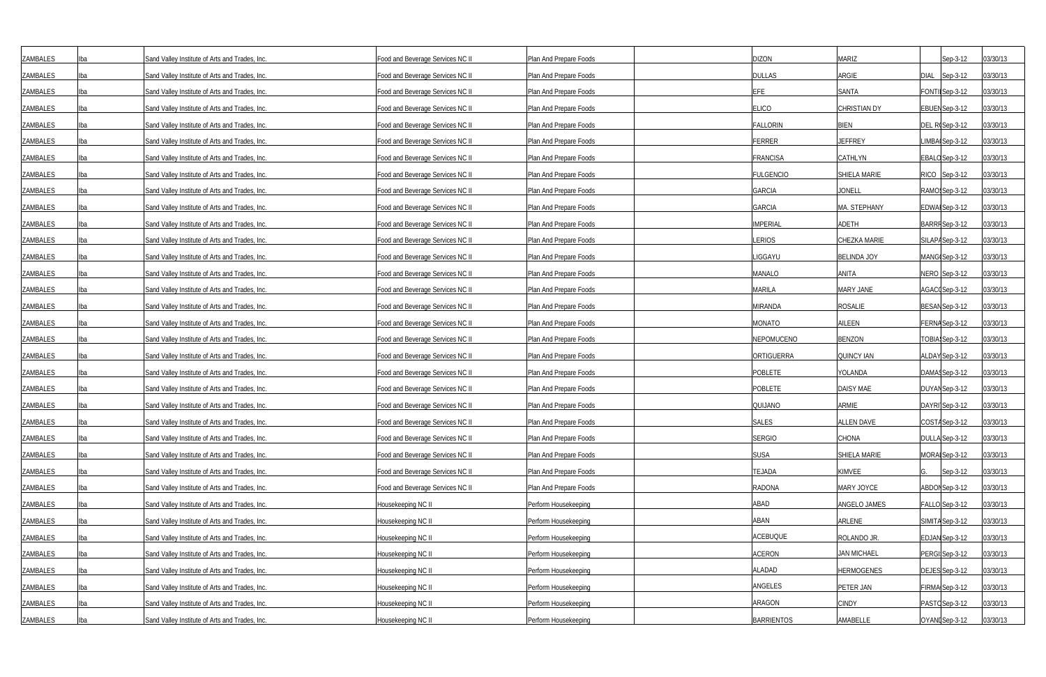| ZAMBALES | Iba | Sand Valley Institute of Arts and Trades, Inc. | Food and Beverage Services NC II | Plan And Prepare Foods | | DIZON | MARIZ | | Sep-3-12 | 03/30/13 |
|---|---|---|---|---|---|---|---|---|---|---|
| ZAMBALES | Iba | Sand Valley Institute of Arts and Trades, Inc. | Food and Beverage Services NC II | Plan And Prepare Foods | | DULLAS | ARGIE | DIAL | Sep-3-12 | 03/30/13 |
| ZAMBALES | Iba | Sand Valley Institute of Arts and Trades, Inc. | Food and Beverage Services NC II | Plan And Prepare Foods | | EFE | SANTA | FONTI | Sep-3-12 | 03/30/13 |
| ZAMBALES | Iba | Sand Valley Institute of Arts and Trades, Inc. | Food and Beverage Services NC II | Plan And Prepare Foods | | ELICO | CHRISTIAN DY | EBUEN | Sep-3-12 | 03/30/13 |
| ZAMBALES | Iba | Sand Valley Institute of Arts and Trades, Inc. | Food and Beverage Services NC II | Plan And Prepare Foods | | FALLORIN | BIEN | DEL R | Sep-3-12 | 03/30/13 |
| ZAMBALES | Iba | Sand Valley Institute of Arts and Trades, Inc. | Food and Beverage Services NC II | Plan And Prepare Foods | | FERRER | JEFFREY | LIMBA | Sep-3-12 | 03/30/13 |
| ZAMBALES | Iba | Sand Valley Institute of Arts and Trades, Inc. | Food and Beverage Services NC II | Plan And Prepare Foods | | FRANCISA | CATHLYN | EBALO | Sep-3-12 | 03/30/13 |
| ZAMBALES | Iba | Sand Valley Institute of Arts and Trades, Inc. | Food and Beverage Services NC II | Plan And Prepare Foods | | FULGENCIO | SHIELA MARIE | RICO | Sep-3-12 | 03/30/13 |
| ZAMBALES | Iba | Sand Valley Institute of Arts and Trades, Inc. | Food and Beverage Services NC II | Plan And Prepare Foods | | GARCIA | JONELL | RAMOS | Sep-3-12 | 03/30/13 |
| ZAMBALES | Iba | Sand Valley Institute of Arts and Trades, Inc. | Food and Beverage Services NC II | Plan And Prepare Foods | | GARCIA | MA. STEPHANY | EDWA | Sep-3-12 | 03/30/13 |
| ZAMBALES | Iba | Sand Valley Institute of Arts and Trades, Inc. | Food and Beverage Services NC II | Plan And Prepare Foods | | IMPERIAL | ADETH | BARRR | Sep-3-12 | 03/30/13 |
| ZAMBALES | Iba | Sand Valley Institute of Arts and Trades, Inc. | Food and Beverage Services NC II | Plan And Prepare Foods | | LERIOS | CHEZKA MARIE | SILAPA | Sep-3-12 | 03/30/13 |
| ZAMBALES | Iba | Sand Valley Institute of Arts and Trades, Inc. | Food and Beverage Services NC II | Plan And Prepare Foods | | LIGGAYU | BELINDA JOY | MANG | Sep-3-12 | 03/30/13 |
| ZAMBALES | Iba | Sand Valley Institute of Arts and Trades, Inc. | Food and Beverage Services NC II | Plan And Prepare Foods | | MANALO | ANITA | NERO | Sep-3-12 | 03/30/13 |
| ZAMBALES | Iba | Sand Valley Institute of Arts and Trades, Inc. | Food and Beverage Services NC II | Plan And Prepare Foods | | MARILA | MARY JANE | AGACO | Sep-3-12 | 03/30/13 |
| ZAMBALES | Iba | Sand Valley Institute of Arts and Trades, Inc. | Food and Beverage Services NC II | Plan And Prepare Foods | | MIRANDA | ROSALIE | BESAN | Sep-3-12 | 03/30/13 |
| ZAMBALES | Iba | Sand Valley Institute of Arts and Trades, Inc. | Food and Beverage Services NC II | Plan And Prepare Foods | | MONATO | AILEEN | FERNA | Sep-3-12 | 03/30/13 |
| ZAMBALES | Iba | Sand Valley Institute of Arts and Trades, Inc. | Food and Beverage Services NC II | Plan And Prepare Foods | | NEPOMUCENO | BENZON | TOBIA | Sep-3-12 | 03/30/13 |
| ZAMBALES | Iba | Sand Valley Institute of Arts and Trades, Inc. | Food and Beverage Services NC II | Plan And Prepare Foods | | ORTIGUERRA | QUINCY IAN | ALDAY | Sep-3-12 | 03/30/13 |
| ZAMBALES | Iba | Sand Valley Institute of Arts and Trades, Inc. | Food and Beverage Services NC II | Plan And Prepare Foods | | POBLETE | YOLANDA | DAMAS | Sep-3-12 | 03/30/13 |
| ZAMBALES | Iba | Sand Valley Institute of Arts and Trades, Inc. | Food and Beverage Services NC II | Plan And Prepare Foods | | POBLETE | DAISY MAE | DUYAN | Sep-3-12 | 03/30/13 |
| ZAMBALES | Iba | Sand Valley Institute of Arts and Trades, Inc. | Food and Beverage Services NC II | Plan And Prepare Foods | | QUIJANO | ARMIE | DAYRI | Sep-3-12 | 03/30/13 |
| ZAMBALES | Iba | Sand Valley Institute of Arts and Trades, Inc. | Food and Beverage Services NC II | Plan And Prepare Foods | | SALES | ALLEN DAVE | COSTA | Sep-3-12 | 03/30/13 |
| ZAMBALES | Iba | Sand Valley Institute of Arts and Trades, Inc. | Food and Beverage Services NC II | Plan And Prepare Foods | | SERGIO | CHONA | DULLA | Sep-3-12 | 03/30/13 |
| ZAMBALES | Iba | Sand Valley Institute of Arts and Trades, Inc. | Food and Beverage Services NC II | Plan And Prepare Foods | | SUSA | SHIELA MARIE | MORA | Sep-3-12 | 03/30/13 |
| ZAMBALES | Iba | Sand Valley Institute of Arts and Trades, Inc. | Food and Beverage Services NC II | Plan And Prepare Foods | | TEJADA | KIMVEE | G. | Sep-3-12 | 03/30/13 |
| ZAMBALES | Iba | Sand Valley Institute of Arts and Trades, Inc. | Food and Beverage Services NC II | Plan And Prepare Foods | | RADONA | MARY JOYCE | ABDO | Sep-3-12 | 03/30/13 |
| ZAMBALES | Iba | Sand Valley Institute of Arts and Trades, Inc. | Housekeeping NC II | Perform Housekeeping | | ABAD | ANGELO JAMES | FALLO | Sep-3-12 | 03/30/13 |
| ZAMBALES | Iba | Sand Valley Institute of Arts and Trades, Inc. | Housekeeping NC II | Perform Housekeeping | | ABAN | ARLENE | SIMITA | Sep-3-12 | 03/30/13 |
| ZAMBALES | Iba | Sand Valley Institute of Arts and Trades, Inc. | Housekeeping NC II | Perform Housekeeping | | ACEBUQUE | ROLANDO JR. | EDJAN | Sep-3-12 | 03/30/13 |
| ZAMBALES | Iba | Sand Valley Institute of Arts and Trades, Inc. | Housekeeping NC II | Perform Housekeeping | | ACERON | JAN MICHAEL | PERGI | Sep-3-12 | 03/30/13 |
| ZAMBALES | Iba | Sand Valley Institute of Arts and Trades, Inc. | Housekeeping NC II | Perform Housekeeping | | ALADAD | HERMOGENES | DEJES | Sep-3-12 | 03/30/13 |
| ZAMBALES | Iba | Sand Valley Institute of Arts and Trades, Inc. | Housekeeping NC II | Perform Housekeeping | | ANGELES | PETER JAN | FIRMA | Sep-3-12 | 03/30/13 |
| ZAMBALES | Iba | Sand Valley Institute of Arts and Trades, Inc. | Housekeeping NC II | Perform Housekeeping | | ARAGON | CINDY | PASTO | Sep-3-12 | 03/30/13 |
| ZAMBALES | Iba | Sand Valley Institute of Arts and Trades, Inc. | Housekeeping NC II | Perform Housekeeping | | BARRIENTOS | AMABELLE | OYANI | Sep-3-12 | 03/30/13 |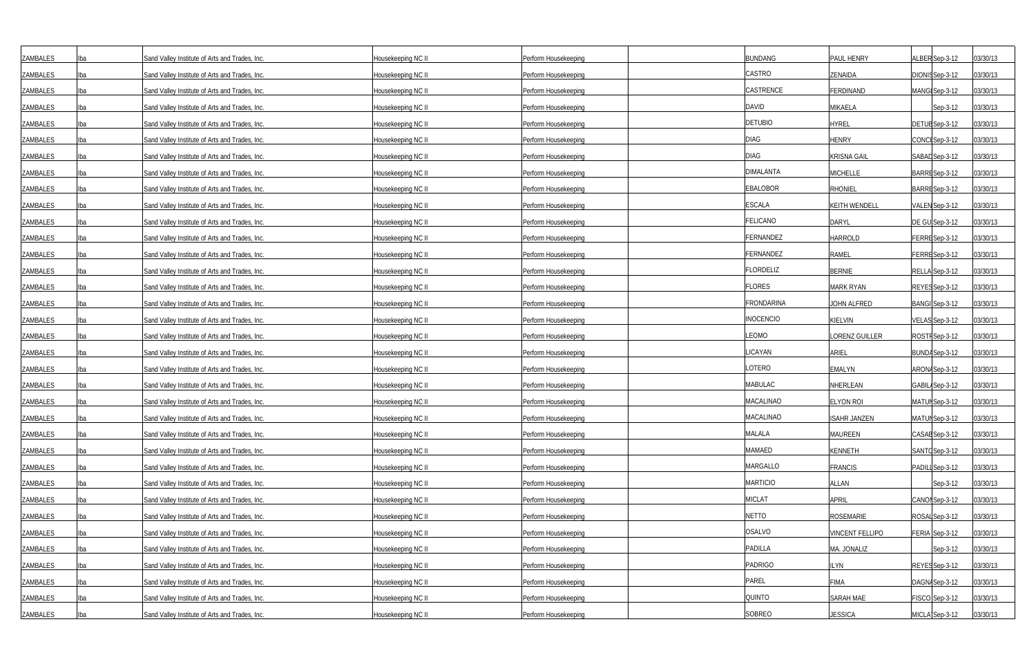| | | | | | | | | | | |
|---|---|---|---|---|---|---|---|---|---|---|
| ZAMBALES | Iba | Sand Valley Institute of Arts and Trades, Inc. | Housekeeping NC II | Perform Housekeeping | | BUNDANG | PAUL HENRY | ALBER | Sep-3-12 | 03/30/13 |
| ZAMBALES | Iba | Sand Valley Institute of Arts and Trades, Inc. | Housekeeping NC II | Perform Housekeeping | | CASTRO | ZENAIDA | DIONIS | Sep-3-12 | 03/30/13 |
| ZAMBALES | Iba | Sand Valley Institute of Arts and Trades, Inc. | Housekeeping NC II | Perform Housekeeping | | CASTRENCE | FERDINAND | MANGI | Sep-3-12 | 03/30/13 |
| ZAMBALES | Iba | Sand Valley Institute of Arts and Trades, Inc. | Housekeeping NC II | Perform Housekeeping | | DAVID | MIKAELA | | Sep-3-12 | 03/30/13 |
| ZAMBALES | Iba | Sand Valley Institute of Arts and Trades, Inc. | Housekeeping NC II | Perform Housekeeping | | DETUBIO | HYREL | DETUB | Sep-3-12 | 03/30/13 |
| ZAMBALES | Iba | Sand Valley Institute of Arts and Trades, Inc. | Housekeeping NC II | Perform Housekeeping | | DIAG | HENRY | CONCI | Sep-3-12 | 03/30/13 |
| ZAMBALES | Iba | Sand Valley Institute of Arts and Trades, Inc. | Housekeeping NC II | Perform Housekeeping | | DIAG | KRISNA GAIL | SABAD | Sep-3-12 | 03/30/13 |
| ZAMBALES | Iba | Sand Valley Institute of Arts and Trades, Inc. | Housekeeping NC II | Perform Housekeeping | | DIMALANTA | MICHELLE | BARRE | Sep-3-12 | 03/30/13 |
| ZAMBALES | Iba | Sand Valley Institute of Arts and Trades, Inc. | Housekeeping NC II | Perform Housekeeping | | EBALOBOR | RHONIEL | BARRE | Sep-3-12 | 03/30/13 |
| ZAMBALES | Iba | Sand Valley Institute of Arts and Trades, Inc. | Housekeeping NC II | Perform Housekeeping | | ESCALA | KEITH WENDELL | VALEN | Sep-3-12 | 03/30/13 |
| ZAMBALES | Iba | Sand Valley Institute of Arts and Trades, Inc. | Housekeeping NC II | Perform Housekeeping | | FELICANO | DARYL | DE GU | Sep-3-12 | 03/30/13 |
| ZAMBALES | Iba | Sand Valley Institute of Arts and Trades, Inc. | Housekeeping NC II | Perform Housekeeping | | FERNANDEZ | HARROLD | FERRE | Sep-3-12 | 03/30/13 |
| ZAMBALES | Iba | Sand Valley Institute of Arts and Trades, Inc. | Housekeeping NC II | Perform Housekeeping | | FERNANDEZ | RAMEL | FERRE | Sep-3-12 | 03/30/13 |
| ZAMBALES | Iba | Sand Valley Institute of Arts and Trades, Inc. | Housekeeping NC II | Perform Housekeeping | | FLORDELIZ | BERNIE | RELLA | Sep-3-12 | 03/30/13 |
| ZAMBALES | Iba | Sand Valley Institute of Arts and Trades, Inc. | Housekeeping NC II | Perform Housekeeping | | FLORES | MARK RYAN | REYES | Sep-3-12 | 03/30/13 |
| ZAMBALES | Iba | Sand Valley Institute of Arts and Trades, Inc. | Housekeeping NC II | Perform Housekeeping | | FRONDARINA | JOHN ALFRED | BANGI | Sep-3-12 | 03/30/13 |
| ZAMBALES | Iba | Sand Valley Institute of Arts and Trades, Inc. | Housekeeping NC II | Perform Housekeeping | | INOCENCIO | KIELVIN | VELAS | Sep-3-12 | 03/30/13 |
| ZAMBALES | Iba | Sand Valley Institute of Arts and Trades, Inc. | Housekeeping NC II | Perform Housekeeping | | LEOMO | LORENZ GUILLER | ROSTR | Sep-3-12 | 03/30/13 |
| ZAMBALES | Iba | Sand Valley Institute of Arts and Trades, Inc. | Housekeeping NC II | Perform Housekeeping | | LICAYAN | ARIEL | BUNDA | Sep-3-12 | 03/30/13 |
| ZAMBALES | Iba | Sand Valley Institute of Arts and Trades, Inc. | Housekeeping NC II | Perform Housekeeping | | LOTERO | EMALYN | ARONA | Sep-3-12 | 03/30/13 |
| ZAMBALES | Iba | Sand Valley Institute of Arts and Trades, Inc. | Housekeeping NC II | Perform Housekeeping | | MABULAC | NHERLEAN | GABILA | Sep-3-12 | 03/30/13 |
| ZAMBALES | Iba | Sand Valley Institute of Arts and Trades, Inc. | Housekeeping NC II | Perform Housekeeping | | MACALINAO | ELYON ROI | MATUN | Sep-3-12 | 03/30/13 |
| ZAMBALES | Iba | Sand Valley Institute of Arts and Trades, Inc. | Housekeeping NC II | Perform Housekeeping | | MACALINAO | ISAHR JANZEN | MATUN | Sep-3-12 | 03/30/13 |
| ZAMBALES | Iba | Sand Valley Institute of Arts and Trades, Inc. | Housekeeping NC II | Perform Housekeeping | | MALALA | MAUREEN | CASAB | Sep-3-12 | 03/30/13 |
| ZAMBALES | Iba | Sand Valley Institute of Arts and Trades, Inc. | Housekeeping NC II | Perform Housekeeping | | MAMAED | KENNETH | SANTO | Sep-3-12 | 03/30/13 |
| ZAMBALES | Iba | Sand Valley Institute of Arts and Trades, Inc. | Housekeeping NC II | Perform Housekeeping | | MARGALLO | FRANCIS | PADILL | Sep-3-12 | 03/30/13 |
| ZAMBALES | Iba | Sand Valley Institute of Arts and Trades, Inc. | Housekeeping NC II | Perform Housekeeping | | MARTICIO | ALLAN | | Sep-3-12 | 03/30/13 |
| ZAMBALES | Iba | Sand Valley Institute of Arts and Trades, Inc. | Housekeeping NC II | Perform Housekeeping | | MICLAT | APRIL | CANON | Sep-3-12 | 03/30/13 |
| ZAMBALES | Iba | Sand Valley Institute of Arts and Trades, Inc. | Housekeeping NC II | Perform Housekeeping | | NETTO | ROSEMARIE | ROSAL | Sep-3-12 | 03/30/13 |
| ZAMBALES | Iba | Sand Valley Institute of Arts and Trades, Inc. | Housekeeping NC II | Perform Housekeeping | | OSALVO | VINCENT FELLIPO | FERIA | Sep-3-12 | 03/30/13 |
| ZAMBALES | Iba | Sand Valley Institute of Arts and Trades, Inc. | Housekeeping NC II | Perform Housekeeping | | PADILLA | MA. JONALIZ | | Sep-3-12 | 03/30/13 |
| ZAMBALES | Iba | Sand Valley Institute of Arts and Trades, Inc. | Housekeeping NC II | Perform Housekeeping | | PADRIGO | ILYN | REYES | Sep-3-12 | 03/30/13 |
| ZAMBALES | Iba | Sand Valley Institute of Arts and Trades, Inc. | Housekeeping NC II | Perform Housekeeping | | PAREL | FIMA | DAGNA | Sep-3-12 | 03/30/13 |
| ZAMBALES | Iba | Sand Valley Institute of Arts and Trades, Inc. | Housekeeping NC II | Perform Housekeeping | | QUINTO | SARAH MAE | FISCO | Sep-3-12 | 03/30/13 |
| ZAMBALES | Iba | Sand Valley Institute of Arts and Trades, Inc. | Housekeeping NC II | Perform Housekeeping | | SOBREO | JESSICA | MICLA | Sep-3-12 | 03/30/13 |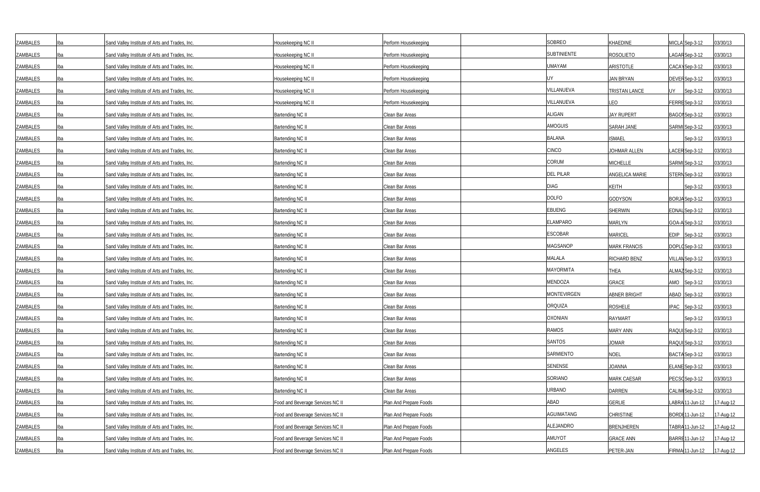| | | | | | | | | | | |
|---|---|---|---|---|---|---|---|---|---|---|
| ZAMBALES | Iba | Sand Valley Institute of Arts and Trades, Inc. | Housekeeping NC II | Perform Housekeeping | | SOBREO | KHAEDINE | MICLA | Sep-3-12 | 03/30/13 |
| ZAMBALES | Iba | Sand Valley Institute of Arts and Trades, Inc. | Housekeeping NC II | Perform Housekeeping | | SUBTINIENTE | ROSOLIETO | LAGAR | Sep-3-12 | 03/30/13 |
| ZAMBALES | Iba | Sand Valley Institute of Arts and Trades, Inc. | Housekeeping NC II | Perform Housekeeping | | UMAYAM | ARISTOTLE | CACA | Sep-3-12 | 03/30/13 |
| ZAMBALES | Iba | Sand Valley Institute of Arts and Trades, Inc. | Housekeeping NC II | Perform Housekeeping | | UY | JAN BRYAN | DEVER | Sep-3-12 | 03/30/13 |
| ZAMBALES | Iba | Sand Valley Institute of Arts and Trades, Inc. | Housekeeping NC II | Perform Housekeeping | | VILLANUEVA | TRISTAN LANCE | UY | Sep-3-12 | 03/30/13 |
| ZAMBALES | Iba | Sand Valley Institute of Arts and Trades, Inc. | Housekeeping NC II | Perform Housekeeping | | VILLANUEVA | LEO | FERRE | Sep-3-12 | 03/30/13 |
| ZAMBALES | Iba | Sand Valley Institute of Arts and Trades, Inc. | Bartending NC II | Clean Bar Areas | | ALIGAN | JAY RUPERT | BAGO | Sep-3-12 | 03/30/13 |
| ZAMBALES | Iba | Sand Valley Institute of Arts and Trades, Inc. | Bartending NC II | Clean Bar Areas | | AMOGUIS | SARAH JANE | SARMI | Sep-3-12 | 03/30/13 |
| ZAMBALES | Iba | Sand Valley Institute of Arts and Trades, Inc. | Bartending NC II | Clean Bar Areas | | BALANA | ISMAEL | | Sep-3-12 | 03/30/13 |
| ZAMBALES | Iba | Sand Valley Institute of Arts and Trades, Inc. | Bartending NC II | Clean Bar Areas | | CINCO | JOHMAR ALLEN | LACER | Sep-3-12 | 03/30/13 |
| ZAMBALES | Iba | Sand Valley Institute of Arts and Trades, Inc. | Bartending NC II | Clean Bar Areas | | CORUM | MICHELLE | SARMI | Sep-3-12 | 03/30/13 |
| ZAMBALES | Iba | Sand Valley Institute of Arts and Trades, Inc. | Bartending NC II | Clean Bar Areas | | DEL PILAR | ANGELICA MARIE | STERN | Sep-3-12 | 03/30/13 |
| ZAMBALES | Iba | Sand Valley Institute of Arts and Trades, Inc. | Bartending NC II | Clean Bar Areas | | DIAG | KEITH | | Sep-3-12 | 03/30/13 |
| ZAMBALES | Iba | Sand Valley Institute of Arts and Trades, Inc. | Bartending NC II | Clean Bar Areas | | DOLFO | GODYSON | BORJA | Sep-3-12 | 03/30/13 |
| ZAMBALES | Iba | Sand Valley Institute of Arts and Trades, Inc. | Bartending NC II | Clean Bar Areas | | EBUENG | SHERWIN | EDNAL | Sep-3-12 | 03/30/13 |
| ZAMBALES | Iba | Sand Valley Institute of Arts and Trades, Inc. | Bartending NC II | Clean Bar Areas | | ELAMPARO | MARLYN | GOA-A | Sep-3-12 | 03/30/13 |
| ZAMBALES | Iba | Sand Valley Institute of Arts and Trades, Inc. | Bartending NC II | Clean Bar Areas | | ESCOBAR | MARICEL | EDIP | Sep-3-12 | 03/30/13 |
| ZAMBALES | Iba | Sand Valley Institute of Arts and Trades, Inc. | Bartending NC II | Clean Bar Areas | | MAGSANOP | MARK FRANCIS | DOPLO | Sep-3-12 | 03/30/13 |
| ZAMBALES | Iba | Sand Valley Institute of Arts and Trades, Inc. | Bartending NC II | Clean Bar Areas | | MALALA | RICHARD BENZ | VILLAN | Sep-3-12 | 03/30/13 |
| ZAMBALES | Iba | Sand Valley Institute of Arts and Trades, Inc. | Bartending NC II | Clean Bar Areas | | MAYORMITA | THEA | ALMAZ | Sep-3-12 | 03/30/13 |
| ZAMBALES | Iba | Sand Valley Institute of Arts and Trades, Inc. | Bartending NC II | Clean Bar Areas | | MENDOZA | GRACE | AMO | Sep-3-12 | 03/30/13 |
| ZAMBALES | Iba | Sand Valley Institute of Arts and Trades, Inc. | Bartending NC II | Clean Bar Areas | | MONTEVIRGEN | ABNER BRIGHT | ABAD | Sep-3-12 | 03/30/13 |
| ZAMBALES | Iba | Sand Valley Institute of Arts and Trades, Inc. | Bartending NC II | Clean Bar Areas | | ORQUIZA | ROSHELE | IPAC | Sep-3-12 | 03/30/13 |
| ZAMBALES | Iba | Sand Valley Institute of Arts and Trades, Inc. | Bartending NC II | Clean Bar Areas | | OXONIAN | RAYMART | | Sep-3-12 | 03/30/13 |
| ZAMBALES | Iba | Sand Valley Institute of Arts and Trades, Inc. | Bartending NC II | Clean Bar Areas | | RAMOS | MARY ANN | RAQUI | Sep-3-12 | 03/30/13 |
| ZAMBALES | Iba | Sand Valley Institute of Arts and Trades, Inc. | Bartending NC II | Clean Bar Areas | | SANTOS | JOMAR | RAQUI | Sep-3-12 | 03/30/13 |
| ZAMBALES | Iba | Sand Valley Institute of Arts and Trades, Inc. | Bartending NC II | Clean Bar Areas | | SARMIENTO | NOEL | BACTA | Sep-3-12 | 03/30/13 |
| ZAMBALES | Iba | Sand Valley Institute of Arts and Trades, Inc. | Bartending NC II | Clean Bar Areas | | SENENSE | JOANNA | ELANE | Sep-3-12 | 03/30/13 |
| ZAMBALES | Iba | Sand Valley Institute of Arts and Trades, Inc. | Bartending NC II | Clean Bar Areas | | SORIANO | MARK CAESAR | PECSO | Sep-3-12 | 03/30/13 |
| ZAMBALES | Iba | Sand Valley Institute of Arts and Trades, Inc. | Bartending NC II | Clean Bar Areas | | URBANO | DARREN | CALIM | Sep-3-12 | 03/30/13 |
| ZAMBALES | Iba | Sand Valley Institute of Arts and Trades, Inc. | Food and Beverage Services NC II | Plan And Prepare Foods | | ABAD | GERLIE | LABRA | 11-Jun-12 | 17-Aug-12 |
| ZAMBALES | Iba | Sand Valley Institute of Arts and Trades, Inc. | Food and Beverage Services NC II | Plan And Prepare Foods | | AGUIMATANG | CHRISTINE | BORDE | 11-Jun-12 | 17-Aug-12 |
| ZAMBALES | Iba | Sand Valley Institute of Arts and Trades, Inc. | Food and Beverage Services NC II | Plan And Prepare Foods | | ALEJANDRO | BRENJHEREN | TABRA | 11-Jun-12 | 17-Aug-12 |
| ZAMBALES | Iba | Sand Valley Institute of Arts and Trades, Inc. | Food and Beverage Services NC II | Plan And Prepare Foods | | AMUYOT | GRACE ANN | BARRE | 11-Jun-12 | 17-Aug-12 |
| ZAMBALES | Iba | Sand Valley Institute of Arts and Trades, Inc. | Food and Beverage Services NC II | Plan And Prepare Foods | | ANGELES | PETER-JAN | FIRMA | 11-Jun-12 | 17-Aug-12 |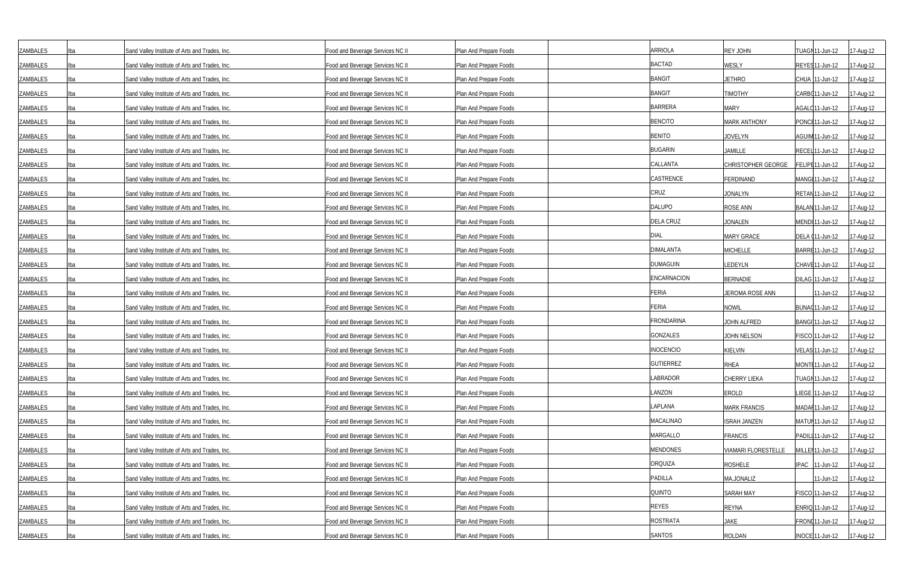| | | | | | | | | | | |
|---|---|---|---|---|---|---|---|---|---|---|
| ZAMBALES | Iba | Sand Valley Institute of Arts and Trades, Inc. | Food and Beverage Services NC II | Plan And Prepare Foods | | ARRIOLA | REY JOHN | TUAGN | 11-Jun-12 | 17-Aug-12 |
| ZAMBALES | Iba | Sand Valley Institute of Arts and Trades, Inc. | Food and Beverage Services NC II | Plan And Prepare Foods | | BACTAD | WESLY | REYES | 11-Jun-12 | 17-Aug-12 |
| ZAMBALES | Iba | Sand Valley Institute of Arts and Trades, Inc. | Food and Beverage Services NC II | Plan And Prepare Foods | | BANGIT | JETHRO | CHUA | 11-Jun-12 | 17-Aug-12 |
| ZAMBALES | Iba | Sand Valley Institute of Arts and Trades, Inc. | Food and Beverage Services NC II | Plan And Prepare Foods | | BANGIT | TIMOTHY | CARBO | 11-Jun-12 | 17-Aug-12 |
| ZAMBALES | Iba | Sand Valley Institute of Arts and Trades, Inc. | Food and Beverage Services NC II | Plan And Prepare Foods | | BARRERA | MARY | AGALO | 11-Jun-12 | 17-Aug-12 |
| ZAMBALES | Iba | Sand Valley Institute of Arts and Trades, Inc. | Food and Beverage Services NC II | Plan And Prepare Foods | | BENCITO | MARK ANTHONY | PONCE | 11-Jun-12 | 17-Aug-12 |
| ZAMBALES | Iba | Sand Valley Institute of Arts and Trades, Inc. | Food and Beverage Services NC II | Plan And Prepare Foods | | BENITO | JOVELYN | AGUIM | 11-Jun-12 | 17-Aug-12 |
| ZAMBALES | Iba | Sand Valley Institute of Arts and Trades, Inc. | Food and Beverage Services NC II | Plan And Prepare Foods | | BUGARIN | JAMILLE | RECEL | 11-Jun-12 | 17-Aug-12 |
| ZAMBALES | Iba | Sand Valley Institute of Arts and Trades, Inc. | Food and Beverage Services NC II | Plan And Prepare Foods | | CALLANTA | CHRISTOPHER GEORGE | FELIPE | 11-Jun-12 | 17-Aug-12 |
| ZAMBALES | Iba | Sand Valley Institute of Arts and Trades, Inc. | Food and Beverage Services NC II | Plan And Prepare Foods | | CASTRENCE | FERDINAND | MANGI | 11-Jun-12 | 17-Aug-12 |
| ZAMBALES | Iba | Sand Valley Institute of Arts and Trades, Inc. | Food and Beverage Services NC II | Plan And Prepare Foods | | CRUZ | JONALYN | RETAN | 11-Jun-12 | 17-Aug-12 |
| ZAMBALES | Iba | Sand Valley Institute of Arts and Trades, Inc. | Food and Beverage Services NC II | Plan And Prepare Foods | | DALUPO | ROSE ANN | BALAN | 11-Jun-12 | 17-Aug-12 |
| ZAMBALES | Iba | Sand Valley Institute of Arts and Trades, Inc. | Food and Beverage Services NC II | Plan And Prepare Foods | | DELA CRUZ | JONALEN | MENDI | 11-Jun-12 | 17-Aug-12 |
| ZAMBALES | Iba | Sand Valley Institute of Arts and Trades, Inc. | Food and Beverage Services NC II | Plan And Prepare Foods | | DIAL | MARY GRACE | DELA C | 11-Jun-12 | 17-Aug-12 |
| ZAMBALES | Iba | Sand Valley Institute of Arts and Trades, Inc. | Food and Beverage Services NC II | Plan And Prepare Foods | | DIMALANTA | MICHELLE | BARRE | 11-Jun-12 | 17-Aug-12 |
| ZAMBALES | Iba | Sand Valley Institute of Arts and Trades, Inc. | Food and Beverage Services NC II | Plan And Prepare Foods | | DUMAGUIN | LEDEYLN | CHAVE | 11-Jun-12 | 17-Aug-12 |
| ZAMBALES | Iba | Sand Valley Institute of Arts and Trades, Inc. | Food and Beverage Services NC II | Plan And Prepare Foods | | ENCARNACION | BERNADIE | DILAG | 11-Jun-12 | 17-Aug-12 |
| ZAMBALES | Iba | Sand Valley Institute of Arts and Trades, Inc. | Food and Beverage Services NC II | Plan And Prepare Foods | | FERIA | JEROMA ROSE ANN | | 11-Jun-12 | 17-Aug-12 |
| ZAMBALES | Iba | Sand Valley Institute of Arts and Trades, Inc. | Food and Beverage Services NC II | Plan And Prepare Foods | | FERIA | NOWIL | BUNAC | 11-Jun-12 | 17-Aug-12 |
| ZAMBALES | Iba | Sand Valley Institute of Arts and Trades, Inc. | Food and Beverage Services NC II | Plan And Prepare Foods | | FRONDARINA | JOHN ALFRED | BANGI | 11-Jun-12 | 17-Aug-12 |
| ZAMBALES | Iba | Sand Valley Institute of Arts and Trades, Inc. | Food and Beverage Services NC II | Plan And Prepare Foods | | GONZALES | JOHN NELSON | FISCO | 11-Jun-12 | 17-Aug-12 |
| ZAMBALES | Iba | Sand Valley Institute of Arts and Trades, Inc. | Food and Beverage Services NC II | Plan And Prepare Foods | | INOCENCIO | KIELVIN | VELAS | 11-Jun-12 | 17-Aug-12 |
| ZAMBALES | Iba | Sand Valley Institute of Arts and Trades, Inc. | Food and Beverage Services NC II | Plan And Prepare Foods | | GUTIERREZ | RHEA | MONTI | 11-Jun-12 | 17-Aug-12 |
| ZAMBALES | Iba | Sand Valley Institute of Arts and Trades, Inc. | Food and Beverage Services NC II | Plan And Prepare Foods | | LABRADOR | CHERRY LIEKA | TUAGN | 11-Jun-12 | 17-Aug-12 |
| ZAMBALES | Iba | Sand Valley Institute of Arts and Trades, Inc. | Food and Beverage Services NC II | Plan And Prepare Foods | | LANZON | EROLD | LIEGE | 11-Jun-12 | 17-Aug-12 |
| ZAMBALES | Iba | Sand Valley Institute of Arts and Trades, Inc. | Food and Beverage Services NC II | Plan And Prepare Foods | | LAPLANA | MARK FRANCIS | MADAR | 11-Jun-12 | 17-Aug-12 |
| ZAMBALES | Iba | Sand Valley Institute of Arts and Trades, Inc. | Food and Beverage Services NC II | Plan And Prepare Foods | | MACALINAO | ISRAH JANZEN | MATUN | 11-Jun-12 | 17-Aug-12 |
| ZAMBALES | Iba | Sand Valley Institute of Arts and Trades, Inc. | Food and Beverage Services NC II | Plan And Prepare Foods | | MARGALLO | FRANCIS | PADILL | 11-Jun-12 | 17-Aug-12 |
| ZAMBALES | Iba | Sand Valley Institute of Arts and Trades, Inc. | Food and Beverage Services NC II | Plan And Prepare Foods | | MENDONES | VIAMARI FLORESTELLE | MILLEN | 11-Jun-12 | 17-Aug-12 |
| ZAMBALES | Iba | Sand Valley Institute of Arts and Trades, Inc. | Food and Beverage Services NC II | Plan And Prepare Foods | | ORQUIZA | ROSHELE | IPAC | 11-Jun-12 | 17-Aug-12 |
| ZAMBALES | Iba | Sand Valley Institute of Arts and Trades, Inc. | Food and Beverage Services NC II | Plan And Prepare Foods | | PADILLA | MA.JONALIZ | | 11-Jun-12 | 17-Aug-12 |
| ZAMBALES | Iba | Sand Valley Institute of Arts and Trades, Inc. | Food and Beverage Services NC II | Plan And Prepare Foods | | QUINTO | SARAH MAY | FISCO | 11-Jun-12 | 17-Aug-12 |
| ZAMBALES | Iba | Sand Valley Institute of Arts and Trades, Inc. | Food and Beverage Services NC II | Plan And Prepare Foods | | REYES | REYNA | ENRIQ | 11-Jun-12 | 17-Aug-12 |
| ZAMBALES | Iba | Sand Valley Institute of Arts and Trades, Inc. | Food and Beverage Services NC II | Plan And Prepare Foods | | ROSTRATA | JAKE | FROND | 11-Jun-12 | 17-Aug-12 |
| ZAMBALES | Iba | Sand Valley Institute of Arts and Trades, Inc. | Food and Beverage Services NC II | Plan And Prepare Foods | | SANTOS | ROLDAN | INOCE | 11-Jun-12 | 17-Aug-12 |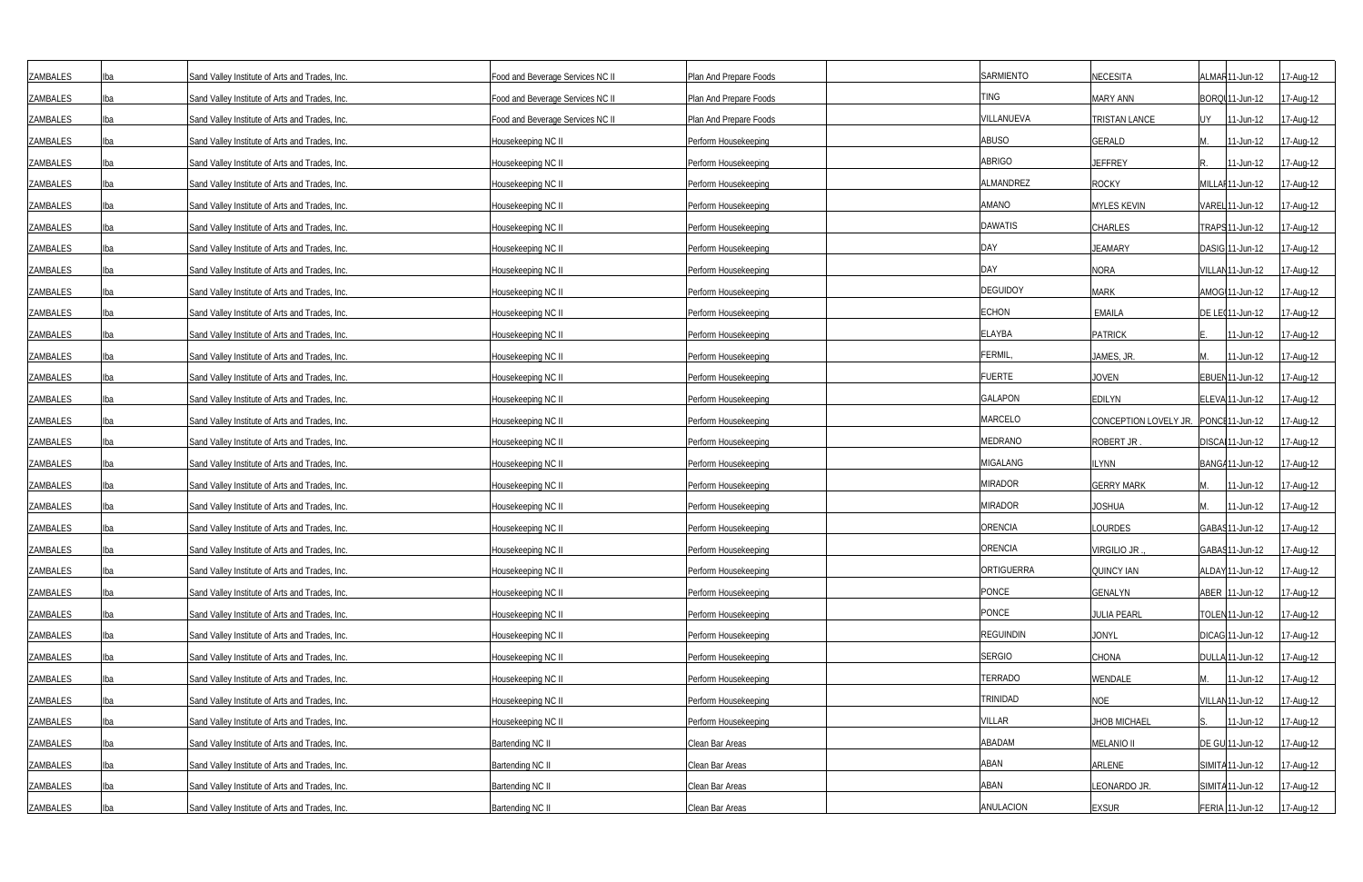| ZAMBALES | Iba | Sand Valley Institute of Arts and Trades, Inc. | Food and Beverage Services NC II | Plan And Prepare Foods | | SARMIENTO | NECESITA | ALMAR | 11-Jun-12 | 17-Aug-12 |
|---|---|---|---|---|---|---|---|---|---|---|
| ZAMBALES | Iba | Sand Valley Institute of Arts and Trades, Inc. | Food and Beverage Services NC II | Plan And Prepare Foods | | TING | MARY ANN | BORQU | 11-Jun-12 | 17-Aug-12 |
| ZAMBALES | Iba | Sand Valley Institute of Arts and Trades, Inc. | Food and Beverage Services NC II | Plan And Prepare Foods | | VILLANUEVA | TRISTAN LANCE | UY | 11-Jun-12 | 17-Aug-12 |
| ZAMBALES | Iba | Sand Valley Institute of Arts and Trades, Inc. | Housekeeping NC II | Perform Housekeeping | | ABUSO | GERALD | M. | 11-Jun-12 | 17-Aug-12 |
| ZAMBALES | Iba | Sand Valley Institute of Arts and Trades, Inc. | Housekeeping NC II | Perform Housekeeping | | ABRIGO | JEFFREY | R. | 11-Jun-12 | 17-Aug-12 |
| ZAMBALES | Iba | Sand Valley Institute of Arts and Trades, Inc. | Housekeeping NC II | Perform Housekeeping | | ALMANDREZ | ROCKY | MILLAR | 11-Jun-12 | 17-Aug-12 |
| ZAMBALES | Iba | Sand Valley Institute of Arts and Trades, Inc. | Housekeeping NC II | Perform Housekeeping | | AMANO | MYLES KEVIN | VAREL | 11-Jun-12 | 17-Aug-12 |
| ZAMBALES | Iba | Sand Valley Institute of Arts and Trades, Inc. | Housekeeping NC II | Perform Housekeeping | | DAWATIS | CHARLES | TRAPS | 11-Jun-12 | 17-Aug-12 |
| ZAMBALES | Iba | Sand Valley Institute of Arts and Trades, Inc. | Housekeeping NC II | Perform Housekeeping | | DAY | JEAMARY | DASIG | 11-Jun-12 | 17-Aug-12 |
| ZAMBALES | Iba | Sand Valley Institute of Arts and Trades, Inc. | Housekeeping NC II | Perform Housekeeping | | DAY | NORA | VILLAN | 11-Jun-12 | 17-Aug-12 |
| ZAMBALES | Iba | Sand Valley Institute of Arts and Trades, Inc. | Housekeeping NC II | Perform Housekeeping | | DEGUIDOY | MARK | AMOG | 11-Jun-12 | 17-Aug-12 |
| ZAMBALES | Iba | Sand Valley Institute of Arts and Trades, Inc. | Housekeeping NC II | Perform Housekeeping | | ECHON | EMAILA | DE LE | 11-Jun-12 | 17-Aug-12 |
| ZAMBALES | Iba | Sand Valley Institute of Arts and Trades, Inc. | Housekeeping NC II | Perform Housekeeping | | ELAYBA | PATRICK | E. | 11-Jun-12 | 17-Aug-12 |
| ZAMBALES | Iba | Sand Valley Institute of Arts and Trades, Inc. | Housekeeping NC II | Perform Housekeeping | | FERMIL, | JAMES, JR. | M. | 11-Jun-12 | 17-Aug-12 |
| ZAMBALES | Iba | Sand Valley Institute of Arts and Trades, Inc. | Housekeeping NC II | Perform Housekeeping | | FUERTE | JOVEN | EBUEN | 11-Jun-12 | 17-Aug-12 |
| ZAMBALES | Iba | Sand Valley Institute of Arts and Trades, Inc. | Housekeeping NC II | Perform Housekeeping | | GALAPON | EDILYN | ELEVA | 11-Jun-12 | 17-Aug-12 |
| ZAMBALES | Iba | Sand Valley Institute of Arts and Trades, Inc. | Housekeeping NC II | Perform Housekeeping | | MARCELO | CONCEPTION LOVELY JR. | PONCE | 11-Jun-12 | 17-Aug-12 |
| ZAMBALES | Iba | Sand Valley Institute of Arts and Trades, Inc. | Housekeeping NC II | Perform Housekeeping | | MEDRANO | ROBERT JR . | DISCA | 11-Jun-12 | 17-Aug-12 |
| ZAMBALES | Iba | Sand Valley Institute of Arts and Trades, Inc. | Housekeeping NC II | Perform Housekeeping | | MIGALANG | ILYNN | BANGA | 11-Jun-12 | 17-Aug-12 |
| ZAMBALES | Iba | Sand Valley Institute of Arts and Trades, Inc. | Housekeeping NC II | Perform Housekeeping | | MIRADOR | GERRY MARK | M. | 11-Jun-12 | 17-Aug-12 |
| ZAMBALES | Iba | Sand Valley Institute of Arts and Trades, Inc. | Housekeeping NC II | Perform Housekeeping | | MIRADOR | JOSHUA | M. | 11-Jun-12 | 17-Aug-12 |
| ZAMBALES | Iba | Sand Valley Institute of Arts and Trades, Inc. | Housekeeping NC II | Perform Housekeeping | | ORENCIA | LOURDES | GABAS | 11-Jun-12 | 17-Aug-12 |
| ZAMBALES | Iba | Sand Valley Institute of Arts and Trades, Inc. | Housekeeping NC II | Perform Housekeeping | | ORENCIA | VIRGILIO JR ., | GABAS | 11-Jun-12 | 17-Aug-12 |
| ZAMBALES | Iba | Sand Valley Institute of Arts and Trades, Inc. | Housekeeping NC II | Perform Housekeeping | | ORTIGUERRA | QUINCY IAN | ALDAY | 11-Jun-12 | 17-Aug-12 |
| ZAMBALES | Iba | Sand Valley Institute of Arts and Trades, Inc. | Housekeeping NC II | Perform Housekeeping | | PONCE | GENALYN | ABER | 11-Jun-12 | 17-Aug-12 |
| ZAMBALES | Iba | Sand Valley Institute of Arts and Trades, Inc. | Housekeeping NC II | Perform Housekeeping | | PONCE | JULIA PEARL | TOLEN | 11-Jun-12 | 17-Aug-12 |
| ZAMBALES | Iba | Sand Valley Institute of Arts and Trades, Inc. | Housekeeping NC II | Perform Housekeeping | | REGUINDIN | JONYL | DICAG | 11-Jun-12 | 17-Aug-12 |
| ZAMBALES | Iba | Sand Valley Institute of Arts and Trades, Inc. | Housekeeping NC II | Perform Housekeeping | | SERGIO | CHONA | DULLA | 11-Jun-12 | 17-Aug-12 |
| ZAMBALES | Iba | Sand Valley Institute of Arts and Trades, Inc. | Housekeeping NC II | Perform Housekeeping | | TERRADO | WENDALE | M. | 11-Jun-12 | 17-Aug-12 |
| ZAMBALES | Iba | Sand Valley Institute of Arts and Trades, Inc. | Housekeeping NC II | Perform Housekeeping | | TRINIDAD | NOE | VILLAN | 11-Jun-12 | 17-Aug-12 |
| ZAMBALES | Iba | Sand Valley Institute of Arts and Trades, Inc. | Housekeeping NC II | Perform Housekeeping | | VILLAR | JHOB MICHAEL | S. | 11-Jun-12 | 17-Aug-12 |
| ZAMBALES | Iba | Sand Valley Institute of Arts and Trades, Inc. | Bartending NC II | Clean Bar Areas | | ABADAM | MELANIO II | DE GU | 11-Jun-12 | 17-Aug-12 |
| ZAMBALES | Iba | Sand Valley Institute of Arts and Trades, Inc. | Bartending NC II | Clean Bar Areas | | ABAN | ARLENE | SIMITA | 11-Jun-12 | 17-Aug-12 |
| ZAMBALES | Iba | Sand Valley Institute of Arts and Trades, Inc. | Bartending NC II | Clean Bar Areas | | ABAN | LEONARDO JR. | SIMITA | 11-Jun-12 | 17-Aug-12 |
| ZAMBALES | Iba | Sand Valley Institute of Arts and Trades, Inc. | Bartending NC II | Clean Bar Areas | | ANULACION | EXSUR | FERIA | 11-Jun-12 | 17-Aug-12 |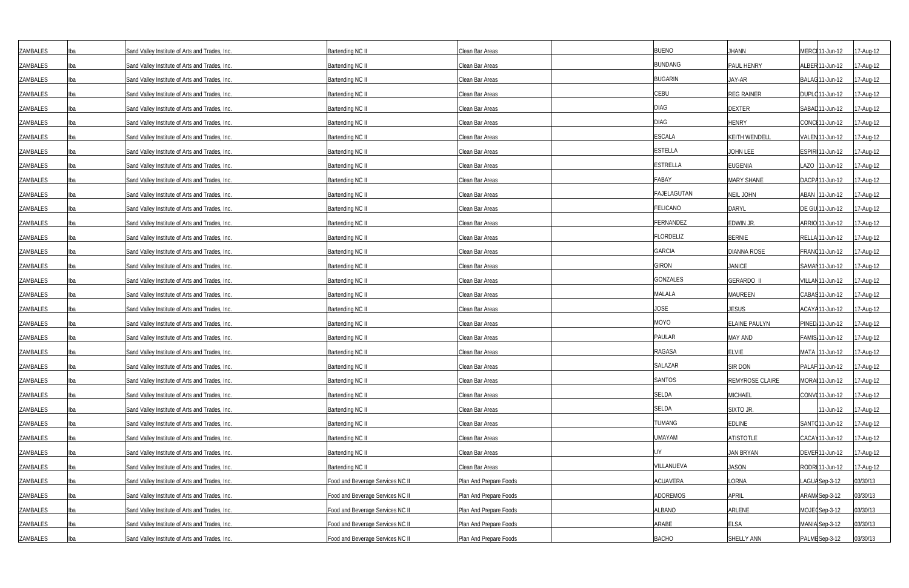| | | | | | | | | | | |
|---|---|---|---|---|---|---|---|---|---|---|
| ZAMBALES | Iba | Sand Valley Institute of Arts and Trades, Inc. | Bartending NC II | Clean Bar Areas | | BUENO | JHANN | MERCI | 11-Jun-12 | 17-Aug-12 |
| ZAMBALES | Iba | Sand Valley Institute of Arts and Trades, Inc. | Bartending NC II | Clean Bar Areas | | BUNDANG | PAUL HENRY | ALBER | 11-Jun-12 | 17-Aug-12 |
| ZAMBALES | Iba | Sand Valley Institute of Arts and Trades, Inc. | Bartending NC II | Clean Bar Areas | | BUGARIN | JAY-AR | BALAG | 11-Jun-12 | 17-Aug-12 |
| ZAMBALES | Iba | Sand Valley Institute of Arts and Trades, Inc. | Bartending NC II | Clean Bar Areas | | CEBU | REG RAINER | DUPLO | 11-Jun-12 | 17-Aug-12 |
| ZAMBALES | Iba | Sand Valley Institute of Arts and Trades, Inc. | Bartending NC II | Clean Bar Areas | | DIAG | DEXTER | SABAD | 11-Jun-12 | 17-Aug-12 |
| ZAMBALES | Iba | Sand Valley Institute of Arts and Trades, Inc. | Bartending NC II | Clean Bar Areas | | DIAG | HENRY | CONCE | 11-Jun-12 | 17-Aug-12 |
| ZAMBALES | Iba | Sand Valley Institute of Arts and Trades, Inc. | Bartending NC II | Clean Bar Areas | | ESCALA | KEITH WENDELL | VALEN | 11-Jun-12 | 17-Aug-12 |
| ZAMBALES | Iba | Sand Valley Institute of Arts and Trades, Inc. | Bartending NC II | Clean Bar Areas | | ESTELLA | JOHN LEE | ESPIRI | 11-Jun-12 | 17-Aug-12 |
| ZAMBALES | Iba | Sand Valley Institute of Arts and Trades, Inc. | Bartending NC II | Clean Bar Areas | | ESTRELLA | EUGENIA | LAZO | 11-Jun-12 | 17-Aug-12 |
| ZAMBALES | Iba | Sand Valley Institute of Arts and Trades, Inc. | Bartending NC II | Clean Bar Areas | | FABAY | MARY SHANE | DACPA | 11-Jun-12 | 17-Aug-12 |
| ZAMBALES | Iba | Sand Valley Institute of Arts and Trades, Inc. | Bartending NC II | Clean Bar Areas | | FAJELAGUTAN | NEIL JOHN | ABAN | 11-Jun-12 | 17-Aug-12 |
| ZAMBALES | Iba | Sand Valley Institute of Arts and Trades, Inc. | Bartending NC II | Clean Bar Areas | | FELICANO | DARYL | DE GU | 11-Jun-12 | 17-Aug-12 |
| ZAMBALES | Iba | Sand Valley Institute of Arts and Trades, Inc. | Bartending NC II | Clean Bar Areas | | FERNANDEZ | EDWIN JR. | ARRIO | 11-Jun-12 | 17-Aug-12 |
| ZAMBALES | Iba | Sand Valley Institute of Arts and Trades, Inc. | Bartending NC II | Clean Bar Areas | | FLORDELIZ | BERNIE | RELLA | 11-Jun-12 | 17-Aug-12 |
| ZAMBALES | Iba | Sand Valley Institute of Arts and Trades, Inc. | Bartending NC II | Clean Bar Areas | | GARCIA | DIANNA ROSE | FRANC | 11-Jun-12 | 17-Aug-12 |
| ZAMBALES | Iba | Sand Valley Institute of Arts and Trades, Inc. | Bartending NC II | Clean Bar Areas | | GIRON | JANICE | SAMAN | 11-Jun-12 | 17-Aug-12 |
| ZAMBALES | Iba | Sand Valley Institute of Arts and Trades, Inc. | Bartending NC II | Clean Bar Areas | | GONZALES | GERARDO II | VILLAN | 11-Jun-12 | 17-Aug-12 |
| ZAMBALES | Iba | Sand Valley Institute of Arts and Trades, Inc. | Bartending NC II | Clean Bar Areas | | MALALA | MAUREEN | CABAS | 11-Jun-12 | 17-Aug-12 |
| ZAMBALES | Iba | Sand Valley Institute of Arts and Trades, Inc. | Bartending NC II | Clean Bar Areas | | JOSE | JESUS | ACAYA | 11-Jun-12 | 17-Aug-12 |
| ZAMBALES | Iba | Sand Valley Institute of Arts and Trades, Inc. | Bartending NC II | Clean Bar Areas | | MOYO | ELAINE PAULYN | PINED | 11-Jun-12 | 17-Aug-12 |
| ZAMBALES | Iba | Sand Valley Institute of Arts and Trades, Inc. | Bartending NC II | Clean Bar Areas | | PAULAR | MAY AND | FAMIS | 11-Jun-12 | 17-Aug-12 |
| ZAMBALES | Iba | Sand Valley Institute of Arts and Trades, Inc. | Bartending NC II | Clean Bar Areas | | RAGASA | ELVIE | MATA | 11-Jun-12 | 17-Aug-12 |
| ZAMBALES | Iba | Sand Valley Institute of Arts and Trades, Inc. | Bartending NC II | Clean Bar Areas | | SALAZAR | SIR DON | PALAF | 11-Jun-12 | 17-Aug-12 |
| ZAMBALES | Iba | Sand Valley Institute of Arts and Trades, Inc. | Bartending NC II | Clean Bar Areas | | SANTOS | REMYROSE CLAIRE | MORA | 11-Jun-12 | 17-Aug-12 |
| ZAMBALES | Iba | Sand Valley Institute of Arts and Trades, Inc. | Bartending NC II | Clean Bar Areas | | SELDA | MICHAEL | CONVO | 11-Jun-12 | 17-Aug-12 |
| ZAMBALES | Iba | Sand Valley Institute of Arts and Trades, Inc. | Bartending NC II | Clean Bar Areas | | SELDA | SIXTO JR. | | 11-Jun-12 | 17-Aug-12 |
| ZAMBALES | Iba | Sand Valley Institute of Arts and Trades, Inc. | Bartending NC II | Clean Bar Areas | | TUMANG | EDLINE | SANTO | 11-Jun-12 | 17-Aug-12 |
| ZAMBALES | Iba | Sand Valley Institute of Arts and Trades, Inc. | Bartending NC II | Clean Bar Areas | | UMAYAM | ATISTOTLE | CACAY | 11-Jun-12 | 17-Aug-12 |
| ZAMBALES | Iba | Sand Valley Institute of Arts and Trades, Inc. | Bartending NC II | Clean Bar Areas | | UY | JAN BRYAN | DEVER | 11-Jun-12 | 17-Aug-12 |
| ZAMBALES | Iba | Sand Valley Institute of Arts and Trades, Inc. | Bartending NC II | Clean Bar Areas | | VILLANUEVA | JASON | RODRI | 11-Jun-12 | 17-Aug-12 |
| ZAMBALES | Iba | Sand Valley Institute of Arts and Trades, Inc. | Food and Beverage Services NC II | Plan And Prepare Foods | | ACUAVERA | LORNA | LAGUA | Sep-3-12 | 03/30/13 |
| ZAMBALES | Iba | Sand Valley Institute of Arts and Trades, Inc. | Food and Beverage Services NC II | Plan And Prepare Foods | | ADOREMOS | APRIL | ARAMA | Sep-3-12 | 03/30/13 |
| ZAMBALES | Iba | Sand Valley Institute of Arts and Trades, Inc. | Food and Beverage Services NC II | Plan And Prepare Foods | | ALBANO | ARLENE | MOJEC | Sep-3-12 | 03/30/13 |
| ZAMBALES | Iba | Sand Valley Institute of Arts and Trades, Inc. | Food and Beverage Services NC II | Plan And Prepare Foods | | ARABE | ELSA | MANIA | Sep-3-12 | 03/30/13 |
| ZAMBALES | Iba | Sand Valley Institute of Arts and Trades, Inc. | Food and Beverage Services NC II | Plan And Prepare Foods | | BACHO | SHELLY ANN | PALME | Sep-3-12 | 03/30/13 |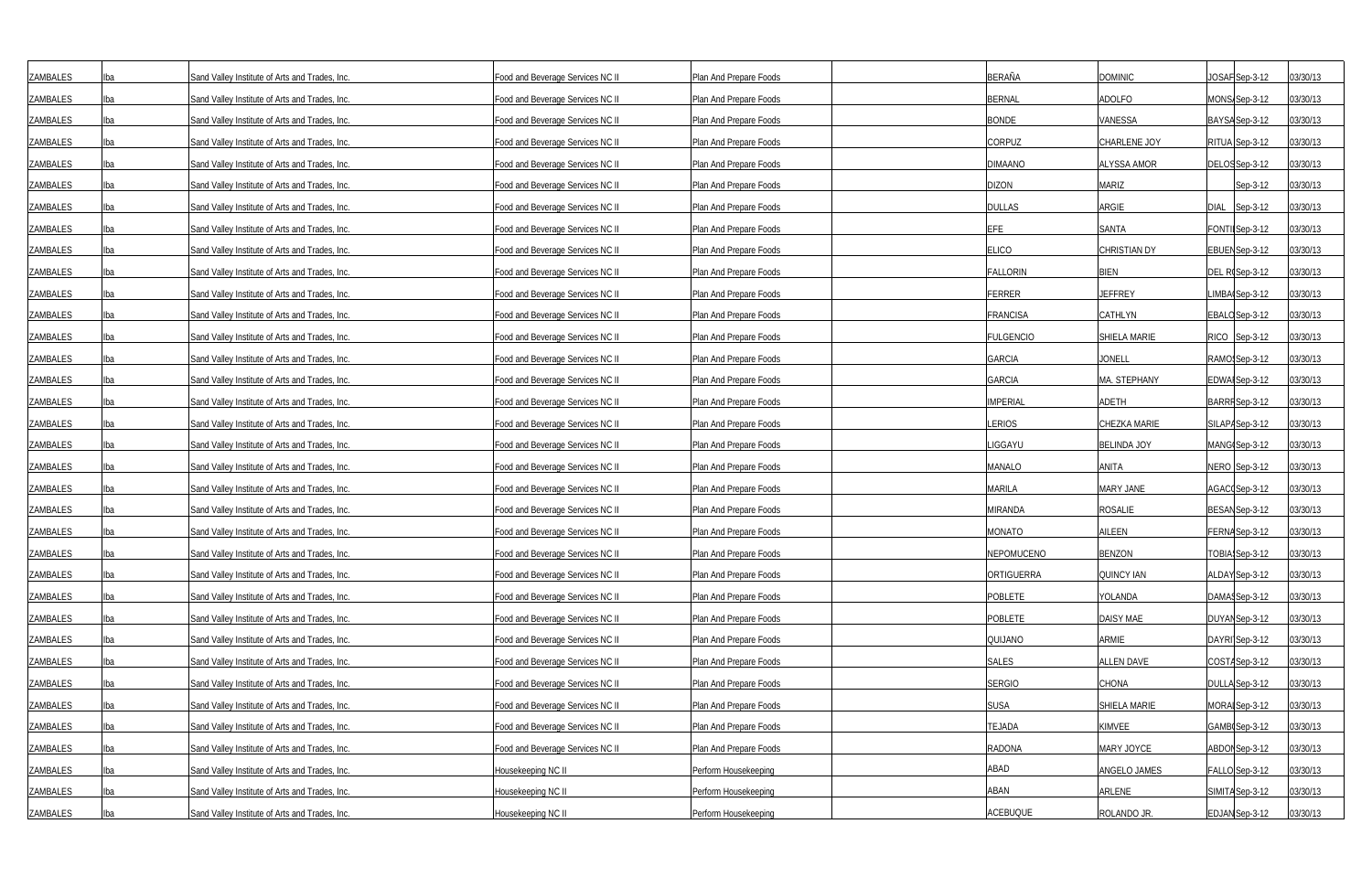| | | | | | | | | | | |
|---|---|---|---|---|---|---|---|---|---|---|
| ZAMBALES | Iba | Sand Valley Institute of Arts and Trades, Inc. | Food and Beverage Services NC II | Plan And Prepare Foods | | BERAÑA | DOMINIC | JOSAF | Sep-3-12 | 03/30/13 |
| ZAMBALES | Iba | Sand Valley Institute of Arts and Trades, Inc. | Food and Beverage Services NC II | Plan And Prepare Foods | | BERNAL | ADOLFO | MONS | Sep-3-12 | 03/30/13 |
| ZAMBALES | Iba | Sand Valley Institute of Arts and Trades, Inc. | Food and Beverage Services NC II | Plan And Prepare Foods | | BONDE | VANESSA | BAYSA | Sep-3-12 | 03/30/13 |
| ZAMBALES | Iba | Sand Valley Institute of Arts and Trades, Inc. | Food and Beverage Services NC II | Plan And Prepare Foods | | CORPUZ | CHARLENE JOY | RITUA | Sep-3-12 | 03/30/13 |
| ZAMBALES | Iba | Sand Valley Institute of Arts and Trades, Inc. | Food and Beverage Services NC II | Plan And Prepare Foods | | DIMAANO | ALYSSA AMOR | DELOS | Sep-3-12 | 03/30/13 |
| ZAMBALES | Iba | Sand Valley Institute of Arts and Trades, Inc. | Food and Beverage Services NC II | Plan And Prepare Foods | | DIZON | MARIZ | | Sep-3-12 | 03/30/13 |
| ZAMBALES | Iba | Sand Valley Institute of Arts and Trades, Inc. | Food and Beverage Services NC II | Plan And Prepare Foods | | DULLAS | ARGIE | DIAL | Sep-3-12 | 03/30/13 |
| ZAMBALES | Iba | Sand Valley Institute of Arts and Trades, Inc. | Food and Beverage Services NC II | Plan And Prepare Foods | | EFE | SANTA | FONTI | Sep-3-12 | 03/30/13 |
| ZAMBALES | Iba | Sand Valley Institute of Arts and Trades, Inc. | Food and Beverage Services NC II | Plan And Prepare Foods | | ELICO | CHRISTIAN DY | EBUEN | Sep-3-12 | 03/30/13 |
| ZAMBALES | Iba | Sand Valley Institute of Arts and Trades, Inc. | Food and Beverage Services NC II | Plan And Prepare Foods | | FALLORIN | BIEN | DEL R | Sep-3-12 | 03/30/13 |
| ZAMBALES | Iba | Sand Valley Institute of Arts and Trades, Inc. | Food and Beverage Services NC II | Plan And Prepare Foods | | FERRER | JEFFREY | LIMBA | Sep-3-12 | 03/30/13 |
| ZAMBALES | Iba | Sand Valley Institute of Arts and Trades, Inc. | Food and Beverage Services NC II | Plan And Prepare Foods | | FRANCISA | CATHLYN | EBALO | Sep-3-12 | 03/30/13 |
| ZAMBALES | Iba | Sand Valley Institute of Arts and Trades, Inc. | Food and Beverage Services NC II | Plan And Prepare Foods | | FULGENCIO | SHIELA MARIE | RICO | Sep-3-12 | 03/30/13 |
| ZAMBALES | Iba | Sand Valley Institute of Arts and Trades, Inc. | Food and Beverage Services NC II | Plan And Prepare Foods | | GARCIA | JONELL | RAMOS | Sep-3-12 | 03/30/13 |
| ZAMBALES | Iba | Sand Valley Institute of Arts and Trades, Inc. | Food and Beverage Services NC II | Plan And Prepare Foods | | GARCIA | MA. STEPHANY | EDWA | Sep-3-12 | 03/30/13 |
| ZAMBALES | Iba | Sand Valley Institute of Arts and Trades, Inc. | Food and Beverage Services NC II | Plan And Prepare Foods | | IMPERIAL | ADETH | BARRR | Sep-3-12 | 03/30/13 |
| ZAMBALES | Iba | Sand Valley Institute of Arts and Trades, Inc. | Food and Beverage Services NC II | Plan And Prepare Foods | | LERIOS | CHEZKA MARIE | SILAPA | Sep-3-12 | 03/30/13 |
| ZAMBALES | Iba | Sand Valley Institute of Arts and Trades, Inc. | Food and Beverage Services NC II | Plan And Prepare Foods | | LIGGAYU | BELINDA JOY | MANG | Sep-3-12 | 03/30/13 |
| ZAMBALES | Iba | Sand Valley Institute of Arts and Trades, Inc. | Food and Beverage Services NC II | Plan And Prepare Foods | | MANALO | ANITA | NERO | Sep-3-12 | 03/30/13 |
| ZAMBALES | Iba | Sand Valley Institute of Arts and Trades, Inc. | Food and Beverage Services NC II | Plan And Prepare Foods | | MARILA | MARY JANE | AGACO | Sep-3-12 | 03/30/13 |
| ZAMBALES | Iba | Sand Valley Institute of Arts and Trades, Inc. | Food and Beverage Services NC II | Plan And Prepare Foods | | MIRANDA | ROSALIE | BESAN | Sep-3-12 | 03/30/13 |
| ZAMBALES | Iba | Sand Valley Institute of Arts and Trades, Inc. | Food and Beverage Services NC II | Plan And Prepare Foods | | MONATO | AILEEN | FERNA | Sep-3-12 | 03/30/13 |
| ZAMBALES | Iba | Sand Valley Institute of Arts and Trades, Inc. | Food and Beverage Services NC II | Plan And Prepare Foods | | NEPOMUCENO | BENZON | TOBIA | Sep-3-12 | 03/30/13 |
| ZAMBALES | Iba | Sand Valley Institute of Arts and Trades, Inc. | Food and Beverage Services NC II | Plan And Prepare Foods | | ORTIGUERRA | QUINCY IAN | ALDAY | Sep-3-12 | 03/30/13 |
| ZAMBALES | Iba | Sand Valley Institute of Arts and Trades, Inc. | Food and Beverage Services NC II | Plan And Prepare Foods | | POBLETE | YOLANDA | DAMAS | Sep-3-12 | 03/30/13 |
| ZAMBALES | Iba | Sand Valley Institute of Arts and Trades, Inc. | Food and Beverage Services NC II | Plan And Prepare Foods | | POBLETE | DAISY MAE | DUYAN | Sep-3-12 | 03/30/13 |
| ZAMBALES | Iba | Sand Valley Institute of Arts and Trades, Inc. | Food and Beverage Services NC II | Plan And Prepare Foods | | QUIJANO | ARMIE | DAYRI | Sep-3-12 | 03/30/13 |
| ZAMBALES | Iba | Sand Valley Institute of Arts and Trades, Inc. | Food and Beverage Services NC II | Plan And Prepare Foods | | SALES | ALLEN DAVE | COSTA | Sep-3-12 | 03/30/13 |
| ZAMBALES | Iba | Sand Valley Institute of Arts and Trades, Inc. | Food and Beverage Services NC II | Plan And Prepare Foods | | SERGIO | CHONA | DULLA | Sep-3-12 | 03/30/13 |
| ZAMBALES | Iba | Sand Valley Institute of Arts and Trades, Inc. | Food and Beverage Services NC II | Plan And Prepare Foods | | SUSA | SHIELA MARIE | MORA | Sep-3-12 | 03/30/13 |
| ZAMBALES | Iba | Sand Valley Institute of Arts and Trades, Inc. | Food and Beverage Services NC II | Plan And Prepare Foods | | TEJADA | KIMVEE | GAMB | Sep-3-12 | 03/30/13 |
| ZAMBALES | Iba | Sand Valley Institute of Arts and Trades, Inc. | Food and Beverage Services NC II | Plan And Prepare Foods | | RADONA | MARY JOYCE | ABDO | Sep-3-12 | 03/30/13 |
| ZAMBALES | Iba | Sand Valley Institute of Arts and Trades, Inc. | Housekeeping NC II | Perform Housekeeping | | ABAD | ANGELO JAMES | FALLO | Sep-3-12 | 03/30/13 |
| ZAMBALES | Iba | Sand Valley Institute of Arts and Trades, Inc. | Housekeeping NC II | Perform Housekeeping | | ABAN | ARLENE | SIMITA | Sep-3-12 | 03/30/13 |
| ZAMBALES | Iba | Sand Valley Institute of Arts and Trades, Inc. | Housekeeping NC II | Perform Housekeeping | | ACEBUQUE | ROLANDO JR. | EDJAN | Sep-3-12 | 03/30/13 |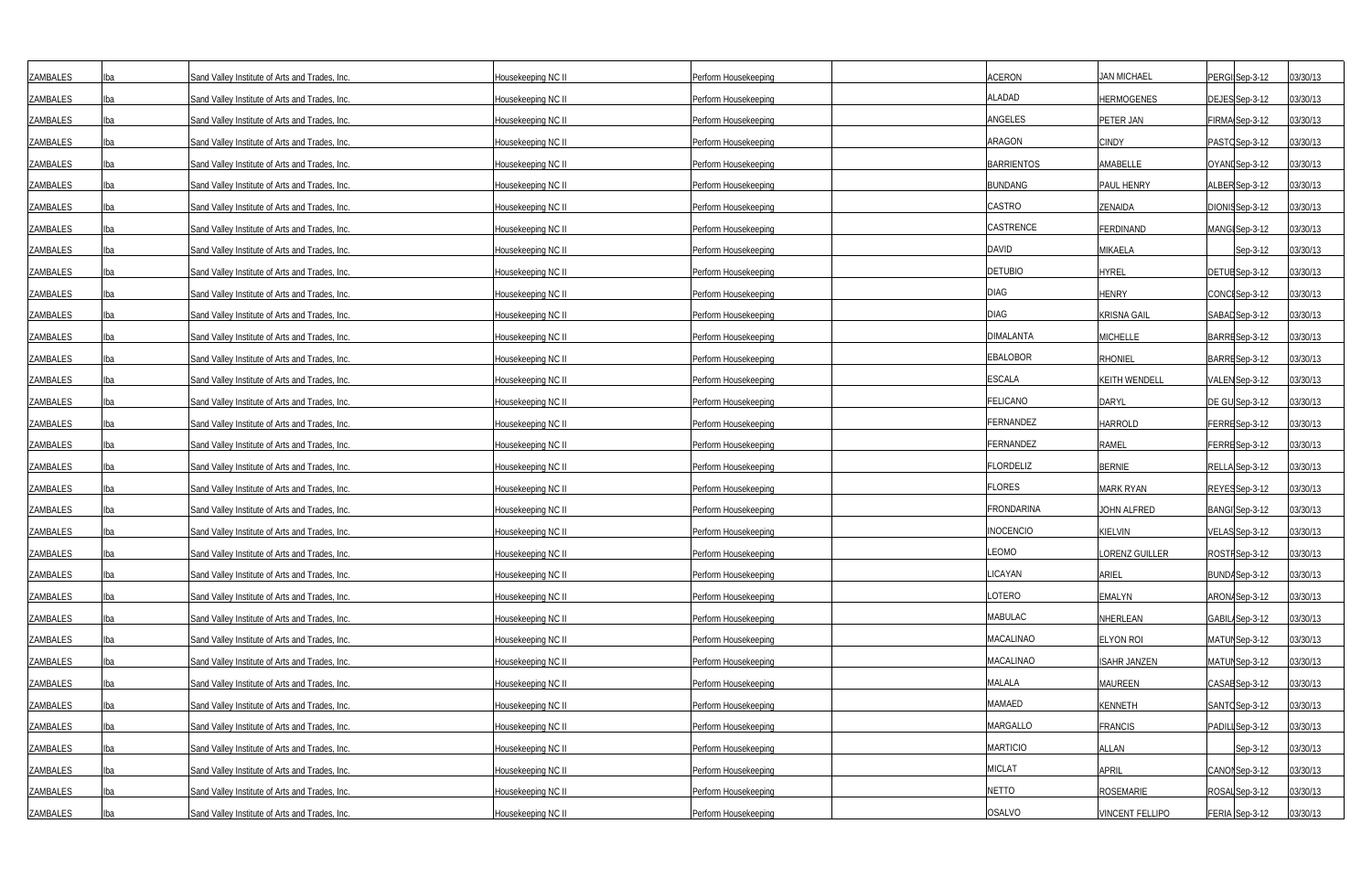| | | | | | | | | | | |
|---|---|---|---|---|---|---|---|---|---|---|
| ZAMBALES | Iba | Sand Valley Institute of Arts and Trades, Inc. | Housekeeping NC II | Perform Housekeeping | | ACERON | JAN MICHAEL | PERGI | Sep-3-12 | 03/30/13 |
| ZAMBALES | Iba | Sand Valley Institute of Arts and Trades, Inc. | Housekeeping NC II | Perform Housekeeping | | ALADAD | HERMOGENES | DEJES | Sep-3-12 | 03/30/13 |
| ZAMBALES | Iba | Sand Valley Institute of Arts and Trades, Inc. | Housekeeping NC II | Perform Housekeeping | | ANGELES | PETER JAN | FIRMA | Sep-3-12 | 03/30/13 |
| ZAMBALES | Iba | Sand Valley Institute of Arts and Trades, Inc. | Housekeeping NC II | Perform Housekeeping | | ARAGON | CINDY | PASTO | Sep-3-12 | 03/30/13 |
| ZAMBALES | Iba | Sand Valley Institute of Arts and Trades, Inc. | Housekeeping NC II | Perform Housekeeping | | BARRIENTOS | AMABELLE | OYANI | Sep-3-12 | 03/30/13 |
| ZAMBALES | Iba | Sand Valley Institute of Arts and Trades, Inc. | Housekeeping NC II | Perform Housekeeping | | BUNDANG | PAUL HENRY | ALBER | Sep-3-12 | 03/30/13 |
| ZAMBALES | Iba | Sand Valley Institute of Arts and Trades, Inc. | Housekeeping NC II | Perform Housekeeping | | CASTRO | ZENAIDA | DIONIS | Sep-3-12 | 03/30/13 |
| ZAMBALES | Iba | Sand Valley Institute of Arts and Trades, Inc. | Housekeeping NC II | Perform Housekeeping | | CASTRENCE | FERDINAND | MANGI | Sep-3-12 | 03/30/13 |
| ZAMBALES | Iba | Sand Valley Institute of Arts and Trades, Inc. | Housekeeping NC II | Perform Housekeeping | | DAVID | MIKAELA | | Sep-3-12 | 03/30/13 |
| ZAMBALES | Iba | Sand Valley Institute of Arts and Trades, Inc. | Housekeeping NC II | Perform Housekeeping | | DETUBIO | HYREL | DETUB | Sep-3-12 | 03/30/13 |
| ZAMBALES | Iba | Sand Valley Institute of Arts and Trades, Inc. | Housekeeping NC II | Perform Housekeeping | | DIAG | HENRY | CONCI | Sep-3-12 | 03/30/13 |
| ZAMBALES | Iba | Sand Valley Institute of Arts and Trades, Inc. | Housekeeping NC II | Perform Housekeeping | | DIAG | KRISNA GAIL | SABAD | Sep-3-12 | 03/30/13 |
| ZAMBALES | Iba | Sand Valley Institute of Arts and Trades, Inc. | Housekeeping NC II | Perform Housekeeping | | DIMALANTA | MICHELLE | BARRE | Sep-3-12 | 03/30/13 |
| ZAMBALES | Iba | Sand Valley Institute of Arts and Trades, Inc. | Housekeeping NC II | Perform Housekeeping | | EBALOBOR | RHONIEL | BARRE | Sep-3-12 | 03/30/13 |
| ZAMBALES | Iba | Sand Valley Institute of Arts and Trades, Inc. | Housekeeping NC II | Perform Housekeeping | | ESCALA | KEITH WENDELL | VALEN | Sep-3-12 | 03/30/13 |
| ZAMBALES | Iba | Sand Valley Institute of Arts and Trades, Inc. | Housekeeping NC II | Perform Housekeeping | | FELICANO | DARYL | DE GU | Sep-3-12 | 03/30/13 |
| ZAMBALES | Iba | Sand Valley Institute of Arts and Trades, Inc. | Housekeeping NC II | Perform Housekeeping | | FERNANDEZ | HARROLD | FERRE | Sep-3-12 | 03/30/13 |
| ZAMBALES | Iba | Sand Valley Institute of Arts and Trades, Inc. | Housekeeping NC II | Perform Housekeeping | | FERNANDEZ | RAMEL | FERRE | Sep-3-12 | 03/30/13 |
| ZAMBALES | Iba | Sand Valley Institute of Arts and Trades, Inc. | Housekeeping NC II | Perform Housekeeping | | FLORDELIZ | BERNIE | RELLA | Sep-3-12 | 03/30/13 |
| ZAMBALES | Iba | Sand Valley Institute of Arts and Trades, Inc. | Housekeeping NC II | Perform Housekeeping | | FLORES | MARK RYAN | REYES | Sep-3-12 | 03/30/13 |
| ZAMBALES | Iba | Sand Valley Institute of Arts and Trades, Inc. | Housekeeping NC II | Perform Housekeeping | | FRONDARINA | JOHN ALFRED | BANGI | Sep-3-12 | 03/30/13 |
| ZAMBALES | Iba | Sand Valley Institute of Arts and Trades, Inc. | Housekeeping NC II | Perform Housekeeping | | INOCENCIO | KIELVIN | VELAS | Sep-3-12 | 03/30/13 |
| ZAMBALES | Iba | Sand Valley Institute of Arts and Trades, Inc. | Housekeeping NC II | Perform Housekeeping | | LEOMO | LORENZ GUILLER | ROSTF | Sep-3-12 | 03/30/13 |
| ZAMBALES | Iba | Sand Valley Institute of Arts and Trades, Inc. | Housekeeping NC II | Perform Housekeeping | | LICAYAN | ARIEL | BUNDA | Sep-3-12 | 03/30/13 |
| ZAMBALES | Iba | Sand Valley Institute of Arts and Trades, Inc. | Housekeeping NC II | Perform Housekeeping | | LOTERO | EMALYN | ARONA | Sep-3-12 | 03/30/13 |
| ZAMBALES | Iba | Sand Valley Institute of Arts and Trades, Inc. | Housekeeping NC II | Perform Housekeeping | | MABULAC | NHERLEAN | GABIL | Sep-3-12 | 03/30/13 |
| ZAMBALES | Iba | Sand Valley Institute of Arts and Trades, Inc. | Housekeeping NC II | Perform Housekeeping | | MACALINAO | ELYON ROI | MATUI | Sep-3-12 | 03/30/13 |
| ZAMBALES | Iba | Sand Valley Institute of Arts and Trades, Inc. | Housekeeping NC II | Perform Housekeeping | | MACALINAO | ISAHR JANZEN | MATUI | Sep-3-12 | 03/30/13 |
| ZAMBALES | Iba | Sand Valley Institute of Arts and Trades, Inc. | Housekeeping NC II | Perform Housekeeping | | MALALA | MAUREEN | CASAB | Sep-3-12 | 03/30/13 |
| ZAMBALES | Iba | Sand Valley Institute of Arts and Trades, Inc. | Housekeeping NC II | Perform Housekeeping | | MAMAED | KENNETH | SANTO | Sep-3-12 | 03/30/13 |
| ZAMBALES | Iba | Sand Valley Institute of Arts and Trades, Inc. | Housekeeping NC II | Perform Housekeeping | | MARGALLO | FRANCIS | PADILL | Sep-3-12 | 03/30/13 |
| ZAMBALES | Iba | Sand Valley Institute of Arts and Trades, Inc. | Housekeeping NC II | Perform Housekeeping | | MARTICIO | ALLAN | | Sep-3-12 | 03/30/13 |
| ZAMBALES | Iba | Sand Valley Institute of Arts and Trades, Inc. | Housekeeping NC II | Perform Housekeeping | | MICLAT | APRIL | CANOI | Sep-3-12 | 03/30/13 |
| ZAMBALES | Iba | Sand Valley Institute of Arts and Trades, Inc. | Housekeeping NC II | Perform Housekeeping | | NETTO | ROSEMARIE | ROSAL | Sep-3-12 | 03/30/13 |
| ZAMBALES | Iba | Sand Valley Institute of Arts and Trades, Inc. | Housekeeping NC II | Perform Housekeeping | | OSALVO | VINCENT FELLIPO | FERIA | Sep-3-12 | 03/30/13 |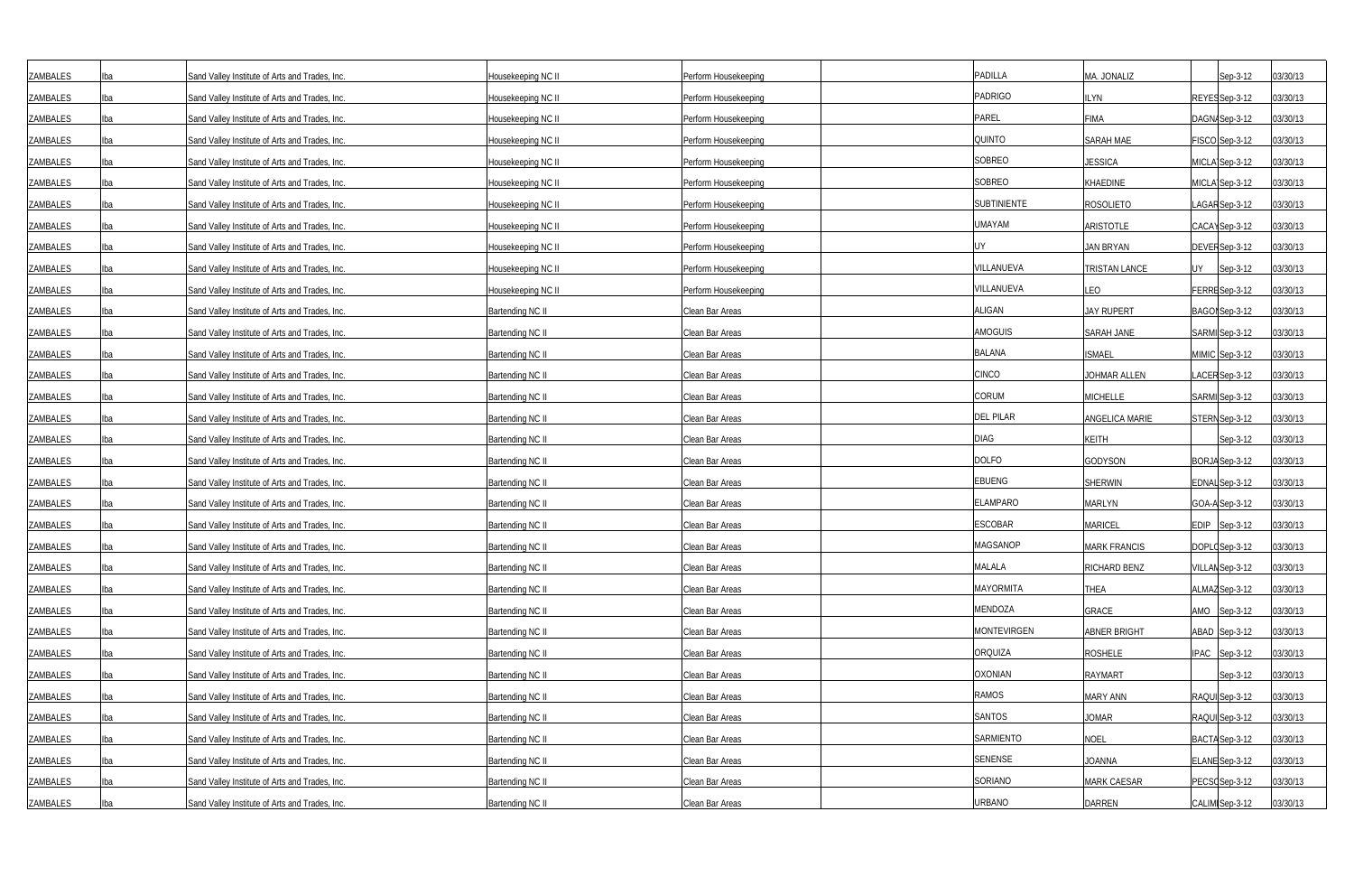| | | | | | | | | | | |
|---|---|---|---|---|---|---|---|---|---|---|
| ZAMBALES | Iba | Sand Valley Institute of Arts and Trades, Inc. | Housekeeping NC II | Perform Housekeeping | | PADILLA | MA. JONALIZ | | Sep-3-12 | 03/30/13 |
| ZAMBALES | Iba | Sand Valley Institute of Arts and Trades, Inc. | Housekeeping NC II | Perform Housekeeping | | PADRIGO | ILYN | REYES | Sep-3-12 | 03/30/13 |
| ZAMBALES | Iba | Sand Valley Institute of Arts and Trades, Inc. | Housekeeping NC II | Perform Housekeeping | | PAREL | FIMA | DAGNA | Sep-3-12 | 03/30/13 |
| ZAMBALES | Iba | Sand Valley Institute of Arts and Trades, Inc. | Housekeeping NC II | Perform Housekeeping | | QUINTO | SARAH MAE | FISCO | Sep-3-12 | 03/30/13 |
| ZAMBALES | Iba | Sand Valley Institute of Arts and Trades, Inc. | Housekeeping NC II | Perform Housekeeping | | SOBREO | JESSICA | MICLA | Sep-3-12 | 03/30/13 |
| ZAMBALES | Iba | Sand Valley Institute of Arts and Trades, Inc. | Housekeeping NC II | Perform Housekeeping | | SOBREO | KHAEDINE | MICLA | Sep-3-12 | 03/30/13 |
| ZAMBALES | Iba | Sand Valley Institute of Arts and Trades, Inc. | Housekeeping NC II | Perform Housekeeping | | SUBTINIENTE | ROSOLIETO | LAGAR | Sep-3-12 | 03/30/13 |
| ZAMBALES | Iba | Sand Valley Institute of Arts and Trades, Inc. | Housekeeping NC II | Perform Housekeeping | | UMAYAM | ARISTOTLE | CACAY | Sep-3-12 | 03/30/13 |
| ZAMBALES | Iba | Sand Valley Institute of Arts and Trades, Inc. | Housekeeping NC II | Perform Housekeeping | | UY | JAN BRYAN | DEVER | Sep-3-12 | 03/30/13 |
| ZAMBALES | Iba | Sand Valley Institute of Arts and Trades, Inc. | Housekeeping NC II | Perform Housekeeping | | VILLANUEVA | TRISTAN LANCE | UY | Sep-3-12 | 03/30/13 |
| ZAMBALES | Iba | Sand Valley Institute of Arts and Trades, Inc. | Housekeeping NC II | Perform Housekeeping | | VILLANUEVA | LEO | FERRE | Sep-3-12 | 03/30/13 |
| ZAMBALES | Iba | Sand Valley Institute of Arts and Trades, Inc. | Bartending NC II | Clean Bar Areas | | ALIGAN | JAY RUPERT | BAGON | Sep-3-12 | 03/30/13 |
| ZAMBALES | Iba | Sand Valley Institute of Arts and Trades, Inc. | Bartending NC II | Clean Bar Areas | | AMOGUIS | SARAH JANE | SARMI | Sep-3-12 | 03/30/13 |
| ZAMBALES | Iba | Sand Valley Institute of Arts and Trades, Inc. | Bartending NC II | Clean Bar Areas | | BALANA | ISMAEL | MIMIC | Sep-3-12 | 03/30/13 |
| ZAMBALES | Iba | Sand Valley Institute of Arts and Trades, Inc. | Bartending NC II | Clean Bar Areas | | CINCO | JOHMAR ALLEN | LACER | Sep-3-12 | 03/30/13 |
| ZAMBALES | Iba | Sand Valley Institute of Arts and Trades, Inc. | Bartending NC II | Clean Bar Areas | | CORUM | MICHELLE | SARMI | Sep-3-12 | 03/30/13 |
| ZAMBALES | Iba | Sand Valley Institute of Arts and Trades, Inc. | Bartending NC II | Clean Bar Areas | | DEL PILAR | ANGELICA MARIE | STERN | Sep-3-12 | 03/30/13 |
| ZAMBALES | Iba | Sand Valley Institute of Arts and Trades, Inc. | Bartending NC II | Clean Bar Areas | | DIAG | KEITH | | Sep-3-12 | 03/30/13 |
| ZAMBALES | Iba | Sand Valley Institute of Arts and Trades, Inc. | Bartending NC II | Clean Bar Areas | | DOLFO | GODYSON | BORJA | Sep-3-12 | 03/30/13 |
| ZAMBALES | Iba | Sand Valley Institute of Arts and Trades, Inc. | Bartending NC II | Clean Bar Areas | | EBUENG | SHERWIN | EDNAL | Sep-3-12 | 03/30/13 |
| ZAMBALES | Iba | Sand Valley Institute of Arts and Trades, Inc. | Bartending NC II | Clean Bar Areas | | ELAMPARO | MARLYN | GOA-A | Sep-3-12 | 03/30/13 |
| ZAMBALES | Iba | Sand Valley Institute of Arts and Trades, Inc. | Bartending NC II | Clean Bar Areas | | ESCOBAR | MARICEL | EDIP | Sep-3-12 | 03/30/13 |
| ZAMBALES | Iba | Sand Valley Institute of Arts and Trades, Inc. | Bartending NC II | Clean Bar Areas | | MAGSANOP | MARK FRANCIS | DOPLO | Sep-3-12 | 03/30/13 |
| ZAMBALES | Iba | Sand Valley Institute of Arts and Trades, Inc. | Bartending NC II | Clean Bar Areas | | MALALA | RICHARD BENZ | VILLAN | Sep-3-12 | 03/30/13 |
| ZAMBALES | Iba | Sand Valley Institute of Arts and Trades, Inc. | Bartending NC II | Clean Bar Areas | | MAYORMITA | THEA | ALMAZ | Sep-3-12 | 03/30/13 |
| ZAMBALES | Iba | Sand Valley Institute of Arts and Trades, Inc. | Bartending NC II | Clean Bar Areas | | MENDOZA | GRACE | AMO | Sep-3-12 | 03/30/13 |
| ZAMBALES | Iba | Sand Valley Institute of Arts and Trades, Inc. | Bartending NC II | Clean Bar Areas | | MONTEVIRGEN | ABNER BRIGHT | ABAD | Sep-3-12 | 03/30/13 |
| ZAMBALES | Iba | Sand Valley Institute of Arts and Trades, Inc. | Bartending NC II | Clean Bar Areas | | ORQUIZA | ROSHELE | IPAC | Sep-3-12 | 03/30/13 |
| ZAMBALES | Iba | Sand Valley Institute of Arts and Trades, Inc. | Bartending NC II | Clean Bar Areas | | OXONIAN | RAYMART | | Sep-3-12 | 03/30/13 |
| ZAMBALES | Iba | Sand Valley Institute of Arts and Trades, Inc. | Bartending NC II | Clean Bar Areas | | RAMOS | MARY ANN | RAQUI | Sep-3-12 | 03/30/13 |
| ZAMBALES | Iba | Sand Valley Institute of Arts and Trades, Inc. | Bartending NC II | Clean Bar Areas | | SANTOS | JOMAR | RAQUI | Sep-3-12 | 03/30/13 |
| ZAMBALES | Iba | Sand Valley Institute of Arts and Trades, Inc. | Bartending NC II | Clean Bar Areas | | SARMIENTO | NOEL | BACTA | Sep-3-12 | 03/30/13 |
| ZAMBALES | Iba | Sand Valley Institute of Arts and Trades, Inc. | Bartending NC II | Clean Bar Areas | | SENENSE | JOANNA | ELANE | Sep-3-12 | 03/30/13 |
| ZAMBALES | Iba | Sand Valley Institute of Arts and Trades, Inc. | Bartending NC II | Clean Bar Areas | | SORIANO | MARK CAESAR | PECSO | Sep-3-12 | 03/30/13 |
| ZAMBALES | Iba | Sand Valley Institute of Arts and Trades, Inc. | Bartending NC II | Clean Bar Areas | | URBANO | DARREN | CALIMI | Sep-3-12 | 03/30/13 |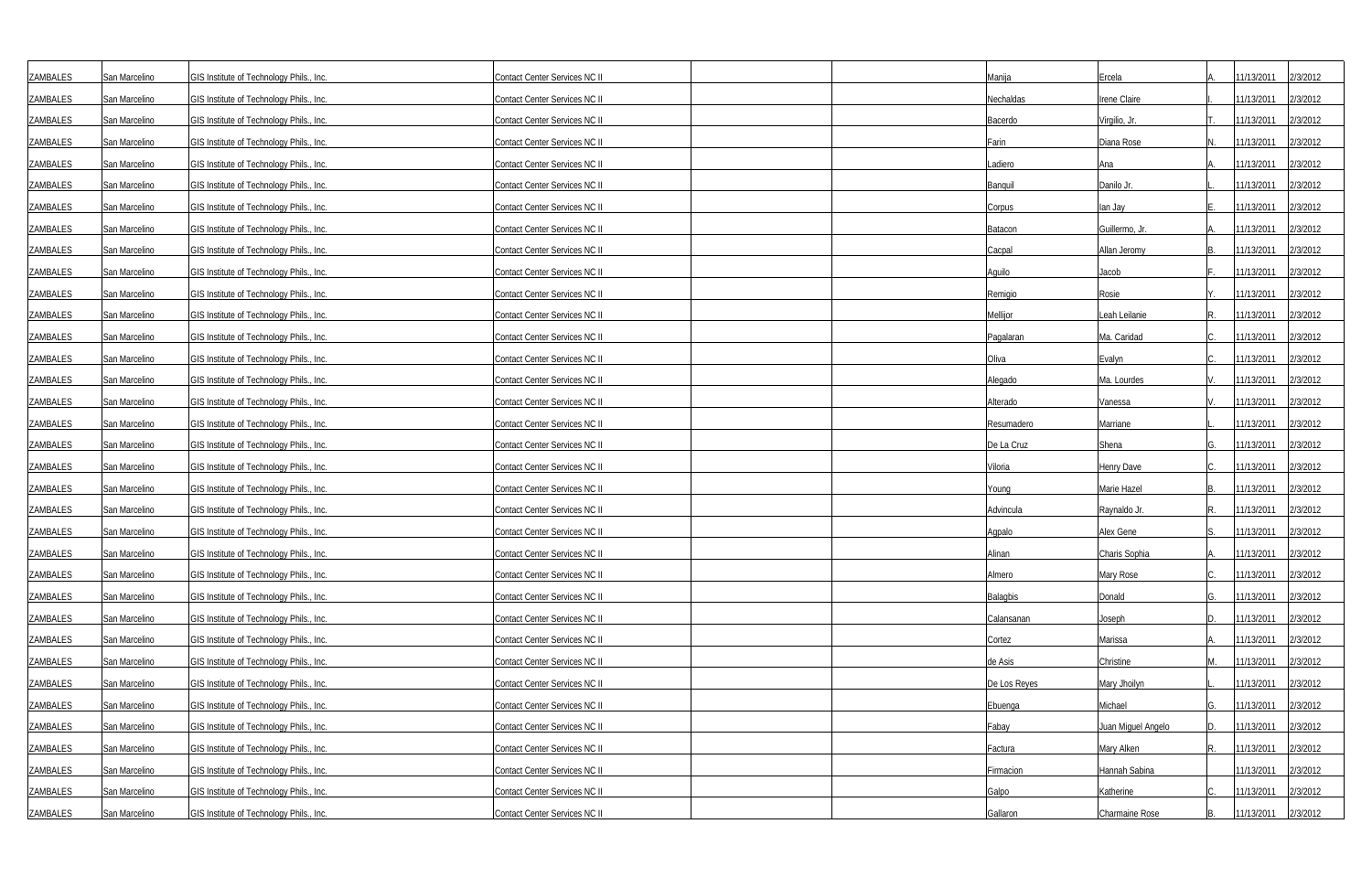| | | | | | | | | | | |
|---|---|---|---|---|---|---|---|---|---|---|
| ZAMBALES | San Marcelino | GIS Institute of Technology Phils., Inc. | Contact Center Services NC II | | | Manija | Ercela | A. | 11/13/2011 | 2/3/2012 |
| ZAMBALES | San Marcelino | GIS Institute of Technology Phils., Inc. | Contact Center Services NC II | | | Nechaldas | Irene Claire | I. | 11/13/2011 | 2/3/2012 |
| ZAMBALES | San Marcelino | GIS Institute of Technology Phils., Inc. | Contact Center Services NC II | | | Bacerdo | Virgilio, Jr. | T. | 11/13/2011 | 2/3/2012 |
| ZAMBALES | San Marcelino | GIS Institute of Technology Phils., Inc. | Contact Center Services NC II | | | Farin | Diana Rose | N. | 11/13/2011 | 2/3/2012 |
| ZAMBALES | San Marcelino | GIS Institute of Technology Phils., Inc. | Contact Center Services NC II | | | Ladiero | Ana | A. | 11/13/2011 | 2/3/2012 |
| ZAMBALES | San Marcelino | GIS Institute of Technology Phils., Inc. | Contact Center Services NC II | | | Banquil | Danilo Jr. | L. | 11/13/2011 | 2/3/2012 |
| ZAMBALES | San Marcelino | GIS Institute of Technology Phils., Inc. | Contact Center Services NC II | | | Corpus | Ian Jay | E. | 11/13/2011 | 2/3/2012 |
| ZAMBALES | San Marcelino | GIS Institute of Technology Phils., Inc. | Contact Center Services NC II | | | Batacon | Guillermo, Jr. | A. | 11/13/2011 | 2/3/2012 |
| ZAMBALES | San Marcelino | GIS Institute of Technology Phils., Inc. | Contact Center Services NC II | | | Cacpal | Allan Jeromy | B. | 11/13/2011 | 2/3/2012 |
| ZAMBALES | San Marcelino | GIS Institute of Technology Phils., Inc. | Contact Center Services NC II | | | Aguilo | Jacob | F. | 11/13/2011 | 2/3/2012 |
| ZAMBALES | San Marcelino | GIS Institute of Technology Phils., Inc. | Contact Center Services NC II | | | Remigio | Rosie | Y. | 11/13/2011 | 2/3/2012 |
| ZAMBALES | San Marcelino | GIS Institute of Technology Phils., Inc. | Contact Center Services NC II | | | Mellijor | Leah Leilanie | R. | 11/13/2011 | 2/3/2012 |
| ZAMBALES | San Marcelino | GIS Institute of Technology Phils., Inc. | Contact Center Services NC II | | | Pagalaran | Ma. Caridad | C. | 11/13/2011 | 2/3/2012 |
| ZAMBALES | San Marcelino | GIS Institute of Technology Phils., Inc. | Contact Center Services NC II | | | Oliva | Evalyn | C. | 11/13/2011 | 2/3/2012 |
| ZAMBALES | San Marcelino | GIS Institute of Technology Phils., Inc. | Contact Center Services NC II | | | Alegado | Ma. Lourdes | V. | 11/13/2011 | 2/3/2012 |
| ZAMBALES | San Marcelino | GIS Institute of Technology Phils., Inc. | Contact Center Services NC II | | | Alterado | Vanessa | V. | 11/13/2011 | 2/3/2012 |
| ZAMBALES | San Marcelino | GIS Institute of Technology Phils., Inc. | Contact Center Services NC II | | | Resurnadero | Marriane | L. | 11/13/2011 | 2/3/2012 |
| ZAMBALES | San Marcelino | GIS Institute of Technology Phils., Inc. | Contact Center Services NC II | | | De La Cruz | Shena | G. | 11/13/2011 | 2/3/2012 |
| ZAMBALES | San Marcelino | GIS Institute of Technology Phils., Inc. | Contact Center Services NC II | | | Viloria | Henry Dave | C. | 11/13/2011 | 2/3/2012 |
| ZAMBALES | San Marcelino | GIS Institute of Technology Phils., Inc. | Contact Center Services NC II | | | Young | Marie Hazel | B. | 11/13/2011 | 2/3/2012 |
| ZAMBALES | San Marcelino | GIS Institute of Technology Phils., Inc. | Contact Center Services NC II | | | Advincula | Raynaldo Jr. | R. | 11/13/2011 | 2/3/2012 |
| ZAMBALES | San Marcelino | GIS Institute of Technology Phils., Inc. | Contact Center Services NC II | | | Agpalo | Alex Gene | S. | 11/13/2011 | 2/3/2012 |
| ZAMBALES | San Marcelino | GIS Institute of Technology Phils., Inc. | Contact Center Services NC II | | | Alinan | Charis Sophia | A. | 11/13/2011 | 2/3/2012 |
| ZAMBALES | San Marcelino | GIS Institute of Technology Phils., Inc. | Contact Center Services NC II | | | Almero | Mary Rose | C. | 11/13/2011 | 2/3/2012 |
| ZAMBALES | San Marcelino | GIS Institute of Technology Phils., Inc. | Contact Center Services NC II | | | Balagbis | Donald | G. | 11/13/2011 | 2/3/2012 |
| ZAMBALES | San Marcelino | GIS Institute of Technology Phils., Inc. | Contact Center Services NC II | | | Calansanan | Joseph | D. | 11/13/2011 | 2/3/2012 |
| ZAMBALES | San Marcelino | GIS Institute of Technology Phils., Inc. | Contact Center Services NC II | | | Cortez | Marissa | A. | 11/13/2011 | 2/3/2012 |
| ZAMBALES | San Marcelino | GIS Institute of Technology Phils., Inc. | Contact Center Services NC II | | | de Asis | Christine | M. | 11/13/2011 | 2/3/2012 |
| ZAMBALES | San Marcelino | GIS Institute of Technology Phils., Inc. | Contact Center Services NC II | | | De Los Reyes | Mary Jhoilyn | L. | 11/13/2011 | 2/3/2012 |
| ZAMBALES | San Marcelino | GIS Institute of Technology Phils., Inc. | Contact Center Services NC II | | | Ebuenga | Michael | G. | 11/13/2011 | 2/3/2012 |
| ZAMBALES | San Marcelino | GIS Institute of Technology Phils., Inc. | Contact Center Services NC II | | | Fabay | Juan Miguel Angelo | D. | 11/13/2011 | 2/3/2012 |
| ZAMBALES | San Marcelino | GIS Institute of Technology Phils., Inc. | Contact Center Services NC II | | | Factura | Mary Alken | R. | 11/13/2011 | 2/3/2012 |
| ZAMBALES | San Marcelino | GIS Institute of Technology Phils., Inc. | Contact Center Services NC II | | | Firmacion | Hannah Sabina | | 11/13/2011 | 2/3/2012 |
| ZAMBALES | San Marcelino | GIS Institute of Technology Phils., Inc. | Contact Center Services NC II | | | Galpo | Katherine | C. | 11/13/2011 | 2/3/2012 |
| ZAMBALES | San Marcelino | GIS Institute of Technology Phils., Inc. | Contact Center Services NC II | | | Gallaron | Charmaine Rose | B. | 11/13/2011 | 2/3/2012 |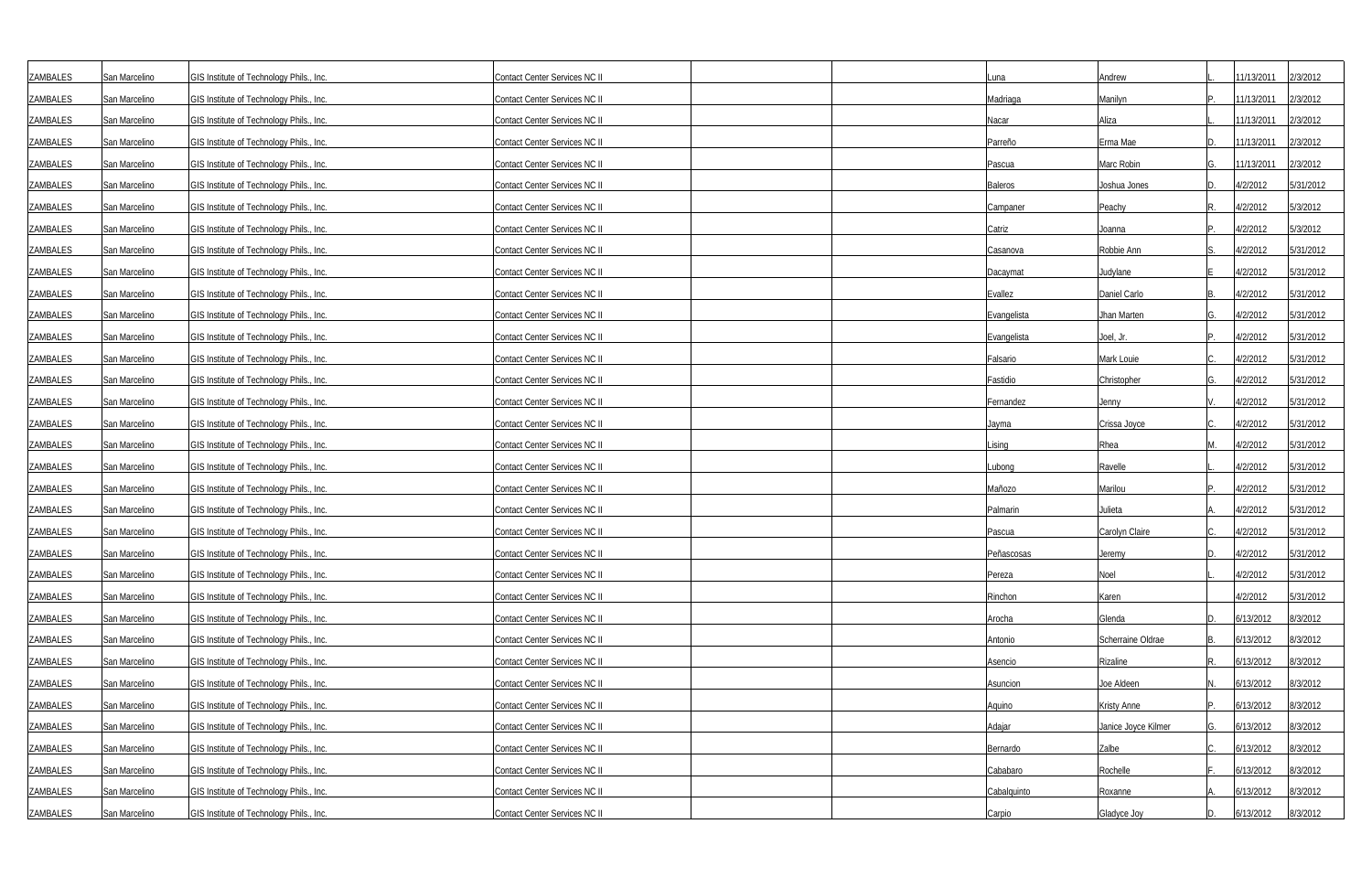| | | | | | | | | | | |
|---|---|---|---|---|---|---|---|---|---|---|
| ZAMBALES | San Marcelino | GIS Institute of Technology Phils., Inc. | Contact Center Services NC II | | | Luna | Andrew | L. | 11/13/2011 | 2/3/2012 |
| ZAMBALES | San Marcelino | GIS Institute of Technology Phils., Inc. | Contact Center Services NC II | | | Madriaga | Manilyn | P. | 11/13/2011 | 2/3/2012 |
| ZAMBALES | San Marcelino | GIS Institute of Technology Phils., Inc. | Contact Center Services NC II | | | Nacar | Aliza | L. | 11/13/2011 | 2/3/2012 |
| ZAMBALES | San Marcelino | GIS Institute of Technology Phils., Inc. | Contact Center Services NC II | | | Parreño | Erma Mae | D. | 11/13/2011 | 2/3/2012 |
| ZAMBALES | San Marcelino | GIS Institute of Technology Phils., Inc. | Contact Center Services NC II | | | Pascua | Marc Robin | G. | 11/13/2011 | 2/3/2012 |
| ZAMBALES | San Marcelino | GIS Institute of Technology Phils., Inc. | Contact Center Services NC II | | | Baleros | Joshua Jones | D. | 4/2/2012 | 5/31/2012 |
| ZAMBALES | San Marcelino | GIS Institute of Technology Phils., Inc. | Contact Center Services NC II | | | Campaner | Peachy | R. | 4/2/2012 | 5/3/2012 |
| ZAMBALES | San Marcelino | GIS Institute of Technology Phils., Inc. | Contact Center Services NC II | | | Catriz | Joanna | P. | 4/2/2012 | 5/3/2012 |
| ZAMBALES | San Marcelino | GIS Institute of Technology Phils., Inc. | Contact Center Services NC II | | | Casanova | Robbie Ann | S. | 4/2/2012 | 5/31/2012 |
| ZAMBALES | San Marcelino | GIS Institute of Technology Phils., Inc. | Contact Center Services NC II | | | Dacaymat | Judylane | E | 4/2/2012 | 5/31/2012 |
| ZAMBALES | San Marcelino | GIS Institute of Technology Phils., Inc. | Contact Center Services NC II | | | Evallez | Daniel Carlo | B. | 4/2/2012 | 5/31/2012 |
| ZAMBALES | San Marcelino | GIS Institute of Technology Phils., Inc. | Contact Center Services NC II | | | Evangelista | Jhan Marten | G. | 4/2/2012 | 5/31/2012 |
| ZAMBALES | San Marcelino | GIS Institute of Technology Phils., Inc. | Contact Center Services NC II | | | Evangelista | Joel, Jr. | P. | 4/2/2012 | 5/31/2012 |
| ZAMBALES | San Marcelino | GIS Institute of Technology Phils., Inc. | Contact Center Services NC II | | | Falsario | Mark Louie | C. | 4/2/2012 | 5/31/2012 |
| ZAMBALES | San Marcelino | GIS Institute of Technology Phils., Inc. | Contact Center Services NC II | | | Fastidio | Christopher | G. | 4/2/2012 | 5/31/2012 |
| ZAMBALES | San Marcelino | GIS Institute of Technology Phils., Inc. | Contact Center Services NC II | | | Fernandez | Jenny | V. | 4/2/2012 | 5/31/2012 |
| ZAMBALES | San Marcelino | GIS Institute of Technology Phils., Inc. | Contact Center Services NC II | | | Jayma | Crissa Joyce | C. | 4/2/2012 | 5/31/2012 |
| ZAMBALES | San Marcelino | GIS Institute of Technology Phils., Inc. | Contact Center Services NC II | | | Lising | Rhea | M. | 4/2/2012 | 5/31/2012 |
| ZAMBALES | San Marcelino | GIS Institute of Technology Phils., Inc. | Contact Center Services NC II | | | Lubong | Ravelle | L. | 4/2/2012 | 5/31/2012 |
| ZAMBALES | San Marcelino | GIS Institute of Technology Phils., Inc. | Contact Center Services NC II | | | Mañozo | Marilou | P. | 4/2/2012 | 5/31/2012 |
| ZAMBALES | San Marcelino | GIS Institute of Technology Phils., Inc. | Contact Center Services NC II | | | Palmarin | Julieta | A. | 4/2/2012 | 5/31/2012 |
| ZAMBALES | San Marcelino | GIS Institute of Technology Phils., Inc. | Contact Center Services NC II | | | Pascua | Carolyn Claire | C. | 4/2/2012 | 5/31/2012 |
| ZAMBALES | San Marcelino | GIS Institute of Technology Phils., Inc. | Contact Center Services NC II | | | Peñascosas | Jeremy | D. | 4/2/2012 | 5/31/2012 |
| ZAMBALES | San Marcelino | GIS Institute of Technology Phils., Inc. | Contact Center Services NC II | | | Pereza | Noel | L. | 4/2/2012 | 5/31/2012 |
| ZAMBALES | San Marcelino | GIS Institute of Technology Phils., Inc. | Contact Center Services NC II | | | Rinchon | Karen | | 4/2/2012 | 5/31/2012 |
| ZAMBALES | San Marcelino | GIS Institute of Technology Phils., Inc. | Contact Center Services NC II | | | Arocha | Glenda | D. | 6/13/2012 | 8/3/2012 |
| ZAMBALES | San Marcelino | GIS Institute of Technology Phils., Inc. | Contact Center Services NC II | | | Antonio | Scherraine Oldrae | B. | 6/13/2012 | 8/3/2012 |
| ZAMBALES | San Marcelino | GIS Institute of Technology Phils., Inc. | Contact Center Services NC II | | | Asencio | Rizaline | R. | 6/13/2012 | 8/3/2012 |
| ZAMBALES | San Marcelino | GIS Institute of Technology Phils., Inc. | Contact Center Services NC II | | | Asuncion | Joe Aldeen | N. | 6/13/2012 | 8/3/2012 |
| ZAMBALES | San Marcelino | GIS Institute of Technology Phils., Inc. | Contact Center Services NC II | | | Aquino | Kristy Anne | P. | 6/13/2012 | 8/3/2012 |
| ZAMBALES | San Marcelino | GIS Institute of Technology Phils., Inc. | Contact Center Services NC II | | | Adajar | Janice Joyce Kilmer | G. | 6/13/2012 | 8/3/2012 |
| ZAMBALES | San Marcelino | GIS Institute of Technology Phils., Inc. | Contact Center Services NC II | | | Bernardo | Zalbe | C. | 6/13/2012 | 8/3/2012 |
| ZAMBALES | San Marcelino | GIS Institute of Technology Phils., Inc. | Contact Center Services NC II | | | Cababaro | Rochelle | F. | 6/13/2012 | 8/3/2012 |
| ZAMBALES | San Marcelino | GIS Institute of Technology Phils., Inc. | Contact Center Services NC II | | | Cabalquinto | Roxanne | A. | 6/13/2012 | 8/3/2012 |
| ZAMBALES | San Marcelino | GIS Institute of Technology Phils., Inc. | Contact Center Services NC II | | | Carpio | Gladyce Joy | D. | 6/13/2012 | 8/3/2012 |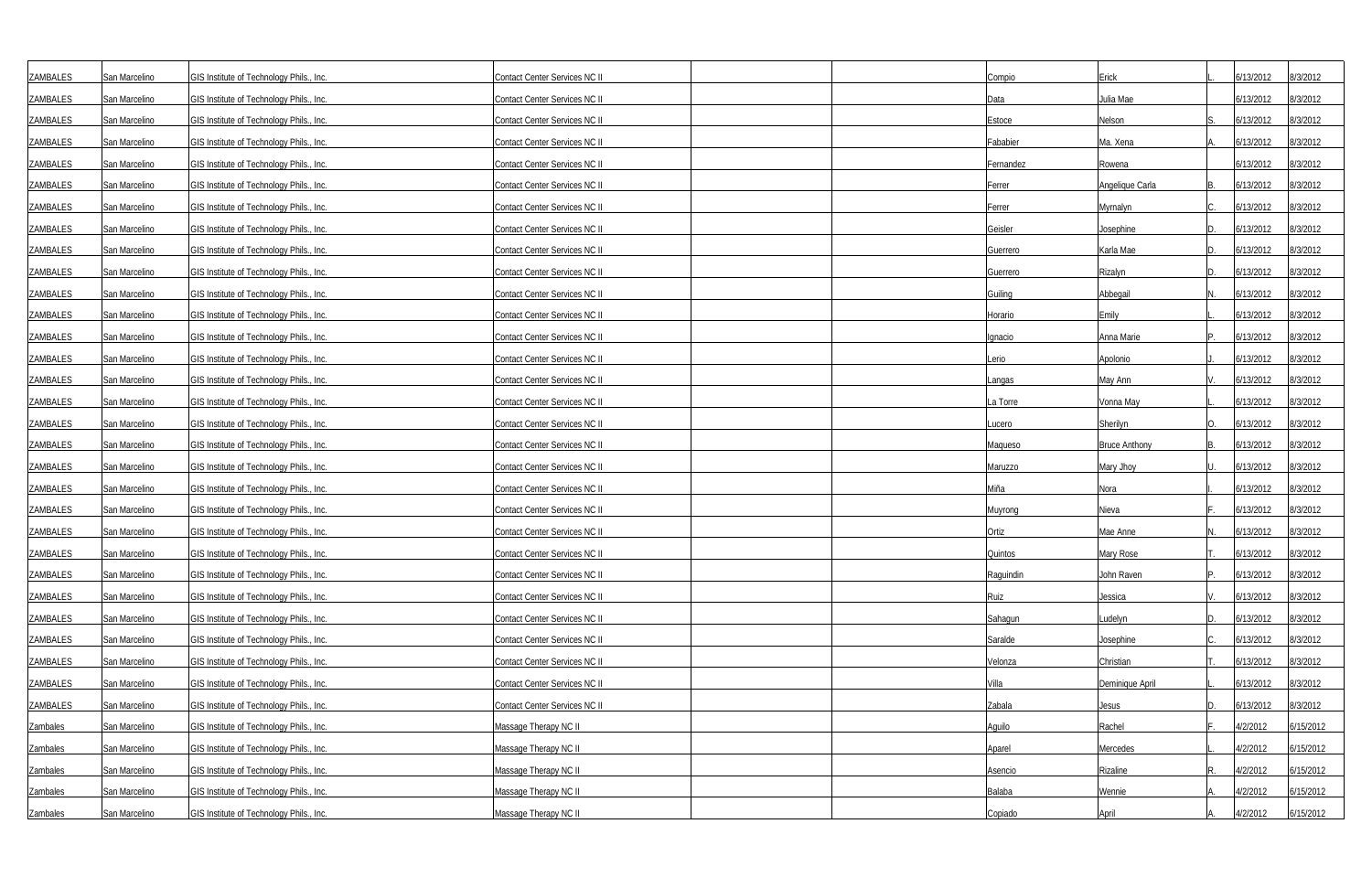| | | | | | | | | | | |
|---|---|---|---|---|---|---|---|---|---|---|
| ZAMBALES | San Marcelino | GIS Institute of Technology Phils., Inc. | Contact Center Services NC II | | | Compio | Erick | L. | 6/13/2012 | 8/3/2012 |
| ZAMBALES | San Marcelino | GIS Institute of Technology Phils., Inc. | Contact Center Services NC II | | | Data | Julia Mae | | 6/13/2012 | 8/3/2012 |
| ZAMBALES | San Marcelino | GIS Institute of Technology Phils., Inc. | Contact Center Services NC II | | | Estoce | Nelson | S. | 6/13/2012 | 8/3/2012 |
| ZAMBALES | San Marcelino | GIS Institute of Technology Phils., Inc. | Contact Center Services NC II | | | Fababier | Ma. Xena | A. | 6/13/2012 | 8/3/2012 |
| ZAMBALES | San Marcelino | GIS Institute of Technology Phils., Inc. | Contact Center Services NC II | | | Fernandez | Rowena | | 6/13/2012 | 8/3/2012 |
| ZAMBALES | San Marcelino | GIS Institute of Technology Phils., Inc. | Contact Center Services NC II | | | Ferrer | Angelique Carla | B. | 6/13/2012 | 8/3/2012 |
| ZAMBALES | San Marcelino | GIS Institute of Technology Phils., Inc. | Contact Center Services NC II | | | Ferrer | Myrnalyn | C. | 6/13/2012 | 8/3/2012 |
| ZAMBALES | San Marcelino | GIS Institute of Technology Phils., Inc. | Contact Center Services NC II | | | Geisler | Josephine | D. | 6/13/2012 | 8/3/2012 |
| ZAMBALES | San Marcelino | GIS Institute of Technology Phils., Inc. | Contact Center Services NC II | | | Guerrero | Karla Mae | D. | 6/13/2012 | 8/3/2012 |
| ZAMBALES | San Marcelino | GIS Institute of Technology Phils., Inc. | Contact Center Services NC II | | | Guerrero | Rizalyn | D. | 6/13/2012 | 8/3/2012 |
| ZAMBALES | San Marcelino | GIS Institute of Technology Phils., Inc. | Contact Center Services NC II | | | Guiling | Abbegail | N. | 6/13/2012 | 8/3/2012 |
| ZAMBALES | San Marcelino | GIS Institute of Technology Phils., Inc. | Contact Center Services NC II | | | Horario | Emily | L. | 6/13/2012 | 8/3/2012 |
| ZAMBALES | San Marcelino | GIS Institute of Technology Phils., Inc. | Contact Center Services NC II | | | Ignacio | Anna Marie | P. | 6/13/2012 | 8/3/2012 |
| ZAMBALES | San Marcelino | GIS Institute of Technology Phils., Inc. | Contact Center Services NC II | | | Lerio | Apolonio | J. | 6/13/2012 | 8/3/2012 |
| ZAMBALES | San Marcelino | GIS Institute of Technology Phils., Inc. | Contact Center Services NC II | | | Langas | May Ann | V. | 6/13/2012 | 8/3/2012 |
| ZAMBALES | San Marcelino | GIS Institute of Technology Phils., Inc. | Contact Center Services NC II | | | La Torre | Vonna May | L. | 6/13/2012 | 8/3/2012 |
| ZAMBALES | San Marcelino | GIS Institute of Technology Phils., Inc. | Contact Center Services NC II | | | Lucero | Sherilyn | O. | 6/13/2012 | 8/3/2012 |
| ZAMBALES | San Marcelino | GIS Institute of Technology Phils., Inc. | Contact Center Services NC II | | | Maqueso | Bruce Anthony | B. | 6/13/2012 | 8/3/2012 |
| ZAMBALES | San Marcelino | GIS Institute of Technology Phils., Inc. | Contact Center Services NC II | | | Maruzzo | Mary Jhoy | U. | 6/13/2012 | 8/3/2012 |
| ZAMBALES | San Marcelino | GIS Institute of Technology Phils., Inc. | Contact Center Services NC II | | | Miña | Nora | I. | 6/13/2012 | 8/3/2012 |
| ZAMBALES | San Marcelino | GIS Institute of Technology Phils., Inc. | Contact Center Services NC II | | | Muyrong | Nieva | F. | 6/13/2012 | 8/3/2012 |
| ZAMBALES | San Marcelino | GIS Institute of Technology Phils., Inc. | Contact Center Services NC II | | | Ortiz | Mae Anne | N. | 6/13/2012 | 8/3/2012 |
| ZAMBALES | San Marcelino | GIS Institute of Technology Phils., Inc. | Contact Center Services NC II | | | Quintos | Mary Rose | T. | 6/13/2012 | 8/3/2012 |
| ZAMBALES | San Marcelino | GIS Institute of Technology Phils., Inc. | Contact Center Services NC II | | | Raguindin | John Raven | P. | 6/13/2012 | 8/3/2012 |
| ZAMBALES | San Marcelino | GIS Institute of Technology Phils., Inc. | Contact Center Services NC II | | | Ruiz | Jessica | V. | 6/13/2012 | 8/3/2012 |
| ZAMBALES | San Marcelino | GIS Institute of Technology Phils., Inc. | Contact Center Services NC II | | | Sahagun | Ludelyn | D. | 6/13/2012 | 8/3/2012 |
| ZAMBALES | San Marcelino | GIS Institute of Technology Phils., Inc. | Contact Center Services NC II | | | Saralde | Josephine | C. | 6/13/2012 | 8/3/2012 |
| ZAMBALES | San Marcelino | GIS Institute of Technology Phils., Inc. | Contact Center Services NC II | | | Velonza | Christian | T. | 6/13/2012 | 8/3/2012 |
| ZAMBALES | San Marcelino | GIS Institute of Technology Phils., Inc. | Contact Center Services NC II | | | Villa | Deminique April | L. | 6/13/2012 | 8/3/2012 |
| ZAMBALES | San Marcelino | GIS Institute of Technology Phils., Inc. | Contact Center Services NC II | | | Zabala | Jesus | D. | 6/13/2012 | 8/3/2012 |
| Zambales | San Marcelino | GIS Institute of Technology Phils., Inc. | Massage Therapy NC II | | | Aguilo | Rachel | F. | 4/2/2012 | 6/15/2012 |
| Zambales | San Marcelino | GIS Institute of Technology Phils., Inc. | Massage Therapy NC II | | | Aparel | Mercedes | L. | 4/2/2012 | 6/15/2012 |
| Zambales | San Marcelino | GIS Institute of Technology Phils., Inc. | Massage Therapy NC II | | | Asencio | Rizaline | R. | 4/2/2012 | 6/15/2012 |
| Zambales | San Marcelino | GIS Institute of Technology Phils., Inc. | Massage Therapy NC II | | | Balaba | Wennie | A. | 4/2/2012 | 6/15/2012 |
| Zambales | San Marcelino | GIS Institute of Technology Phils., Inc. | Massage Therapy NC II | | | Copiado | April | A. | 4/2/2012 | 6/15/2012 |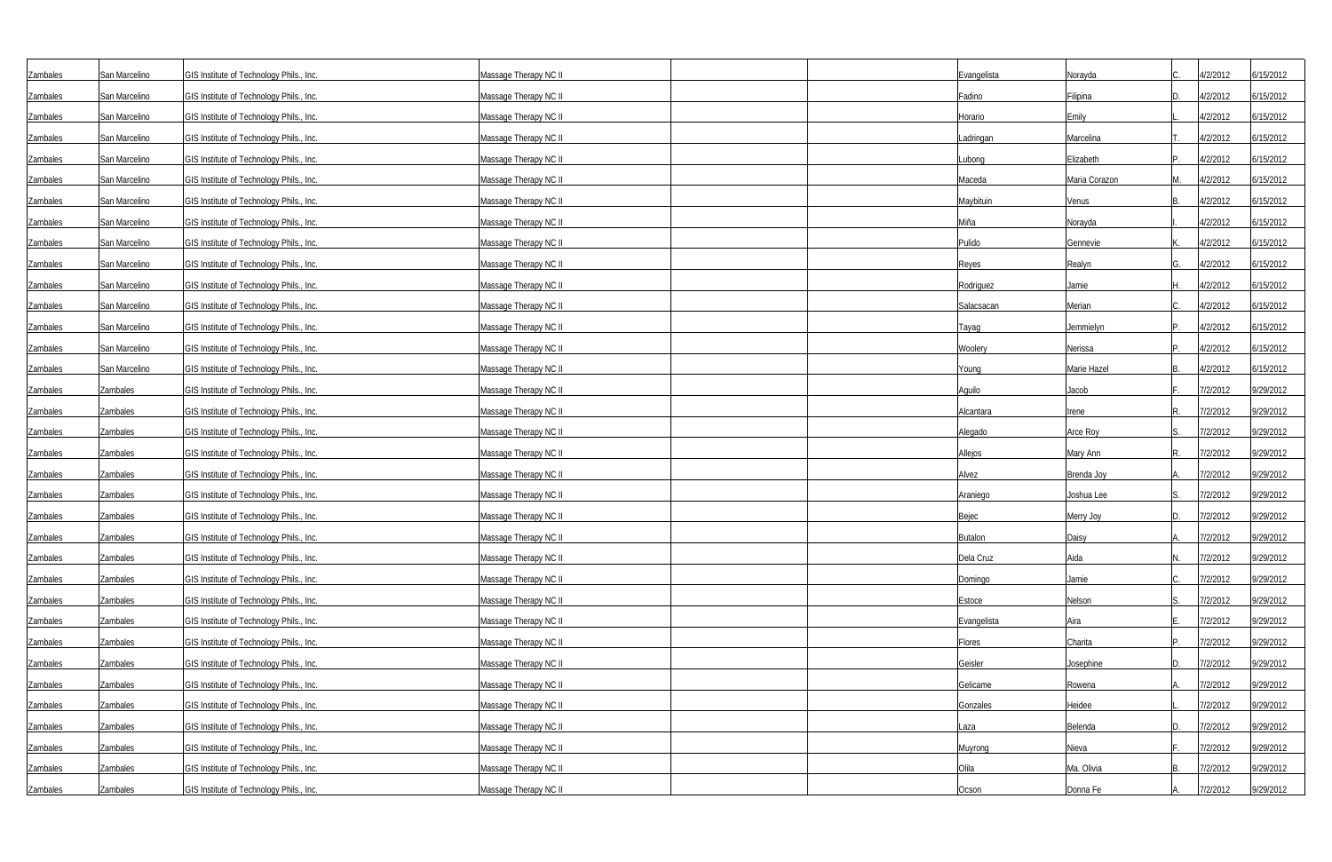| | | | | | | | | | | |
|---|---|---|---|---|---|---|---|---|---|---|
| Zambales | San Marcelino | GIS Institute of Technology Phils., Inc. | Massage Therapy NC II | | | Evangelista | Norayda | C. | 4/2/2012 | 6/15/2012 |
| Zambales | San Marcelino | GIS Institute of Technology Phils., Inc. | Massage Therapy NC II | | | Fadino | Filipina | D. | 4/2/2012 | 6/15/2012 |
| Zambales | San Marcelino | GIS Institute of Technology Phils., Inc. | Massage Therapy NC II | | | Horario | Emily | L. | 4/2/2012 | 6/15/2012 |
| Zambales | San Marcelino | GIS Institute of Technology Phils., Inc. | Massage Therapy NC II | | | Ladringan | Marcelina | T. | 4/2/2012 | 6/15/2012 |
| Zambales | San Marcelino | GIS Institute of Technology Phils., Inc. | Massage Therapy NC II | | | Lubong | Elizabeth | P. | 4/2/2012 | 6/15/2012 |
| Zambales | San Marcelino | GIS Institute of Technology Phils., Inc. | Massage Therapy NC II | | | Maceda | Maria Corazon | M. | 4/2/2012 | 6/15/2012 |
| Zambales | San Marcelino | GIS Institute of Technology Phils., Inc. | Massage Therapy NC II | | | Maybituin | Venus | B. | 4/2/2012 | 6/15/2012 |
| Zambales | San Marcelino | GIS Institute of Technology Phils., Inc. | Massage Therapy NC II | | | Miña | Norayda | I. | 4/2/2012 | 6/15/2012 |
| Zambales | San Marcelino | GIS Institute of Technology Phils., Inc. | Massage Therapy NC II | | | Pulido | Gennevie | K. | 4/2/2012 | 6/15/2012 |
| Zambales | San Marcelino | GIS Institute of Technology Phils., Inc. | Massage Therapy NC II | | | Reyes | Realyn | G. | 4/2/2012 | 6/15/2012 |
| Zambales | San Marcelino | GIS Institute of Technology Phils., Inc. | Massage Therapy NC II | | | Rodriguez | Jamie | H. | 4/2/2012 | 6/15/2012 |
| Zambales | San Marcelino | GIS Institute of Technology Phils., Inc. | Massage Therapy NC II | | | Salacsacan | Merian | C. | 4/2/2012 | 6/15/2012 |
| Zambales | San Marcelino | GIS Institute of Technology Phils., Inc. | Massage Therapy NC II | | | Tayag | Jemmielyn | P. | 4/2/2012 | 6/15/2012 |
| Zambales | San Marcelino | GIS Institute of Technology Phils., Inc. | Massage Therapy NC II | | | Woolery | Nerissa | P. | 4/2/2012 | 6/15/2012 |
| Zambales | San Marcelino | GIS Institute of Technology Phils., Inc. | Massage Therapy NC II | | | Young | Marie Hazel | B. | 4/2/2012 | 6/15/2012 |
| Zambales | Zambales | GIS Institute of Technology Phils., Inc. | Massage Therapy NC II | | | Aguilo | Jacob | F. | 7/2/2012 | 9/29/2012 |
| Zambales | Zambales | GIS Institute of Technology Phils., Inc. | Massage Therapy NC II | | | Alcantara | Irene | R. | 7/2/2012 | 9/29/2012 |
| Zambales | Zambales | GIS Institute of Technology Phils., Inc. | Massage Therapy NC II | | | Alegado | Arce Roy | S. | 7/2/2012 | 9/29/2012 |
| Zambales | Zambales | GIS Institute of Technology Phils., Inc. | Massage Therapy NC II | | | Allejos | Mary Ann | R. | 7/2/2012 | 9/29/2012 |
| Zambales | Zambales | GIS Institute of Technology Phils., Inc. | Massage Therapy NC II | | | Alvez | Brenda Joy | A. | 7/2/2012 | 9/29/2012 |
| Zambales | Zambales | GIS Institute of Technology Phils., Inc. | Massage Therapy NC II | | | Araniego | Joshua Lee | S. | 7/2/2012 | 9/29/2012 |
| Zambales | Zambales | GIS Institute of Technology Phils., Inc. | Massage Therapy NC II | | | Bejec | Merry Joy | D. | 7/2/2012 | 9/29/2012 |
| Zambales | Zambales | GIS Institute of Technology Phils., Inc. | Massage Therapy NC II | | | Butalon | Daisy | A. | 7/2/2012 | 9/29/2012 |
| Zambales | Zambales | GIS Institute of Technology Phils., Inc. | Massage Therapy NC II | | | Dela Cruz | Aida | N. | 7/2/2012 | 9/29/2012 |
| Zambales | Zambales | GIS Institute of Technology Phils., Inc. | Massage Therapy NC II | | | Domingo | Jamie | C. | 7/2/2012 | 9/29/2012 |
| Zambales | Zambales | GIS Institute of Technology Phils., Inc. | Massage Therapy NC II | | | Estoce | Nelson | S. | 7/2/2012 | 9/29/2012 |
| Zambales | Zambales | GIS Institute of Technology Phils., Inc. | Massage Therapy NC II | | | Evangelista | Aira | E. | 7/2/2012 | 9/29/2012 |
| Zambales | Zambales | GIS Institute of Technology Phils., Inc. | Massage Therapy NC II | | | Flores | Charita | P. | 7/2/2012 | 9/29/2012 |
| Zambales | Zambales | GIS Institute of Technology Phils., Inc. | Massage Therapy NC II | | | Geisler | Josephine | D. | 7/2/2012 | 9/29/2012 |
| Zambales | Zambales | GIS Institute of Technology Phils., Inc. | Massage Therapy NC II | | | Gelicame | Rowena | A. | 7/2/2012 | 9/29/2012 |
| Zambales | Zambales | GIS Institute of Technology Phils., Inc. | Massage Therapy NC II | | | Gonzales | Heidee | L. | 7/2/2012 | 9/29/2012 |
| Zambales | Zambales | GIS Institute of Technology Phils., Inc. | Massage Therapy NC II | | | Laza | Belenda | D. | 7/2/2012 | 9/29/2012 |
| Zambales | Zambales | GIS Institute of Technology Phils., Inc. | Massage Therapy NC II | | | Muyrong | Nieva | F. | 7/2/2012 | 9/29/2012 |
| Zambales | Zambales | GIS Institute of Technology Phils., Inc. | Massage Therapy NC II | | | Olila | Ma. Olivia | B. | 7/2/2012 | 9/29/2012 |
| Zambales | Zambales | GIS Institute of Technology Phils., Inc. | Massage Therapy NC II | | | Ocson | Donna Fe | A. | 7/2/2012 | 9/29/2012 |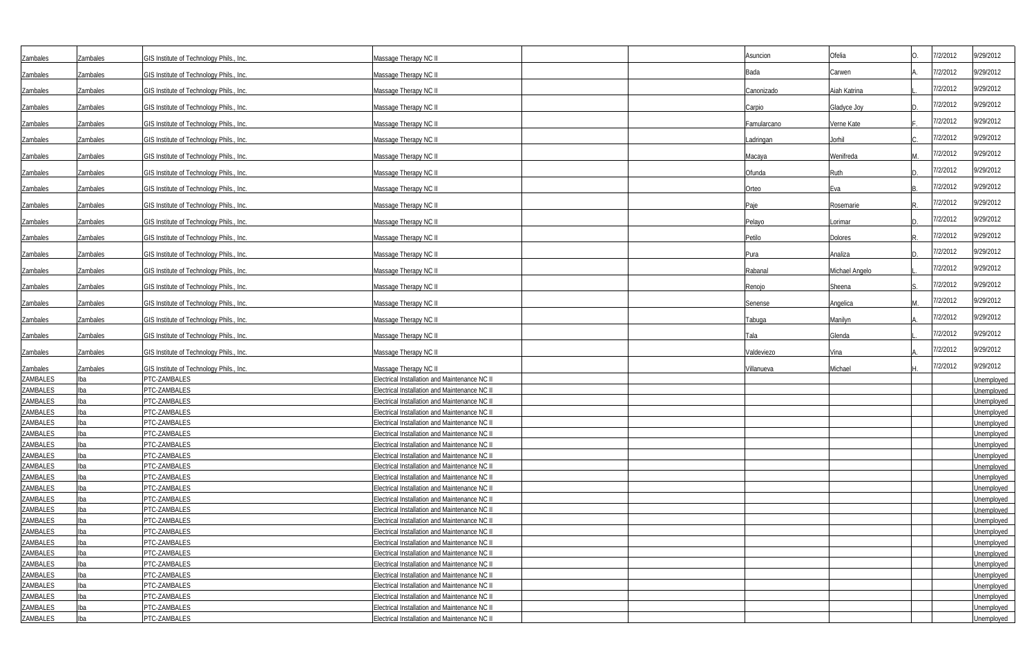| | | | | | | | | | | |
|---|---|---|---|---|---|---|---|---|---|---|
| Zambales | Zambales | GIS Institute of Technology Phils., Inc. | Massage Therapy NC II | | | Asuncion | Ofelia | O. | 7/2/2012 | 9/29/2012 |
| Zambales | Zambales | GIS Institute of Technology Phils., Inc. | Massage Therapy NC II | | | Bada | Carwen | A. | 7/2/2012 | 9/29/2012 |
| Zambales | Zambales | GIS Institute of Technology Phils., Inc. | Massage Therapy NC II | | | Canonizado | Aiah Katrina | L. | 7/2/2012 | 9/29/2012 |
| Zambales | Zambales | GIS Institute of Technology Phils., Inc. | Massage Therapy NC II | | | Carpio | Gladyce Joy | D. | 7/2/2012 | 9/29/2012 |
| Zambales | Zambales | GIS Institute of Technology Phils., Inc. | Massage Therapy NC II | | | Famularcano | Verne Kate | F. | 7/2/2012 | 9/29/2012 |
| Zambales | Zambales | GIS Institute of Technology Phils., Inc. | Massage Therapy NC II | | | Ladringan | Jorhil | C. | 7/2/2012 | 9/29/2012 |
| Zambales | Zambales | GIS Institute of Technology Phils., Inc. | Massage Therapy NC II | | | Macaya | Wenifreda | M. | 7/2/2012 | 9/29/2012 |
| Zambales | Zambales | GIS Institute of Technology Phils., Inc. | Massage Therapy NC II | | | Ofunda | Ruth | D. | 7/2/2012 | 9/29/2012 |
| Zambales | Zambales | GIS Institute of Technology Phils., Inc. | Massage Therapy NC II | | | Orteo | Eva | B. | 7/2/2012 | 9/29/2012 |
| Zambales | Zambales | GIS Institute of Technology Phils., Inc. | Massage Therapy NC II | | | Paje | Rosemarie | R. | 7/2/2012 | 9/29/2012 |
| Zambales | Zambales | GIS Institute of Technology Phils., Inc. | Massage Therapy NC II | | | Pelayo | Lorimar | D. | 7/2/2012 | 9/29/2012 |
| Zambales | Zambales | GIS Institute of Technology Phils., Inc. | Massage Therapy NC II | | | Petilo | Dolores | R. | 7/2/2012 | 9/29/2012 |
| Zambales | Zambales | GIS Institute of Technology Phils., Inc. | Massage Therapy NC II | | | Pura | Analiza | D. | 7/2/2012 | 9/29/2012 |
| Zambales | Zambales | GIS Institute of Technology Phils., Inc. | Massage Therapy NC II | | | Rabanal | Michael Angelo | L. | 7/2/2012 | 9/29/2012 |
| Zambales | Zambales | GIS Institute of Technology Phils., Inc. | Massage Therapy NC II | | | Renojo | Sheena | S. | 7/2/2012 | 9/29/2012 |
| Zambales | Zambales | GIS Institute of Technology Phils., Inc. | Massage Therapy NC II | | | Senense | Angelica | M. | 7/2/2012 | 9/29/2012 |
| Zambales | Zambales | GIS Institute of Technology Phils., Inc. | Massage Therapy NC II | | | Tabuga | Manilyn | A. | 7/2/2012 | 9/29/2012 |
| Zambales | Zambales | GIS Institute of Technology Phils., Inc. | Massage Therapy NC II | | | Tala | Glenda | L. | 7/2/2012 | 9/29/2012 |
| Zambales | Zambales | GIS Institute of Technology Phils., Inc. | Massage Therapy NC II | | | Valdeviezo | Vina | A. | 7/2/2012 | 9/29/2012 |
| Zambales | Zambales | GIS Institute of Technology Phils., Inc. | Massage Therapy NC II | | | Villanueva | Michael | H. | 7/2/2012 | 9/29/2012 |
| ZAMBALES | Iba | PTC-ZAMBALES | Electrical Installation and Maintenance NC II | | | | | | | Unemployed |
| ZAMBALES | Iba | PTC-ZAMBALES | Electrical Installation and Maintenance NC II | | | | | | | Unemployed |
| ZAMBALES | Iba | PTC-ZAMBALES | Electrical Installation and Maintenance NC II | | | | | | | Unemployed |
| ZAMBALES | Iba | PTC-ZAMBALES | Electrical Installation and Maintenance NC II | | | | | | | Unemployed |
| ZAMBALES | Iba | PTC-ZAMBALES | Electrical Installation and Maintenance NC II | | | | | | | Unemployed |
| ZAMBALES | Iba | PTC-ZAMBALES | Electrical Installation and Maintenance NC II | | | | | | | Unemployed |
| ZAMBALES | Iba | PTC-ZAMBALES | Electrical Installation and Maintenance NC II | | | | | | | Unemployed |
| ZAMBALES | Iba | PTC-ZAMBALES | Electrical Installation and Maintenance NC II | | | | | | | Unemployed |
| ZAMBALES | Iba | PTC-ZAMBALES | Electrical Installation and Maintenance NC II | | | | | | | Unemployed |
| ZAMBALES | Iba | PTC-ZAMBALES | Electrical Installation and Maintenance NC II | | | | | | | Unemployed |
| ZAMBALES | Iba | PTC-ZAMBALES | Electrical Installation and Maintenance NC II | | | | | | | Unemployed |
| ZAMBALES | Iba | PTC-ZAMBALES | Electrical Installation and Maintenance NC II | | | | | | | Unemployed |
| ZAMBALES | Iba | PTC-ZAMBALES | Electrical Installation and Maintenance NC II | | | | | | | Unemployed |
| ZAMBALES | Iba | PTC-ZAMBALES | Electrical Installation and Maintenance NC II | | | | | | | Unemployed |
| ZAMBALES | Iba | PTC-ZAMBALES | Electrical Installation and Maintenance NC II | | | | | | | Unemployed |
| ZAMBALES | Iba | PTC-ZAMBALES | Electrical Installation and Maintenance NC II | | | | | | | Unemployed |
| ZAMBALES | Iba | PTC-ZAMBALES | Electrical Installation and Maintenance NC II | | | | | | | Unemployed |
| ZAMBALES | Iba | PTC-ZAMBALES | Electrical Installation and Maintenance NC II | | | | | | | Unemployed |
| ZAMBALES | Iba | PTC-ZAMBALES | Electrical Installation and Maintenance NC II | | | | | | | Unemployed |
| ZAMBALES | Iba | PTC-ZAMBALES | Electrical Installation and Maintenance NC II | | | | | | | Unemployed |
| ZAMBALES | Iba | PTC-ZAMBALES | Electrical Installation and Maintenance NC II | | | | | | | Unemployed |
| ZAMBALES | Iba | PTC-ZAMBALES | Electrical Installation and Maintenance NC II | | | | | | | Unemployed |
| ZAMBALES | Iba | PTC-ZAMBALES | Electrical Installation and Maintenance NC II | | | | | | | Unemployed |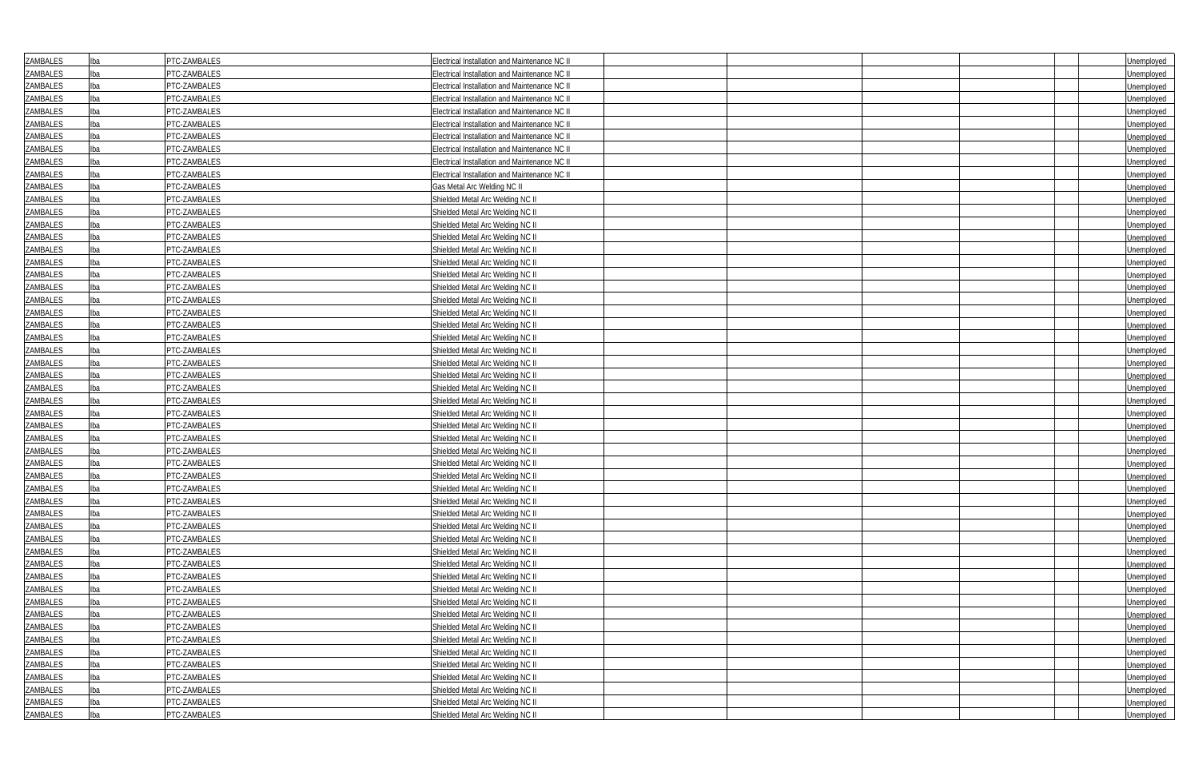| | | | | | | | | | |
|---|---|---|---|---|---|---|---|---|---|
| ZAMBALES | Iba | PTC-ZAMBALES | Electrical Installation and Maintenance NC II | | | | | | Unemployed |
| ZAMBALES | Iba | PTC-ZAMBALES | Electrical Installation and Maintenance NC II | | | | | | Unemployed |
| ZAMBALES | Iba | PTC-ZAMBALES | Electrical Installation and Maintenance NC II | | | | | | Unemployed |
| ZAMBALES | Iba | PTC-ZAMBALES | Electrical Installation and Maintenance NC II | | | | | | Unemployed |
| ZAMBALES | Iba | PTC-ZAMBALES | Electrical Installation and Maintenance NC II | | | | | | Unemployed |
| ZAMBALES | Iba | PTC-ZAMBALES | Electrical Installation and Maintenance NC II | | | | | | Unemployed |
| ZAMBALES | Iba | PTC-ZAMBALES | Electrical Installation and Maintenance NC II | | | | | | Unemployed |
| ZAMBALES | Iba | PTC-ZAMBALES | Electrical Installation and Maintenance NC II | | | | | | Unemployed |
| ZAMBALES | Iba | PTC-ZAMBALES | Electrical Installation and Maintenance NC II | | | | | | Unemployed |
| ZAMBALES | Iba | PTC-ZAMBALES | Electrical Installation and Maintenance NC II | | | | | | Unemployed |
| ZAMBALES | Iba | PTC-ZAMBALES | Gas Metal Arc Welding NC II | | | | | | Unemployed |
| ZAMBALES | Iba | PTC-ZAMBALES | Shielded Metal Arc Welding NC II | | | | | | Unemployed |
| ZAMBALES | Iba | PTC-ZAMBALES | Shielded Metal Arc Welding NC II | | | | | | Unemployed |
| ZAMBALES | Iba | PTC-ZAMBALES | Shielded Metal Arc Welding NC II | | | | | | Unemployed |
| ZAMBALES | Iba | PTC-ZAMBALES | Shielded Metal Arc Welding NC II | | | | | | Unemployed |
| ZAMBALES | Iba | PTC-ZAMBALES | Shielded Metal Arc Welding NC II | | | | | | Unemployed |
| ZAMBALES | Iba | PTC-ZAMBALES | Shielded Metal Arc Welding NC II | | | | | | Unemployed |
| ZAMBALES | Iba | PTC-ZAMBALES | Shielded Metal Arc Welding NC II | | | | | | Unemployed |
| ZAMBALES | Iba | PTC-ZAMBALES | Shielded Metal Arc Welding NC II | | | | | | Unemployed |
| ZAMBALES | Iba | PTC-ZAMBALES | Shielded Metal Arc Welding NC II | | | | | | Unemployed |
| ZAMBALES | Iba | PTC-ZAMBALES | Shielded Metal Arc Welding NC II | | | | | | Unemployed |
| ZAMBALES | Iba | PTC-ZAMBALES | Shielded Metal Arc Welding NC II | | | | | | Unemployed |
| ZAMBALES | Iba | PTC-ZAMBALES | Shielded Metal Arc Welding NC II | | | | | | Unemployed |
| ZAMBALES | Iba | PTC-ZAMBALES | Shielded Metal Arc Welding NC II | | | | | | Unemployed |
| ZAMBALES | Iba | PTC-ZAMBALES | Shielded Metal Arc Welding NC II | | | | | | Unemployed |
| ZAMBALES | Iba | PTC-ZAMBALES | Shielded Metal Arc Welding NC II | | | | | | Unemployed |
| ZAMBALES | Iba | PTC-ZAMBALES | Shielded Metal Arc Welding NC II | | | | | | Unemployed |
| ZAMBALES | Iba | PTC-ZAMBALES | Shielded Metal Arc Welding NC II | | | | | | Unemployed |
| ZAMBALES | Iba | PTC-ZAMBALES | Shielded Metal Arc Welding NC II | | | | | | Unemployed |
| ZAMBALES | Iba | PTC-ZAMBALES | Shielded Metal Arc Welding NC II | | | | | | Unemployed |
| ZAMBALES | Iba | PTC-ZAMBALES | Shielded Metal Arc Welding NC II | | | | | | Unemployed |
| ZAMBALES | Iba | PTC-ZAMBALES | Shielded Metal Arc Welding NC II | | | | | | Unemployed |
| ZAMBALES | Iba | PTC-ZAMBALES | Shielded Metal Arc Welding NC II | | | | | | Unemployed |
| ZAMBALES | Iba | PTC-ZAMBALES | Shielded Metal Arc Welding NC II | | | | | | Unemployed |
| ZAMBALES | Iba | PTC-ZAMBALES | Shielded Metal Arc Welding NC II | | | | | | Unemployed |
| ZAMBALES | Iba | PTC-ZAMBALES | Shielded Metal Arc Welding NC II | | | | | | Unemployed |
| ZAMBALES | Iba | PTC-ZAMBALES | Shielded Metal Arc Welding NC II | | | | | | Unemployed |
| ZAMBALES | Iba | PTC-ZAMBALES | Shielded Metal Arc Welding NC II | | | | | | Unemployed |
| ZAMBALES | Iba | PTC-ZAMBALES | Shielded Metal Arc Welding NC II | | | | | | Unemployed |
| ZAMBALES | Iba | PTC-ZAMBALES | Shielded Metal Arc Welding NC II | | | | | | Unemployed |
| ZAMBALES | Iba | PTC-ZAMBALES | Shielded Metal Arc Welding NC II | | | | | | Unemployed |
| ZAMBALES | Iba | PTC-ZAMBALES | Shielded Metal Arc Welding NC II | | | | | | Unemployed |
| ZAMBALES | Iba | PTC-ZAMBALES | Shielded Metal Arc Welding NC II | | | | | | Unemployed |
| ZAMBALES | Iba | PTC-ZAMBALES | Shielded Metal Arc Welding NC II | | | | | | Unemployed |
| ZAMBALES | Iba | PTC-ZAMBALES | Shielded Metal Arc Welding NC II | | | | | | Unemployed |
| ZAMBALES | Iba | PTC-ZAMBALES | Shielded Metal Arc Welding NC II | | | | | | Unemployed |
| ZAMBALES | Iba | PTC-ZAMBALES | Shielded Metal Arc Welding NC II | | | | | | Unemployed |
| ZAMBALES | Iba | PTC-ZAMBALES | Shielded Metal Arc Welding NC II | | | | | | Unemployed |
| ZAMBALES | Iba | PTC-ZAMBALES | Shielded Metal Arc Welding NC II | | | | | | Unemployed |
| ZAMBALES | Iba | PTC-ZAMBALES | Shielded Metal Arc Welding NC II | | | | | | Unemployed |
| ZAMBALES | Iba | PTC-ZAMBALES | Shielded Metal Arc Welding NC II | | | | | | Unemployed |
| ZAMBALES | Iba | PTC-ZAMBALES | Shielded Metal Arc Welding NC II | | | | | | Unemployed |
| ZAMBALES | Iba | PTC-ZAMBALES | Shielded Metal Arc Welding NC II | | | | | | Unemployed |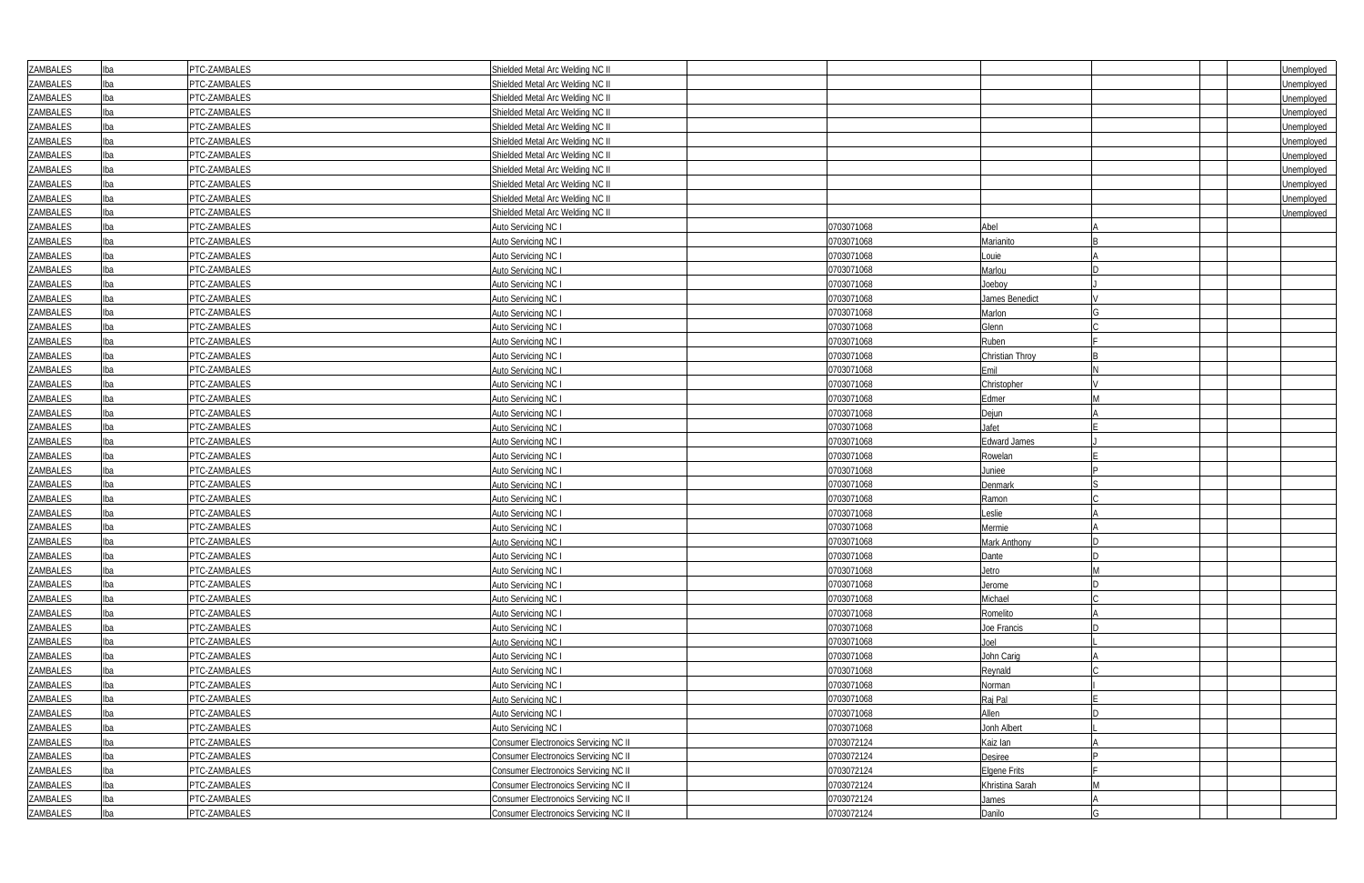| | | | | | | | | | | |
|---|---|---|---|---|---|---|---|---|---|---|
| ZAMBALES | Iba | PTC-ZAMBALES | Shielded Metal Arc Welding NC II | | | | | | | Unemployed |
| ZAMBALES | Iba | PTC-ZAMBALES | Shielded Metal Arc Welding NC II | | | | | | | Unemployed |
| ZAMBALES | Iba | PTC-ZAMBALES | Shielded Metal Arc Welding NC II | | | | | | | Unemployed |
| ZAMBALES | Iba | PTC-ZAMBALES | Shielded Metal Arc Welding NC II | | | | | | | Unemployed |
| ZAMBALES | Iba | PTC-ZAMBALES | Shielded Metal Arc Welding NC II | | | | | | | Unemployed |
| ZAMBALES | Iba | PTC-ZAMBALES | Shielded Metal Arc Welding NC II | | | | | | | Unemployed |
| ZAMBALES | Iba | PTC-ZAMBALES | Shielded Metal Arc Welding NC II | | | | | | | Unemployed |
| ZAMBALES | Iba | PTC-ZAMBALES | Shielded Metal Arc Welding NC II | | | | | | | Unemployed |
| ZAMBALES | Iba | PTC-ZAMBALES | Shielded Metal Arc Welding NC II | | | | | | | Unemployed |
| ZAMBALES | Iba | PTC-ZAMBALES | Shielded Metal Arc Welding NC II | | | | | | | Unemployed |
| ZAMBALES | Iba | PTC-ZAMBALES | Shielded Metal Arc Welding NC II | | | | | | | Unemployed |
| ZAMBALES | Iba | PTC-ZAMBALES | Auto Servicing NC I | | 0703071068 | Abel | A | | | |
| ZAMBALES | Iba | PTC-ZAMBALES | Auto Servicing NC I | | 0703071068 | Marianito | B | | | |
| ZAMBALES | Iba | PTC-ZAMBALES | Auto Servicing NC I | | 0703071068 | Louie | A | | | |
| ZAMBALES | Iba | PTC-ZAMBALES | Auto Servicing NC I | | 0703071068 | Marlou | D | | | |
| ZAMBALES | Iba | PTC-ZAMBALES | Auto Servicing NC I | | 0703071068 | Joeboy | J | | | |
| ZAMBALES | Iba | PTC-ZAMBALES | Auto Servicing NC I | | 0703071068 | James Benedict | V | | | |
| ZAMBALES | Iba | PTC-ZAMBALES | Auto Servicing NC I | | 0703071068 | Marlon | G | | | |
| ZAMBALES | Iba | PTC-ZAMBALES | Auto Servicing NC I | | 0703071068 | Glenn | C | | | |
| ZAMBALES | Iba | PTC-ZAMBALES | Auto Servicing NC I | | 0703071068 | Ruben | F | | | |
| ZAMBALES | Iba | PTC-ZAMBALES | Auto Servicing NC I | | 0703071068 | Christian Throy | B | | | |
| ZAMBALES | Iba | PTC-ZAMBALES | Auto Servicing NC I | | 0703071068 | Emil | N | | | |
| ZAMBALES | Iba | PTC-ZAMBALES | Auto Servicing NC I | | 0703071068 | Christopher | V | | | |
| ZAMBALES | Iba | PTC-ZAMBALES | Auto Servicing NC I | | 0703071068 | Edmer | M | | | |
| ZAMBALES | Iba | PTC-ZAMBALES | Auto Servicing NC I | | 0703071068 | Dejun | A | | | |
| ZAMBALES | Iba | PTC-ZAMBALES | Auto Servicing NC I | | 0703071068 | Jafet | E | | | |
| ZAMBALES | Iba | PTC-ZAMBALES | Auto Servicing NC I | | 0703071068 | Edward James | J | | | |
| ZAMBALES | Iba | PTC-ZAMBALES | Auto Servicing NC I | | 0703071068 | Rowelan | E | | | |
| ZAMBALES | Iba | PTC-ZAMBALES | Auto Servicing NC I | | 0703071068 | Juniee | P | | | |
| ZAMBALES | Iba | PTC-ZAMBALES | Auto Servicing NC I | | 0703071068 | Denmark | S | | | |
| ZAMBALES | Iba | PTC-ZAMBALES | Auto Servicing NC I | | 0703071068 | Ramon | C | | | |
| ZAMBALES | Iba | PTC-ZAMBALES | Auto Servicing NC I | | 0703071068 | Leslie | A | | | |
| ZAMBALES | Iba | PTC-ZAMBALES | Auto Servicing NC I | | 0703071068 | Mermie | A | | | |
| ZAMBALES | Iba | PTC-ZAMBALES | Auto Servicing NC I | | 0703071068 | Mark Anthony | D | | | |
| ZAMBALES | Iba | PTC-ZAMBALES | Auto Servicing NC I | | 0703071068 | Dante | D | | | |
| ZAMBALES | Iba | PTC-ZAMBALES | Auto Servicing NC I | | 0703071068 | Jetro | M | | | |
| ZAMBALES | Iba | PTC-ZAMBALES | Auto Servicing NC I | | 0703071068 | Jerome | D | | | |
| ZAMBALES | Iba | PTC-ZAMBALES | Auto Servicing NC I | | 0703071068 | Michael | C | | | |
| ZAMBALES | Iba | PTC-ZAMBALES | Auto Servicing NC I | | 0703071068 | Romelito | A | | | |
| ZAMBALES | Iba | PTC-ZAMBALES | Auto Servicing NC I | | 0703071068 | Joe Francis | D | | | |
| ZAMBALES | Iba | PTC-ZAMBALES | Auto Servicing NC I | | 0703071068 | Joel | L | | | |
| ZAMBALES | Iba | PTC-ZAMBALES | Auto Servicing NC I | | 0703071068 | John Carig | A | | | |
| ZAMBALES | Iba | PTC-ZAMBALES | Auto Servicing NC I | | 0703071068 | Reynald | C | | | |
| ZAMBALES | Iba | PTC-ZAMBALES | Auto Servicing NC I | | 0703071068 | Norman | I | | | |
| ZAMBALES | Iba | PTC-ZAMBALES | Auto Servicing NC I | | 0703071068 | Raj Pal | E | | | |
| ZAMBALES | Iba | PTC-ZAMBALES | Auto Servicing NC I | | 0703071068 | Allen | D | | | |
| ZAMBALES | Iba | PTC-ZAMBALES | Auto Servicing NC I | | 0703071068 | Jonh Albert | L | | | |
| ZAMBALES | Iba | PTC-ZAMBALES | Consumer Electronoics Servicing NC II | | 0703072124 | Kaiz Ian | A | | | |
| ZAMBALES | Iba | PTC-ZAMBALES | Consumer Electronoics Servicing NC II | | 0703072124 | Desiree | P | | | |
| ZAMBALES | Iba | PTC-ZAMBALES | Consumer Electronoics Servicing NC II | | 0703072124 | Elgene Frits | F | | | |
| ZAMBALES | Iba | PTC-ZAMBALES | Consumer Electronoics Servicing NC II | | 0703072124 | Khristina Sarah | M | | | |
| ZAMBALES | Iba | PTC-ZAMBALES | Consumer Electronoics Servicing NC II | | 0703072124 | James | A | | | |
| ZAMBALES | Iba | PTC-ZAMBALES | Consumer Electronoics Servicing NC II | | 0703072124 | Danilo | G | | | |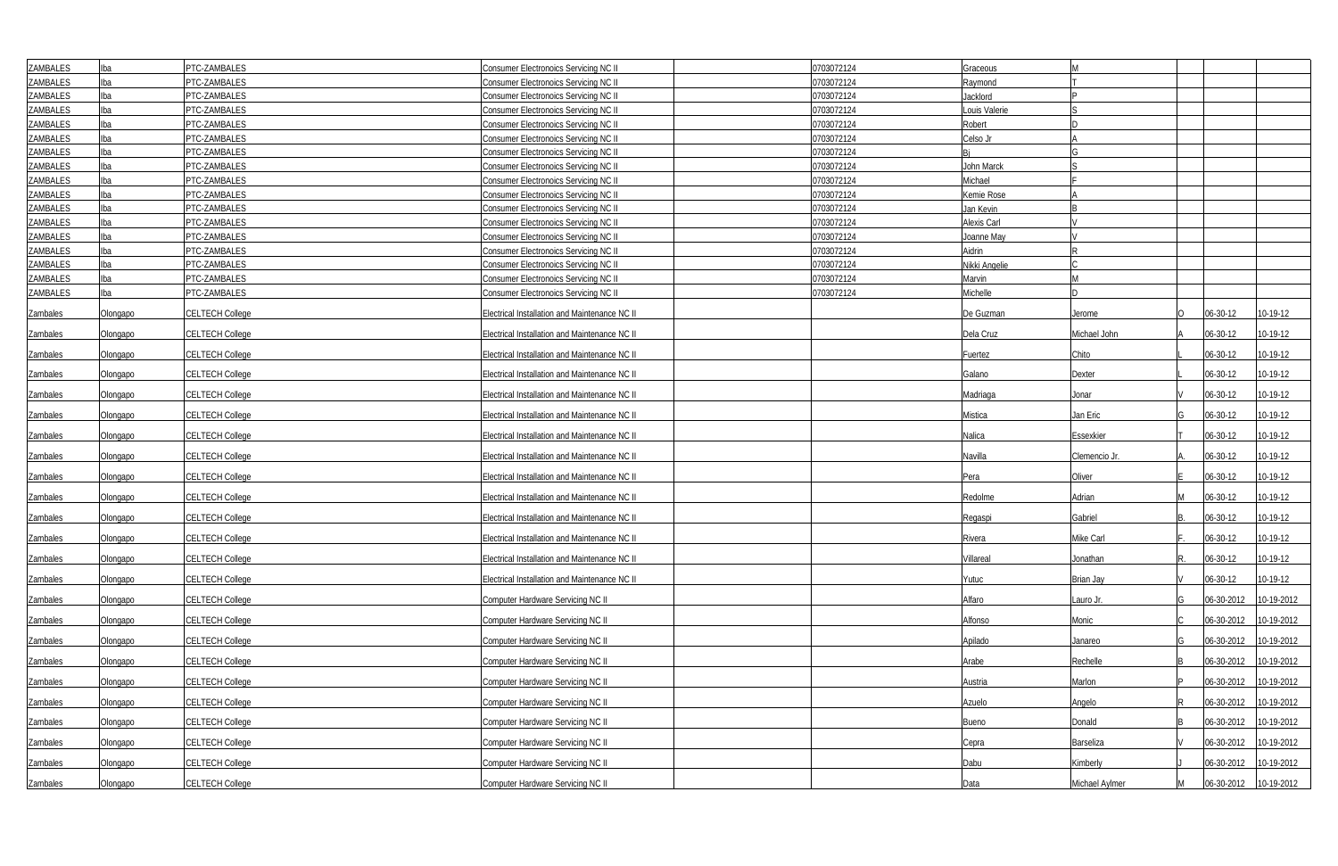| | | | | | | | | | | |
|---|---|---|---|---|---|---|---|---|---|---|
| ZAMBALES | Iba | PTC-ZAMBALES | Consumer Electronoics Servicing NC II | | 0703072124 | Graceous | M | | | |
| ZAMBALES | Iba | PTC-ZAMBALES | Consumer Electronoics Servicing NC II | | 0703072124 | Raymond | T | | | |
| ZAMBALES | Iba | PTC-ZAMBALES | Consumer Electronoics Servicing NC II | | 0703072124 | Jacklord | P | | | |
| ZAMBALES | Iba | PTC-ZAMBALES | Consumer Electronoics Servicing NC II | | 0703072124 | Louis Valerie | S | | | |
| ZAMBALES | Iba | PTC-ZAMBALES | Consumer Electronoics Servicing NC II | | 0703072124 | Robert | D | | | |
| ZAMBALES | Iba | PTC-ZAMBALES | Consumer Electronoics Servicing NC II | | 0703072124 | Celso Jr | A | | | |
| ZAMBALES | Iba | PTC-ZAMBALES | Consumer Electronoics Servicing NC II | | 0703072124 | Bj | G | | | |
| ZAMBALES | Iba | PTC-ZAMBALES | Consumer Electronoics Servicing NC II | | 0703072124 | John Marck | S | | | |
| ZAMBALES | Iba | PTC-ZAMBALES | Consumer Electronoics Servicing NC II | | 0703072124 | Michael | F | | | |
| ZAMBALES | Iba | PTC-ZAMBALES | Consumer Electronoics Servicing NC II | | 0703072124 | Kemie Rose | A | | | |
| ZAMBALES | Iba | PTC-ZAMBALES | Consumer Electronoics Servicing NC II | | 0703072124 | Jan Kevin | B | | | |
| ZAMBALES | Iba | PTC-ZAMBALES | Consumer Electronoics Servicing NC II | | 0703072124 | Alexis Carl | V | | | |
| ZAMBALES | Iba | PTC-ZAMBALES | Consumer Electronoics Servicing NC II | | 0703072124 | Joanne May | V | | | |
| ZAMBALES | Iba | PTC-ZAMBALES | Consumer Electronoics Servicing NC II | | 0703072124 | Aidrin | R | | | |
| ZAMBALES | Iba | PTC-ZAMBALES | Consumer Electronoics Servicing NC II | | 0703072124 | Nikki Angelie | C | | | |
| ZAMBALES | Iba | PTC-ZAMBALES | Consumer Electronoics Servicing NC II | | 0703072124 | Marvin | M | | | |
| ZAMBALES | Iba | PTC-ZAMBALES | Consumer Electronoics Servicing NC II | | 0703072124 | Michelle | D | | | |
| Zambales | Olongapo | CELTECH College | Electrical Installation and Maintenance NC II | | | De Guzman | Jerome | O | 06-30-12 | 10-19-12 |
| Zambales | Olongapo | CELTECH College | Electrical Installation and Maintenance NC II | | | Dela Cruz | Michael John | A | 06-30-12 | 10-19-12 |
| Zambales | Olongapo | CELTECH College | Electrical Installation and Maintenance NC II | | | Fuertez | Chito | L | 06-30-12 | 10-19-12 |
| Zambales | Olongapo | CELTECH College | Electrical Installation and Maintenance NC II | | | Galano | Dexter | L | 06-30-12 | 10-19-12 |
| Zambales | Olongapo | CELTECH College | Electrical Installation and Maintenance NC II | | | Madriaga | Jonar | V | 06-30-12 | 10-19-12 |
| Zambales | Olongapo | CELTECH College | Electrical Installation and Maintenance NC II | | | Mistica | Jan Eric | G | 06-30-12 | 10-19-12 |
| Zambales | Olongapo | CELTECH College | Electrical Installation and Maintenance NC II | | | Nalica | Essexkier | T | 06-30-12 | 10-19-12 |
| Zambales | Olongapo | CELTECH College | Electrical Installation and Maintenance NC II | | | Navilla | Clemencio Jr. | A. | 06-30-12 | 10-19-12 |
| Zambales | Olongapo | CELTECH College | Electrical Installation and Maintenance NC II | | | Pera | Oliver | E | 06-30-12 | 10-19-12 |
| Zambales | Olongapo | CELTECH College | Electrical Installation and Maintenance NC II | | | Redolme | Adrian | M | 06-30-12 | 10-19-12 |
| Zambales | Olongapo | CELTECH College | Electrical Installation and Maintenance NC II | | | Regaspi | Gabriel | B. | 06-30-12 | 10-19-12 |
| Zambales | Olongapo | CELTECH College | Electrical Installation and Maintenance NC II | | | Rivera | Mike Carl | F. | 06-30-12 | 10-19-12 |
| Zambales | Olongapo | CELTECH College | Electrical Installation and Maintenance NC II | | | Villareal | Jonathan | R. | 06-30-12 | 10-19-12 |
| Zambales | Olongapo | CELTECH College | Electrical Installation and Maintenance NC II | | | Yutuc | Brian Jay | V | 06-30-12 | 10-19-12 |
| Zambales | Olongapo | CELTECH College | Computer Hardware Servicing NC II | | | Alfaro | Lauro Jr. | G | 06-30-2012 | 10-19-2012 |
| Zambales | Olongapo | CELTECH College | Computer Hardware Servicing NC II | | | Alfonso | Monic | C | 06-30-2012 | 10-19-2012 |
| Zambales | Olongapo | CELTECH College | Computer Hardware Servicing NC II | | | Apilado | Janareo | G | 06-30-2012 | 10-19-2012 |
| Zambales | Olongapo | CELTECH College | Computer Hardware Servicing NC II | | | Arabe | Rechelle | B | 06-30-2012 | 10-19-2012 |
| Zambales | Olongapo | CELTECH College | Computer Hardware Servicing NC II | | | Austria | Marlon | P | 06-30-2012 | 10-19-2012 |
| Zambales | Olongapo | CELTECH College | Computer Hardware Servicing NC II | | | Azuelo | Angelo | R | 06-30-2012 | 10-19-2012 |
| Zambales | Olongapo | CELTECH College | Computer Hardware Servicing NC II | | | Bueno | Donald | B | 06-30-2012 | 10-19-2012 |
| Zambales | Olongapo | CELTECH College | Computer Hardware Servicing NC II | | | Cepra | Barseliza | V | 06-30-2012 | 10-19-2012 |
| Zambales | Olongapo | CELTECH College | Computer Hardware Servicing NC II | | | Dabu | Kimberly | J | 06-30-2012 | 10-19-2012 |
| Zambales | Olongapo | CELTECH College | Computer Hardware Servicing NC II | | | Data | Michael Aylmer | M | 06-30-2012 | 10-19-2012 |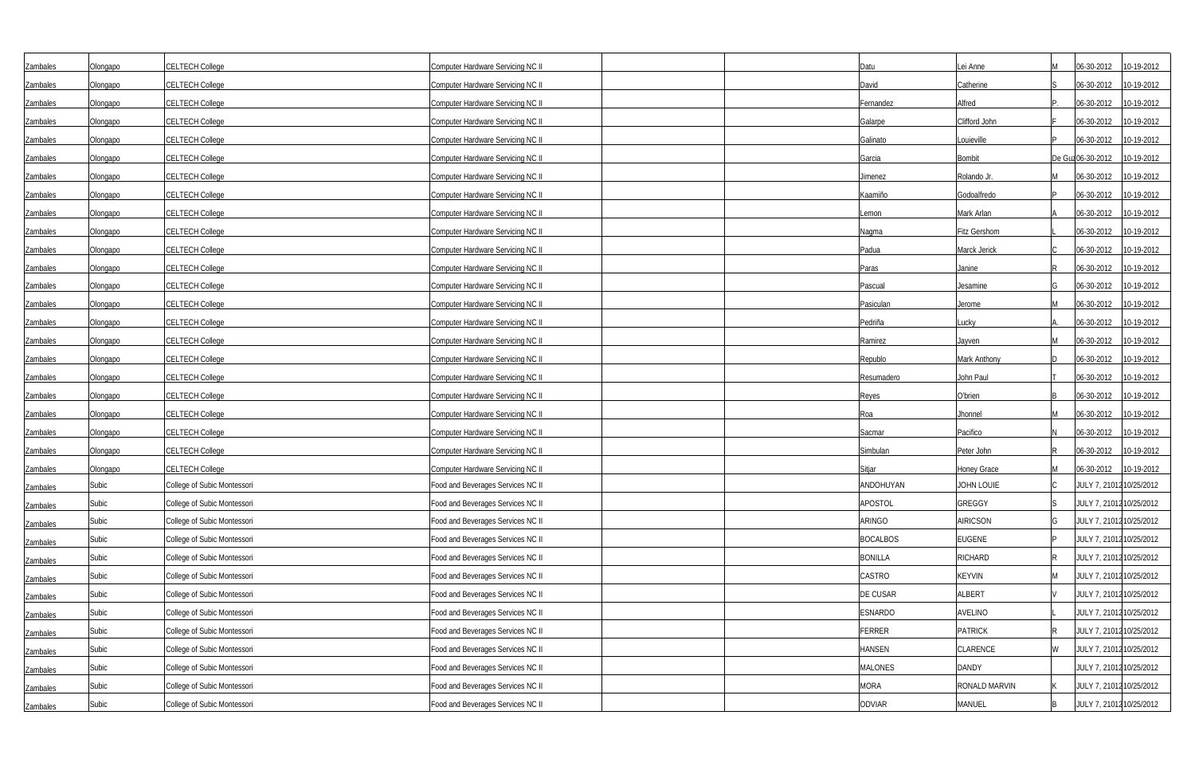| | | | | | | | | | | |
|---|---|---|---|---|---|---|---|---|---|---|
| Zambales | Olongapo | CELTECH College | Computer Hardware Servicing NC II | | | Datu | Lei Anne | M | 06-30-2012 | 10-19-2012 |
| Zambales | Olongapo | CELTECH College | Computer Hardware Servicing NC II | | | David | Catherine | S | 06-30-2012 | 10-19-2012 |
| Zambales | Olongapo | CELTECH College | Computer Hardware Servicing NC II | | | Fernandez | Alfred | P. | 06-30-2012 | 10-19-2012 |
| Zambales | Olongapo | CELTECH College | Computer Hardware Servicing NC II | | | Galarpe | Clifford John | F | 06-30-2012 | 10-19-2012 |
| Zambales | Olongapo | CELTECH College | Computer Hardware Servicing NC II | | | Galinato | Louieville | P | 06-30-2012 | 10-19-2012 |
| Zambales | Olongapo | CELTECH College | Computer Hardware Servicing NC II | | | Garcia | Bombit | De Guz | 06-30-2012 | 10-19-2012 |
| Zambales | Olongapo | CELTECH College | Computer Hardware Servicing NC II | | | Jimenez | Rolando Jr. | M | 06-30-2012 | 10-19-2012 |
| Zambales | Olongapo | CELTECH College | Computer Hardware Servicing NC II | | | Kaamiño | Godoalfredo | P | 06-30-2012 | 10-19-2012 |
| Zambales | Olongapo | CELTECH College | Computer Hardware Servicing NC II | | | Lemon | Mark Arlan | A | 06-30-2012 | 10-19-2012 |
| Zambales | Olongapo | CELTECH College | Computer Hardware Servicing NC II | | | Nagma | Fitz Gershom | L | 06-30-2012 | 10-19-2012 |
| Zambales | Olongapo | CELTECH College | Computer Hardware Servicing NC II | | | Padua | Marck Jerick | C | 06-30-2012 | 10-19-2012 |
| Zambales | Olongapo | CELTECH College | Computer Hardware Servicing NC II | | | Paras | Janine | R | 06-30-2012 | 10-19-2012 |
| Zambales | Olongapo | CELTECH College | Computer Hardware Servicing NC II | | | Pascual | Jesamine | G | 06-30-2012 | 10-19-2012 |
| Zambales | Olongapo | CELTECH College | Computer Hardware Servicing NC II | | | Pasiculan | Jerome | M | 06-30-2012 | 10-19-2012 |
| Zambales | Olongapo | CELTECH College | Computer Hardware Servicing NC II | | | Pedriña | Lucky | A. | 06-30-2012 | 10-19-2012 |
| Zambales | Olongapo | CELTECH College | Computer Hardware Servicing NC II | | | Ramirez | Jayven | M | 06-30-2012 | 10-19-2012 |
| Zambales | Olongapo | CELTECH College | Computer Hardware Servicing NC II | | | Republo | Mark Anthony | D | 06-30-2012 | 10-19-2012 |
| Zambales | Olongapo | CELTECH College | Computer Hardware Servicing NC II | | | Resumadero | John Paul | T | 06-30-2012 | 10-19-2012 |
| Zambales | Olongapo | CELTECH College | Computer Hardware Servicing NC II | | | Reyes | O'brien | B | 06-30-2012 | 10-19-2012 |
| Zambales | Olongapo | CELTECH College | Computer Hardware Servicing NC II | | | Roa | Jhonnel | M | 06-30-2012 | 10-19-2012 |
| Zambales | Olongapo | CELTECH College | Computer Hardware Servicing NC II | | | Sacmar | Pacifico | N | 06-30-2012 | 10-19-2012 |
| Zambales | Olongapo | CELTECH College | Computer Hardware Servicing NC II | | | Simbulan | Peter John | R | 06-30-2012 | 10-19-2012 |
| Zambales | Olongapo | CELTECH College | Computer Hardware Servicing NC II | | | Sitjar | Honey Grace | M | 06-30-2012 | 10-19-2012 |
| Zambales | Subic | College of Subic Montessori | Food and Beverages Services NC II | | | ANDOHUYAN | JOHN LOUIE | C | JULY 7, 21012 | 10/25/2012 |
| Zambales | Subic | College of Subic Montessori | Food and Beverages Services NC II | | | APOSTOL | GREGGY | S | JULY 7, 21012 | 10/25/2012 |
| Zambales | Subic | College of Subic Montessori | Food and Beverages Services NC II | | | ARINGO | AIRICSON | G | JULY 7, 21012 | 10/25/2012 |
| Zambales | Subic | College of Subic Montessori | Food and Beverages Services NC II | | | BOCALBOS | EUGENE | P | JULY 7, 21012 | 10/25/2012 |
| Zambales | Subic | College of Subic Montessori | Food and Beverages Services NC II | | | BONILLA | RICHARD | R | JULY 7, 21012 | 10/25/2012 |
| Zambales | Subic | College of Subic Montessori | Food and Beverages Services NC II | | | CASTRO | KEYVIN | M | JULY 7, 21012 | 10/25/2012 |
| Zambales | Subic | College of Subic Montessori | Food and Beverages Services NC II | | | DE CUSAR | ALBERT | V | JULY 7, 21012 | 10/25/2012 |
| Zambales | Subic | College of Subic Montessori | Food and Beverages Services NC II | | | ESNARDO | AVELINO | L | JULY 7, 21012 | 10/25/2012 |
| Zambales | Subic | College of Subic Montessori | Food and Beverages Services NC II | | | FERRER | PATRICK | R | JULY 7, 21012 | 10/25/2012 |
| Zambales | Subic | College of Subic Montessori | Food and Beverages Services NC II | | | HANSEN | CLARENCE | W | JULY 7, 21012 | 10/25/2012 |
| Zambales | Subic | College of Subic Montessori | Food and Beverages Services NC II | | | MALONES | DANDY | | JULY 7, 21012 | 10/25/2012 |
| Zambales | Subic | College of Subic Montessori | Food and Beverages Services NC II | | | MORA | RONALD MARVIN | K | JULY 7, 21012 | 10/25/2012 |
| Zambales | Subic | College of Subic Montessori | Food and Beverages Services NC II | | | ODVIAR | MANUEL | B | JULY 7, 21012 | 10/25/2012 |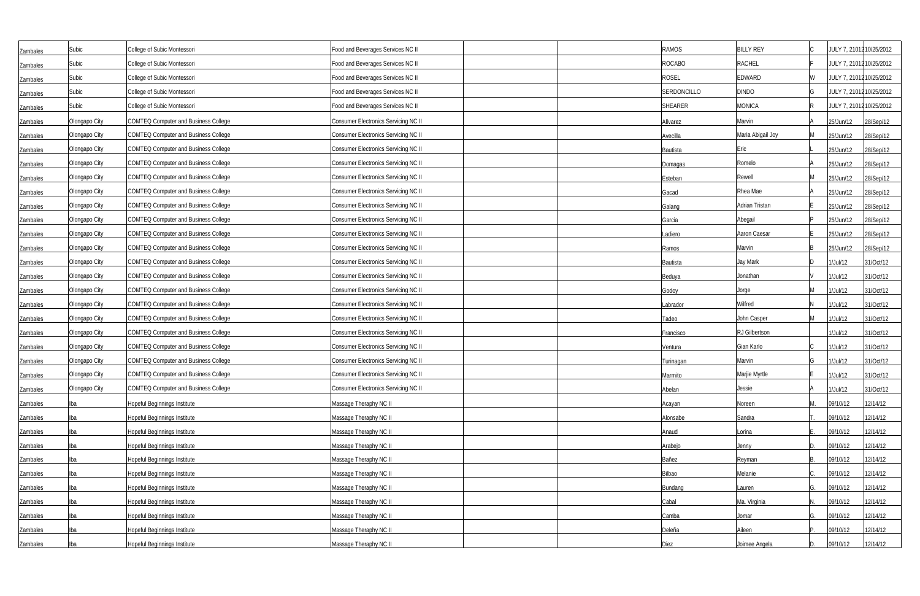| | | | | | | | | | | |
|---|---|---|---|---|---|---|---|---|---|---|
| Zambales | Subic | College of Subic Montessori | Food and Beverages Services NC II | | | RAMOS | BILLY REY | C | JULY 7, 2101210/25/2012 | |
| Zambales | Subic | College of Subic Montessori | Food and Beverages Services NC II | | | ROCABO | RACHEL | F | JULY 7, 2101210/25/2012 | |
| Zambales | Subic | College of Subic Montessori | Food and Beverages Services NC II | | | ROSEL | EDWARD | W | JULY 7, 2101210/25/2012 | |
| Zambales | Subic | College of Subic Montessori | Food and Beverages Services NC II | | | SERDONCILLO | DINDO | G | JULY 7, 2101210/25/2012 | |
| Zambales | Subic | College of Subic Montessori | Food and Beverages Services NC II | | | SHEARER | MONICA | R | JULY 7, 2101210/25/2012 | |
| Zambales | Olongapo City | COMTEQ Computer and Business College | Consumer Electronics Servicing NC II | | | Allvarez | Marvin | A | 25/Jun/12 | 28/Sep/12 |
| Zambales | Olongapo City | COMTEQ Computer and Business College | Consumer Electronics Servicing NC II | | | Avecilla | Maria Abigail Joy | M | 25/Jun/12 | 28/Sep/12 |
| Zambales | Olongapo City | COMTEQ Computer and Business College | Consumer Electronics Servicing NC II | | | Bautista | Eric | L | 25/Jun/12 | 28/Sep/12 |
| Zambales | Olongapo City | COMTEQ Computer and Business College | Consumer Electronics Servicing NC II | | | Domagas | Romelo | A | 25/Jun/12 | 28/Sep/12 |
| Zambales | Olongapo City | COMTEQ Computer and Business College | Consumer Electronics Servicing NC II | | | Esteban | Rewell | M | 25/Jun/12 | 28/Sep/12 |
| Zambales | Olongapo City | COMTEQ Computer and Business College | Consumer Electronics Servicing NC II | | | Gacad | Rhea Mae | A | 25/Jun/12 | 28/Sep/12 |
| Zambales | Olongapo City | COMTEQ Computer and Business College | Consumer Electronics Servicing NC II | | | Galang | Adrian Tristan | E | 25/Jun/12 | 28/Sep/12 |
| Zambales | Olongapo City | COMTEQ Computer and Business College | Consumer Electronics Servicing NC II | | | Garcia | Abegail | P | 25/Jun/12 | 28/Sep/12 |
| Zambales | Olongapo City | COMTEQ Computer and Business College | Consumer Electronics Servicing NC II | | | Ladiero | Aaron Caesar | E | 25/Jun/12 | 28/Sep/12 |
| Zambales | Olongapo City | COMTEQ Computer and Business College | Consumer Electronics Servicing NC II | | | Ramos | Marvin | B | 25/Jun/12 | 28/Sep/12 |
| Zambales | Olongapo City | COMTEQ Computer and Business College | Consumer Electronics Servicing NC II | | | Bautista | Jay Mark | D | 1/Jul/12 | 31/Oct/12 |
| Zambales | Olongapo City | COMTEQ Computer and Business College | Consumer Electronics Servicing NC II | | | Beduya | Jonathan | V | 1/Jul/12 | 31/Oct/12 |
| Zambales | Olongapo City | COMTEQ Computer and Business College | Consumer Electronics Servicing NC II | | | Godoy | Jorge | M | 1/Jul/12 | 31/Oct/12 |
| Zambales | Olongapo City | COMTEQ Computer and Business College | Consumer Electronics Servicing NC II | | | Labrador | Wilfred | N | 1/Jul/12 | 31/Oct/12 |
| Zambales | Olongapo City | COMTEQ Computer and Business College | Consumer Electronics Servicing NC II | | | Tadeo | John Casper | M | 1/Jul/12 | 31/Oct/12 |
| Zambales | Olongapo City | COMTEQ Computer and Business College | Consumer Electronics Servicing NC II | | | Francisco | RJ Gilbertson | | 1/Jul/12 | 31/Oct/12 |
| Zambales | Olongapo City | COMTEQ Computer and Business College | Consumer Electronics Servicing NC II | | | Ventura | Gian Karlo | C | 1/Jul/12 | 31/Oct/12 |
| Zambales | Olongapo City | COMTEQ Computer and Business College | Consumer Electronics Servicing NC II | | | Turinagan | Marvin | G | 1/Jul/12 | 31/Oct/12 |
| Zambales | Olongapo City | COMTEQ Computer and Business College | Consumer Electronics Servicing NC II | | | Marmito | Marjie Myrtle | E | 1/Jul/12 | 31/Oct/12 |
| Zambales | Olongapo City | COMTEQ Computer and Business College | Consumer Electronics Servicing NC II | | | Abelan | Jessie | A | 1/Jul/12 | 31/Oct/12 |
| Zambales | Iba | Hopeful Beginnings Institute | Massage Theraphy NC II | | | Acayan | Noreen | M. | 09/10/12 | 12/14/12 |
| Zambales | Iba | Hopeful Beginnings Institute | Massage Theraphy NC II | | | Alonsabe | Sandra | T. | 09/10/12 | 12/14/12 |
| Zambales | Iba | Hopeful Beginnings Institute | Massage Theraphy NC II | | | Anaud | Lorina | E. | 09/10/12 | 12/14/12 |
| Zambales | Iba | Hopeful Beginnings Institute | Massage Theraphy NC II | | | Arabejo | Jenny | D. | 09/10/12 | 12/14/12 |
| Zambales | Iba | Hopeful Beginnings Institute | Massage Theraphy NC II | | | Bañez | Reyman | B. | 09/10/12 | 12/14/12 |
| Zambales | Iba | Hopeful Beginnings Institute | Massage Theraphy NC II | | | Bilbao | Melanie | C. | 09/10/12 | 12/14/12 |
| Zambales | Iba | Hopeful Beginnings Institute | Massage Theraphy NC II | | | Bundang | Lauren | G. | 09/10/12 | 12/14/12 |
| Zambales | Iba | Hopeful Beginnings Institute | Massage Theraphy NC II | | | Cabal | Ma. Virginia | N. | 09/10/12 | 12/14/12 |
| Zambales | Iba | Hopeful Beginnings Institute | Massage Theraphy NC II | | | Camba | Jomar | G. | 09/10/12 | 12/14/12 |
| Zambales | Iba | Hopeful Beginnings Institute | Massage Theraphy NC II | | | Deleña | Aileen | P. | 09/10/12 | 12/14/12 |
| Zambales | Iba | Hopeful Beginnings Institute | Massage Theraphy NC II | | | Diez | Joimee Angela | D. | 09/10/12 | 12/14/12 |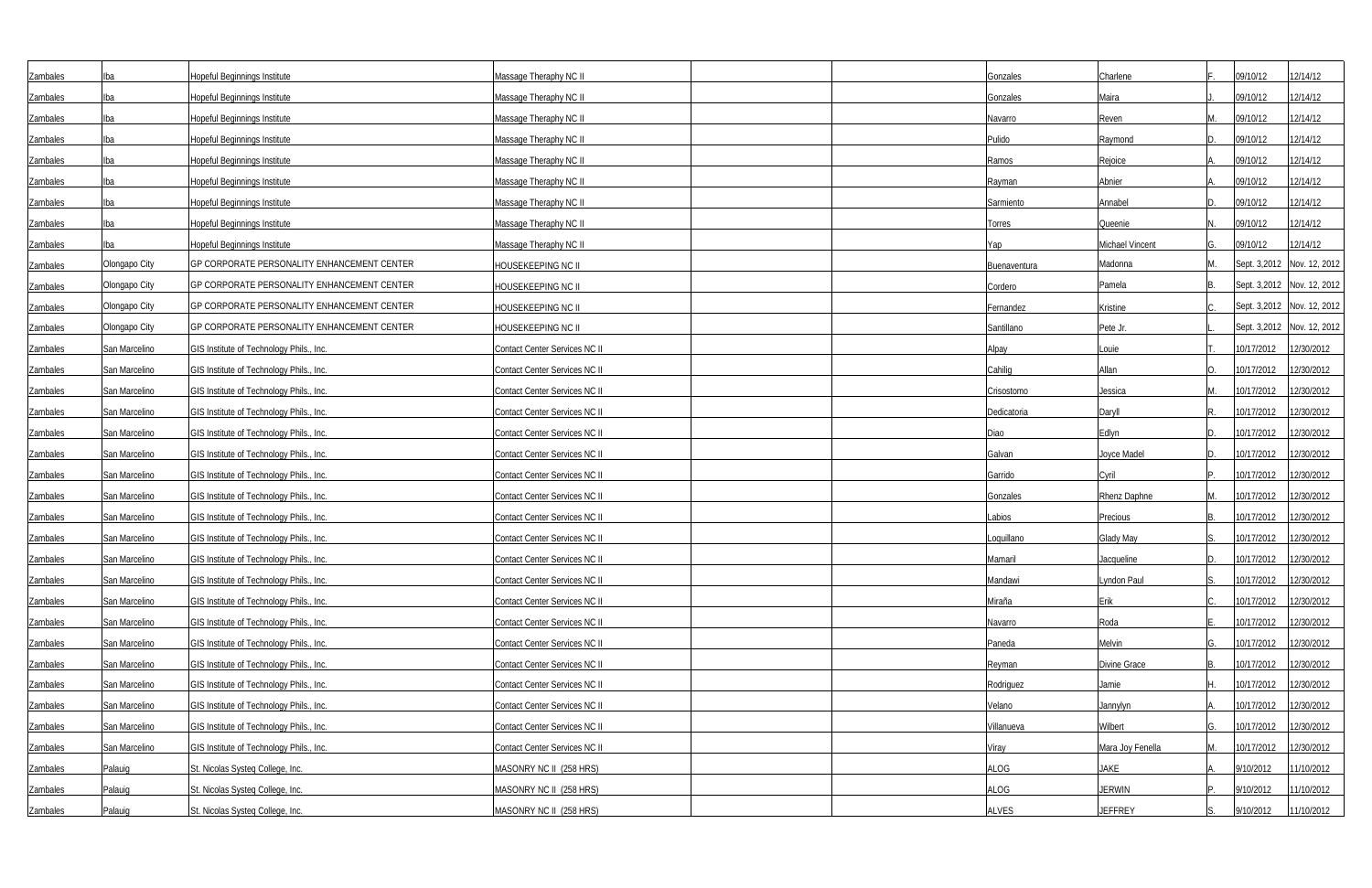| | | | | | | | | | | |
|---|---|---|---|---|---|---|---|---|---|---|
| Zambales | Iba | Hopeful Beginnings Institute | Massage Theraphy NC II | | | Gonzales | Charlene | F. | 09/10/12 | 12/14/12 |
| Zambales | Iba | Hopeful Beginnings Institute | Massage Theraphy NC II | | | Gonzales | Maira | J. | 09/10/12 | 12/14/12 |
| Zambales | Iba | Hopeful Beginnings Institute | Massage Theraphy NC II | | | Navarro | Reven | M. | 09/10/12 | 12/14/12 |
| Zambales | Iba | Hopeful Beginnings Institute | Massage Theraphy NC II | | | Pulido | Raymond | D. | 09/10/12 | 12/14/12 |
| Zambales | Iba | Hopeful Beginnings Institute | Massage Theraphy NC II | | | Ramos | Rejoice | A. | 09/10/12 | 12/14/12 |
| Zambales | Iba | Hopeful Beginnings Institute | Massage Theraphy NC II | | | Rayman | Abnier | A. | 09/10/12 | 12/14/12 |
| Zambales | Iba | Hopeful Beginnings Institute | Massage Theraphy NC II | | | Sarmiento | Annabel | D. | 09/10/12 | 12/14/12 |
| Zambales | Iba | Hopeful Beginnings Institute | Massage Theraphy NC II | | | Torres | Queenie | N. | 09/10/12 | 12/14/12 |
| Zambales | Iba | Hopeful Beginnings Institute | Massage Theraphy NC II | | | Yap | Michael Vincent | G. | 09/10/12 | 12/14/12 |
| Zambales | Olongapo City | GP CORPORATE PERSONALITY ENHANCEMENT CENTER | HOUSEKEEPING NC II | | | Buenaventura | Madonna | M. | Sept. 3,2012 | Nov. 12, 2012 |
| Zambales | Olongapo City | GP CORPORATE PERSONALITY ENHANCEMENT CENTER | HOUSEKEEPING NC II | | | Cordero | Pamela | B. | Sept. 3,2012 | Nov. 12, 2012 |
| Zambales | Olongapo City | GP CORPORATE PERSONALITY ENHANCEMENT CENTER | HOUSEKEEPING NC II | | | Fernandez | Kristine | C. | Sept. 3,2012 | Nov. 12, 2012 |
| Zambales | Olongapo City | GP CORPORATE PERSONALITY ENHANCEMENT CENTER | HOUSEKEEPING NC II | | | Santillano | Pete Jr. | L. | Sept. 3,2012 | Nov. 12, 2012 |
| Zambales | San Marcelino | GIS Institute of Technology Phils., Inc. | Contact Center Services NC II | | | Alpay | Louie | T. | 10/17/2012 | 12/30/2012 |
| Zambales | San Marcelino | GIS Institute of Technology Phils., Inc. | Contact Center Services NC II | | | Cahilig | Allan | O. | 10/17/2012 | 12/30/2012 |
| Zambales | San Marcelino | GIS Institute of Technology Phils., Inc. | Contact Center Services NC II | | | Crisostomo | Jessica | M. | 10/17/2012 | 12/30/2012 |
| Zambales | San Marcelino | GIS Institute of Technology Phils., Inc. | Contact Center Services NC II | | | Dedicatoria | Daryll | R. | 10/17/2012 | 12/30/2012 |
| Zambales | San Marcelino | GIS Institute of Technology Phils., Inc. | Contact Center Services NC II | | | Diao | Edlyn | D. | 10/17/2012 | 12/30/2012 |
| Zambales | San Marcelino | GIS Institute of Technology Phils., Inc. | Contact Center Services NC II | | | Galvan | Joyce Madel | D. | 10/17/2012 | 12/30/2012 |
| Zambales | San Marcelino | GIS Institute of Technology Phils., Inc. | Contact Center Services NC II | | | Garrido | Cyril | P. | 10/17/2012 | 12/30/2012 |
| Zambales | San Marcelino | GIS Institute of Technology Phils., Inc. | Contact Center Services NC II | | | Gonzales | Rhenz Daphne | M. | 10/17/2012 | 12/30/2012 |
| Zambales | San Marcelino | GIS Institute of Technology Phils., Inc. | Contact Center Services NC II | | | Labios | Precious | B. | 10/17/2012 | 12/30/2012 |
| Zambales | San Marcelino | GIS Institute of Technology Phils., Inc. | Contact Center Services NC II | | | Loquillano | Glady May | S. | 10/17/2012 | 12/30/2012 |
| Zambales | San Marcelino | GIS Institute of Technology Phils., Inc. | Contact Center Services NC II | | | Mamaril | Jacqueline | D. | 10/17/2012 | 12/30/2012 |
| Zambales | San Marcelino | GIS Institute of Technology Phils., Inc. | Contact Center Services NC II | | | Mandawi | Lyndon Paul | S. | 10/17/2012 | 12/30/2012 |
| Zambales | San Marcelino | GIS Institute of Technology Phils., Inc. | Contact Center Services NC II | | | Mirañа | Erik | C. | 10/17/2012 | 12/30/2012 |
| Zambales | San Marcelino | GIS Institute of Technology Phils., Inc. | Contact Center Services NC II | | | Navarro | Roda | E. | 10/17/2012 | 12/30/2012 |
| Zambales | San Marcelino | GIS Institute of Technology Phils., Inc. | Contact Center Services NC II | | | Paneda | Melvin | G. | 10/17/2012 | 12/30/2012 |
| Zambales | San Marcelino | GIS Institute of Technology Phils., Inc. | Contact Center Services NC II | | | Reyman | Divine Grace | B. | 10/17/2012 | 12/30/2012 |
| Zambales | San Marcelino | GIS Institute of Technology Phils., Inc. | Contact Center Services NC II | | | Rodriguez | Jamie | H. | 10/17/2012 | 12/30/2012 |
| Zambales | San Marcelino | GIS Institute of Technology Phils., Inc. | Contact Center Services NC II | | | Velano | Jannylyn | A. | 10/17/2012 | 12/30/2012 |
| Zambales | San Marcelino | GIS Institute of Technology Phils., Inc. | Contact Center Services NC II | | | Villanueva | Wilbert | G. | 10/17/2012 | 12/30/2012 |
| Zambales | San Marcelino | GIS Institute of Technology Phils., Inc. | Contact Center Services NC II | | | Viray | Mara Joy Fenella | M. | 10/17/2012 | 12/30/2012 |
| Zambales | Palauig | St. Nicolas Systeq College, Inc. | MASONRY NC II (258 HRS) | | | ALOG | JAKE | A. | 9/10/2012 | 11/10/2012 |
| Zambales | Palauig | St. Nicolas Systeq College, Inc. | MASONRY NC II (258 HRS) | | | ALOG | JERWIN | P. | 9/10/2012 | 11/10/2012 |
| Zambales | Palauig | St. Nicolas Systeq College, Inc. | MASONRY NC II (258 HRS) | | | ALVES | JEFFREY | S. | 9/10/2012 | 11/10/2012 |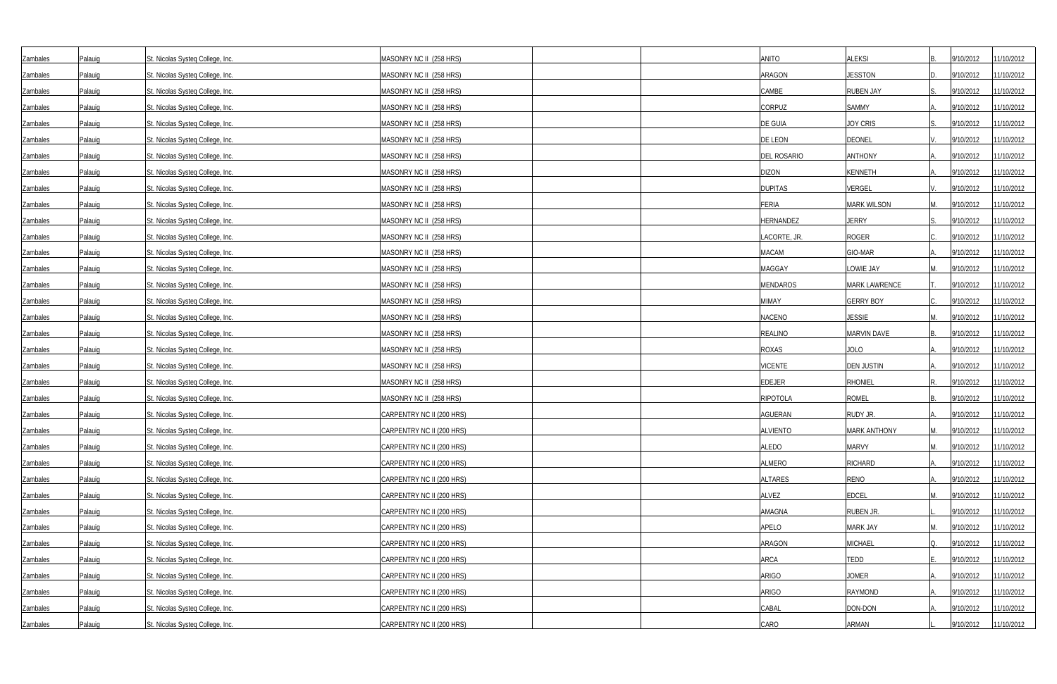| | | | | | | | | | | |
|---|---|---|---|---|---|---|---|---|---|---|
| Zambales | Palauig | St. Nicolas Systeq College, Inc. | MASONRY NC II (258 HRS) | | | ANITO | ALEKSI | B. | 9/10/2012 | 11/10/2012 |
| Zambales | Palauig | St. Nicolas Systeq College, Inc. | MASONRY NC II (258 HRS) | | | ARAGON | JESSTON | D. | 9/10/2012 | 11/10/2012 |
| Zambales | Palauig | St. Nicolas Systeq College, Inc. | MASONRY NC II (258 HRS) | | | CAMBE | RUBEN JAY | S. | 9/10/2012 | 11/10/2012 |
| Zambales | Palauig | St. Nicolas Systeq College, Inc. | MASONRY NC II (258 HRS) | | | CORPUZ | SAMMY | A. | 9/10/2012 | 11/10/2012 |
| Zambales | Palauig | St. Nicolas Systeq College, Inc. | MASONRY NC II (258 HRS) | | | DE GUIA | JOY CRIS | S. | 9/10/2012 | 11/10/2012 |
| Zambales | Palauig | St. Nicolas Systeq College, Inc. | MASONRY NC II (258 HRS) | | | DE LEON | DEONEL | V. | 9/10/2012 | 11/10/2012 |
| Zambales | Palauig | St. Nicolas Systeq College, Inc. | MASONRY NC II (258 HRS) | | | DEL ROSARIO | ANTHONY | A. | 9/10/2012 | 11/10/2012 |
| Zambales | Palauig | St. Nicolas Systeq College, Inc. | MASONRY NC II (258 HRS) | | | DIZON | KENNETH | A. | 9/10/2012 | 11/10/2012 |
| Zambales | Palauig | St. Nicolas Systeq College, Inc. | MASONRY NC II (258 HRS) | | | DUPITAS | VERGEL | V. | 9/10/2012 | 11/10/2012 |
| Zambales | Palauig | St. Nicolas Systeq College, Inc. | MASONRY NC II (258 HRS) | | | FERIA | MARK WILSON | M. | 9/10/2012 | 11/10/2012 |
| Zambales | Palauig | St. Nicolas Systeq College, Inc. | MASONRY NC II (258 HRS) | | | HERNANDEZ | JERRY | S. | 9/10/2012 | 11/10/2012 |
| Zambales | Palauig | St. Nicolas Systeq College, Inc. | MASONRY NC II (258 HRS) | | | LACORTE, JR. | ROGER | C. | 9/10/2012 | 11/10/2012 |
| Zambales | Palauig | St. Nicolas Systeq College, Inc. | MASONRY NC II (258 HRS) | | | MACAM | GIO-MAR | A. | 9/10/2012 | 11/10/2012 |
| Zambales | Palauig | St. Nicolas Systeq College, Inc. | MASONRY NC II (258 HRS) | | | MAGGAY | LOWIE JAY | M. | 9/10/2012 | 11/10/2012 |
| Zambales | Palauig | St. Nicolas Systeq College, Inc. | MASONRY NC II (258 HRS) | | | MENDAROS | MARK LAWRENCE | T. | 9/10/2012 | 11/10/2012 |
| Zambales | Palauig | St. Nicolas Systeq College, Inc. | MASONRY NC II (258 HRS) | | | MIMAY | GERRY BOY | C. | 9/10/2012 | 11/10/2012 |
| Zambales | Palauig | St. Nicolas Systeq College, Inc. | MASONRY NC II (258 HRS) | | | NACENO | JESSIE | M. | 9/10/2012 | 11/10/2012 |
| Zambales | Palauig | St. Nicolas Systeq College, Inc. | MASONRY NC II (258 HRS) | | | REALINO | MARVIN DAVE | B. | 9/10/2012 | 11/10/2012 |
| Zambales | Palauig | St. Nicolas Systeq College, Inc. | MASONRY NC II (258 HRS) | | | ROXAS | JOLO | A. | 9/10/2012 | 11/10/2012 |
| Zambales | Palauig | St. Nicolas Systeq College, Inc. | MASONRY NC II (258 HRS) | | | VICENTE | DEN JUSTIN | A. | 9/10/2012 | 11/10/2012 |
| Zambales | Palauig | St. Nicolas Systeq College, Inc. | MASONRY NC II (258 HRS) | | | EDEJER | RHONIEL | R. | 9/10/2012 | 11/10/2012 |
| Zambales | Palauig | St. Nicolas Systeq College, Inc. | MASONRY NC II (258 HRS) | | | RIPOTOLA | ROMEL | B. | 9/10/2012 | 11/10/2012 |
| Zambales | Palauig | St. Nicolas Systeq College, Inc. | CARPENTRY NC II (200 HRS) | | | AGUERAN | RUDY JR. | A. | 9/10/2012 | 11/10/2012 |
| Zambales | Palauig | St. Nicolas Systeq College, Inc. | CARPENTRY NC II (200 HRS) | | | ALVIENTO | MARK ANTHONY | M. | 9/10/2012 | 11/10/2012 |
| Zambales | Palauig | St. Nicolas Systeq College, Inc. | CARPENTRY NC II (200 HRS) | | | ALEDO | MARVY | M. | 9/10/2012 | 11/10/2012 |
| Zambales | Palauig | St. Nicolas Systeq College, Inc. | CARPENTRY NC II (200 HRS) | | | ALMERO | RICHARD | A. | 9/10/2012 | 11/10/2012 |
| Zambales | Palauig | St. Nicolas Systeq College, Inc. | CARPENTRY NC II (200 HRS) | | | ALTARES | RENO | A. | 9/10/2012 | 11/10/2012 |
| Zambales | Palauig | St. Nicolas Systeq College, Inc. | CARPENTRY NC II (200 HRS) | | | ALVEZ | EDCEL | M. | 9/10/2012 | 11/10/2012 |
| Zambales | Palauig | St. Nicolas Systeq College, Inc. | CARPENTRY NC II (200 HRS) | | | AMAGNA | RUBEN JR. | L. | 9/10/2012 | 11/10/2012 |
| Zambales | Palauig | St. Nicolas Systeq College, Inc. | CARPENTRY NC II (200 HRS) | | | APELO | MARK JAY | M. | 9/10/2012 | 11/10/2012 |
| Zambales | Palauig | St. Nicolas Systeq College, Inc. | CARPENTRY NC II (200 HRS) | | | ARAGON | MICHAEL | Q. | 9/10/2012 | 11/10/2012 |
| Zambales | Palauig | St. Nicolas Systeq College, Inc. | CARPENTRY NC II (200 HRS) | | | ARCA | TEDD | E. | 9/10/2012 | 11/10/2012 |
| Zambales | Palauig | St. Nicolas Systeq College, Inc. | CARPENTRY NC II (200 HRS) | | | ARIGO | JOMER | A. | 9/10/2012 | 11/10/2012 |
| Zambales | Palauig | St. Nicolas Systeq College, Inc. | CARPENTRY NC II (200 HRS) | | | ARIGO | RAYMOND | A. | 9/10/2012 | 11/10/2012 |
| Zambales | Palauig | St. Nicolas Systeq College, Inc. | CARPENTRY NC II (200 HRS) | | | CABAL | DON-DON | A. | 9/10/2012 | 11/10/2012 |
| Zambales | Palauig | St. Nicolas Systeq College, Inc. | CARPENTRY NC II (200 HRS) | | | CARO | ARMAN | L. | 9/10/2012 | 11/10/2012 |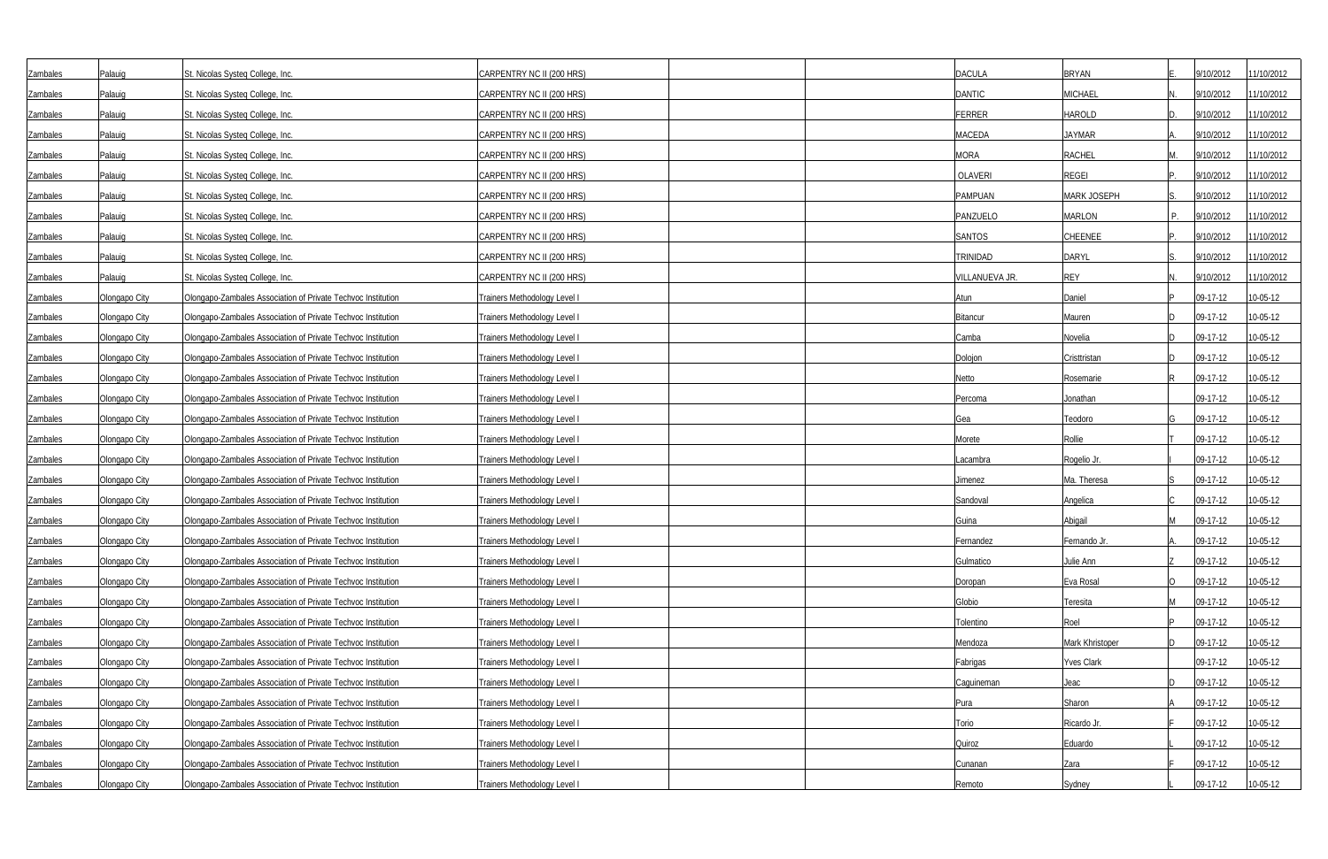| | | | | | | | | | | |
|---|---|---|---|---|---|---|---|---|---|---|
| Zambales | Palauig | St. Nicolas Systeq College, Inc. | CARPENTRY NC II (200 HRS) | | | DACULA | BRYAN | E. | 9/10/2012 | 11/10/2012 |
| Zambales | Palauig | St. Nicolas Systeq College, Inc. | CARPENTRY NC II (200 HRS) | | | DANTIC | MICHAEL | N. | 9/10/2012 | 11/10/2012 |
| Zambales | Palauig | St. Nicolas Systeq College, Inc. | CARPENTRY NC II (200 HRS) | | | FERRER | HAROLD | D. | 9/10/2012 | 11/10/2012 |
| Zambales | Palauig | St. Nicolas Systeq College, Inc. | CARPENTRY NC II (200 HRS) | | | MACEDA | JAYMAR | A. | 9/10/2012 | 11/10/2012 |
| Zambales | Palauig | St. Nicolas Systeq College, Inc. | CARPENTRY NC II (200 HRS) | | | MORA | RACHEL | M. | 9/10/2012 | 11/10/2012 |
| Zambales | Palauig | St. Nicolas Systeq College, Inc. | CARPENTRY NC II (200 HRS) | | | OLAVERI | REGEI | P. | 9/10/2012 | 11/10/2012 |
| Zambales | Palauig | St. Nicolas Systeq College, Inc. | CARPENTRY NC II (200 HRS) | | | PAMPUAN | MARK JOSEPH | S. | 9/10/2012 | 11/10/2012 |
| Zambales | Palauig | St. Nicolas Systeq College, Inc. | CARPENTRY NC II (200 HRS) | | | PANZUELO | MARLON | P. | 9/10/2012 | 11/10/2012 |
| Zambales | Palauig | St. Nicolas Systeq College, Inc. | CARPENTRY NC II (200 HRS) | | | SANTOS | CHEENEE | P. | 9/10/2012 | 11/10/2012 |
| Zambales | Palauig | St. Nicolas Systeq College, Inc. | CARPENTRY NC II (200 HRS) | | | TRINIDAD | DARYL | S. | 9/10/2012 | 11/10/2012 |
| Zambales | Palauig | St. Nicolas Systeq College, Inc. | CARPENTRY NC II (200 HRS) | | | VILLANUEVA JR. | REY | N. | 9/10/2012 | 11/10/2012 |
| Zambales | Olongapo City | Olongapo-Zambales Association of Private Techvoc Institution | Trainers Methodology Level I | | | Atun | Daniel | P | 09-17-12 | 10-05-12 |
| Zambales | Olongapo City | Olongapo-Zambales Association of Private Techvoc Institution | Trainers Methodology Level I | | | Bitancur | Mauren | D | 09-17-12 | 10-05-12 |
| Zambales | Olongapo City | Olongapo-Zambales Association of Private Techvoc Institution | Trainers Methodology Level I | | | Camba | Novelia | D | 09-17-12 | 10-05-12 |
| Zambales | Olongapo City | Olongapo-Zambales Association of Private Techvoc Institution | Trainers Methodology Level I | | | Dolojon | Cristtristan | D | 09-17-12 | 10-05-12 |
| Zambales | Olongapo City | Olongapo-Zambales Association of Private Techvoc Institution | Trainers Methodology Level I | | | Netto | Rosemarie | R | 09-17-12 | 10-05-12 |
| Zambales | Olongapo City | Olongapo-Zambales Association of Private Techvoc Institution | Trainers Methodology Level I | | | Percoma | Jonathan | | 09-17-12 | 10-05-12 |
| Zambales | Olongapo City | Olongapo-Zambales Association of Private Techvoc Institution | Trainers Methodology Level I | | | Gea | Teodoro | G | 09-17-12 | 10-05-12 |
| Zambales | Olongapo City | Olongapo-Zambales Association of Private Techvoc Institution | Trainers Methodology Level I | | | Morete | Rollie | T | 09-17-12 | 10-05-12 |
| Zambales | Olongapo City | Olongapo-Zambales Association of Private Techvoc Institution | Trainers Methodology Level I | | | Lacambra | Rogelio Jr. | I | 09-17-12 | 10-05-12 |
| Zambales | Olongapo City | Olongapo-Zambales Association of Private Techvoc Institution | Trainers Methodology Level I | | | Jimenez | Ma. Theresa | S | 09-17-12 | 10-05-12 |
| Zambales | Olongapo City | Olongapo-Zambales Association of Private Techvoc Institution | Trainers Methodology Level I | | | Sandoval | Angelica | C | 09-17-12 | 10-05-12 |
| Zambales | Olongapo City | Olongapo-Zambales Association of Private Techvoc Institution | Trainers Methodology Level I | | | Guina | Abigail | M | 09-17-12 | 10-05-12 |
| Zambales | Olongapo City | Olongapo-Zambales Association of Private Techvoc Institution | Trainers Methodology Level I | | | Fernandez | Fernando Jr. | A. | 09-17-12 | 10-05-12 |
| Zambales | Olongapo City | Olongapo-Zambales Association of Private Techvoc Institution | Trainers Methodology Level I | | | Gulmatico | Julie Ann | Z | 09-17-12 | 10-05-12 |
| Zambales | Olongapo City | Olongapo-Zambales Association of Private Techvoc Institution | Trainers Methodology Level I | | | Doropan | Eva Rosal | O | 09-17-12 | 10-05-12 |
| Zambales | Olongapo City | Olongapo-Zambales Association of Private Techvoc Institution | Trainers Methodology Level I | | | Globio | Teresita | M | 09-17-12 | 10-05-12 |
| Zambales | Olongapo City | Olongapo-Zambales Association of Private Techvoc Institution | Trainers Methodology Level I | | | Tolentino | Roel | P | 09-17-12 | 10-05-12 |
| Zambales | Olongapo City | Olongapo-Zambales Association of Private Techvoc Institution | Trainers Methodology Level I | | | Mendoza | Mark Khristoper | D | 09-17-12 | 10-05-12 |
| Zambales | Olongapo City | Olongapo-Zambales Association of Private Techvoc Institution | Trainers Methodology Level I | | | Fabrigas | Yves Clark | | 09-17-12 | 10-05-12 |
| Zambales | Olongapo City | Olongapo-Zambales Association of Private Techvoc Institution | Trainers Methodology Level I | | | Caguineman | Jeac | D | 09-17-12 | 10-05-12 |
| Zambales | Olongapo City | Olongapo-Zambales Association of Private Techvoc Institution | Trainers Methodology Level I | | | Pura | Sharon | A | 09-17-12 | 10-05-12 |
| Zambales | Olongapo City | Olongapo-Zambales Association of Private Techvoc Institution | Trainers Methodology Level I | | | Torio | Ricardo Jr. | F | 09-17-12 | 10-05-12 |
| Zambales | Olongapo City | Olongapo-Zambales Association of Private Techvoc Institution | Trainers Methodology Level I | | | Quiroz | Eduardo | L | 09-17-12 | 10-05-12 |
| Zambales | Olongapo City | Olongapo-Zambales Association of Private Techvoc Institution | Trainers Methodology Level I | | | Cunanan | Zara | F | 09-17-12 | 10-05-12 |
| Zambales | Olongapo City | Olongapo-Zambales Association of Private Techvoc Institution | Trainers Methodology Level I | | | Remoto | Sydney | L | 09-17-12 | 10-05-12 |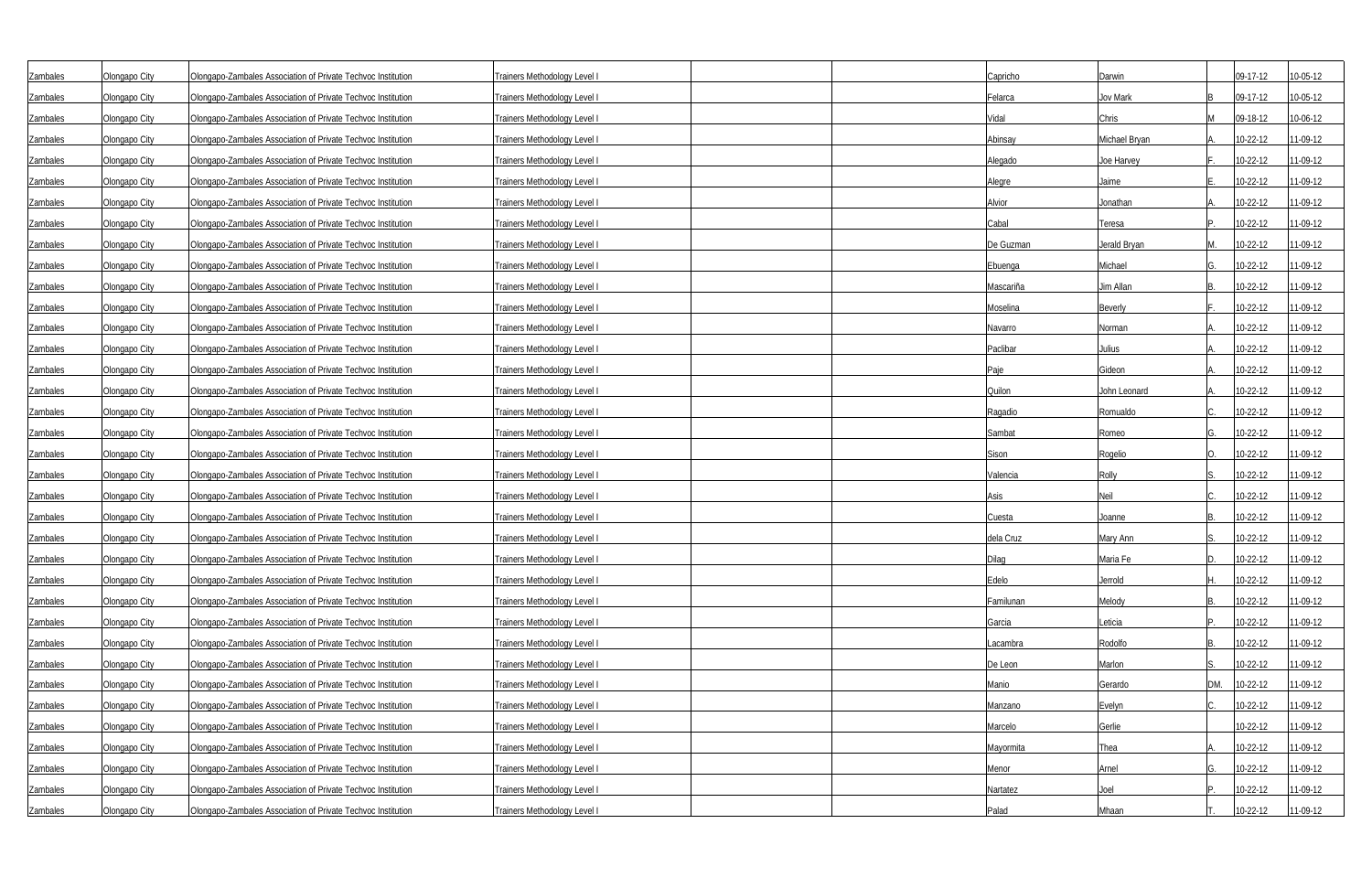| | | | | | | | | | | |
|---|---|---|---|---|---|---|---|---|---|---|
| Zambales | Olongapo City | Olongapo-Zambales Association of Private Techvoc Institution | Trainers Methodology Level I | | | Capricho | Darwin | | 09-17-12 | 10-05-12 |
| Zambales | Olongapo City | Olongapo-Zambales Association of Private Techvoc Institution | Trainers Methodology Level I | | | Felarca | Jov Mark | B | 09-17-12 | 10-05-12 |
| Zambales | Olongapo City | Olongapo-Zambales Association of Private Techvoc Institution | Trainers Methodology Level I | | | Vidal | Chris | M | 09-18-12 | 10-06-12 |
| Zambales | Olongapo City | Olongapo-Zambales Association of Private Techvoc Institution | Trainers Methodology Level I | | | Abinsay | Michael Bryan | A. | 10-22-12 | 11-09-12 |
| Zambales | Olongapo City | Olongapo-Zambales Association of Private Techvoc Institution | Trainers Methodology Level I | | | Alegado | Joe Harvey | F. | 10-22-12 | 11-09-12 |
| Zambales | Olongapo City | Olongapo-Zambales Association of Private Techvoc Institution | Trainers Methodology Level I | | | Alegre | Jaime | E. | 10-22-12 | 11-09-12 |
| Zambales | Olongapo City | Olongapo-Zambales Association of Private Techvoc Institution | Trainers Methodology Level I | | | Alvior | Jonathan | A. | 10-22-12 | 11-09-12 |
| Zambales | Olongapo City | Olongapo-Zambales Association of Private Techvoc Institution | Trainers Methodology Level I | | | Cabal | Teresa | P. | 10-22-12 | 11-09-12 |
| Zambales | Olongapo City | Olongapo-Zambales Association of Private Techvoc Institution | Trainers Methodology Level I | | | De Guzman | Jerald Bryan | M. | 10-22-12 | 11-09-12 |
| Zambales | Olongapo City | Olongapo-Zambales Association of Private Techvoc Institution | Trainers Methodology Level I | | | Ebuenga | Michael | G. | 10-22-12 | 11-09-12 |
| Zambales | Olongapo City | Olongapo-Zambales Association of Private Techvoc Institution | Trainers Methodology Level I | | | Mascariña | Jim Allan | B. | 10-22-12 | 11-09-12 |
| Zambales | Olongapo City | Olongapo-Zambales Association of Private Techvoc Institution | Trainers Methodology Level I | | | Moselina | Beverly | F. | 10-22-12 | 11-09-12 |
| Zambales | Olongapo City | Olongapo-Zambales Association of Private Techvoc Institution | Trainers Methodology Level I | | | Navarro | Norman | A. | 10-22-12 | 11-09-12 |
| Zambales | Olongapo City | Olongapo-Zambales Association of Private Techvoc Institution | Trainers Methodology Level I | | | Paclibar | Julius | A. | 10-22-12 | 11-09-12 |
| Zambales | Olongapo City | Olongapo-Zambales Association of Private Techvoc Institution | Trainers Methodology Level I | | | Paje | Gideon | A. | 10-22-12 | 11-09-12 |
| Zambales | Olongapo City | Olongapo-Zambales Association of Private Techvoc Institution | Trainers Methodology Level I | | | Quilon | John Leonard | A. | 10-22-12 | 11-09-12 |
| Zambales | Olongapo City | Olongapo-Zambales Association of Private Techvoc Institution | Trainers Methodology Level I | | | Ragadio | Romualdo | C. | 10-22-12 | 11-09-12 |
| Zambales | Olongapo City | Olongapo-Zambales Association of Private Techvoc Institution | Trainers Methodology Level I | | | Sambat | Romeo | G. | 10-22-12 | 11-09-12 |
| Zambales | Olongapo City | Olongapo-Zambales Association of Private Techvoc Institution | Trainers Methodology Level I | | | Sison | Rogelio | O. | 10-22-12 | 11-09-12 |
| Zambales | Olongapo City | Olongapo-Zambales Association of Private Techvoc Institution | Trainers Methodology Level I | | | Valencia | Rolly | S. | 10-22-12 | 11-09-12 |
| Zambales | Olongapo City | Olongapo-Zambales Association of Private Techvoc Institution | Trainers Methodology Level I | | | Asis | Neil | C. | 10-22-12 | 11-09-12 |
| Zambales | Olongapo City | Olongapo-Zambales Association of Private Techvoc Institution | Trainers Methodology Level I | | | Cuesta | Joanne | B. | 10-22-12 | 11-09-12 |
| Zambales | Olongapo City | Olongapo-Zambales Association of Private Techvoc Institution | Trainers Methodology Level I | | | dela Cruz | Mary Ann | S. | 10-22-12 | 11-09-12 |
| Zambales | Olongapo City | Olongapo-Zambales Association of Private Techvoc Institution | Trainers Methodology Level I | | | Dilag | Maria Fe | D. | 10-22-12 | 11-09-12 |
| Zambales | Olongapo City | Olongapo-Zambales Association of Private Techvoc Institution | Trainers Methodology Level I | | | Edelo | Jerrold | H. | 10-22-12 | 11-09-12 |
| Zambales | Olongapo City | Olongapo-Zambales Association of Private Techvoc Institution | Trainers Methodology Level I | | | Familunan | Melody | B. | 10-22-12 | 11-09-12 |
| Zambales | Olongapo City | Olongapo-Zambales Association of Private Techvoc Institution | Trainers Methodology Level I | | | Garcia | Leticia | P. | 10-22-12 | 11-09-12 |
| Zambales | Olongapo City | Olongapo-Zambales Association of Private Techvoc Institution | Trainers Methodology Level I | | | Lacambra | Rodolfo | B. | 10-22-12 | 11-09-12 |
| Zambales | Olongapo City | Olongapo-Zambales Association of Private Techvoc Institution | Trainers Methodology Level I | | | De Leon | Marlon | S. | 10-22-12 | 11-09-12 |
| Zambales | Olongapo City | Olongapo-Zambales Association of Private Techvoc Institution | Trainers Methodology Level I | | | Manio | Gerardo | DM. | 10-22-12 | 11-09-12 |
| Zambales | Olongapo City | Olongapo-Zambales Association of Private Techvoc Institution | Trainers Methodology Level I | | | Manzano | Evelyn | C. | 10-22-12 | 11-09-12 |
| Zambales | Olongapo City | Olongapo-Zambales Association of Private Techvoc Institution | Trainers Methodology Level I | | | Marcelo | Gerlie | | 10-22-12 | 11-09-12 |
| Zambales | Olongapo City | Olongapo-Zambales Association of Private Techvoc Institution | Trainers Methodology Level I | | | Mayormita | Thea | A. | 10-22-12 | 11-09-12 |
| Zambales | Olongapo City | Olongapo-Zambales Association of Private Techvoc Institution | Trainers Methodology Level I | | | Menor | Arnel | G. | 10-22-12 | 11-09-12 |
| Zambales | Olongapo City | Olongapo-Zambales Association of Private Techvoc Institution | Trainers Methodology Level I | | | Nartatez | Joel | P. | 10-22-12 | 11-09-12 |
| Zambales | Olongapo City | Olongapo-Zambales Association of Private Techvoc Institution | Trainers Methodology Level I | | | Palad | Mhaan | T. | 10-22-12 | 11-09-12 |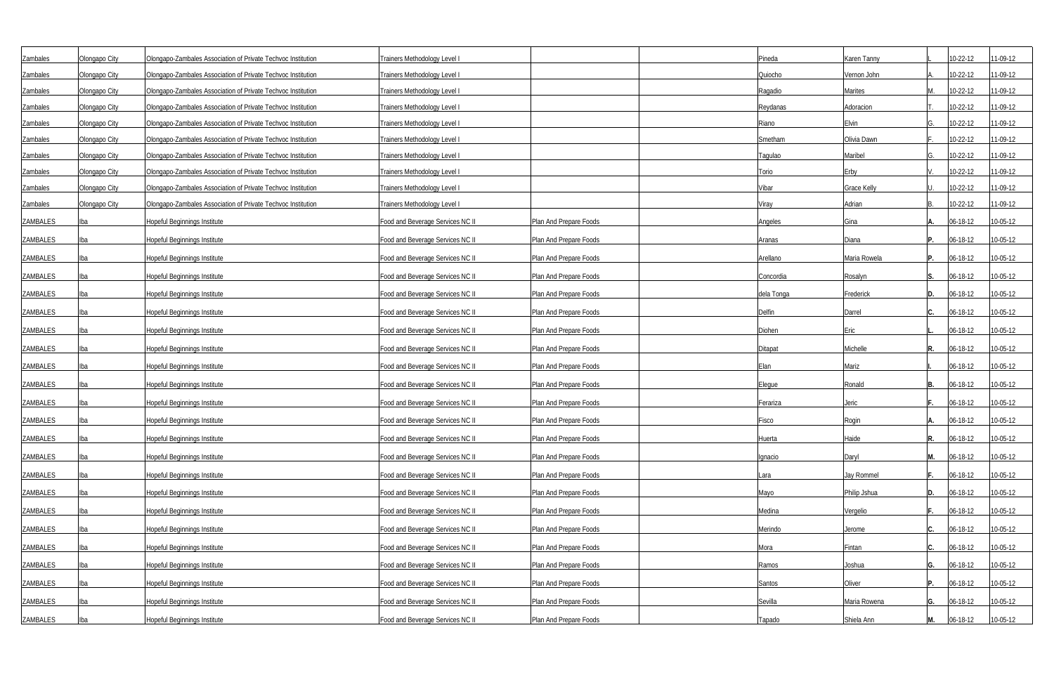| | | | | | | | | | | |
|---|---|---|---|---|---|---|---|---|---|---|
| Zambales | Olongapo City | Olongapo-Zambales Association of Private Techvoc Institution | Trainers Methodology Level I | | | Pineda | Karen Tanny | L | 10-22-12 | 11-09-12 |
| Zambales | Olongapo City | Olongapo-Zambales Association of Private Techvoc Institution | Trainers Methodology Level I | | | Quiocho | Vernon John | A. | 10-22-12 | 11-09-12 |
| Zambales | Olongapo City | Olongapo-Zambales Association of Private Techvoc Institution | Trainers Methodology Level I | | | Ragadio | Marites | M. | 10-22-12 | 11-09-12 |
| Zambales | Olongapo City | Olongapo-Zambales Association of Private Techvoc Institution | Trainers Methodology Level I | | | Reydanas | Adoracion | T. | 10-22-12 | 11-09-12 |
| Zambales | Olongapo City | Olongapo-Zambales Association of Private Techvoc Institution | Trainers Methodology Level I | | | Riano | Elvin | G. | 10-22-12 | 11-09-12 |
| Zambales | Olongapo City | Olongapo-Zambales Association of Private Techvoc Institution | Trainers Methodology Level I | | | Smetham | Olivia Dawn | F. | 10-22-12 | 11-09-12 |
| Zambales | Olongapo City | Olongapo-Zambales Association of Private Techvoc Institution | Trainers Methodology Level I | | | Tagulao | Maribel | G. | 10-22-12 | 11-09-12 |
| Zambales | Olongapo City | Olongapo-Zambales Association of Private Techvoc Institution | Trainers Methodology Level I | | | Torio | Erby | V. | 10-22-12 | 11-09-12 |
| Zambales | Olongapo City | Olongapo-Zambales Association of Private Techvoc Institution | Trainers Methodology Level I | | | Vibar | Grace Kelly | U. | 10-22-12 | 11-09-12 |
| Zambales | Olongapo City | Olongapo-Zambales Association of Private Techvoc Institution | Trainers Methodology Level I | | | Viray | Adrian | B. | 10-22-12 | 11-09-12 |
| ZAMBALES | Iba | Hopeful Beginnings Institute | Food and Beverage Services NC II | Plan And Prepare Foods | | Angeles | Gina | A. | 06-18-12 | 10-05-12 |
| ZAMBALES | Iba | Hopeful Beginnings Institute | Food and Beverage Services NC II | Plan And Prepare Foods | | Aranas | Diana | P. | 06-18-12 | 10-05-12 |
| ZAMBALES | Iba | Hopeful Beginnings Institute | Food and Beverage Services NC II | Plan And Prepare Foods | | Arellano | Maria Rowela | P. | 06-18-12 | 10-05-12 |
| ZAMBALES | Iba | Hopeful Beginnings Institute | Food and Beverage Services NC II | Plan And Prepare Foods | | Concordia | Rosalyn | S. | 06-18-12 | 10-05-12 |
| ZAMBALES | Iba | Hopeful Beginnings Institute | Food and Beverage Services NC II | Plan And Prepare Foods | | dela Tonga | Frederick | D. | 06-18-12 | 10-05-12 |
| ZAMBALES | Iba | Hopeful Beginnings Institute | Food and Beverage Services NC II | Plan And Prepare Foods | | Delfin | Darrel | C. | 06-18-12 | 10-05-12 |
| ZAMBALES | Iba | Hopeful Beginnings Institute | Food and Beverage Services NC II | Plan And Prepare Foods | | Diohen | Eric | L. | 06-18-12 | 10-05-12 |
| ZAMBALES | Iba | Hopeful Beginnings Institute | Food and Beverage Services NC II | Plan And Prepare Foods | | Ditapat | Michelle | R. | 06-18-12 | 10-05-12 |
| ZAMBALES | Iba | Hopeful Beginnings Institute | Food and Beverage Services NC II | Plan And Prepare Foods | | Elan | Mariz | I. | 06-18-12 | 10-05-12 |
| ZAMBALES | Iba | Hopeful Beginnings Institute | Food and Beverage Services NC II | Plan And Prepare Foods | | Elegue | Ronald | B. | 06-18-12 | 10-05-12 |
| ZAMBALES | Iba | Hopeful Beginnings Institute | Food and Beverage Services NC II | Plan And Prepare Foods | | Ferariza | Jeric | F. | 06-18-12 | 10-05-12 |
| ZAMBALES | Iba | Hopeful Beginnings Institute | Food and Beverage Services NC II | Plan And Prepare Foods | | Fisco | Rogin | A. | 06-18-12 | 10-05-12 |
| ZAMBALES | Iba | Hopeful Beginnings Institute | Food and Beverage Services NC II | Plan And Prepare Foods | | Huerta | Haide | R. | 06-18-12 | 10-05-12 |
| ZAMBALES | Iba | Hopeful Beginnings Institute | Food and Beverage Services NC II | Plan And Prepare Foods | | Ignacio | Daryl | M. | 06-18-12 | 10-05-12 |
| ZAMBALES | Iba | Hopeful Beginnings Institute | Food and Beverage Services NC II | Plan And Prepare Foods | | Lara | Jay Rommel | F. | 06-18-12 | 10-05-12 |
| ZAMBALES | Iba | Hopeful Beginnings Institute | Food and Beverage Services NC II | Plan And Prepare Foods | | Mayo | Philip Jshua | D. | 06-18-12 | 10-05-12 |
| ZAMBALES | Iba | Hopeful Beginnings Institute | Food and Beverage Services NC II | Plan And Prepare Foods | | Medina | Vergelio | F. | 06-18-12 | 10-05-12 |
| ZAMBALES | Iba | Hopeful Beginnings Institute | Food and Beverage Services NC II | Plan And Prepare Foods | | Merindo | Jerome | C. | 06-18-12 | 10-05-12 |
| ZAMBALES | Iba | Hopeful Beginnings Institute | Food and Beverage Services NC II | Plan And Prepare Foods | | Mora | Fintan | C. | 06-18-12 | 10-05-12 |
| ZAMBALES | Iba | Hopeful Beginnings Institute | Food and Beverage Services NC II | Plan And Prepare Foods | | Ramos | Joshua | G. | 06-18-12 | 10-05-12 |
| ZAMBALES | Iba | Hopeful Beginnings Institute | Food and Beverage Services NC II | Plan And Prepare Foods | | Santos | Oliver | P. | 06-18-12 | 10-05-12 |
| ZAMBALES | Iba | Hopeful Beginnings Institute | Food and Beverage Services NC II | Plan And Prepare Foods | | Sevilla | Maria Rowena | G. | 06-18-12 | 10-05-12 |
| ZAMBALES | Iba | Hopeful Beginnings Institute | Food and Beverage Services NC II | Plan And Prepare Foods | | Tapado | Shiela Ann | M. | 06-18-12 | 10-05-12 |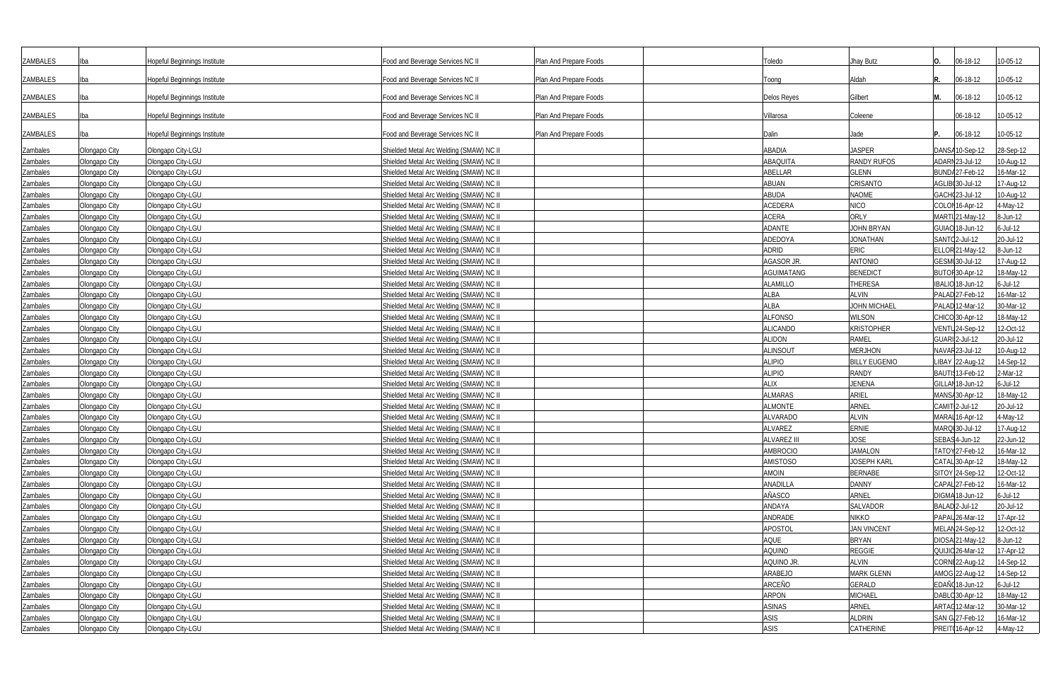| | | | | | | | | | | |
|---|---|---|---|---|---|---|---|---|---|---|
| ZAMBALES | Iba | Hopeful Beginnings Institute | Food and Beverage Services NC II | Plan And Prepare Foods | | Toledo | Jhay Butz | O. | 06-18-12 | 10-05-12 |
| ZAMBALES | Iba | Hopeful Beginnings Institute | Food and Beverage Services NC II | Plan And Prepare Foods | | Toong | Aldah | R. | 06-18-12 | 10-05-12 |
| ZAMBALES | Iba | Hopeful Beginnings Institute | Food and Beverage Services NC II | Plan And Prepare Foods | | Delos Reyes | Gilbert | M. | 06-18-12 | 10-05-12 |
| ZAMBALES | Iba | Hopeful Beginnings Institute | Food and Beverage Services NC II | Plan And Prepare Foods | | Villarosa | Coleene | | 06-18-12 | 10-05-12 |
| ZAMBALES | Iba | Hopeful Beginnings Institute | Food and Beverage Services NC II | Plan And Prepare Foods | | Dalin | Jade | P. | 06-18-12 | 10-05-12 |
| Zambales | Olongapo City | Olongapo City-LGU | Shielded Metal Arc Welding (SMAW) NC II | | | ABADIA | JASPER | DANSA | 10-Sep-12 | 28-Sep-12 |
| Zambales | Olongapo City | Olongapo City-LGU | Shielded Metal Arc Welding (SMAW) NC II | | | ABAQUITA | RANDY RUFOS | ADARN | 23-Jul-12 | 10-Aug-12 |
| Zambales | Olongapo City | Olongapo City-LGU | Shielded Metal Arc Welding (SMAW) NC II | | | ABELLAR | GLENN | BUNDA | 27-Feb-12 | 16-Mar-12 |
| Zambales | Olongapo City | Olongapo City-LGU | Shielded Metal Arc Welding (SMAW) NC II | | | ABUAN | CRISANTO | AGLIB | 30-Jul-12 | 17-Aug-12 |
| Zambales | Olongapo City | Olongapo City-LGU | Shielded Metal Arc Welding (SMAW) NC II | | | ABUDA | NAOME | GACH | 23-Jul-12 | 10-Aug-12 |
| Zambales | Olongapo City | Olongapo City-LGU | Shielded Metal Arc Welding (SMAW) NC II | | | ACEDERA | NICO | COLON | 16-Apr-12 | 4-May-12 |
| Zambales | Olongapo City | Olongapo City-LGU | Shielded Metal Arc Welding (SMAW) NC II | | | ACERA | ORLY | MARTI | 21-May-12 | 8-Jun-12 |
| Zambales | Olongapo City | Olongapo City-LGU | Shielded Metal Arc Welding (SMAW) NC II | | | ADANTE | JOHN BRYAN | GUIAO | 18-Jun-12 | 6-Jul-12 |
| Zambales | Olongapo City | Olongapo City-LGU | Shielded Metal Arc Welding (SMAW) NC II | | | ADEDOYA | JONATHAN | SANTO | 2-Jul-12 | 20-Jul-12 |
| Zambales | Olongapo City | Olongapo City-LGU | Shielded Metal Arc Welding (SMAW) NC II | | | ADRID | ERIC | ELLOR | 21-May-12 | 8-Jun-12 |
| Zambales | Olongapo City | Olongapo City-LGU | Shielded Metal Arc Welding (SMAW) NC II | | | AGASOR JR. | ANTONIO | GESMI | 30-Jul-12 | 17-Aug-12 |
| Zambales | Olongapo City | Olongapo City-LGU | Shielded Metal Arc Welding (SMAW) NC II | | | AGUIMATANG | BENEDICT | BUTOR | 30-Apr-12 | 18-May-12 |
| Zambales | Olongapo City | Olongapo City-LGU | Shielded Metal Arc Welding (SMAW) NC II | | | ALAMILLO | THERESA | IBALIO | 18-Jun-12 | 6-Jul-12 |
| Zambales | Olongapo City | Olongapo City-LGU | Shielded Metal Arc Welding (SMAW) NC II | | | ALBA | ALVIN | PALAD | 27-Feb-12 | 16-Mar-12 |
| Zambales | Olongapo City | Olongapo City-LGU | Shielded Metal Arc Welding (SMAW) NC II | | | ALBA | JOHN MICHAEL | PALAD | 12-Mar-12 | 30-Mar-12 |
| Zambales | Olongapo City | Olongapo City-LGU | Shielded Metal Arc Welding (SMAW) NC II | | | ALFONSO | WILSON | CHICO | 30-Apr-12 | 18-May-12 |
| Zambales | Olongapo City | Olongapo City-LGU | Shielded Metal Arc Welding (SMAW) NC II | | | ALICANDO | KRISTOPHER | VENTU | 24-Sep-12 | 12-Oct-12 |
| Zambales | Olongapo City | Olongapo City-LGU | Shielded Metal Arc Welding (SMAW) NC II | | | ALIDON | RAMEL | GUARI | 2-Jul-12 | 20-Jul-12 |
| Zambales | Olongapo City | Olongapo City-LGU | Shielded Metal Arc Welding (SMAW) NC II | | | ALINSOUT | MERJHON | NAVAR | 23-Jul-12 | 10-Aug-12 |
| Zambales | Olongapo City | Olongapo City-LGU | Shielded Metal Arc Welding (SMAW) NC II | | | ALIPIO | BILLY EUGENIO | LIBAY | 22-Aug-12 | 14-Sep-12 |
| Zambales | Olongapo City | Olongapo City-LGU | Shielded Metal Arc Welding (SMAW) NC II | | | ALIPIO | RANDY | BAUTIS | 13-Feb-12 | 2-Mar-12 |
| Zambales | Olongapo City | Olongapo City-LGU | Shielded Metal Arc Welding (SMAW) NC II | | | ALIX | JENENA | GILLAN | 18-Jun-12 | 6-Jul-12 |
| Zambales | Olongapo City | Olongapo City-LGU | Shielded Metal Arc Welding (SMAW) NC II | | | ALMARAS | ARIEL | MANSA | 30-Apr-12 | 18-May-12 |
| Zambales | Olongapo City | Olongapo City-LGU | Shielded Metal Arc Welding (SMAW) NC II | | | ALMONTE | ARNEL | CAMIT | 2-Jul-12 | 20-Jul-12 |
| Zambales | Olongapo City | Olongapo City-LGU | Shielded Metal Arc Welding (SMAW) NC II | | | ALVARADO | ALVIN | MARAL | 16-Apr-12 | 4-May-12 |
| Zambales | Olongapo City | Olongapo City-LGU | Shielded Metal Arc Welding (SMAW) NC II | | | ALVAREZ | ERNIE | MARQ | 30-Jul-12 | 17-Aug-12 |
| Zambales | Olongapo City | Olongapo City-LGU | Shielded Metal Arc Welding (SMAW) NC II | | | ALVAREZ III | JOSE | SEBAS | 4-Jun-12 | 22-Jun-12 |
| Zambales | Olongapo City | Olongapo City-LGU | Shielded Metal Arc Welding (SMAW) NC II | | | AMBROCIO | JAMALON | TATOY | 27-Feb-12 | 16-Mar-12 |
| Zambales | Olongapo City | Olongapo City-LGU | Shielded Metal Arc Welding (SMAW) NC II | | | AMISTOSO | JOSEPH KARL | CATAL | 30-Apr-12 | 18-May-12 |
| Zambales | Olongapo City | Olongapo City-LGU | Shielded Metal Arc Welding (SMAW) NC II | | | AMOIN | BERNABE | SITOY | 24-Sep-12 | 12-Oct-12 |
| Zambales | Olongapo City | Olongapo City-LGU | Shielded Metal Arc Welding (SMAW) NC II | | | ANADILLA | DANNY | CAPAL | 27-Feb-12 | 16-Mar-12 |
| Zambales | Olongapo City | Olongapo City-LGU | Shielded Metal Arc Welding (SMAW) NC II | | | AÑASCO | ARNEL | DIGMA | 18-Jun-12 | 6-Jul-12 |
| Zambales | Olongapo City | Olongapo City-LGU | Shielded Metal Arc Welding (SMAW) NC II | | | ANDAYA | SALVADOR | BALAD | 2-Jul-12 | 20-Jul-12 |
| Zambales | Olongapo City | Olongapo City-LGU | Shielded Metal Arc Welding (SMAW) NC II | | | ANDRADE | NIKKO | PAPAL | 26-Mar-12 | 17-Apr-12 |
| Zambales | Olongapo City | Olongapo City-LGU | Shielded Metal Arc Welding (SMAW) NC II | | | APOSTOL | JAN VINCENT | MELAN | 24-Sep-12 | 12-Oct-12 |
| Zambales | Olongapo City | Olongapo City-LGU | Shielded Metal Arc Welding (SMAW) NC II | | | AQUE | BRYAN | DIOSA | 21-May-12 | 8-Jun-12 |
| Zambales | Olongapo City | Olongapo City-LGU | Shielded Metal Arc Welding (SMAW) NC II | | | AQUINO | REGGIE | QUIJIC | 26-Mar-12 | 17-Apr-12 |
| Zambales | Olongapo City | Olongapo City-LGU | Shielded Metal Arc Welding (SMAW) NC II | | | AQUINO JR. | ALVIN | CORNI | 22-Aug-12 | 14-Sep-12 |
| Zambales | Olongapo City | Olongapo City-LGU | Shielded Metal Arc Welding (SMAW) NC II | | | ARABEJO | MARK GLENN | AMOG | 22-Aug-12 | 14-Sep-12 |
| Zambales | Olongapo City | Olongapo City-LGU | Shielded Metal Arc Welding (SMAW) NC II | | | ARCEÑO | GERALD | EDAÑO | 18-Jun-12 | 6-Jul-12 |
| Zambales | Olongapo City | Olongapo City-LGU | Shielded Metal Arc Welding (SMAW) NC II | | | ARPON | MICHAEL | DABLO | 30-Apr-12 | 18-May-12 |
| Zambales | Olongapo City | Olongapo City-LGU | Shielded Metal Arc Welding (SMAW) NC II | | | ASINAS | ARNEL | ARTAG | 12-Mar-12 | 30-Mar-12 |
| Zambales | Olongapo City | Olongapo City-LGU | Shielded Metal Arc Welding (SMAW) NC II | | | ASIS | ALDRIN | SAN G | 27-Feb-12 | 16-Mar-12 |
| Zambales | Olongapo City | Olongapo City-LGU | Shielded Metal Arc Welding (SMAW) NC II | | | ASIS | CATHERINE | PREIT | 16-Apr-12 | 4-May-12 |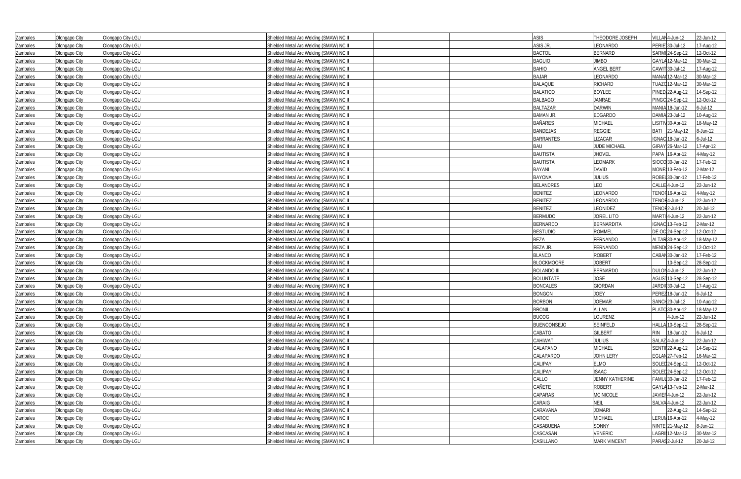| | | | | | | | | | | |
|---|---|---|---|---|---|---|---|---|---|---|
| Zambales | Olongapo City | Olongapo City-LGU | Shielded Metal Arc Welding (SMAW) NC II | | | ASIS | THEODORE JOSEPH | VILLAN | 4-Jun-12 | 22-Jun-12 |
| Zambales | Olongapo City | Olongapo City-LGU | Shielded Metal Arc Welding (SMAW) NC II | | | ASIS JR. | LEONARDO | PERIE | 30-Jul-12 | 17-Aug-12 |
| Zambales | Olongapo City | Olongapo City-LGU | Shielded Metal Arc Welding (SMAW) NC II | | | BACTOL | BERNARD | SARMI | 24-Sep-12 | 12-Oct-12 |
| Zambales | Olongapo City | Olongapo City-LGU | Shielded Metal Arc Welding (SMAW) NC II | | | BAGUIO | JIMBO | GAYLA | 12-Mar-12 | 30-Mar-12 |
| Zambales | Olongapo City | Olongapo City-LGU | Shielded Metal Arc Welding (SMAW) NC II | | | BAHIO | ANGEL BERT | CAWIT | 30-Jul-12 | 17-Aug-12 |
| Zambales | Olongapo City | Olongapo City-LGU | Shielded Metal Arc Welding (SMAW) NC II | | | BAJAR | LEONARDO | MANA( | 12-Mar-12 | 30-Mar-12 |
| Zambales | Olongapo City | Olongapo City-LGU | Shielded Metal Arc Welding (SMAW) NC II | | | BALAQUE | RICHARD | TUAZC | 12-Mar-12 | 30-Mar-12 |
| Zambales | Olongapo City | Olongapo City-LGU | Shielded Metal Arc Welding (SMAW) NC II | | | BALATICO | BOYLEE | PINED. | 22-Aug-12 | 14-Sep-12 |
| Zambales | Olongapo City | Olongapo City-LGU | Shielded Metal Arc Welding (SMAW) NC II | | | BALBAGO | JANRAE | PINGC | 24-Sep-12 | 12-Oct-12 |
| Zambales | Olongapo City | Olongapo City-LGU | Shielded Metal Arc Welding (SMAW) NC II | | | BALTAZAR | DARWIN | MANIA | 18-Jun-12 | 6-Jul-12 |
| Zambales | Olongapo City | Olongapo City-LGU | Shielded Metal Arc Welding (SMAW) NC II | | | BAMAN JR. | EDGARDO | DAMIA | 23-Jul-12 | 10-Aug-12 |
| Zambales | Olongapo City | Olongapo City-LGU | Shielded Metal Arc Welding (SMAW) NC II | | | BAÑARES | MICHAEL | LISITI\ | 30-Apr-12 | 18-May-12 |
| Zambales | Olongapo City | Olongapo City-LGU | Shielded Metal Arc Welding (SMAW) NC II | | | BANDEJAS | REGGIE | BATI | 21-May-12 | 8-Jun-12 |
| Zambales | Olongapo City | Olongapo City-LGU | Shielded Metal Arc Welding (SMAW) NC II | | | BARRANTES | LIZACAR | IGNAC | 18-Jun-12 | 6-Jul-12 |
| Zambales | Olongapo City | Olongapo City-LGU | Shielded Metal Arc Welding (SMAW) NC II | | | BAU | JUDE MICHAEL | GIRAY | 26-Mar-12 | 17-Apr-12 |
| Zambales | Olongapo City | Olongapo City-LGU | Shielded Metal Arc Welding (SMAW) NC II | | | BAUTISTA | JHOVEL | PAPA | 16-Apr-12 | 4-May-12 |
| Zambales | Olongapo City | Olongapo City-LGU | Shielded Metal Arc Welding (SMAW) NC II | | | BAUTISTA | LEOMARK | SIOCO | 30-Jan-12 | 17-Feb-12 |
| Zambales | Olongapo City | Olongapo City-LGU | Shielded Metal Arc Welding (SMAW) NC II | | | BAYANI | DAVID | MONE | 13-Feb-12 | 2-Mar-12 |
| Zambales | Olongapo City | Olongapo City-LGU | Shielded Metal Arc Welding (SMAW) NC II | | | BAYONA | JULIUS | ROBEL | 30-Jan-12 | 17-Feb-12 |
| Zambales | Olongapo City | Olongapo City-LGU | Shielded Metal Arc Welding (SMAW) NC II | | | BELANDRES | LEO | CALLE | 4-Jun-12 | 22-Jun-12 |
| Zambales | Olongapo City | Olongapo City-LGU | Shielded Metal Arc Welding (SMAW) NC II | | | BENITEZ | LEONARDO | TENOF | 16-Apr-12 | 4-May-12 |
| Zambales | Olongapo City | Olongapo City-LGU | Shielded Metal Arc Welding (SMAW) NC II | | | BENITEZ | LEONARDO | TENOF | 4-Jun-12 | 22-Jun-12 |
| Zambales | Olongapo City | Olongapo City-LGU | Shielded Metal Arc Welding (SMAW) NC II | | | BENITEZ | LEONIDEZ | TENOF | 2-Jul-12 | 20-Jul-12 |
| Zambales | Olongapo City | Olongapo City-LGU | Shielded Metal Arc Welding (SMAW) NC II | | | BERMUDO | JOREL LITO | MARTI | 4-Jun-12 | 22-Jun-12 |
| Zambales | Olongapo City | Olongapo City-LGU | Shielded Metal Arc Welding (SMAW) NC II | | | BERNARDO | BERNARDITA | IGNAC | 13-Feb-12 | 2-Mar-12 |
| Zambales | Olongapo City | Olongapo City-LGU | Shielded Metal Arc Welding (SMAW) NC II | | | BESTUDIO | ROMMEL | DE OC | 24-Sep-12 | 12-Oct-12 |
| Zambales | Olongapo City | Olongapo City-LGU | Shielded Metal Arc Welding (SMAW) NC II | | | BEZA | FERNANDO | ALTAR | 30-Apr-12 | 18-May-12 |
| Zambales | Olongapo City | Olongapo City-LGU | Shielded Metal Arc Welding (SMAW) NC II | | | BEZA JR. | FERNANDO | MENDI | 24-Sep-12 | 12-Oct-12 |
| Zambales | Olongapo City | Olongapo City-LGU | Shielded Metal Arc Welding (SMAW) NC II | | | BLANCO | ROBERT | CABAN | 30-Jan-12 | 17-Feb-12 |
| Zambales | Olongapo City | Olongapo City-LGU | Shielded Metal Arc Welding (SMAW) NC II | | | BLOCKMOORE | JOBERT | | 10-Sep-12 | 28-Sep-12 |
| Zambales | Olongapo City | Olongapo City-LGU | Shielded Metal Arc Welding (SMAW) NC II | | | BOLANDO III | BERNARDO | DULON | 4-Jun-12 | 22-Jun-12 |
| Zambales | Olongapo City | Olongapo City-LGU | Shielded Metal Arc Welding (SMAW) NC II | | | BOLUNTATE | JOSE | AGUST | 10-Sep-12 | 28-Sep-12 |
| Zambales | Olongapo City | Olongapo City-LGU | Shielded Metal Arc Welding (SMAW) NC II | | | BONCALES | GIORDAN | JARDI | 30-Jul-12 | 17-Aug-12 |
| Zambales | Olongapo City | Olongapo City-LGU | Shielded Metal Arc Welding (SMAW) NC II | | | BONGON | JOEY | PEREZ | 18-Jun-12 | 6-Jul-12 |
| Zambales | Olongapo City | Olongapo City-LGU | Shielded Metal Arc Welding (SMAW) NC II | | | BORBON | JOEMAR | SANCH | 23-Jul-12 | 10-Aug-12 |
| Zambales | Olongapo City | Olongapo City-LGU | Shielded Metal Arc Welding (SMAW) NC II | | | BRONIL | ALLAN | PLATO | 30-Apr-12 | 18-May-12 |
| Zambales | Olongapo City | Olongapo City-LGU | Shielded Metal Arc Welding (SMAW) NC II | | | BUCOG | LOURENZ | | 4-Jun-12 | 22-Jun-12 |
| Zambales | Olongapo City | Olongapo City-LGU | Shielded Metal Arc Welding (SMAW) NC II | | | BUENCONSEJO | SEINFELD | HALLA | 10-Sep-12 | 28-Sep-12 |
| Zambales | Olongapo City | Olongapo City-LGU | Shielded Metal Arc Welding (SMAW) NC II | | | CABATO | GILBERT | RIN | 18-Jun-12 | 6-Jul-12 |
| Zambales | Olongapo City | Olongapo City-LGU | Shielded Metal Arc Welding (SMAW) NC II | | | CAHIWAT | JULIUS | SALAZ | 4-Jun-12 | 22-Jun-12 |
| Zambales | Olongapo City | Olongapo City-LGU | Shielded Metal Arc Welding (SMAW) NC II | | | CALAPANO | MICHAEL | SENTI | 22-Aug-12 | 14-Sep-12 |
| Zambales | Olongapo City | Olongapo City-LGU | Shielded Metal Arc Welding (SMAW) NC II | | | CALAPARDO | JOHN LERY | EGLAN | 27-Feb-12 | 16-Mar-12 |
| Zambales | Olongapo City | Olongapo City-LGU | Shielded Metal Arc Welding (SMAW) NC II | | | CALIPAY | ELMO | SOLED | 24-Sep-12 | 12-Oct-12 |
| Zambales | Olongapo City | Olongapo City-LGU | Shielded Metal Arc Welding (SMAW) NC II | | | CALIPAY | ISAAC | SOLED | 24-Sep-12 | 12-Oct-12 |
| Zambales | Olongapo City | Olongapo City-LGU | Shielded Metal Arc Welding (SMAW) NC II | | | CALLO | JENNY KATHERINE | FAMUL | 30-Jan-12 | 17-Feb-12 |
| Zambales | Olongapo City | Olongapo City-LGU | Shielded Metal Arc Welding (SMAW) NC II | | | CAÑETE | ROBERT | GAYLA | 13-Feb-12 | 2-Mar-12 |
| Zambales | Olongapo City | Olongapo City-LGU | Shielded Metal Arc Welding (SMAW) NC II | | | CAPARAS | MC NICOLE | JAVIEF | 4-Jun-12 | 22-Jun-12 |
| Zambales | Olongapo City | Olongapo City-LGU | Shielded Metal Arc Welding (SMAW) NC II | | | CARAIG | NEIL | SALVA | 4-Jun-12 | 22-Jun-12 |
| Zambales | Olongapo City | Olongapo City-LGU | Shielded Metal Arc Welding (SMAW) NC II | | | CARAVANA | JOMARI | | 22-Aug-12 | 14-Sep-12 |
| Zambales | Olongapo City | Olongapo City-LGU | Shielded Metal Arc Welding (SMAW) NC II | | | CAROC | MICHAEL | LERUN | 16-Apr-12 | 4-May-12 |
| Zambales | Olongapo City | Olongapo City-LGU | Shielded Metal Arc Welding (SMAW) NC II | | | CASABUENA | SONNY | NINTE | 21-May-12 | 8-Jun-12 |
| Zambales | Olongapo City | Olongapo City-LGU | Shielded Metal Arc Welding (SMAW) NC II | | | CASCASAN | VENERIC | LAGRI | 12-Mar-12 | 30-Mar-12 |
| Zambales | Olongapo City | Olongapo City-LGU | Shielded Metal Arc Welding (SMAW) NC II | | | CASILLANO | MARK VINCENT | PARAS | 2-Jul-12 | 20-Jul-12 |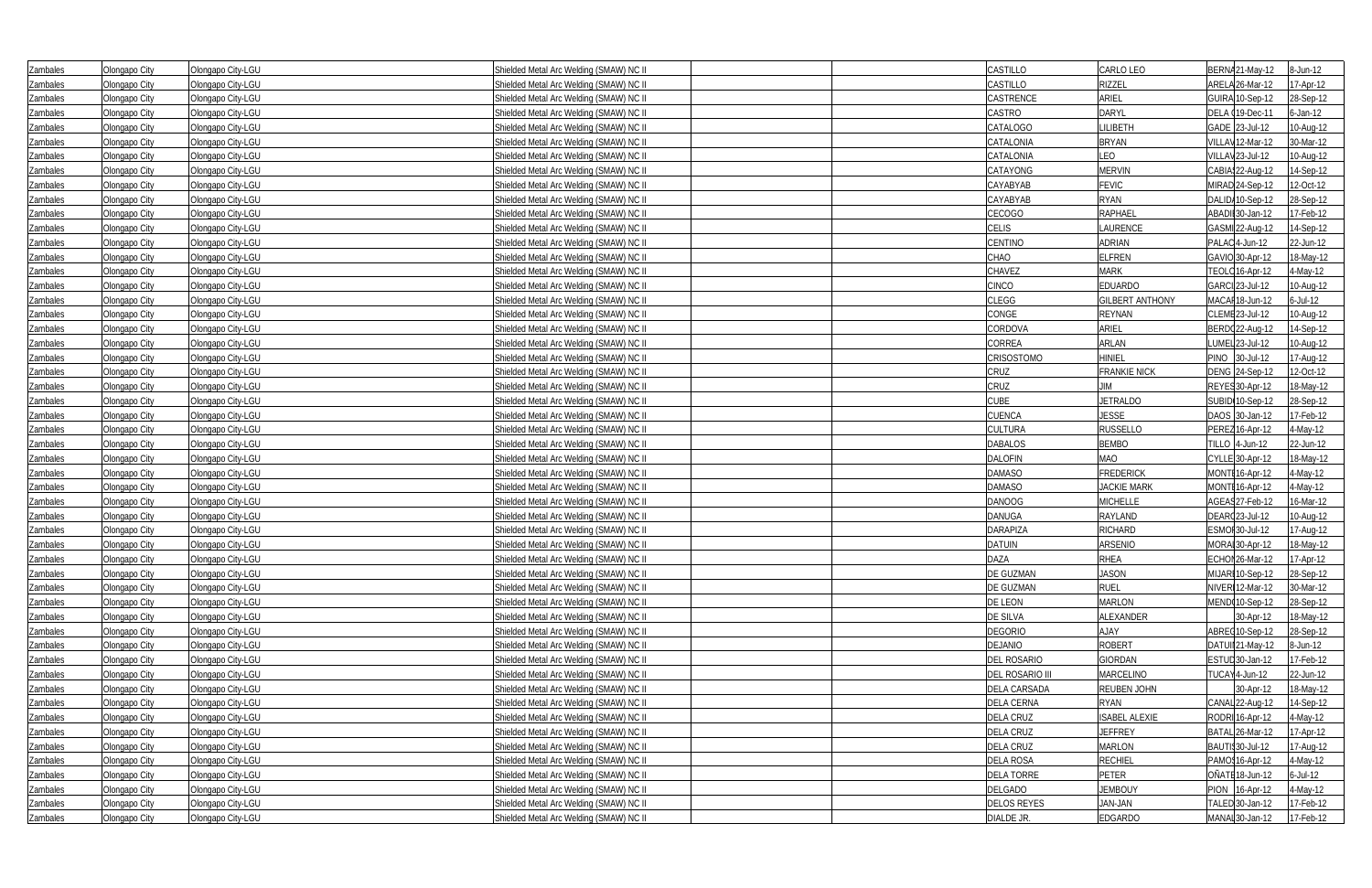| | | | | | | | | | | |
|---|---|---|---|---|---|---|---|---|---|---|
| Zambales | Olongapo City | Olongapo City-LGU | Shielded Metal Arc Welding (SMAW) NC II | | | CASTILLO | CARLO LEO | BERNA | 21-May-12 | 8-Jun-12 |
| Zambales | Olongapo City | Olongapo City-LGU | Shielded Metal Arc Welding (SMAW) NC II | | | CASTILLO | RIZZEL | ARELA | 26-Mar-12 | 17-Apr-12 |
| Zambales | Olongapo City | Olongapo City-LGU | Shielded Metal Arc Welding (SMAW) NC II | | | CASTRENCE | ARIEL | GUIRA | 10-Sep-12 | 28-Sep-12 |
| Zambales | Olongapo City | Olongapo City-LGU | Shielded Metal Arc Welding (SMAW) NC II | | | CASTRO | DARYL | DELA C | 19-Dec-11 | 6-Jan-12 |
| Zambales | Olongapo City | Olongapo City-LGU | Shielded Metal Arc Welding (SMAW) NC II | | | CATALOGO | LILIBETH | GADE | 23-Jul-12 | 10-Aug-12 |
| Zambales | Olongapo City | Olongapo City-LGU | Shielded Metal Arc Welding (SMAW) NC II | | | CATALONIA | BRYAN | VILLAV | 12-Mar-12 | 30-Mar-12 |
| Zambales | Olongapo City | Olongapo City-LGU | Shielded Metal Arc Welding (SMAW) NC II | | | CATALONIA | LEO | VILLAV | 23-Jul-12 | 10-Aug-12 |
| Zambales | Olongapo City | Olongapo City-LGU | Shielded Metal Arc Welding (SMAW) NC II | | | CATAYONG | MERVIN | CABIA | 22-Aug-12 | 14-Sep-12 |
| Zambales | Olongapo City | Olongapo City-LGU | Shielded Metal Arc Welding (SMAW) NC II | | | CAYABYAB | FEVIC | MIRAD | 24-Sep-12 | 12-Oct-12 |
| Zambales | Olongapo City | Olongapo City-LGU | Shielded Metal Arc Welding (SMAW) NC II | | | CAYABYAB | RYAN | DALID | 10-Sep-12 | 28-Sep-12 |
| Zambales | Olongapo City | Olongapo City-LGU | Shielded Metal Arc Welding (SMAW) NC II | | | CECOGO | RAPHAEL | ABADI | 30-Jan-12 | 17-Feb-12 |
| Zambales | Olongapo City | Olongapo City-LGU | Shielded Metal Arc Welding (SMAW) NC II | | | CELIS | LAURENCE | GASMI | 22-Aug-12 | 14-Sep-12 |
| Zambales | Olongapo City | Olongapo City-LGU | Shielded Metal Arc Welding (SMAW) NC II | | | CENTINO | ADRIAN | PALAC | 4-Jun-12 | 22-Jun-12 |
| Zambales | Olongapo City | Olongapo City-LGU | Shielded Metal Arc Welding (SMAW) NC II | | | CHAO | ELFREN | GAVIO | 30-Apr-12 | 18-May-12 |
| Zambales | Olongapo City | Olongapo City-LGU | Shielded Metal Arc Welding (SMAW) NC II | | | CHAVEZ | MARK | TEOLO | 16-Apr-12 | 4-May-12 |
| Zambales | Olongapo City | Olongapo City-LGU | Shielded Metal Arc Welding (SMAW) NC II | | | CINCO | EDUARDO | GARCI | 23-Jul-12 | 10-Aug-12 |
| Zambales | Olongapo City | Olongapo City-LGU | Shielded Metal Arc Welding (SMAW) NC II | | | CLEGG | GILBERT ANTHONY | MACAF | 18-Jun-12 | 6-Jul-12 |
| Zambales | Olongapo City | Olongapo City-LGU | Shielded Metal Arc Welding (SMAW) NC II | | | CONGE | REYNAN | CLEME | 23-Jul-12 | 10-Aug-12 |
| Zambales | Olongapo City | Olongapo City-LGU | Shielded Metal Arc Welding (SMAW) NC II | | | CORDOVA | ARIEL | BERDO | 22-Aug-12 | 14-Sep-12 |
| Zambales | Olongapo City | Olongapo City-LGU | Shielded Metal Arc Welding (SMAW) NC II | | | CORREA | ARLAN | LUMEL | 23-Jul-12 | 10-Aug-12 |
| Zambales | Olongapo City | Olongapo City-LGU | Shielded Metal Arc Welding (SMAW) NC II | | | CRISOSTOMO | HINIEL | PINO | 30-Jul-12 | 17-Aug-12 |
| Zambales | Olongapo City | Olongapo City-LGU | Shielded Metal Arc Welding (SMAW) NC II | | | CRUZ | FRANKIE NICK | DENG | 24-Sep-12 | 12-Oct-12 |
| Zambales | Olongapo City | Olongapo City-LGU | Shielded Metal Arc Welding (SMAW) NC II | | | CRUZ | JIM | REYES | 30-Apr-12 | 18-May-12 |
| Zambales | Olongapo City | Olongapo City-LGU | Shielded Metal Arc Welding (SMAW) NC II | | | CUBE | JETRALDO | SUBID | 10-Sep-12 | 28-Sep-12 |
| Zambales | Olongapo City | Olongapo City-LGU | Shielded Metal Arc Welding (SMAW) NC II | | | CUENCA | JESSE | DAOS | 30-Jan-12 | 17-Feb-12 |
| Zambales | Olongapo City | Olongapo City-LGU | Shielded Metal Arc Welding (SMAW) NC II | | | CULTURA | RUSSELLO | PEREZ | 16-Apr-12 | 4-May-12 |
| Zambales | Olongapo City | Olongapo City-LGU | Shielded Metal Arc Welding (SMAW) NC II | | | DABALOS | BEMBO | TILLO | 4-Jun-12 | 22-Jun-12 |
| Zambales | Olongapo City | Olongapo City-LGU | Shielded Metal Arc Welding (SMAW) NC II | | | DALOFIN | MAO | CYLLE | 30-Apr-12 | 18-May-12 |
| Zambales | Olongapo City | Olongapo City-LGU | Shielded Metal Arc Welding (SMAW) NC II | | | DAMASO | FREDERICK | MONTE | 16-Apr-12 | 4-May-12 |
| Zambales | Olongapo City | Olongapo City-LGU | Shielded Metal Arc Welding (SMAW) NC II | | | DAMASO | JACKIE MARK | MONTE | 16-Apr-12 | 4-May-12 |
| Zambales | Olongapo City | Olongapo City-LGU | Shielded Metal Arc Welding (SMAW) NC II | | | DANOOG | MICHELLE | AGEAS | 27-Feb-12 | 16-Mar-12 |
| Zambales | Olongapo City | Olongapo City-LGU | Shielded Metal Arc Welding (SMAW) NC II | | | DANUGA | RAYLAND | DEARO | 23-Jul-12 | 10-Aug-12 |
| Zambales | Olongapo City | Olongapo City-LGU | Shielded Metal Arc Welding (SMAW) NC II | | | DARAPIZA | RICHARD | ESMOI | 30-Jul-12 | 17-Aug-12 |
| Zambales | Olongapo City | Olongapo City-LGU | Shielded Metal Arc Welding (SMAW) NC II | | | DATUIN | ARSENIO | MORA | 30-Apr-12 | 18-May-12 |
| Zambales | Olongapo City | Olongapo City-LGU | Shielded Metal Arc Welding (SMAW) NC II | | | DAZA | RHEA | ECHO | 26-Mar-12 | 17-Apr-12 |
| Zambales | Olongapo City | Olongapo City-LGU | Shielded Metal Arc Welding (SMAW) NC II | | | DE GUZMAN | JASON | MIJAR | 10-Sep-12 | 28-Sep-12 |
| Zambales | Olongapo City | Olongapo City-LGU | Shielded Metal Arc Welding (SMAW) NC II | | | DE GUZMAN | RUEL | NIVER | 12-Mar-12 | 30-Mar-12 |
| Zambales | Olongapo City | Olongapo City-LGU | Shielded Metal Arc Welding (SMAW) NC II | | | DE LEON | MARLON | MEND | 10-Sep-12 | 28-Sep-12 |
| Zambales | Olongapo City | Olongapo City-LGU | Shielded Metal Arc Welding (SMAW) NC II | | | DE SILVA | ALEXANDER | | 30-Apr-12 | 18-May-12 |
| Zambales | Olongapo City | Olongapo City-LGU | Shielded Metal Arc Welding (SMAW) NC II | | | DEGORIO | AJAY | ABREG | 10-Sep-12 | 28-Sep-12 |
| Zambales | Olongapo City | Olongapo City-LGU | Shielded Metal Arc Welding (SMAW) NC II | | | DEJANIO | ROBERT | DATUI | 21-May-12 | 8-Jun-12 |
| Zambales | Olongapo City | Olongapo City-LGU | Shielded Metal Arc Welding (SMAW) NC II | | | DEL ROSARIO | GIORDAN | ESTUD | 30-Jan-12 | 17-Feb-12 |
| Zambales | Olongapo City | Olongapo City-LGU | Shielded Metal Arc Welding (SMAW) NC II | | | DEL ROSARIO III | MARCELINO | TUCAY | 4-Jun-12 | 22-Jun-12 |
| Zambales | Olongapo City | Olongapo City-LGU | Shielded Metal Arc Welding (SMAW) NC II | | | DELA CARSADA | REUBEN JOHN | | 30-Apr-12 | 18-May-12 |
| Zambales | Olongapo City | Olongapo City-LGU | Shielded Metal Arc Welding (SMAW) NC II | | | DELA CERNA | RYAN | CANAL | 22-Aug-12 | 14-Sep-12 |
| Zambales | Olongapo City | Olongapo City-LGU | Shielded Metal Arc Welding (SMAW) NC II | | | DELA CRUZ | ISABEL ALEXIE | RODRI | 16-Apr-12 | 4-May-12 |
| Zambales | Olongapo City | Olongapo City-LGU | Shielded Metal Arc Welding (SMAW) NC II | | | DELA CRUZ | JEFFREY | BATAL | 26-Mar-12 | 17-Apr-12 |
| Zambales | Olongapo City | Olongapo City-LGU | Shielded Metal Arc Welding (SMAW) NC II | | | DELA CRUZ | MARLON | BAUTI | 30-Jul-12 | 17-Aug-12 |
| Zambales | Olongapo City | Olongapo City-LGU | Shielded Metal Arc Welding (SMAW) NC II | | | DELA ROSA | RECHIEL | PAMOS | 16-Apr-12 | 4-May-12 |
| Zambales | Olongapo City | Olongapo City-LGU | Shielded Metal Arc Welding (SMAW) NC II | | | DELA TORRE | PETER | OÑATE | 18-Jun-12 | 6-Jul-12 |
| Zambales | Olongapo City | Olongapo City-LGU | Shielded Metal Arc Welding (SMAW) NC II | | | DELGADO | JEMBOUY | PION | 16-Apr-12 | 4-May-12 |
| Zambales | Olongapo City | Olongapo City-LGU | Shielded Metal Arc Welding (SMAW) NC II | | | DELOS REYES | JAN-JAN | TALED | 30-Jan-12 | 17-Feb-12 |
| Zambales | Olongapo City | Olongapo City-LGU | Shielded Metal Arc Welding (SMAW) NC II | | | DIALDE JR. | EDGARDO | MANAL | 30-Jan-12 | 17-Feb-12 |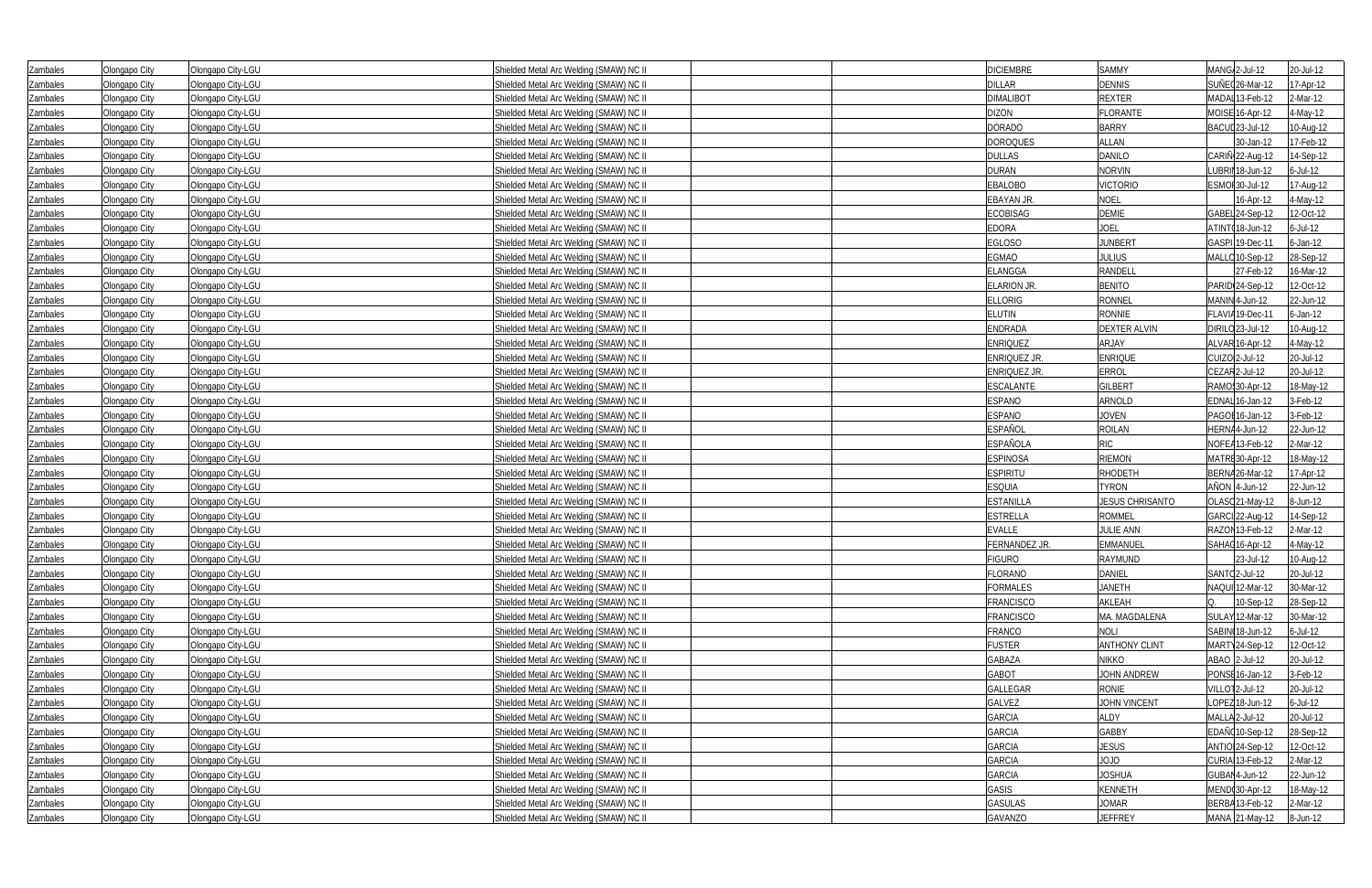| | | | | | | | | | | |
|---|---|---|---|---|---|---|---|---|---|---|
| Zambales | Olongapo City | Olongapo City-LGU | Shielded Metal Arc Welding (SMAW) NC II | | | DICIEMBRE | SAMMY | MANGA | 2-Jul-12 | 20-Jul-12 |
| Zambales | Olongapo City | Olongapo City-LGU | Shielded Metal Arc Welding (SMAW) NC II | | | DILLAR | DENNIS | SUÑEG | 26-Mar-12 | 17-Apr-12 |
| Zambales | Olongapo City | Olongapo City-LGU | Shielded Metal Arc Welding (SMAW) NC II | | | DIMALIBOT | REXTER | MADAL | 13-Feb-12 | 2-Mar-12 |
| Zambales | Olongapo City | Olongapo City-LGU | Shielded Metal Arc Welding (SMAW) NC II | | | DIZON | FLORANTE | MOISE | 16-Apr-12 | 4-May-12 |
| Zambales | Olongapo City | Olongapo City-LGU | Shielded Metal Arc Welding (SMAW) NC II | | | DORADO | BARRY | BACUD | 23-Jul-12 | 10-Aug-12 |
| Zambales | Olongapo City | Olongapo City-LGU | Shielded Metal Arc Welding (SMAW) NC II | | | DOROQUES | ALLAN | | 30-Jan-12 | 17-Feb-12 |
| Zambales | Olongapo City | Olongapo City-LGU | Shielded Metal Arc Welding (SMAW) NC II | | | DULLAS | DANILO | CARIÑ | 22-Aug-12 | 14-Sep-12 |
| Zambales | Olongapo City | Olongapo City-LGU | Shielded Metal Arc Welding (SMAW) NC II | | | DURAN | NORVIN | LUBRI | 18-Jun-12 | 6-Jul-12 |
| Zambales | Olongapo City | Olongapo City-LGU | Shielded Metal Arc Welding (SMAW) NC II | | | EBALOBO | VICTORIO | ESMO | 30-Jul-12 | 17-Aug-12 |
| Zambales | Olongapo City | Olongapo City-LGU | Shielded Metal Arc Welding (SMAW) NC II | | | EBAYAN JR. | NOEL | | 16-Apr-12 | 4-May-12 |
| Zambales | Olongapo City | Olongapo City-LGU | Shielded Metal Arc Welding (SMAW) NC II | | | ECOBISAG | DEMIE | GABEL | 24-Sep-12 | 12-Oct-12 |
| Zambales | Olongapo City | Olongapo City-LGU | Shielded Metal Arc Welding (SMAW) NC II | | | EDORA | JOEL | ATINT | 18-Jun-12 | 6-Jul-12 |
| Zambales | Olongapo City | Olongapo City-LGU | Shielded Metal Arc Welding (SMAW) NC II | | | EGLOSO | JUNBERT | GASPI | 19-Dec-11 | 6-Jan-12 |
| Zambales | Olongapo City | Olongapo City-LGU | Shielded Metal Arc Welding (SMAW) NC II | | | EGMAO | JULIUS | MALLO | 10-Sep-12 | 28-Sep-12 |
| Zambales | Olongapo City | Olongapo City-LGU | Shielded Metal Arc Welding (SMAW) NC II | | | ELANGGA | RANDELL | | 27-Feb-12 | 16-Mar-12 |
| Zambales | Olongapo City | Olongapo City-LGU | Shielded Metal Arc Welding (SMAW) NC II | | | ELARION JR. | BENITO | PARID | 24-Sep-12 | 12-Oct-12 |
| Zambales | Olongapo City | Olongapo City-LGU | Shielded Metal Arc Welding (SMAW) NC II | | | ELLORIG | RONNEL | MANIN | 4-Jun-12 | 22-Jun-12 |
| Zambales | Olongapo City | Olongapo City-LGU | Shielded Metal Arc Welding (SMAW) NC II | | | ELUTIN | RONNIE | FLAVIA | 19-Dec-11 | 6-Jan-12 |
| Zambales | Olongapo City | Olongapo City-LGU | Shielded Metal Arc Welding (SMAW) NC II | | | ENDRADA | DEXTER ALVIN | DIRILO | 23-Jul-12 | 10-Aug-12 |
| Zambales | Olongapo City | Olongapo City-LGU | Shielded Metal Arc Welding (SMAW) NC II | | | ENRIQUEZ | ARJAY | ALVAR | 16-Apr-12 | 4-May-12 |
| Zambales | Olongapo City | Olongapo City-LGU | Shielded Metal Arc Welding (SMAW) NC II | | | ENRIQUEZ JR. | ENRIQUE | CUIZO | 2-Jul-12 | 20-Jul-12 |
| Zambales | Olongapo City | Olongapo City-LGU | Shielded Metal Arc Welding (SMAW) NC II | | | ENRIQUEZ JR. | ERROL | CEZAR | 2-Jul-12 | 20-Jul-12 |
| Zambales | Olongapo City | Olongapo City-LGU | Shielded Metal Arc Welding (SMAW) NC II | | | ESCALANTE | GILBERT | RAMO | 30-Apr-12 | 18-May-12 |
| Zambales | Olongapo City | Olongapo City-LGU | Shielded Metal Arc Welding (SMAW) NC II | | | ESPANO | ARNOLD | EDNAL | 16-Jan-12 | 3-Feb-12 |
| Zambales | Olongapo City | Olongapo City-LGU | Shielded Metal Arc Welding (SMAW) NC II | | | ESPANO | JOVEN | PAGOI | 16-Jan-12 | 3-Feb-12 |
| Zambales | Olongapo City | Olongapo City-LGU | Shielded Metal Arc Welding (SMAW) NC II | | | ESPAÑOL | ROILAN | HERNA | 4-Jun-12 | 22-Jun-12 |
| Zambales | Olongapo City | Olongapo City-LGU | Shielded Metal Arc Welding (SMAW) NC II | | | ESPAÑOLA | RIC | NOFEA | 13-Feb-12 | 2-Mar-12 |
| Zambales | Olongapo City | Olongapo City-LGU | Shielded Metal Arc Welding (SMAW) NC II | | | ESPINOSA | RIEMON | MATRE | 30-Apr-12 | 18-May-12 |
| Zambales | Olongapo City | Olongapo City-LGU | Shielded Metal Arc Welding (SMAW) NC II | | | ESPIRITU | RHODETH | BERNA | 26-Mar-12 | 17-Apr-12 |
| Zambales | Olongapo City | Olongapo City-LGU | Shielded Metal Arc Welding (SMAW) NC II | | | ESQUIA | TYRON | AÑON | 4-Jun-12 | 22-Jun-12 |
| Zambales | Olongapo City | Olongapo City-LGU | Shielded Metal Arc Welding (SMAW) NC II | | | ESTANILLA | JESUS CHRISANTO | OLASC | 21-May-12 | 8-Jun-12 |
| Zambales | Olongapo City | Olongapo City-LGU | Shielded Metal Arc Welding (SMAW) NC II | | | ESTRELLA | ROMMEL | GARCI | 22-Aug-12 | 14-Sep-12 |
| Zambales | Olongapo City | Olongapo City-LGU | Shielded Metal Arc Welding (SMAW) NC II | | | EVALLE | JULIE ANN | RAZON | 13-Feb-12 | 2-Mar-12 |
| Zambales | Olongapo City | Olongapo City-LGU | Shielded Metal Arc Welding (SMAW) NC II | | | FERNANDEZ JR. | EMMANUEL | SAHAG | 16-Apr-12 | 4-May-12 |
| Zambales | Olongapo City | Olongapo City-LGU | Shielded Metal Arc Welding (SMAW) NC II | | | FIGURO | RAYMUND | | 23-Jul-12 | 10-Aug-12 |
| Zambales | Olongapo City | Olongapo City-LGU | Shielded Metal Arc Welding (SMAW) NC II | | | FLORANO | DANIEL | SANTO | 2-Jul-12 | 20-Jul-12 |
| Zambales | Olongapo City | Olongapo City-LGU | Shielded Metal Arc Welding (SMAW) NC II | | | FORMALES | JANETH | NAQUI | 12-Mar-12 | 30-Mar-12 |
| Zambales | Olongapo City | Olongapo City-LGU | Shielded Metal Arc Welding (SMAW) NC II | | | FRANCISCO | AKLEAH | Q. | 10-Sep-12 | 28-Sep-12 |
| Zambales | Olongapo City | Olongapo City-LGU | Shielded Metal Arc Welding (SMAW) NC II | | | FRANCISCO | MA. MAGDALENA | SULAY | 12-Mar-12 | 30-Mar-12 |
| Zambales | Olongapo City | Olongapo City-LGU | Shielded Metal Arc Welding (SMAW) NC II | | | FRANCO | NOLI | SABIN | 18-Jun-12 | 6-Jul-12 |
| Zambales | Olongapo City | Olongapo City-LGU | Shielded Metal Arc Welding (SMAW) NC II | | | FUSTER | ANTHONY CLINT | MART | 24-Sep-12 | 12-Oct-12 |
| Zambales | Olongapo City | Olongapo City-LGU | Shielded Metal Arc Welding (SMAW) NC II | | | GABAZA | NIKKO | ABAO | 2-Jul-12 | 20-Jul-12 |
| Zambales | Olongapo City | Olongapo City-LGU | Shielded Metal Arc Welding (SMAW) NC II | | | GABOT | JOHN ANDREW | PONSE | 16-Jan-12 | 3-Feb-12 |
| Zambales | Olongapo City | Olongapo City-LGU | Shielded Metal Arc Welding (SMAW) NC II | | | GALLEGAR | RONIE | VILLO | 2-Jul-12 | 20-Jul-12 |
| Zambales | Olongapo City | Olongapo City-LGU | Shielded Metal Arc Welding (SMAW) NC II | | | GALVEZ | JOHN VINCENT | LOPEZ | 18-Jun-12 | 6-Jul-12 |
| Zambales | Olongapo City | Olongapo City-LGU | Shielded Metal Arc Welding (SMAW) NC II | | | GARCIA | ALDY | MALLA | 2-Jul-12 | 20-Jul-12 |
| Zambales | Olongapo City | Olongapo City-LGU | Shielded Metal Arc Welding (SMAW) NC II | | | GARCIA | GABBY | EDAÑO | 10-Sep-12 | 28-Sep-12 |
| Zambales | Olongapo City | Olongapo City-LGU | Shielded Metal Arc Welding (SMAW) NC II | | | GARCIA | JESUS | ANTIO | 24-Sep-12 | 12-Oct-12 |
| Zambales | Olongapo City | Olongapo City-LGU | Shielded Metal Arc Welding (SMAW) NC II | | | GARCIA | JOJO | CURIA | 13-Feb-12 | 2-Mar-12 |
| Zambales | Olongapo City | Olongapo City-LGU | Shielded Metal Arc Welding (SMAW) NC II | | | GARCIA | JOSHUA | GUBAN | 4-Jun-12 | 22-Jun-12 |
| Zambales | Olongapo City | Olongapo City-LGU | Shielded Metal Arc Welding (SMAW) NC II | | | GASIS | KENNETH | MEND | 30-Apr-12 | 18-May-12 |
| Zambales | Olongapo City | Olongapo City-LGU | Shielded Metal Arc Welding (SMAW) NC II | | | GASULAS | JOMAR | BERBA | 13-Feb-12 | 2-Mar-12 |
| Zambales | Olongapo City | Olongapo City-LGU | Shielded Metal Arc Welding (SMAW) NC II | | | GAVANZO | JEFFREY | MANA | 21-May-12 | 8-Jun-12 |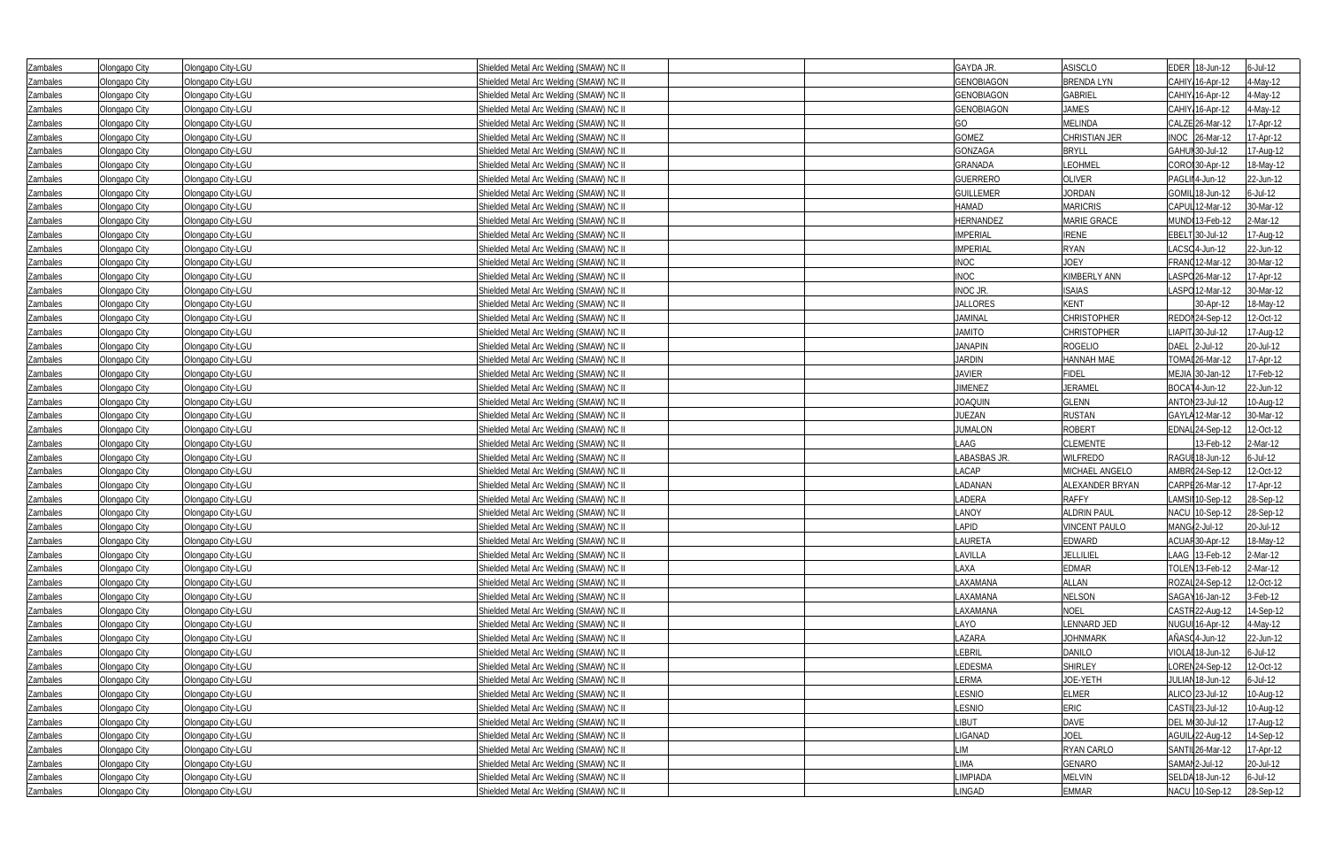| Zambales | Olongapo City | Olongapo City-LGU | Shielded Metal Arc Welding (SMAW) NC II | | | GAYDA JR. | ASISCLO | EDER | 18-Jun-12 | 6-Jul-12 |
|---|---|---|---|---|---|---|---|---|---|---|
| Zambales | Olongapo City | Olongapo City-LGU | Shielded Metal Arc Welding (SMAW) NC II | | | GENOBIAGON | BRENDA LYN | CAHIY | 16-Apr-12 | 4-May-12 |
| Zambales | Olongapo City | Olongapo City-LGU | Shielded Metal Arc Welding (SMAW) NC II | | | GENOBIAGON | GABRIEL | CAHIY | 16-Apr-12 | 4-May-12 |
| Zambales | Olongapo City | Olongapo City-LGU | Shielded Metal Arc Welding (SMAW) NC II | | | GENOBIAGON | JAMES | CAHIY | 16-Apr-12 | 4-May-12 |
| Zambales | Olongapo City | Olongapo City-LGU | Shielded Metal Arc Welding (SMAW) NC II | | | GO | MELINDA | CALZE | 26-Mar-12 | 17-Apr-12 |
| Zambales | Olongapo City | Olongapo City-LGU | Shielded Metal Arc Welding (SMAW) NC II | | | GOMEZ | CHRISTIAN JER | INOC | 26-Mar-12 | 17-Apr-12 |
| Zambales | Olongapo City | Olongapo City-LGU | Shielded Metal Arc Welding (SMAW) NC II | | | GONZAGA | BRYLL | GAHUI | 30-Jul-12 | 17-Aug-12 |
| Zambales | Olongapo City | Olongapo City-LGU | Shielded Metal Arc Welding (SMAW) NC II | | | GRANADA | LEOHMEL | CORO | 30-Apr-12 | 18-May-12 |
| Zambales | Olongapo City | Olongapo City-LGU | Shielded Metal Arc Welding (SMAW) NC II | | | GUERRERO | OLIVER | PAGLI | 4-Jun-12 | 22-Jun-12 |
| Zambales | Olongapo City | Olongapo City-LGU | Shielded Metal Arc Welding (SMAW) NC II | | | GUILLEMER | JORDAN | GOMIL | 18-Jun-12 | 6-Jul-12 |
| Zambales | Olongapo City | Olongapo City-LGU | Shielded Metal Arc Welding (SMAW) NC II | | | HAMAD | MARICRIS | CAPUL | 12-Mar-12 | 30-Mar-12 |
| Zambales | Olongapo City | Olongapo City-LGU | Shielded Metal Arc Welding (SMAW) NC II | | | HERNANDEZ | MARIE GRACE | MUND | 13-Feb-12 | 2-Mar-12 |
| Zambales | Olongapo City | Olongapo City-LGU | Shielded Metal Arc Welding (SMAW) NC II | | | IMPERIAL | IRENE | EBELT | 30-Jul-12 | 17-Aug-12 |
| Zambales | Olongapo City | Olongapo City-LGU | Shielded Metal Arc Welding (SMAW) NC II | | | IMPERIAL | RYAN | LACSO | 4-Jun-12 | 22-Jun-12 |
| Zambales | Olongapo City | Olongapo City-LGU | Shielded Metal Arc Welding (SMAW) NC II | | | INOC | JOEY | FRANC | 12-Mar-12 | 30-Mar-12 |
| Zambales | Olongapo City | Olongapo City-LGU | Shielded Metal Arc Welding (SMAW) NC II | | | INOC | KIMBERLY ANN | LASPO | 26-Mar-12 | 17-Apr-12 |
| Zambales | Olongapo City | Olongapo City-LGU | Shielded Metal Arc Welding (SMAW) NC II | | | INOC JR. | ISAIAS | LASPO | 12-Mar-12 | 30-Mar-12 |
| Zambales | Olongapo City | Olongapo City-LGU | Shielded Metal Arc Welding (SMAW) NC II | | | JALLORES | KENT | | 30-Apr-12 | 18-May-12 |
| Zambales | Olongapo City | Olongapo City-LGU | Shielded Metal Arc Welding (SMAW) NC II | | | JAMINAL | CHRISTOPHER | REDON | 24-Sep-12 | 12-Oct-12 |
| Zambales | Olongapo City | Olongapo City-LGU | Shielded Metal Arc Welding (SMAW) NC II | | | JAMITO | CHRISTOPHER | LIAPIT | 30-Jul-12 | 17-Aug-12 |
| Zambales | Olongapo City | Olongapo City-LGU | Shielded Metal Arc Welding (SMAW) NC II | | | JANAPIN | ROGELIO | DAEL | 2-Jul-12 | 20-Jul-12 |
| Zambales | Olongapo City | Olongapo City-LGU | Shielded Metal Arc Welding (SMAW) NC II | | | JARDIN | HANNAH MAE | TOMA | 26-Mar-12 | 17-Apr-12 |
| Zambales | Olongapo City | Olongapo City-LGU | Shielded Metal Arc Welding (SMAW) NC II | | | JAVIER | FIDEL | MEJIA | 30-Jan-12 | 17-Feb-12 |
| Zambales | Olongapo City | Olongapo City-LGU | Shielded Metal Arc Welding (SMAW) NC II | | | JIMENEZ | JERAMEL | BOCA | 4-Jun-12 | 22-Jun-12 |
| Zambales | Olongapo City | Olongapo City-LGU | Shielded Metal Arc Welding (SMAW) NC II | | | JOAQUIN | GLENN | ANTON | 23-Jul-12 | 10-Aug-12 |
| Zambales | Olongapo City | Olongapo City-LGU | Shielded Metal Arc Welding (SMAW) NC II | | | JUEZAN | RUSTAN | GAYLA | 12-Mar-12 | 30-Mar-12 |
| Zambales | Olongapo City | Olongapo City-LGU | Shielded Metal Arc Welding (SMAW) NC II | | | JUMALON | ROBERT | EDNAL | 24-Sep-12 | 12-Oct-12 |
| Zambales | Olongapo City | Olongapo City-LGU | Shielded Metal Arc Welding (SMAW) NC II | | | LAAG | CLEMENTE | | 13-Feb-12 | 2-Mar-12 |
| Zambales | Olongapo City | Olongapo City-LGU | Shielded Metal Arc Welding (SMAW) NC II | | | LABASBAS JR. | WILFREDO | RAGUI | 18-Jun-12 | 6-Jul-12 |
| Zambales | Olongapo City | Olongapo City-LGU | Shielded Metal Arc Welding (SMAW) NC II | | | LACAP | MICHAEL ANGELO | AMBR | 24-Sep-12 | 12-Oct-12 |
| Zambales | Olongapo City | Olongapo City-LGU | Shielded Metal Arc Welding (SMAW) NC II | | | LADANAN | ALEXANDER BRYAN | CARPE | 26-Mar-12 | 17-Apr-12 |
| Zambales | Olongapo City | Olongapo City-LGU | Shielded Metal Arc Welding (SMAW) NC II | | | LADERA | RAFFY | LAMSI | 10-Sep-12 | 28-Sep-12 |
| Zambales | Olongapo City | Olongapo City-LGU | Shielded Metal Arc Welding (SMAW) NC II | | | LANOY | ALDRIN PAUL | NACU | 10-Sep-12 | 28-Sep-12 |
| Zambales | Olongapo City | Olongapo City-LGU | Shielded Metal Arc Welding (SMAW) NC II | | | LAPID | VINCENT PAULO | MANG | 2-Jul-12 | 20-Jul-12 |
| Zambales | Olongapo City | Olongapo City-LGU | Shielded Metal Arc Welding (SMAW) NC II | | | LAURETA | EDWARD | ACUA | 30-Apr-12 | 18-May-12 |
| Zambales | Olongapo City | Olongapo City-LGU | Shielded Metal Arc Welding (SMAW) NC II | | | LAVILLA | JELLILIEL | LAAG | 13-Feb-12 | 2-Mar-12 |
| Zambales | Olongapo City | Olongapo City-LGU | Shielded Metal Arc Welding (SMAW) NC II | | | LAXA | EDMAR | TOLEN | 13-Feb-12 | 2-Mar-12 |
| Zambales | Olongapo City | Olongapo City-LGU | Shielded Metal Arc Welding (SMAW) NC II | | | LAXAMANA | ALLAN | ROZAL | 24-Sep-12 | 12-Oct-12 |
| Zambales | Olongapo City | Olongapo City-LGU | Shielded Metal Arc Welding (SMAW) NC II | | | LAXAMANA | NELSON | SAGAY | 16-Jan-12 | 3-Feb-12 |
| Zambales | Olongapo City | Olongapo City-LGU | Shielded Metal Arc Welding (SMAW) NC II | | | LAXAMANA | NOEL | CASTR | 22-Aug-12 | 14-Sep-12 |
| Zambales | Olongapo City | Olongapo City-LGU | Shielded Metal Arc Welding (SMAW) NC II | | | LAYO | LENNARD JED | NUGUI | 16-Apr-12 | 4-May-12 |
| Zambales | Olongapo City | Olongapo City-LGU | Shielded Metal Arc Welding (SMAW) NC II | | | LAZARA | JOHNMARK | AÑASC | 4-Jun-12 | 22-Jun-12 |
| Zambales | Olongapo City | Olongapo City-LGU | Shielded Metal Arc Welding (SMAW) NC II | | | LEBRIL | DANILO | VIOLA | 18-Jun-12 | 6-Jul-12 |
| Zambales | Olongapo City | Olongapo City-LGU | Shielded Metal Arc Welding (SMAW) NC II | | | LEDESMA | SHIRLEY | LOREN | 24-Sep-12 | 12-Oct-12 |
| Zambales | Olongapo City | Olongapo City-LGU | Shielded Metal Arc Welding (SMAW) NC II | | | LERMA | JOE-YETH | JULIAN | 18-Jun-12 | 6-Jul-12 |
| Zambales | Olongapo City | Olongapo City-LGU | Shielded Metal Arc Welding (SMAW) NC II | | | LESNIO | ELMER | ALICO | 23-Jul-12 | 10-Aug-12 |
| Zambales | Olongapo City | Olongapo City-LGU | Shielded Metal Arc Welding (SMAW) NC II | | | LESNIO | ERIC | CASTI | 23-Jul-12 | 10-Aug-12 |
| Zambales | Olongapo City | Olongapo City-LGU | Shielded Metal Arc Welding (SMAW) NC II | | | LIBUT | DAVE | DEL M | 30-Jul-12 | 17-Aug-12 |
| Zambales | Olongapo City | Olongapo City-LGU | Shielded Metal Arc Welding (SMAW) NC II | | | LIGANAD | JOEL | AGUIL | 22-Aug-12 | 14-Sep-12 |
| Zambales | Olongapo City | Olongapo City-LGU | Shielded Metal Arc Welding (SMAW) NC II | | | LIM | RYAN CARLO | SANTI | 26-Mar-12 | 17-Apr-12 |
| Zambales | Olongapo City | Olongapo City-LGU | Shielded Metal Arc Welding (SMAW) NC II | | | LIMA | GENARO | SAMAN | 2-Jul-12 | 20-Jul-12 |
| Zambales | Olongapo City | Olongapo City-LGU | Shielded Metal Arc Welding (SMAW) NC II | | | LIMPIADA | MELVIN | SELDA | 18-Jun-12 | 6-Jul-12 |
| Zambales | Olongapo City | Olongapo City-LGU | Shielded Metal Arc Welding (SMAW) NC II | | | LINGAD | EMMAR | NACU | 10-Sep-12 | 28-Sep-12 |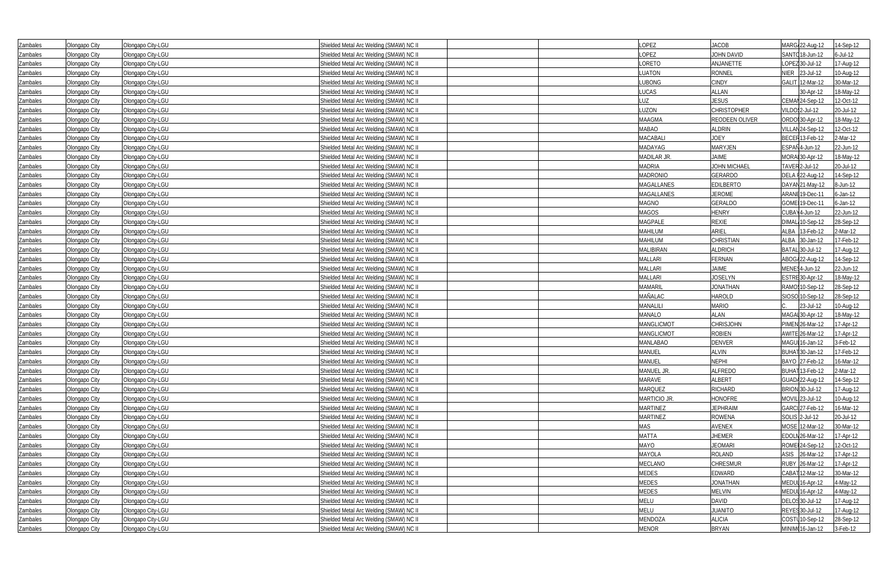| | | | | | | | | | | |
|---|---|---|---|---|---|---|---|---|---|---|
| Zambales | Olongapo City | Olongapo City-LGU | Shielded Metal Arc Welding (SMAW) NC II | | | LOPEZ | JACOB | MARGA | 22-Aug-12 | 14-Sep-12 |
| Zambales | Olongapo City | Olongapo City-LGU | Shielded Metal Arc Welding (SMAW) NC II | | | LOPEZ | JOHN DAVID | SANTO | 18-Jun-12 | 6-Jul-12 |
| Zambales | Olongapo City | Olongapo City-LGU | Shielded Metal Arc Welding (SMAW) NC II | | | LORETO | ANJANETTE | LOPEZ | 30-Jul-12 | 17-Aug-12 |
| Zambales | Olongapo City | Olongapo City-LGU | Shielded Metal Arc Welding (SMAW) NC II | | | LUATON | RONNEL | NIER | 23-Jul-12 | 10-Aug-12 |
| Zambales | Olongapo City | Olongapo City-LGU | Shielded Metal Arc Welding (SMAW) NC II | | | LUBONG | CINDY | GALIT | 12-Mar-12 | 30-Mar-12 |
| Zambales | Olongapo City | Olongapo City-LGU | Shielded Metal Arc Welding (SMAW) NC II | | | LUCAS | ALLAN | | 30-Apr-12 | 18-May-12 |
| Zambales | Olongapo City | Olongapo City-LGU | Shielded Metal Arc Welding (SMAW) NC II | | | LUZ | JESUS | CEMAN | 24-Sep-12 | 12-Oct-12 |
| Zambales | Olongapo City | Olongapo City-LGU | Shielded Metal Arc Welding (SMAW) NC II | | | LUZON | CHRISTOPHER | VILDO | 2-Jul-12 | 20-Jul-12 |
| Zambales | Olongapo City | Olongapo City-LGU | Shielded Metal Arc Welding (SMAW) NC II | | | MAAGMA | REODEEN OLIVER | ORDO | 30-Apr-12 | 18-May-12 |
| Zambales | Olongapo City | Olongapo City-LGU | Shielded Metal Arc Welding (SMAW) NC II | | | MABAO | ALDRIN | VILLAN | 24-Sep-12 | 12-Oct-12 |
| Zambales | Olongapo City | Olongapo City-LGU | Shielded Metal Arc Welding (SMAW) NC II | | | MACABALI | JOEY | BECER | 13-Feb-12 | 2-Mar-12 |
| Zambales | Olongapo City | Olongapo City-LGU | Shielded Metal Arc Welding (SMAW) NC II | | | MADAYAG | MARYJEN | ESPAÑ | 4-Jun-12 | 22-Jun-12 |
| Zambales | Olongapo City | Olongapo City-LGU | Shielded Metal Arc Welding (SMAW) NC II | | | MADILAR JR. | JAIME | MORA | 30-Apr-12 | 18-May-12 |
| Zambales | Olongapo City | Olongapo City-LGU | Shielded Metal Arc Welding (SMAW) NC II | | | MADRIA | JOHN MICHAEL | TAVER | 2-Jul-12 | 20-Jul-12 |
| Zambales | Olongapo City | Olongapo City-LGU | Shielded Metal Arc Welding (SMAW) NC II | | | MADRONIO | GERARDO | DELA F | 22-Aug-12 | 14-Sep-12 |
| Zambales | Olongapo City | Olongapo City-LGU | Shielded Metal Arc Welding (SMAW) NC II | | | MAGALLANES | EDILBERTO | DAYAN | 21-May-12 | 8-Jun-12 |
| Zambales | Olongapo City | Olongapo City-LGU | Shielded Metal Arc Welding (SMAW) NC II | | | MAGALLANES | JEROME | ARANE | 19-Dec-11 | 6-Jan-12 |
| Zambales | Olongapo City | Olongapo City-LGU | Shielded Metal Arc Welding (SMAW) NC II | | | MAGNO | GERALDO | GOME | 19-Dec-11 | 6-Jan-12 |
| Zambales | Olongapo City | Olongapo City-LGU | Shielded Metal Arc Welding (SMAW) NC II | | | MAGOS | HENRY | CUBA | 4-Jun-12 | 22-Jun-12 |
| Zambales | Olongapo City | Olongapo City-LGU | Shielded Metal Arc Welding (SMAW) NC II | | | MAGPALE | REXIE | DIMAL | 10-Sep-12 | 28-Sep-12 |
| Zambales | Olongapo City | Olongapo City-LGU | Shielded Metal Arc Welding (SMAW) NC II | | | MAHILUM | ARIEL | ALBA | 13-Feb-12 | 2-Mar-12 |
| Zambales | Olongapo City | Olongapo City-LGU | Shielded Metal Arc Welding (SMAW) NC II | | | MAHILUM | CHRISTIAN | ALBA | 30-Jan-12 | 17-Feb-12 |
| Zambales | Olongapo City | Olongapo City-LGU | Shielded Metal Arc Welding (SMAW) NC II | | | MALIBIRAN | ALDRICH | BATAL | 30-Jul-12 | 17-Aug-12 |
| Zambales | Olongapo City | Olongapo City-LGU | Shielded Metal Arc Welding (SMAW) NC II | | | MALLARI | FERNAN | ABOGA | 22-Aug-12 | 14-Sep-12 |
| Zambales | Olongapo City | Olongapo City-LGU | Shielded Metal Arc Welding (SMAW) NC II | | | MALLARI | JAIME | MENES | 4-Jun-12 | 22-Jun-12 |
| Zambales | Olongapo City | Olongapo City-LGU | Shielded Metal Arc Welding (SMAW) NC II | | | MALLARI | JOSELYN | ESTRE | 30-Apr-12 | 18-May-12 |
| Zambales | Olongapo City | Olongapo City-LGU | Shielded Metal Arc Welding (SMAW) NC II | | | MAMARIL | JONATHAN | RAMOS | 10-Sep-12 | 28-Sep-12 |
| Zambales | Olongapo City | Olongapo City-LGU | Shielded Metal Arc Welding (SMAW) NC II | | | MAÑALAC | HAROLD | SIOSO | 10-Sep-12 | 28-Sep-12 |
| Zambales | Olongapo City | Olongapo City-LGU | Shielded Metal Arc Welding (SMAW) NC II | | | MANALILI | MARIO | C. | 23-Jul-12 | 10-Aug-12 |
| Zambales | Olongapo City | Olongapo City-LGU | Shielded Metal Arc Welding (SMAW) NC II | | | MANALO | ALAN | MAGAI | 30-Apr-12 | 18-May-12 |
| Zambales | Olongapo City | Olongapo City-LGU | Shielded Metal Arc Welding (SMAW) NC II | | | MANGLICMOT | CHRISJOHN | PIMEN | 26-Mar-12 | 17-Apr-12 |
| Zambales | Olongapo City | Olongapo City-LGU | Shielded Metal Arc Welding (SMAW) NC II | | | MANGLICMOT | ROBIEN | AWITE | 26-Mar-12 | 17-Apr-12 |
| Zambales | Olongapo City | Olongapo City-LGU | Shielded Metal Arc Welding (SMAW) NC II | | | MANLABAO | DENVER | MAGUI | 16-Jan-12 | 3-Feb-12 |
| Zambales | Olongapo City | Olongapo City-LGU | Shielded Metal Arc Welding (SMAW) NC II | | | MANUEL | ALVIN | BUHAT | 30-Jan-12 | 17-Feb-12 |
| Zambales | Olongapo City | Olongapo City-LGU | Shielded Metal Arc Welding (SMAW) NC II | | | MANUEL | NEPHI | BAYO | 27-Feb-12 | 16-Mar-12 |
| Zambales | Olongapo City | Olongapo City-LGU | Shielded Metal Arc Welding (SMAW) NC II | | | MANUEL JR. | ALFREDO | BUHAT | 13-Feb-12 | 2-Mar-12 |
| Zambales | Olongapo City | Olongapo City-LGU | Shielded Metal Arc Welding (SMAW) NC II | | | MARAVE | ALBERT | GUADA | 22-Aug-12 | 14-Sep-12 |
| Zambales | Olongapo City | Olongapo City-LGU | Shielded Metal Arc Welding (SMAW) NC II | | | MARQUEZ | RICHARD | BRION | 30-Jul-12 | 17-Aug-12 |
| Zambales | Olongapo City | Olongapo City-LGU | Shielded Metal Arc Welding (SMAW) NC II | | | MARTICIO JR. | HONOFRE | MOVIL | 23-Jul-12 | 10-Aug-12 |
| Zambales | Olongapo City | Olongapo City-LGU | Shielded Metal Arc Welding (SMAW) NC II | | | MARTINEZ | JEPHRAIM | GARCI | 27-Feb-12 | 16-Mar-12 |
| Zambales | Olongapo City | Olongapo City-LGU | Shielded Metal Arc Welding (SMAW) NC II | | | MARTINEZ | ROWENA | SOLIS | 2-Jul-12 | 20-Jul-12 |
| Zambales | Olongapo City | Olongapo City-LGU | Shielded Metal Arc Welding (SMAW) NC II | | | MAS | AVENEX | MOSE | 12-Mar-12 | 30-Mar-12 |
| Zambales | Olongapo City | Olongapo City-LGU | Shielded Metal Arc Welding (SMAW) NC II | | | MATTA | JHEMER | EDOLN | 26-Mar-12 | 17-Apr-12 |
| Zambales | Olongapo City | Olongapo City-LGU | Shielded Metal Arc Welding (SMAW) NC II | | | MAYO | JEOMARI | ROMEI | 24-Sep-12 | 12-Oct-12 |
| Zambales | Olongapo City | Olongapo City-LGU | Shielded Metal Arc Welding (SMAW) NC II | | | MAYOLA | ROLAND | ASIS | 26-Mar-12 | 17-Apr-12 |
| Zambales | Olongapo City | Olongapo City-LGU | Shielded Metal Arc Welding (SMAW) NC II | | | MECLANO | CHRESMUR | RUBY | 26-Mar-12 | 17-Apr-12 |
| Zambales | Olongapo City | Olongapo City-LGU | Shielded Metal Arc Welding (SMAW) NC II | | | MEDES | EDWARD | CABAT | 12-Mar-12 | 30-Mar-12 |
| Zambales | Olongapo City | Olongapo City-LGU | Shielded Metal Arc Welding (SMAW) NC II | | | MEDES | JONATHAN | MEDU | 16-Apr-12 | 4-May-12 |
| Zambales | Olongapo City | Olongapo City-LGU | Shielded Metal Arc Welding (SMAW) NC II | | | MEDES | MELVIN | MEDU | 16-Apr-12 | 4-May-12 |
| Zambales | Olongapo City | Olongapo City-LGU | Shielded Metal Arc Welding (SMAW) NC II | | | MELU | DAVID | DELOS | 30-Jul-12 | 17-Aug-12 |
| Zambales | Olongapo City | Olongapo City-LGU | Shielded Metal Arc Welding (SMAW) NC II | | | MELU | JUANITO | REYES | 30-Jul-12 | 17-Aug-12 |
| Zambales | Olongapo City | Olongapo City-LGU | Shielded Metal Arc Welding (SMAW) NC II | | | MENDOZA | ALICIA | COSTU | 10-Sep-12 | 28-Sep-12 |
| Zambales | Olongapo City | Olongapo City-LGU | Shielded Metal Arc Welding (SMAW) NC II | | | MENOR | BRYAN | MINIM | 16-Jan-12 | 3-Feb-12 |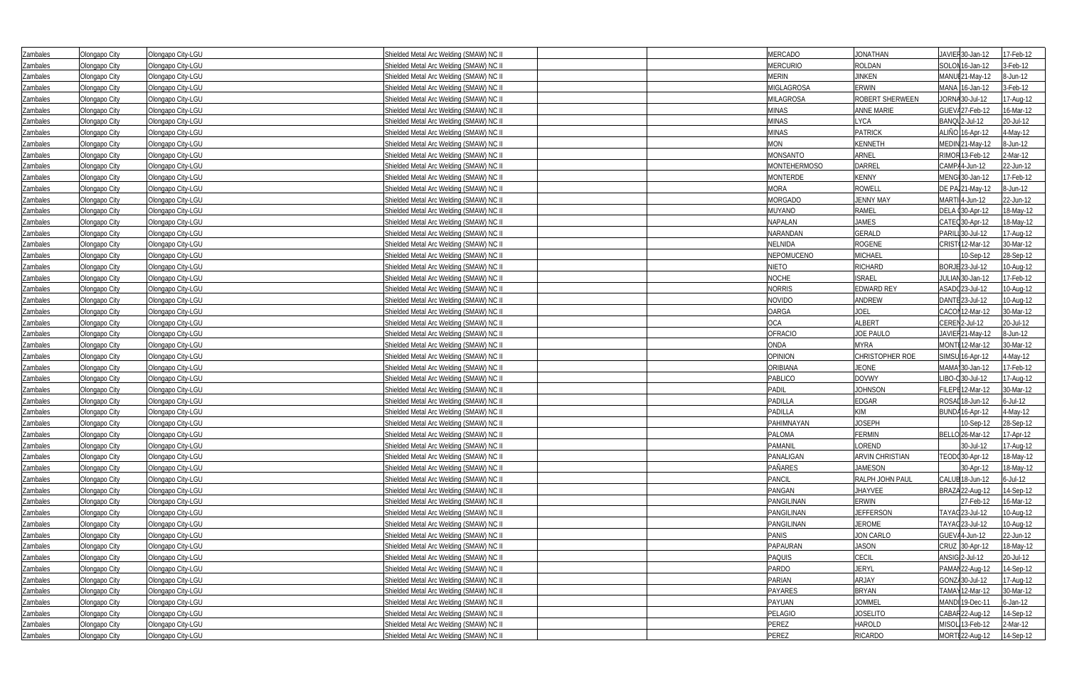| | | | | | | | | | | |
|---|---|---|---|---|---|---|---|---|---|---|
| Zambales | Olongapo City | Olongapo City-LGU | Shielded Metal Arc Welding (SMAW) NC II | | | MERCADO | JONATHAN | JAVIER | 30-Jan-12 | 17-Feb-12 |
| Zambales | Olongapo City | Olongapo City-LGU | Shielded Metal Arc Welding (SMAW) NC II | | | MERCURIO | ROLDAN | SOLON | 16-Jan-12 | 3-Feb-12 |
| Zambales | Olongapo City | Olongapo City-LGU | Shielded Metal Arc Welding (SMAW) NC II | | | MERIN | JINKEN | MANUE | 21-May-12 | 8-Jun-12 |
| Zambales | Olongapo City | Olongapo City-LGU | Shielded Metal Arc Welding (SMAW) NC II | | | MIGLAGROSA | ERWIN | MANA | 16-Jan-12 | 3-Feb-12 |
| Zambales | Olongapo City | Olongapo City-LGU | Shielded Metal Arc Welding (SMAW) NC II | | | MILAGROSA | ROBERT SHERWEEN | JORNA | 30-Jul-12 | 17-Aug-12 |
| Zambales | Olongapo City | Olongapo City-LGU | Shielded Metal Arc Welding (SMAW) NC II | | | MINAS | ANNE MARIE | GUEVA | 27-Feb-12 | 16-Mar-12 |
| Zambales | Olongapo City | Olongapo City-LGU | Shielded Metal Arc Welding (SMAW) NC II | | | MINAS | LYCA | BANQU | 2-Jul-12 | 20-Jul-12 |
| Zambales | Olongapo City | Olongapo City-LGU | Shielded Metal Arc Welding (SMAW) NC II | | | MINAS | PATRICK | ALIÑO | 16-Apr-12 | 4-May-12 |
| Zambales | Olongapo City | Olongapo City-LGU | Shielded Metal Arc Welding (SMAW) NC II | | | MON | KENNETH | MEDIN | 21-May-12 | 8-Jun-12 |
| Zambales | Olongapo City | Olongapo City-LGU | Shielded Metal Arc Welding (SMAW) NC II | | | MONSANTO | ARNEL | RIMOR | 13-Feb-12 | 2-Mar-12 |
| Zambales | Olongapo City | Olongapo City-LGU | Shielded Metal Arc Welding (SMAW) NC II | | | MONTEHERMOSO | DARREL | CAMPA | 4-Jun-12 | 22-Jun-12 |
| Zambales | Olongapo City | Olongapo City-LGU | Shielded Metal Arc Welding (SMAW) NC II | | | MONTERDE | KENNY | MENG | 30-Jan-12 | 17-Feb-12 |
| Zambales | Olongapo City | Olongapo City-LGU | Shielded Metal Arc Welding (SMAW) NC II | | | MORA | ROWELL | DE PA | 21-May-12 | 8-Jun-12 |
| Zambales | Olongapo City | Olongapo City-LGU | Shielded Metal Arc Welding (SMAW) NC II | | | MORGADO | JENNY MAY | MARTI | 4-Jun-12 | 22-Jun-12 |
| Zambales | Olongapo City | Olongapo City-LGU | Shielded Metal Arc Welding (SMAW) NC II | | | MUYANO | RAMEL | DELA C | 30-Apr-12 | 18-May-12 |
| Zambales | Olongapo City | Olongapo City-LGU | Shielded Metal Arc Welding (SMAW) NC II | | | NAPALAN | JAMES | CATEQ | 30-Apr-12 | 18-May-12 |
| Zambales | Olongapo City | Olongapo City-LGU | Shielded Metal Arc Welding (SMAW) NC II | | | NARANDAN | GERALD | PARIL | 30-Jul-12 | 17-Aug-12 |
| Zambales | Olongapo City | Olongapo City-LGU | Shielded Metal Arc Welding (SMAW) NC II | | | NELNIDA | ROGENE | CRIST | 12-Mar-12 | 30-Mar-12 |
| Zambales | Olongapo City | Olongapo City-LGU | Shielded Metal Arc Welding (SMAW) NC II | | | NEPOMUCENO | MICHAEL | | 10-Sep-12 | 28-Sep-12 |
| Zambales | Olongapo City | Olongapo City-LGU | Shielded Metal Arc Welding (SMAW) NC II | | | NIETO | RICHARD | BORJE | 23-Jul-12 | 10-Aug-12 |
| Zambales | Olongapo City | Olongapo City-LGU | Shielded Metal Arc Welding (SMAW) NC II | | | NOCHE | ISRAEL | JULIAN | 30-Jan-12 | 17-Feb-12 |
| Zambales | Olongapo City | Olongapo City-LGU | Shielded Metal Arc Welding (SMAW) NC II | | | NORRIS | EDWARD REY | ASADO | 23-Jul-12 | 10-Aug-12 |
| Zambales | Olongapo City | Olongapo City-LGU | Shielded Metal Arc Welding (SMAW) NC II | | | NOVIDO | ANDREW | DANTE | 23-Jul-12 | 10-Aug-12 |
| Zambales | Olongapo City | Olongapo City-LGU | Shielded Metal Arc Welding (SMAW) NC II | | | OARGA | JOEL | CACON | 12-Mar-12 | 30-Mar-12 |
| Zambales | Olongapo City | Olongapo City-LGU | Shielded Metal Arc Welding (SMAW) NC II | | | OCA | ALBERT | CEREN | 2-Jul-12 | 20-Jul-12 |
| Zambales | Olongapo City | Olongapo City-LGU | Shielded Metal Arc Welding (SMAW) NC II | | | OFRACIO | JOE PAULO | JAVIER | 21-May-12 | 8-Jun-12 |
| Zambales | Olongapo City | Olongapo City-LGU | Shielded Metal Arc Welding (SMAW) NC II | | | ONDA | MYRA | MONTI | 12-Mar-12 | 30-Mar-12 |
| Zambales | Olongapo City | Olongapo City-LGU | Shielded Metal Arc Welding (SMAW) NC II | | | OPINION | CHRISTOPHER ROE | SIMSU | 16-Apr-12 | 4-May-12 |
| Zambales | Olongapo City | Olongapo City-LGU | Shielded Metal Arc Welding (SMAW) NC II | | | ORIBIANA | JEONE | MAMA | 30-Jan-12 | 17-Feb-12 |
| Zambales | Olongapo City | Olongapo City-LGU | Shielded Metal Arc Welding (SMAW) NC II | | | PABLICO | DOVWY | LIBO-C | 30-Jul-12 | 17-Aug-12 |
| Zambales | Olongapo City | Olongapo City-LGU | Shielded Metal Arc Welding (SMAW) NC II | | | PADIL | JOHNSON | FILEPE | 12-Mar-12 | 30-Mar-12 |
| Zambales | Olongapo City | Olongapo City-LGU | Shielded Metal Arc Welding (SMAW) NC II | | | PADILLA | EDGAR | ROSAL | 18-Jun-12 | 6-Jul-12 |
| Zambales | Olongapo City | Olongapo City-LGU | Shielded Metal Arc Welding (SMAW) NC II | | | PADILLA | KIM | BUNDA | 16-Apr-12 | 4-May-12 |
| Zambales | Olongapo City | Olongapo City-LGU | Shielded Metal Arc Welding (SMAW) NC II | | | PAHIMNAYAN | JOSEPH | | 10-Sep-12 | 28-Sep-12 |
| Zambales | Olongapo City | Olongapo City-LGU | Shielded Metal Arc Welding (SMAW) NC II | | | PALOMA | FERMIN | BELLO | 26-Mar-12 | 17-Apr-12 |
| Zambales | Olongapo City | Olongapo City-LGU | Shielded Metal Arc Welding (SMAW) NC II | | | PAMANIL | LOREND | | 30-Jul-12 | 17-Aug-12 |
| Zambales | Olongapo City | Olongapo City-LGU | Shielded Metal Arc Welding (SMAW) NC II | | | PANALIGAN | ARVIN CHRISTIAN | TEODO | 30-Apr-12 | 18-May-12 |
| Zambales | Olongapo City | Olongapo City-LGU | Shielded Metal Arc Welding (SMAW) NC II | | | PAÑARES | JAMESON | | 30-Apr-12 | 18-May-12 |
| Zambales | Olongapo City | Olongapo City-LGU | Shielded Metal Arc Welding (SMAW) NC II | | | PANCIL | RALPH JOHN PAUL | CALUB | 18-Jun-12 | 6-Jul-12 |
| Zambales | Olongapo City | Olongapo City-LGU | Shielded Metal Arc Welding (SMAW) NC II | | | PANGAN | JHAYVEE | BRAZA | 22-Aug-12 | 14-Sep-12 |
| Zambales | Olongapo City | Olongapo City-LGU | Shielded Metal Arc Welding (SMAW) NC II | | | PANGILINAN | ERWIN | | 27-Feb-12 | 16-Mar-12 |
| Zambales | Olongapo City | Olongapo City-LGU | Shielded Metal Arc Welding (SMAW) NC II | | | PANGILINAN | JEFFERSON | TAYAG | 23-Jul-12 | 10-Aug-12 |
| Zambales | Olongapo City | Olongapo City-LGU | Shielded Metal Arc Welding (SMAW) NC II | | | PANGILINAN | JEROME | TAYAG | 23-Jul-12 | 10-Aug-12 |
| Zambales | Olongapo City | Olongapo City-LGU | Shielded Metal Arc Welding (SMAW) NC II | | | PANIS | JON CARLO | GUEVA | 4-Jun-12 | 22-Jun-12 |
| Zambales | Olongapo City | Olongapo City-LGU | Shielded Metal Arc Welding (SMAW) NC II | | | PAPAURAN | JASON | CRUZ | 30-Apr-12 | 18-May-12 |
| Zambales | Olongapo City | Olongapo City-LGU | Shielded Metal Arc Welding (SMAW) NC II | | | PAQUIS | CECIL | ANSIG | 2-Jul-12 | 20-Jul-12 |
| Zambales | Olongapo City | Olongapo City-LGU | Shielded Metal Arc Welding (SMAW) NC II | | | PARDO | JERYL | PAMAN | 22-Aug-12 | 14-Sep-12 |
| Zambales | Olongapo City | Olongapo City-LGU | Shielded Metal Arc Welding (SMAW) NC II | | | PARIAN | ARJAY | GONZA | 30-Jul-12 | 17-Aug-12 |
| Zambales | Olongapo City | Olongapo City-LGU | Shielded Metal Arc Welding (SMAW) NC II | | | PAYARES | BRYAN | TAMAY | 12-Mar-12 | 30-Mar-12 |
| Zambales | Olongapo City | Olongapo City-LGU | Shielded Metal Arc Welding (SMAW) NC II | | | PAYUAN | JOMMEL | MANDI | 19-Dec-11 | 6-Jan-12 |
| Zambales | Olongapo City | Olongapo City-LGU | Shielded Metal Arc Welding (SMAW) NC II | | | PELAGIO | JOSELITO | CABAR | 22-Aug-12 | 14-Sep-12 |
| Zambales | Olongapo City | Olongapo City-LGU | Shielded Metal Arc Welding (SMAW) NC II | | | PEREZ | HAROLD | MISOL | 13-Feb-12 | 2-Mar-12 |
| Zambales | Olongapo City | Olongapo City-LGU | Shielded Metal Arc Welding (SMAW) NC II | | | PEREZ | RICARDO | MORTI | 22-Aug-12 | 14-Sep-12 |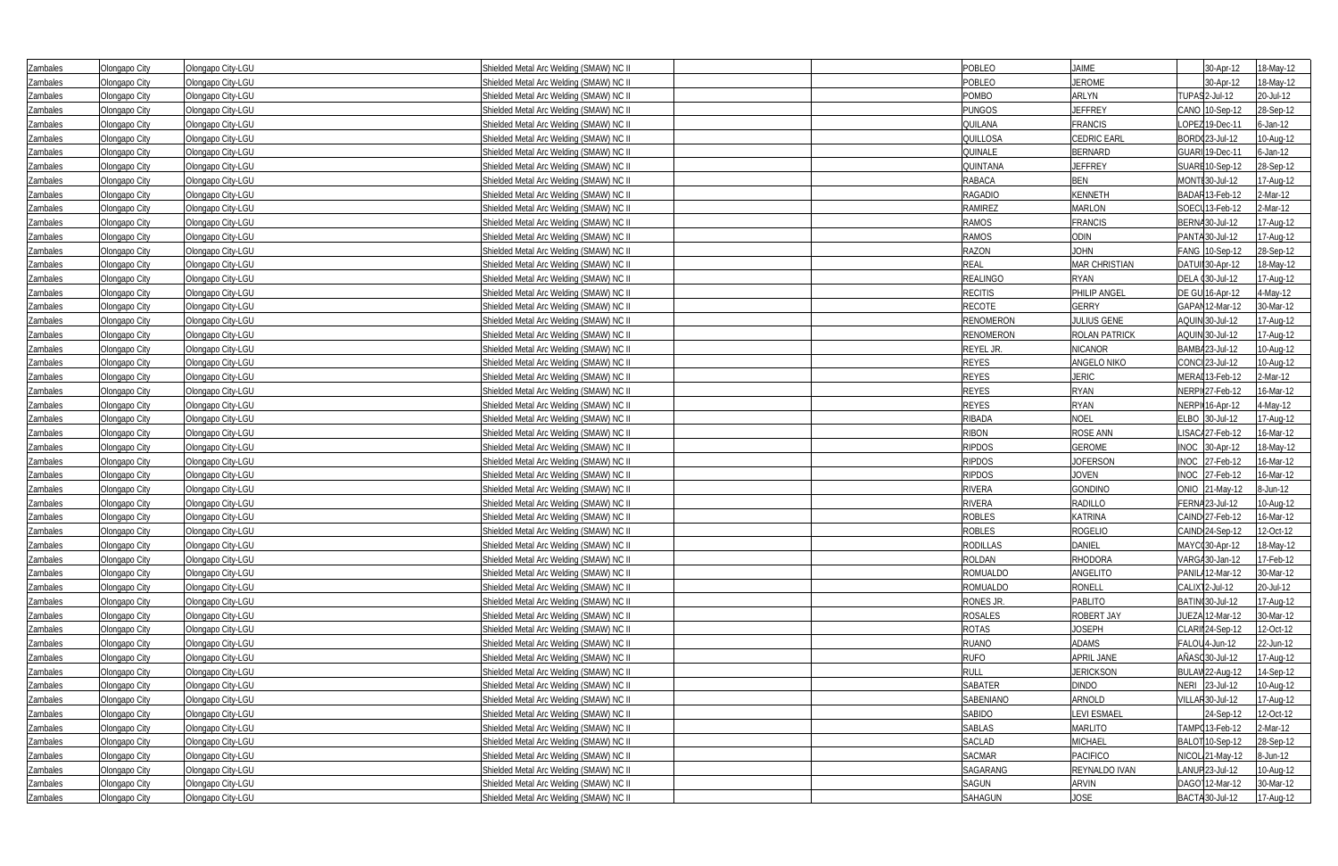| | | | | | | | | | | |
|---|---|---|---|---|---|---|---|---|---|---|
| Zambales | Olongapo City | Olongapo City-LGU | Shielded Metal Arc Welding (SMAW) NC II | | | POBLEO | JAIME | | 30-Apr-12 | 18-May-12 |
| Zambales | Olongapo City | Olongapo City-LGU | Shielded Metal Arc Welding (SMAW) NC II | | | POBLEO | JEROME | | 30-Apr-12 | 18-May-12 |
| Zambales | Olongapo City | Olongapo City-LGU | Shielded Metal Arc Welding (SMAW) NC II | | | POMBO | ARLYN | TUPAS | 2-Jul-12 | 20-Jul-12 |
| Zambales | Olongapo City | Olongapo City-LGU | Shielded Metal Arc Welding (SMAW) NC II | | | PUNGOS | JEFFREY | CANO | 10-Sep-12 | 28-Sep-12 |
| Zambales | Olongapo City | Olongapo City-LGU | Shielded Metal Arc Welding (SMAW) NC II | | | QUILANA | FRANCIS | LOPEZ | 19-Dec-11 | 6-Jan-12 |
| Zambales | Olongapo City | Olongapo City-LGU | Shielded Metal Arc Welding (SMAW) NC II | | | QUILLOSA | CEDRIC EARL | BORDO | 23-Jul-12 | 10-Aug-12 |
| Zambales | Olongapo City | Olongapo City-LGU | Shielded Metal Arc Welding (SMAW) NC II | | | QUINALE | BERNARD | GUARI | 19-Dec-11 | 6-Jan-12 |
| Zambales | Olongapo City | Olongapo City-LGU | Shielded Metal Arc Welding (SMAW) NC II | | | QUINTANA | JEFFREY | SUARE | 10-Sep-12 | 28-Sep-12 |
| Zambales | Olongapo City | Olongapo City-LGU | Shielded Metal Arc Welding (SMAW) NC II | | | RABACA | BEN | MONTI | 30-Jul-12 | 17-Aug-12 |
| Zambales | Olongapo City | Olongapo City-LGU | Shielded Metal Arc Welding (SMAW) NC II | | | RAGADIO | KENNETH | BADAR | 13-Feb-12 | 2-Mar-12 |
| Zambales | Olongapo City | Olongapo City-LGU | Shielded Metal Arc Welding (SMAW) NC II | | | RAMIREZ | MARLON | SOECU | 13-Feb-12 | 2-Mar-12 |
| Zambales | Olongapo City | Olongapo City-LGU | Shielded Metal Arc Welding (SMAW) NC II | | | RAMOS | FRANCIS | BERNA | 30-Jul-12 | 17-Aug-12 |
| Zambales | Olongapo City | Olongapo City-LGU | Shielded Metal Arc Welding (SMAW) NC II | | | RAMOS | ODIN | PANTA | 30-Jul-12 | 17-Aug-12 |
| Zambales | Olongapo City | Olongapo City-LGU | Shielded Metal Arc Welding (SMAW) NC II | | | RAZON | JOHN | FANG | 10-Sep-12 | 28-Sep-12 |
| Zambales | Olongapo City | Olongapo City-LGU | Shielded Metal Arc Welding (SMAW) NC II | | | REAL | MAR CHRISTIAN | DATUI | 30-Apr-12 | 18-May-12 |
| Zambales | Olongapo City | Olongapo City-LGU | Shielded Metal Arc Welding (SMAW) NC II | | | REALINGO | RYAN | DELA C | 30-Jul-12 | 17-Aug-12 |
| Zambales | Olongapo City | Olongapo City-LGU | Shielded Metal Arc Welding (SMAW) NC II | | | RECITIS | PHILIP ANGEL | DE GU | 16-Apr-12 | 4-May-12 |
| Zambales | Olongapo City | Olongapo City-LGU | Shielded Metal Arc Welding (SMAW) NC II | | | RECOTE | GERRY | GAPAN | 12-Mar-12 | 30-Mar-12 |
| Zambales | Olongapo City | Olongapo City-LGU | Shielded Metal Arc Welding (SMAW) NC II | | | RENOMERON | JULIUS GENE | AQUIN | 30-Jul-12 | 17-Aug-12 |
| Zambales | Olongapo City | Olongapo City-LGU | Shielded Metal Arc Welding (SMAW) NC II | | | RENOMERON | ROLAN PATRICK | AQUIN | 30-Jul-12 | 17-Aug-12 |
| Zambales | Olongapo City | Olongapo City-LGU | Shielded Metal Arc Welding (SMAW) NC II | | | REYEL JR. | NICANOR | BAMBA | 23-Jul-12 | 10-Aug-12 |
| Zambales | Olongapo City | Olongapo City-LGU | Shielded Metal Arc Welding (SMAW) NC II | | | REYES | ANGELO NIKO | CONC | 23-Jul-12 | 10-Aug-12 |
| Zambales | Olongapo City | Olongapo City-LGU | Shielded Metal Arc Welding (SMAW) NC II | | | REYES | JERIC | MERAL | 13-Feb-12 | 2-Mar-12 |
| Zambales | Olongapo City | Olongapo City-LGU | Shielded Metal Arc Welding (SMAW) NC II | | | REYES | RYAN | NERPI | 27-Feb-12 | 16-Mar-12 |
| Zambales | Olongapo City | Olongapo City-LGU | Shielded Metal Arc Welding (SMAW) NC II | | | REYES | RYAN | NERPI | 16-Apr-12 | 4-May-12 |
| Zambales | Olongapo City | Olongapo City-LGU | Shielded Metal Arc Welding (SMAW) NC II | | | RIBADA | NOEL | ELBO | 30-Jul-12 | 17-Aug-12 |
| Zambales | Olongapo City | Olongapo City-LGU | Shielded Metal Arc Welding (SMAW) NC II | | | RIBON | ROSE ANN | LISACA | 27-Feb-12 | 16-Mar-12 |
| Zambales | Olongapo City | Olongapo City-LGU | Shielded Metal Arc Welding (SMAW) NC II | | | RIPDOS | GEROME | INOC | 30-Apr-12 | 18-May-12 |
| Zambales | Olongapo City | Olongapo City-LGU | Shielded Metal Arc Welding (SMAW) NC II | | | RIPDOS | JOFERSON | INOC | 27-Feb-12 | 16-Mar-12 |
| Zambales | Olongapo City | Olongapo City-LGU | Shielded Metal Arc Welding (SMAW) NC II | | | RIPDOS | JOVEN | INOC | 27-Feb-12 | 16-Mar-12 |
| Zambales | Olongapo City | Olongapo City-LGU | Shielded Metal Arc Welding (SMAW) NC II | | | RIVERA | GONDINO | ONIO | 21-May-12 | 8-Jun-12 |
| Zambales | Olongapo City | Olongapo City-LGU | Shielded Metal Arc Welding (SMAW) NC II | | | RIVERA | RADILLO | FERNA | 23-Jul-12 | 10-Aug-12 |
| Zambales | Olongapo City | Olongapo City-LGU | Shielded Metal Arc Welding (SMAW) NC II | | | ROBLES | KATRINA | CAIND | 27-Feb-12 | 16-Mar-12 |
| Zambales | Olongapo City | Olongapo City-LGU | Shielded Metal Arc Welding (SMAW) NC II | | | ROBLES | ROGELIO | CAIND | 24-Sep-12 | 12-Oct-12 |
| Zambales | Olongapo City | Olongapo City-LGU | Shielded Metal Arc Welding (SMAW) NC II | | | RODILLAS | DANIEL | MAYC | 30-Apr-12 | 18-May-12 |
| Zambales | Olongapo City | Olongapo City-LGU | Shielded Metal Arc Welding (SMAW) NC II | | | ROLDAN | RHODORA | VARGA | 30-Jan-12 | 17-Feb-12 |
| Zambales | Olongapo City | Olongapo City-LGU | Shielded Metal Arc Welding (SMAW) NC II | | | ROMUALDO | ANGELITO | PANIL | 12-Mar-12 | 30-Mar-12 |
| Zambales | Olongapo City | Olongapo City-LGU | Shielded Metal Arc Welding (SMAW) NC II | | | ROMUALDO | RONELL | CALIX | 2-Jul-12 | 20-Jul-12 |
| Zambales | Olongapo City | Olongapo City-LGU | Shielded Metal Arc Welding (SMAW) NC II | | | RONES JR. | PABLITO | BATIN | 30-Jul-12 | 17-Aug-12 |
| Zambales | Olongapo City | Olongapo City-LGU | Shielded Metal Arc Welding (SMAW) NC II | | | ROSALES | ROBERT JAY | JUEZA | 12-Mar-12 | 30-Mar-12 |
| Zambales | Olongapo City | Olongapo City-LGU | Shielded Metal Arc Welding (SMAW) NC II | | | ROTAS | JOSEPH | CLARI | 24-Sep-12 | 12-Oct-12 |
| Zambales | Olongapo City | Olongapo City-LGU | Shielded Metal Arc Welding (SMAW) NC II | | | RUANO | ADAMS | FALOL | 4-Jun-12 | 22-Jun-12 |
| Zambales | Olongapo City | Olongapo City-LGU | Shielded Metal Arc Welding (SMAW) NC II | | | RUFO | APRIL JANE | AÑASC | 30-Jul-12 | 17-Aug-12 |
| Zambales | Olongapo City | Olongapo City-LGU | Shielded Metal Arc Welding (SMAW) NC II | | | RULL | JERICKSON | BULAW | 22-Aug-12 | 14-Sep-12 |
| Zambales | Olongapo City | Olongapo City-LGU | Shielded Metal Arc Welding (SMAW) NC II | | | SABATER | DINDO | NERI | 23-Jul-12 | 10-Aug-12 |
| Zambales | Olongapo City | Olongapo City-LGU | Shielded Metal Arc Welding (SMAW) NC II | | | SABENIANO | ARNOLD | VILLAR | 30-Jul-12 | 17-Aug-12 |
| Zambales | Olongapo City | Olongapo City-LGU | Shielded Metal Arc Welding (SMAW) NC II | | | SABIDO | LEVI ESMAEL | | 24-Sep-12 | 12-Oct-12 |
| Zambales | Olongapo City | Olongapo City-LGU | Shielded Metal Arc Welding (SMAW) NC II | | | SABLAS | MARLITO | TAMPO | 13-Feb-12 | 2-Mar-12 |
| Zambales | Olongapo City | Olongapo City-LGU | Shielded Metal Arc Welding (SMAW) NC II | | | SACLAD | MICHAEL | BALOT | 10-Sep-12 | 28-Sep-12 |
| Zambales | Olongapo City | Olongapo City-LGU | Shielded Metal Arc Welding (SMAW) NC II | | | SACMAR | PACIFICO | NICOL | 21-May-12 | 8-Jun-12 |
| Zambales | Olongapo City | Olongapo City-LGU | Shielded Metal Arc Welding (SMAW) NC II | | | SAGARANG | REYNALDO IVAN | LANUR | 23-Jul-12 | 10-Aug-12 |
| Zambales | Olongapo City | Olongapo City-LGU | Shielded Metal Arc Welding (SMAW) NC II | | | SAGUN | ARVIN | DAGOT | 12-Mar-12 | 30-Mar-12 |
| Zambales | Olongapo City | Olongapo City-LGU | Shielded Metal Arc Welding (SMAW) NC II | | | SAHAGUN | JOSE | BACTA | 30-Jul-12 | 17-Aug-12 |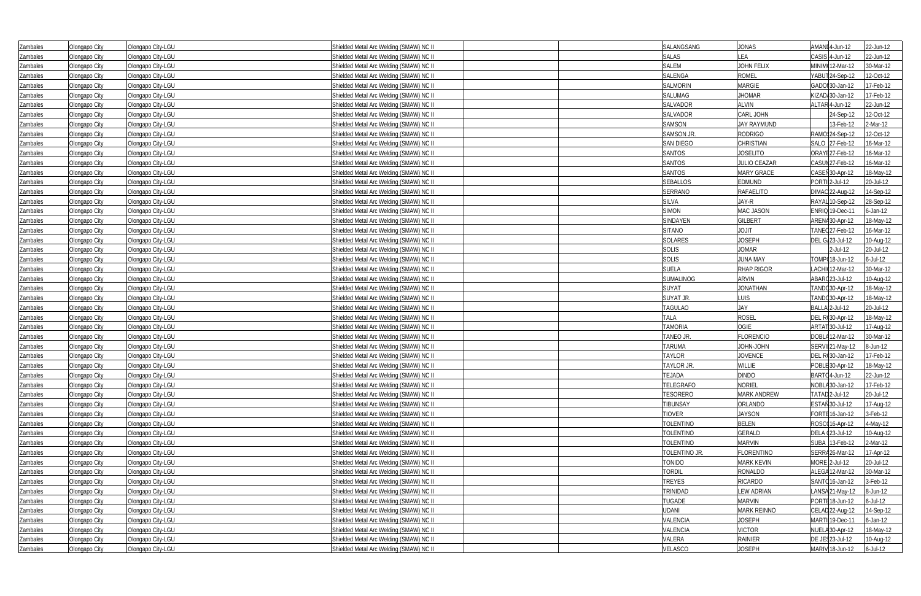| | | | | | | | | | | |
|---|---|---|---|---|---|---|---|---|---|---|
| Zambales | Olongapo City | Olongapo City-LGU | Shielded Metal Arc Welding (SMAW) NC II | | | SALANGSANG | JONAS | AMANI | 4-Jun-12 | 22-Jun-12 |
| Zambales | Olongapo City | Olongapo City-LGU | Shielded Metal Arc Welding (SMAW) NC II | | | SALAS | LEA | CASIS | 4-Jun-12 | 22-Jun-12 |
| Zambales | Olongapo City | Olongapo City-LGU | Shielded Metal Arc Welding (SMAW) NC II | | | SALEM | JOHN FELIX | MINIM | 12-Mar-12 | 30-Mar-12 |
| Zambales | Olongapo City | Olongapo City-LGU | Shielded Metal Arc Welding (SMAW) NC II | | | SALENGA | ROMEL | YABUT | 24-Sep-12 | 12-Oct-12 |
| Zambales | Olongapo City | Olongapo City-LGU | Shielded Metal Arc Welding (SMAW) NC II | | | SALMORIN | MARGIE | GADOI | 30-Jan-12 | 17-Feb-12 |
| Zambales | Olongapo City | Olongapo City-LGU | Shielded Metal Arc Welding (SMAW) NC II | | | SALUMAG | JHOMAR | KIZADA | 30-Jan-12 | 17-Feb-12 |
| Zambales | Olongapo City | Olongapo City-LGU | Shielded Metal Arc Welding (SMAW) NC II | | | SALVADOR | ALVIN | ALTAR | 4-Jun-12 | 22-Jun-12 |
| Zambales | Olongapo City | Olongapo City-LGU | Shielded Metal Arc Welding (SMAW) NC II | | | SALVADOR | CARL JOHN | | 24-Sep-12 | 12-Oct-12 |
| Zambales | Olongapo City | Olongapo City-LGU | Shielded Metal Arc Welding (SMAW) NC II | | | SAMSON | JAY RAYMUND | | 13-Feb-12 | 2-Mar-12 |
| Zambales | Olongapo City | Olongapo City-LGU | Shielded Metal Arc Welding (SMAW) NC II | | | SAMSON JR. | RODRIGO | RAMOS | 24-Sep-12 | 12-Oct-12 |
| Zambales | Olongapo City | Olongapo City-LGU | Shielded Metal Arc Welding (SMAW) NC II | | | SAN DIEGO | CHRISTIAN | SALO | 27-Feb-12 | 16-Mar-12 |
| Zambales | Olongapo City | Olongapo City-LGU | Shielded Metal Arc Welding (SMAW) NC II | | | SANTOS | JOSELITO | ORAYE | 27-Feb-12 | 16-Mar-12 |
| Zambales | Olongapo City | Olongapo City-LGU | Shielded Metal Arc Welding (SMAW) NC II | | | SANTOS | JULIO CEAZAR | CASUN | 27-Feb-12 | 16-Mar-12 |
| Zambales | Olongapo City | Olongapo City-LGU | Shielded Metal Arc Welding (SMAW) NC II | | | SANTOS | MARY GRACE | CASEN | 30-Apr-12 | 18-May-12 |
| Zambales | Olongapo City | Olongapo City-LGU | Shielded Metal Arc Welding (SMAW) NC II | | | SEBALLOS | EDMUND | PORTI | 2-Jul-12 | 20-Jul-12 |
| Zambales | Olongapo City | Olongapo City-LGU | Shielded Metal Arc Welding (SMAW) NC II | | | SERRANO | RAFAELITO | DIMAC | 22-Aug-12 | 14-Sep-12 |
| Zambales | Olongapo City | Olongapo City-LGU | Shielded Metal Arc Welding (SMAW) NC II | | | SILVA | JAY-R | RAYAL | 10-Sep-12 | 28-Sep-12 |
| Zambales | Olongapo City | Olongapo City-LGU | Shielded Metal Arc Welding (SMAW) NC II | | | SIMON | MAC JASON | ENRIQ | 19-Dec-11 | 6-Jan-12 |
| Zambales | Olongapo City | Olongapo City-LGU | Shielded Metal Arc Welding (SMAW) NC II | | | SINDAYEN | GILBERT | ARENA | 30-Apr-12 | 18-May-12 |
| Zambales | Olongapo City | Olongapo City-LGU | Shielded Metal Arc Welding (SMAW) NC II | | | SITANO | JOJIT | TANEO | 27-Feb-12 | 16-Mar-12 |
| Zambales | Olongapo City | Olongapo City-LGU | Shielded Metal Arc Welding (SMAW) NC II | | | SOLARES | JOSEPH | DEL G | 23-Jul-12 | 10-Aug-12 |
| Zambales | Olongapo City | Olongapo City-LGU | Shielded Metal Arc Welding (SMAW) NC II | | | SOLIS | JOMAR | | 2-Jul-12 | 20-Jul-12 |
| Zambales | Olongapo City | Olongapo City-LGU | Shielded Metal Arc Welding (SMAW) NC II | | | SOLIS | JUNA MAY | TOMP | 18-Jun-12 | 6-Jul-12 |
| Zambales | Olongapo City | Olongapo City-LGU | Shielded Metal Arc Welding (SMAW) NC II | | | SUELA | RHAP RIGOR | LACHI | 12-Mar-12 | 30-Mar-12 |
| Zambales | Olongapo City | Olongapo City-LGU | Shielded Metal Arc Welding (SMAW) NC II | | | SUMALINOG | ARVIN | ABARC | 23-Jul-12 | 10-Aug-12 |
| Zambales | Olongapo City | Olongapo City-LGU | Shielded Metal Arc Welding (SMAW) NC II | | | SUYAT | JONATHAN | TANDO | 30-Apr-12 | 18-May-12 |
| Zambales | Olongapo City | Olongapo City-LGU | Shielded Metal Arc Welding (SMAW) NC II | | | SUYAT JR. | LUIS | TANDO | 30-Apr-12 | 18-May-12 |
| Zambales | Olongapo City | Olongapo City-LGU | Shielded Metal Arc Welding (SMAW) NC II | | | TAGULAO | JAY | BALLA | 2-Jul-12 | 20-Jul-12 |
| Zambales | Olongapo City | Olongapo City-LGU | Shielded Metal Arc Welding (SMAW) NC II | | | TALA | ROSEL | DEL R | 30-Apr-12 | 18-May-12 |
| Zambales | Olongapo City | Olongapo City-LGU | Shielded Metal Arc Welding (SMAW) NC II | | | TAMORIA | OGIE | ARTAT | 30-Jul-12 | 17-Aug-12 |
| Zambales | Olongapo City | Olongapo City-LGU | Shielded Metal Arc Welding (SMAW) NC II | | | TANEO JR. | FLORENCIO | DOBLA | 12-Mar-12 | 30-Mar-12 |
| Zambales | Olongapo City | Olongapo City-LGU | Shielded Metal Arc Welding (SMAW) NC II | | | TARUMA | JOHN-JOHN | SERVI | 21-May-12 | 8-Jun-12 |
| Zambales | Olongapo City | Olongapo City-LGU | Shielded Metal Arc Welding (SMAW) NC II | | | TAYLOR | JOVENCE | DEL R | 30-Jan-12 | 17-Feb-12 |
| Zambales | Olongapo City | Olongapo City-LGU | Shielded Metal Arc Welding (SMAW) NC II | | | TAYLOR JR. | WILLIE | POBLE | 30-Apr-12 | 18-May-12 |
| Zambales | Olongapo City | Olongapo City-LGU | Shielded Metal Arc Welding (SMAW) NC II | | | TEJADA | DINDO | BARTO | 4-Jun-12 | 22-Jun-12 |
| Zambales | Olongapo City | Olongapo City-LGU | Shielded Metal Arc Welding (SMAW) NC II | | | TELEGRAFO | NORIEL | NOBLA | 30-Jan-12 | 17-Feb-12 |
| Zambales | Olongapo City | Olongapo City-LGU | Shielded Metal Arc Welding (SMAW) NC II | | | TESORERO | MARK ANDREW | TATAD | 2-Jul-12 | 20-Jul-12 |
| Zambales | Olongapo City | Olongapo City-LGU | Shielded Metal Arc Welding (SMAW) NC II | | | TIBUNSAY | ORLANDO | ESTAN | 30-Jul-12 | 17-Aug-12 |
| Zambales | Olongapo City | Olongapo City-LGU | Shielded Metal Arc Welding (SMAW) NC II | | | TIOVER | JAYSON | FORTE | 16-Jan-12 | 3-Feb-12 |
| Zambales | Olongapo City | Olongapo City-LGU | Shielded Metal Arc Welding (SMAW) NC II | | | TOLENTINO | BELEN | ROSCO | 16-Apr-12 | 4-May-12 |
| Zambales | Olongapo City | Olongapo City-LGU | Shielded Metal Arc Welding (SMAW) NC II | | | TOLENTINO | GERALD | DELA C | 23-Jul-12 | 10-Aug-12 |
| Zambales | Olongapo City | Olongapo City-LGU | Shielded Metal Arc Welding (SMAW) NC II | | | TOLENTINO | MARVIN | SUBA | 13-Feb-12 | 2-Mar-12 |
| Zambales | Olongapo City | Olongapo City-LGU | Shielded Metal Arc Welding (SMAW) NC II | | | TOLENTINO JR. | FLORENTINO | SERRA | 26-Mar-12 | 17-Apr-12 |
| Zambales | Olongapo City | Olongapo City-LGU | Shielded Metal Arc Welding (SMAW) NC II | | | TONIDO | MARK KEVIN | MORE | 2-Jul-12 | 20-Jul-12 |
| Zambales | Olongapo City | Olongapo City-LGU | Shielded Metal Arc Welding (SMAW) NC II | | | TORDIL | RONALDO | ALEGA | 12-Mar-12 | 30-Mar-12 |
| Zambales | Olongapo City | Olongapo City-LGU | Shielded Metal Arc Welding (SMAW) NC II | | | TREYES | RICARDO | SANTO | 16-Jan-12 | 3-Feb-12 |
| Zambales | Olongapo City | Olongapo City-LGU | Shielded Metal Arc Welding (SMAW) NC II | | | TRINIDAD | LEW ADRIAN | LANSA | 21-May-12 | 8-Jun-12 |
| Zambales | Olongapo City | Olongapo City-LGU | Shielded Metal Arc Welding (SMAW) NC II | | | TUGADE | MARVIN | PORTE | 18-Jun-12 | 6-Jul-12 |
| Zambales | Olongapo City | Olongapo City-LGU | Shielded Metal Arc Welding (SMAW) NC II | | | UDANI | MARK REINNO | CELAD | 22-Aug-12 | 14-Sep-12 |
| Zambales | Olongapo City | Olongapo City-LGU | Shielded Metal Arc Welding (SMAW) NC II | | | VALENCIA | JOSEPH | MARTI | 19-Dec-11 | 6-Jan-12 |
| Zambales | Olongapo City | Olongapo City-LGU | Shielded Metal Arc Welding (SMAW) NC II | | | VALENCIA | VICTOR | NUELA | 30-Apr-12 | 18-May-12 |
| Zambales | Olongapo City | Olongapo City-LGU | Shielded Metal Arc Welding (SMAW) NC II | | | VALERA | RAINIER | DE JES | 23-Jul-12 | 10-Aug-12 |
| Zambales | Olongapo City | Olongapo City-LGU | Shielded Metal Arc Welding (SMAW) NC II | | | VELASCO | JOSEPH | MARIV | 18-Jun-12 | 6-Jul-12 |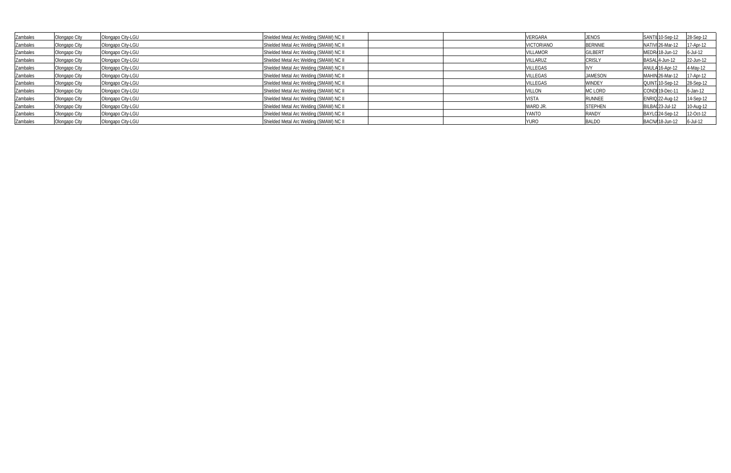| | | | | | | | | | | |
|---|---|---|---|---|---|---|---|---|---|---|
| Zambales | Olongapo City | Olongapo City-LGU | Shielded Metal Arc Welding (SMAW) NC II | | | VERGARA | JENOS | SANTIL | 10-Sep-12 | 28-Sep-12 |
| Zambales | Olongapo City | Olongapo City-LGU | Shielded Metal Arc Welding (SMAW) NC II | | | VICTORIANO | BERNNIE | NATIVI | 26-Mar-12 | 17-Apr-12 |
| Zambales | Olongapo City | Olongapo City-LGU | Shielded Metal Arc Welding (SMAW) NC II | | | VILLAMOR | GILBERT | MEDRA | 18-Jun-12 | 6-Jul-12 |
| Zambales | Olongapo City | Olongapo City-LGU | Shielded Metal Arc Welding (SMAW) NC II | | | VILLARUZ | CRISLY | BASAL | 4-Jun-12 | 22-Jun-12 |
| Zambales | Olongapo City | Olongapo City-LGU | Shielded Metal Arc Welding (SMAW) NC II | | | VILLEGAS | IVY | ANULA | 16-Apr-12 | 4-May-12 |
| Zambales | Olongapo City | Olongapo City-LGU | Shielded Metal Arc Welding (SMAW) NC II | | | VILLEGAS | JAMESON | MAHIN | 26-Mar-12 | 17-Apr-12 |
| Zambales | Olongapo City | Olongapo City-LGU | Shielded Metal Arc Welding (SMAW) NC II | | | VILLEGAS | WINDEY | QUINT | 10-Sep-12 | 28-Sep-12 |
| Zambales | Olongapo City | Olongapo City-LGU | Shielded Metal Arc Welding (SMAW) NC II | | | VILLON | MC LORD | CONDE | 19-Dec-11 | 6-Jan-12 |
| Zambales | Olongapo City | Olongapo City-LGU | Shielded Metal Arc Welding (SMAW) NC II | | | VISTA | RUNNEE | ENRIQ | 22-Aug-12 | 14-Sep-12 |
| Zambales | Olongapo City | Olongapo City-LGU | Shielded Metal Arc Welding (SMAW) NC II | | | WARD JR. | STEPHEN | BILBAO | 23-Jul-12 | 10-Aug-12 |
| Zambales | Olongapo City | Olongapo City-LGU | Shielded Metal Arc Welding (SMAW) NC II | | | YANTO | RANDY | BAYLO | 24-Sep-12 | 12-Oct-12 |
| Zambales | Olongapo City | Olongapo City-LGU | Shielded Metal Arc Welding (SMAW) NC II | | | YURO | BALDO | BACNA | 18-Jun-12 | 6-Jul-12 |